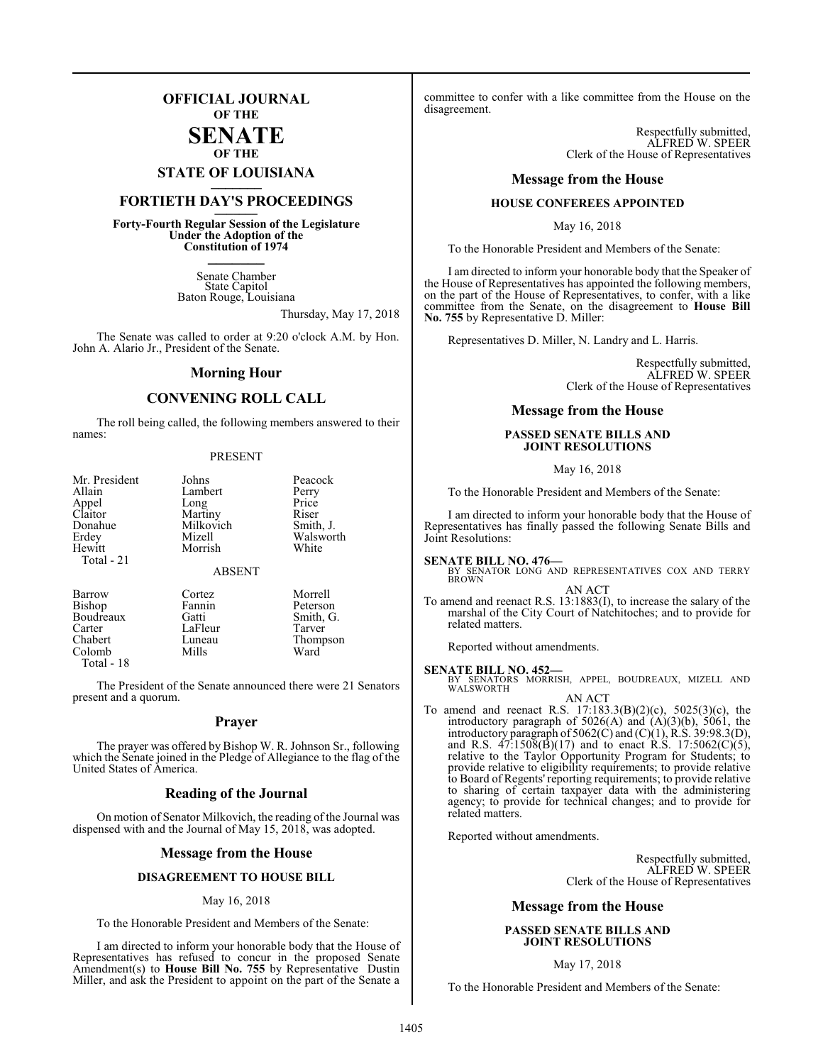# OFFICIAL JOURNAL
## OF THE
# SENATE
## OF THE
## STATE OF LOUISIANA

## FORTIETH DAY'S PROCEEDINGS

**Forty-Fourth Regular Session of the Legislature Under the Adoption of the Constitution of 1974**

Senate Chamber
State Capitol
Baton Rouge, Louisiana

Thursday, May 17, 2018

The Senate was called to order at 9:20 o'clock A.M. by Hon. John A. Alario Jr., President of the Senate.

## Morning Hour

## CONVENING ROLL CALL

The roll being called, the following members answered to their names:

PRESENT

| | | |
|---|---|---|
| Mr. President | Johns | Peacock |
| Allain | Lambert | Perry |
| Appel | Long | Price |
| Claitor | Martiny | Riser |
| Donahue | Milkovich | Smith, J. |
| Erdey | Mizell | Walsworth |
| Hewitt | Morrish | White |
| Total - 21 | | |

ABSENT

| | | |
|---|---|---|
| Barrow | Cortez | Morrell |
| Bishop | Fannin | Peterson |
| Boudreaux | Gatti | Smith, G. |
| Carter | LaFleur | Tarver |
| Chabert | Luneau | Thompson |
| Colomb | Mills | Ward |
| Total - 18 | | |

The President of the Senate announced there were 21 Senators present and a quorum.

## Prayer

The prayer was offered by Bishop W. R. Johnson Sr., following which the Senate joined in the Pledge of Allegiance to the flag of the United States of America.

## Reading of the Journal

On motion of Senator Milkovich, the reading of the Journal was dispensed with and the Journal of May 15, 2018, was adopted.

## Message from the House

### DISAGREEMENT TO HOUSE BILL

May 16, 2018

To the Honorable President and Members of the Senate:

I am directed to inform your honorable body that the House of Representatives has refused to concur in the proposed Senate Amendment(s) to **House Bill No. 755** by Representative Dustin Miller, and ask the President to appoint on the part of the Senate a committee to confer with a like committee from the House on the disagreement.

Respectfully submitted,
ALFRED W. SPEER
Clerk of the House of Representatives

## Message from the House

### HOUSE CONFEREES APPOINTED

May 16, 2018

To the Honorable President and Members of the Senate:

I am directed to inform your honorable body that the Speaker of the House of Representatives has appointed the following members, on the part of the House of Representatives, to confer, with a like committee from the Senate, on the disagreement to **House Bill No. 755** by Representative D. Miller:

Representatives D. Miller, N. Landry and L. Harris.

Respectfully submitted,
ALFRED W. SPEER
Clerk of the House of Representatives

## Message from the House

### PASSED SENATE BILLS AND JOINT RESOLUTIONS

May 16, 2018

To the Honorable President and Members of the Senate:

I am directed to inform your honorable body that the House of Representatives has finally passed the following Senate Bills and Joint Resolutions:

**SENATE BILL NO. 476—**
BY SENATOR LONG AND REPRESENTATIVES COX AND TERRY BROWN

AN ACT

To amend and reenact R.S. 13:1883(I), to increase the salary of the marshal of the City Court of Natchitoches; and to provide for related matters.

Reported without amendments.

**SENATE BILL NO. 452—**
BY SENATORS MORRISH, APPEL, BOUDREAUX, MIZELL AND WALSWORTH

AN ACT

To amend and reenact R.S. 17:183.3(B)(2)(c), 5025(3)(c), the introductory paragraph of 5026(A) and (A)(3)(b), 5061, the introductory paragraph of 5062(C) and (C)(1), R.S. 39:98.3(D), and R.S. 47:1508(B)(17) and to enact R.S. 17:5062(C)(5), relative to the Taylor Opportunity Program for Students; to provide relative to eligibility requirements; to provide relative to Board of Regents' reporting requirements; to provide relative to sharing of certain taxpayer data with the administering agency; to provide for technical changes; and to provide for related matters.

Reported without amendments.

Respectfully submitted,
ALFRED W. SPEER
Clerk of the House of Representatives

## Message from the House

### PASSED SENATE BILLS AND JOINT RESOLUTIONS

May 17, 2018

To the Honorable President and Members of the Senate: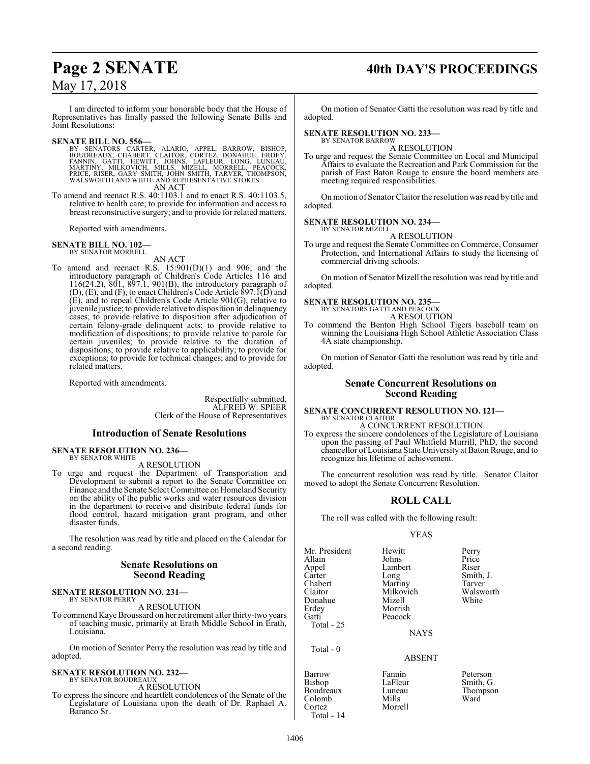I am directed to inform your honorable body that the House of Representatives has finally passed the following Senate Bills and Joint Resolutions:

**SENATE BILL NO. 556—**
BY SENATORS CARTER, ALARIO, APPEL, BARROW, BISHOP, BOUDREAUX, CHABERT, CLAITOR, CORTEZ, DONAHUE, ERDEY, FANNIN, GATTI, HEWITT, JOHNS, LAFLEUR, LONG, LUNEAU, MARTINY, MILKOVICH, MILLS, MIZELL, MORRELL, PEACOCK, PRICE, RISER, GARY SMITH, JOHN SMITH, TARVER, THOMPSON, WALSWORTH AND WHITE AND REPRESENTATIVE STOKES

AN ACT

To amend and reenact R.S. 40:1103.1 and to enact R.S. 40:1103.5, relative to health care; to provide for information and access to breast reconstructive surgery; and to provide for related matters.

Reported with amendments.

**SENATE BILL NO. 102—**
BY SENATOR MORRELL

AN ACT

To amend and reenact R.S. 15:901(D)(1) and 906, and the introductory paragraph of Children's Code Articles 116 and 116(24.2), 801, 897.1, 901(B), the introductory paragraph of (D), (E), and (F), to enact Children's Code Article 897.1(D) and (E), and to repeal Children's Code Article 901(G), relative to juvenile justice; to provide relative to disposition in delinquency cases; to provide relative to disposition after adjudication of certain felony-grade delinquent acts; to provide relative to modification of dispositions; to provide relative to parole for certain juveniles; to provide relative to the duration of dispositions; to provide relative to applicability; to provide for exceptions; to provide for technical changes; and to provide for related matters.

Reported with amendments.

Respectfully submitted,
ALFRED W. SPEER
Clerk of the House of Representatives

## Introduction of Senate Resolutions

**SENATE RESOLUTION NO. 236—**
BY SENATOR WHITE

A RESOLUTION

To urge and request the Department of Transportation and Development to submit a report to the Senate Committee on Finance and the Senate Select Committee on Homeland Security on the ability of the public works and water resources division in the department to receive and distribute federal funds for flood control, hazard mitigation grant program, and other disaster funds.

The resolution was read by title and placed on the Calendar for a second reading.

## Senate Resolutions on Second Reading

**SENATE RESOLUTION NO. 231—**
BY SENATOR PERRY

A RESOLUTION

To commend Kaye Broussard on her retirement after thirty-two years of teaching music, primarily at Erath Middle School in Erath, Louisiana.

On motion of Senator Perry the resolution was read by title and adopted.

**SENATE RESOLUTION NO. 232—**
BY SENATOR BOUDREAUX

A RESOLUTION

To express the sincere and heartfelt condolences of the Senate of the Legislature of Louisiana upon the death of Dr. Raphael A. Baranco Sr.

On motion of Senator Gatti the resolution was read by title and adopted.

**SENATE RESOLUTION NO. 233—**
BY SENATOR BARROW

A RESOLUTION

To urge and request the Senate Committee on Local and Municipal Affairs to evaluate the Recreation and Park Commission for the parish of East Baton Rouge to ensure the board members are meeting required responsibilities.

On motion of Senator Claitor the resolution was read by title and adopted.

**SENATE RESOLUTION NO. 234—**
BY SENATOR MIZELL

A RESOLUTION

To urge and request the Senate Committee on Commerce, Consumer Protection, and International Affairs to study the licensing of commercial driving schools.

On motion of Senator Mizell the resolution was read by title and adopted.

**SENATE RESOLUTION NO. 235—**
BY SENATORS GATTI AND PEACOCK

A RESOLUTION

To commend the Benton High School Tigers baseball team on winning the Louisiana High School Athletic Association Class 4A state championship.

On motion of Senator Gatti the resolution was read by title and adopted.

## Senate Concurrent Resolutions on Second Reading

**SENATE CONCURRENT RESOLUTION NO. 121—**
BY SENATOR CLAITOR

A CONCURRENT RESOLUTION

To express the sincere condolences of the Legislature of Louisiana upon the passing of Paul Whitfield Murrill, PhD, the second chancellor of Louisiana State University at Baton Rouge, and to recognize his lifetime of achievement.

The concurrent resolution was read by title. Senator Claitor moved to adopt the Senate Concurrent Resolution.

## ROLL CALL

The roll was called with the following result:

YEAS

| | | |
|---|---|---|
| Mr. President | Hewitt | Perry |
| Allain | Johns | Price |
| Appel | Lambert | Riser |
| Carter | Long | Smith, J. |
| Chabert | Martiny | Tarver |
| Claitor | Milkovich | Walsworth |
| Donahue | Mizell | White |
| Erdey | Morrish | |
| Gatti | Peacock | |

Total - 25

NAYS

Total - 0

ABSENT

| | | |
|---|---|---|
| Barrow | Fannin | Peterson |
| Bishop | LaFleur | Smith, G. |
| Boudreaux | Luneau | Thompson |
| Colomb | Mills | Ward |
| Cortez | Morrell | |

Total - 14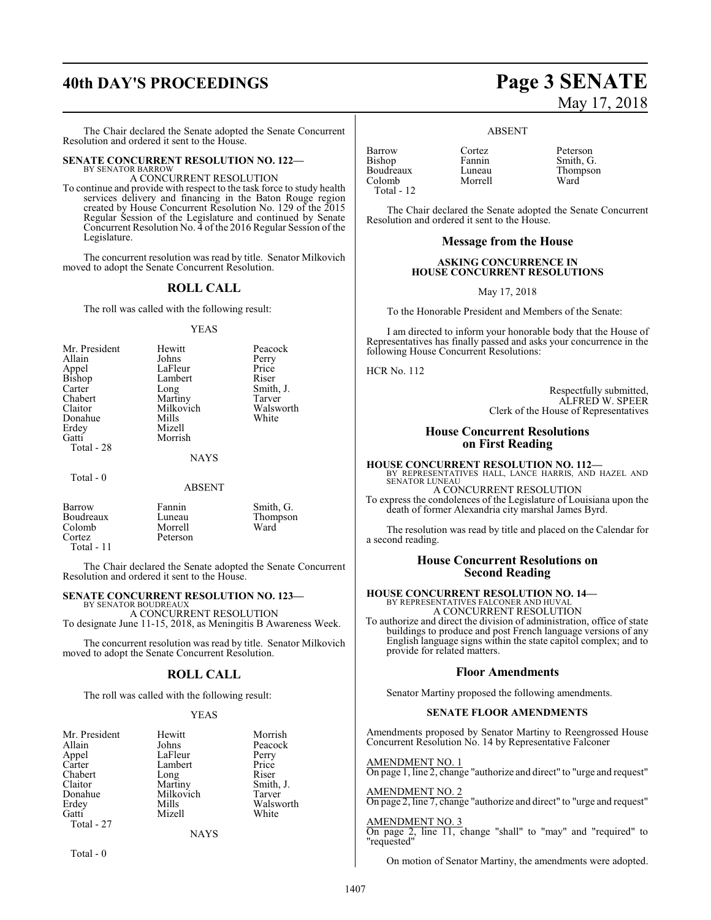The Chair declared the Senate adopted the Senate Concurrent Resolution and ordered it sent to the House.

**SENATE CONCURRENT RESOLUTION NO. 122—**
BY SENATOR BARROW
A CONCURRENT RESOLUTION

To continue and provide with respect to the task force to study health services delivery and financing in the Baton Rouge region created by House Concurrent Resolution No. 129 of the 2015 Regular Session of the Legislature and continued by Senate Concurrent Resolution No. 4 of the 2016 Regular Session of the Legislature.

The concurrent resolution was read by title. Senator Milkovich moved to adopt the Senate Concurrent Resolution.

## ROLL CALL

The roll was called with the following result:

YEAS

| | | |
|---|---|---|
| Mr. President | Hewitt | Peacock |
| Allain | Johns | Perry |
| Appel | LaFleur | Price |
| Bishop | Lambert | Riser |
| Carter | Long | Smith, J. |
| Chabert | Martiny | Tarver |
| Claitor | Milkovich | Walsworth |
| Donahue | Mills | White |
| Erdey | Mizell | |
| Gatti | Morrish | |

Total - 28

NAYS

Total - 0

ABSENT

| | | |
|---|---|---|
| Barrow | Fannin | Smith, G. |
| Boudreaux | Luneau | Thompson |
| Colomb | Morrell | Ward |
| Cortez | Peterson | |

Total - 11

The Chair declared the Senate adopted the Senate Concurrent Resolution and ordered it sent to the House.

**SENATE CONCURRENT RESOLUTION NO. 123—**
BY SENATOR BOUDREAUX
A CONCURRENT RESOLUTION

To designate June 11-15, 2018, as Meningitis B Awareness Week.

The concurrent resolution was read by title. Senator Milkovich moved to adopt the Senate Concurrent Resolution.

## ROLL CALL

The roll was called with the following result:

YEAS

| | | |
|---|---|---|
| Mr. President | Hewitt | Morrish |
| Allain | Johns | Peacock |
| Appel | LaFleur | Perry |
| Carter | Lambert | Price |
| Chabert | Long | Riser |
| Claitor | Martiny | Smith, J. |
| Donahue | Milkovich | Tarver |
| Erdey | Mills | Walsworth |
| Gatti | Mizell | White |

Total - 27

NAYS

Total - 0

ABSENT

| | | |
|---|---|---|
| Barrow | Cortez | Peterson |
| Bishop | Fannin | Smith, G. |
| Boudreaux | Luneau | Thompson |
| Colomb | Morrell | Ward |

Total - 12

The Chair declared the Senate adopted the Senate Concurrent Resolution and ordered it sent to the House.

## Message from the House

**ASKING CONCURRENCE IN HOUSE CONCURRENT RESOLUTIONS**

May 17, 2018

To the Honorable President and Members of the Senate:

I am directed to inform your honorable body that the House of Representatives has finally passed and asks your concurrence in the following House Concurrent Resolutions:

HCR No. 112

Respectfully submitted,
ALFRED W. SPEER
Clerk of the House of Representatives

## House Concurrent Resolutions on First Reading

**HOUSE CONCURRENT RESOLUTION NO. 112—**
BY REPRESENTATIVES HALL, LANCE HARRIS, AND HAZEL AND SENATOR LUNEAU
A CONCURRENT RESOLUTION

To express the condolences of the Legislature of Louisiana upon the death of former Alexandria city marshal James Byrd.

The resolution was read by title and placed on the Calendar for a second reading.

## House Concurrent Resolutions on Second Reading

**HOUSE CONCURRENT RESOLUTION NO. 14—**
BY REPRESENTATIVES FALCONER AND HUVAL
A CONCURRENT RESOLUTION

To authorize and direct the division of administration, office of state buildings to produce and post French language versions of any English language signs within the state capitol complex; and to provide for related matters.

## Floor Amendments

Senator Martiny proposed the following amendments.

**SENATE FLOOR AMENDMENTS**

Amendments proposed by Senator Martiny to Reengrossed House Concurrent Resolution No. 14 by Representative Falconer

AMENDMENT NO. 1
On page 1, line 2, change "authorize and direct" to "urge and request"

AMENDMENT NO. 2
On page 2, line 7, change "authorize and direct" to "urge and request"

AMENDMENT NO. 3
On page 2, line 11, change "shall" to "may" and "required" to "requested"

On motion of Senator Martiny, the amendments were adopted.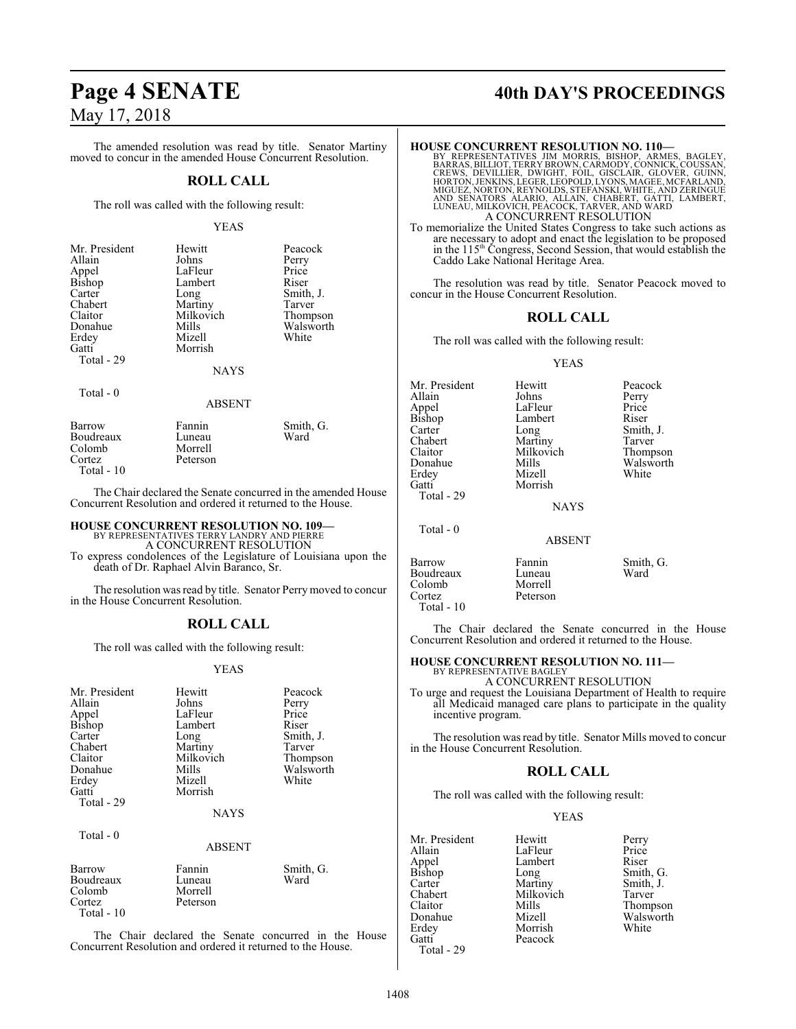The amended resolution was read by title. Senator Martiny moved to concur in the amended House Concurrent Resolution.

## ROLL CALL

The roll was called with the following result:

YEAS

| | | |
|---|---|---|
| Mr. President | Hewitt | Peacock |
| Allain | Johns | Perry |
| Appel | LaFleur | Price |
| Bishop | Lambert | Riser |
| Carter | Long | Smith, J. |
| Chabert | Martiny | Tarver |
| Claitor | Milkovich | Thompson |
| Donahue | Mills | Walsworth |
| Erdey | Mizell | White |
| Gatti | Morrish | |
| Total - 29 | | |

NAYS

Total - 0

ABSENT

| | | |
|---|---|---|
| Barrow | Fannin | Smith, G. |
| Boudreaux | Luneau | Ward |
| Colomb | Morrell | |
| Cortez | Peterson | |
| Total - 10 | | |

The Chair declared the Senate concurred in the amended House Concurrent Resolution and ordered it returned to the House.

**HOUSE CONCURRENT RESOLUTION NO. 109—**
BY REPRESENTATIVES TERRY LANDRY AND PIERRE
A CONCURRENT RESOLUTION
To express condolences of the Legislature of Louisiana upon the death of Dr. Raphael Alvin Baranco, Sr.

The resolution was read by title. Senator Perry moved to concur in the House Concurrent Resolution.

## ROLL CALL

The roll was called with the following result:

YEAS

| | | |
|---|---|---|
| Mr. President | Hewitt | Peacock |
| Allain | Johns | Perry |
| Appel | LaFleur | Price |
| Bishop | Lambert | Riser |
| Carter | Long | Smith, J. |
| Chabert | Martiny | Tarver |
| Claitor | Milkovich | Thompson |
| Donahue | Mills | Walsworth |
| Erdey | Mizell | White |
| Gatti | Morrish | |
| Total - 29 | | |

NAYS

Total - 0

ABSENT

| | | |
|---|---|---|
| Barrow | Fannin | Smith, G. |
| Boudreaux | Luneau | Ward |
| Colomb | Morrell | |
| Cortez | Peterson | |
| Total - 10 | | |

The Chair declared the Senate concurred in the House Concurrent Resolution and ordered it returned to the House.

**HOUSE CONCURRENT RESOLUTION NO. 110—**
BY REPRESENTATIVES JIM MORRIS, BISHOP, ARMES, BAGLEY, BARRAS, BILLIOT, TERRY BROWN, CARMODY, CONNICK, COUSSAN, CREWS, DEVILLIER, DWIGHT, FOIL, GISCLAIR, GLOVER, GUINN, HORTON, JENKINS, LEGER, LEOPOLD, LYONS, MAGEE, MCFARLAND, MIGUEZ, NORTON, REYNOLDS, STEFANSKI, WHITE, AND ZERINGUE AND SENATORS ALARIO, ALLAIN, CHABERT, GATTI, LAMBERT, LUNEAU, MILKOVICH, PEACOCK, TARVER, AND WARD
A CONCURRENT RESOLUTION
To memorialize the United States Congress to take such actions as are necessary to adopt and enact the legislation to be proposed in the 115th Congress, Second Session, that would establish the Caddo Lake National Heritage Area.

The resolution was read by title. Senator Peacock moved to concur in the House Concurrent Resolution.

## ROLL CALL

The roll was called with the following result:

YEAS

| | | |
|---|---|---|
| Mr. President | Hewitt | Peacock |
| Allain | Johns | Perry |
| Appel | LaFleur | Price |
| Bishop | Lambert | Riser |
| Carter | Long | Smith, J. |
| Chabert | Martiny | Tarver |
| Claitor | Milkovich | Thompson |
| Donahue | Mills | Walsworth |
| Erdey | Mizell | White |
| Gatti | Morrish | |
| Total - 29 | | |

NAYS

Total - 0

ABSENT

| | | |
|---|---|---|
| Barrow | Fannin | Smith, G. |
| Boudreaux | Luneau | Ward |
| Colomb | Morrell | |
| Cortez | Peterson | |
| Total - 10 | | |

The Chair declared the Senate concurred in the House Concurrent Resolution and ordered it returned to the House.

**HOUSE CONCURRENT RESOLUTION NO. 111—**
BY REPRESENTATIVE BAGLEY
A CONCURRENT RESOLUTION
To urge and request the Louisiana Department of Health to require all Medicaid managed care plans to participate in the quality incentive program.

The resolution was read by title. Senator Mills moved to concur in the House Concurrent Resolution.

## ROLL CALL

The roll was called with the following result:

YEAS

| | | |
|---|---|---|
| Mr. President | Hewitt | Perry |
| Allain | LaFleur | Price |
| Appel | Lambert | Riser |
| Bishop | Long | Smith, G. |
| Carter | Martiny | Smith, J. |
| Chabert | Milkovich | Tarver |
| Claitor | Mills | Thompson |
| Donahue | Mizell | Walsworth |
| Erdey | Morrish | White |
| Gatti | Peacock | |
| Total - 29 | | |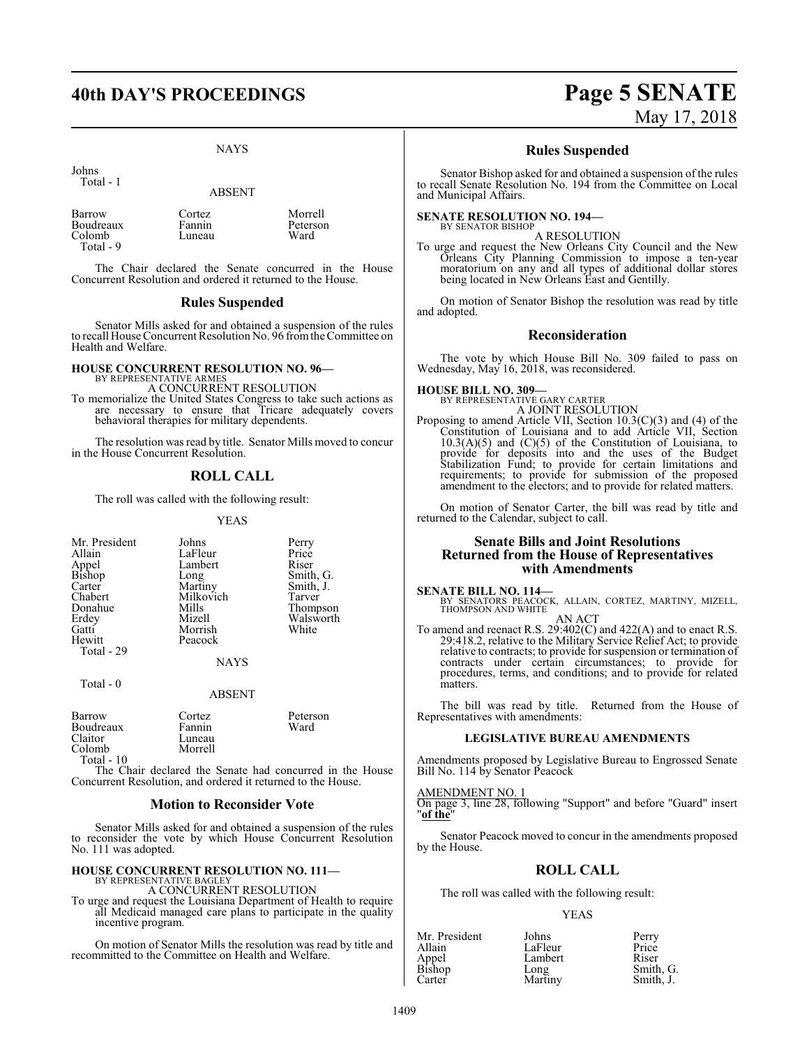NAYS

Johns
 Total - 1

ABSENT

| | | |
|---|---|---|
| Barrow | Cortez | Morrell |
| Boudreaux | Fannin | Peterson |
| Colomb | Luneau | Ward |
| Total - 9 | | |

The Chair declared the Senate concurred in the House Concurrent Resolution and ordered it returned to the House.

## Rules Suspended

Senator Mills asked for and obtained a suspension of the rules to recall House Concurrent Resolution No. 96 from the Committee on Health and Welfare.

**HOUSE CONCURRENT RESOLUTION NO. 96—**
BY REPRESENTATIVE ARMES
A CONCURRENT RESOLUTION
To memorialize the United States Congress to take such actions as are necessary to ensure that Tricare adequately covers behavioral therapies for military dependents.

The resolution was read by title. Senator Mills moved to concur in the House Concurrent Resolution.

## ROLL CALL

The roll was called with the following result:

YEAS

| | | |
|---|---|---|
| Mr. President | Johns | Perry |
| Allain | LaFleur | Price |
| Appel | Lambert | Riser |
| Bishop | Long | Smith, G. |
| Carter | Martiny | Smith, J. |
| Chabert | Milkovich | Tarver |
| Donahue | Mills | Thompson |
| Erdey | Mizell | Walsworth |
| Gatti | Morrish | White |
| Hewitt | Peacock | |
| Total - 29 | | |

NAYS

Total - 0

ABSENT

| | | |
|---|---|---|
| Barrow | Cortez | Peterson |
| Boudreaux | Fannin | Ward |
| Claitor | Luneau | |
| Colomb | Morrell | |
| Total - 10 | | |

The Chair declared the Senate had concurred in the House Concurrent Resolution, and ordered it returned to the House.

## Motion to Reconsider Vote

Senator Mills asked for and obtained a suspension of the rules to reconsider the vote by which House Concurrent Resolution No. 111 was adopted.

**HOUSE CONCURRENT RESOLUTION NO. 111—**
BY REPRESENTATIVE BAGLEY
A CONCURRENT RESOLUTION
To urge and request the Louisiana Department of Health to require all Medicaid managed care plans to participate in the quality incentive program.

On motion of Senator Mills the resolution was read by title and recommitted to the Committee on Health and Welfare.

## Rules Suspended

Senator Bishop asked for and obtained a suspension of the rules to recall Senate Resolution No. 194 from the Committee on Local and Municipal Affairs.

**SENATE RESOLUTION NO. 194—**
BY SENATOR BISHOP
A RESOLUTION
To urge and request the New Orleans City Council and the New Orleans City Planning Commission to impose a ten-year moratorium on any and all types of additional dollar stores being located in New Orleans East and Gentilly.

On motion of Senator Bishop the resolution was read by title and adopted.

## Reconsideration

The vote by which House Bill No. 309 failed to pass on Wednesday, May 16, 2018, was reconsidered.

**HOUSE BILL NO. 309—**
BY REPRESENTATIVE GARY CARTER
A JOINT RESOLUTION
Proposing to amend Article VII, Section 10.3(C)(3) and (4) of the Constitution of Louisiana and to add Article VII, Section 10.3(A)(5) and (C)(5) of the Constitution of Louisiana, to provide for deposits into and the uses of the Budget Stabilization Fund; to provide for certain limitations and requirements; to provide for submission of the proposed amendment to the electors; and to provide for related matters.

On motion of Senator Carter, the bill was read by title and returned to the Calendar, subject to call.

## Senate Bills and Joint Resolutions Returned from the House of Representatives with Amendments

**SENATE BILL NO. 114—**
BY SENATORS PEACOCK, ALLAIN, CORTEZ, MARTINY, MIZELL, THOMPSON AND WHITE
AN ACT
To amend and reenact R.S. 29:402(C) and 422(A) and to enact R.S. 29:418.2, relative to the Military Service Relief Act; to provide relative to contracts; to provide for suspension or termination of contracts under certain circumstances; to provide for procedures, terms, and conditions; and to provide for related matters.

The bill was read by title. Returned from the House of Representatives with amendments:

### LEGISLATIVE BUREAU AMENDMENTS

Amendments proposed by Legislative Bureau to Engrossed Senate Bill No. 114 by Senator Peacock

AMENDMENT NO. 1
On page 3, line 28, following "Support" and before "Guard" insert "**of the**"

Senator Peacock moved to concur in the amendments proposed by the House.

## ROLL CALL

The roll was called with the following result:

YEAS

| | | |
|---|---|---|
| Mr. President | Johns | Perry |
| Allain | LaFleur | Price |
| Appel | Lambert | Riser |
| Bishop | Long | Smith, G. |
| Carter | Martiny | Smith, J. |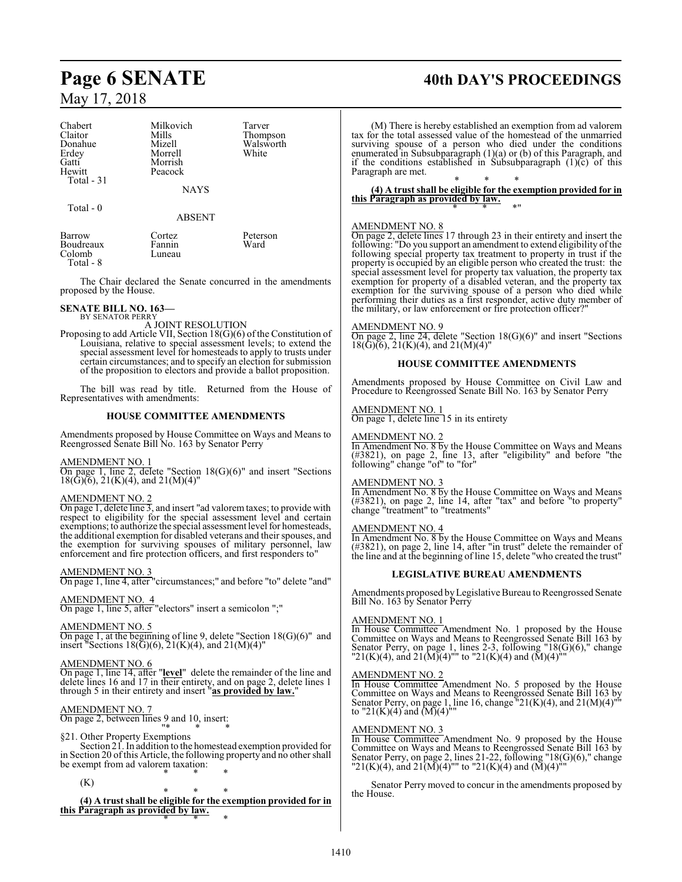| Chabert | Milkovich | Tarver |
|---|---|---|
| Claitor | Mills | Thompson |
| Donahue | Mizell | Walsworth |
| Erdey | Morrell | White |
| Gatti | Morrish | |
| Hewitt | Peacock | |
| Total - 31 | | |

NAYS

Total - 0

ABSENT

| Barrow | Cortez | Peterson |
|---|---|---|
| Boudreaux | Fannin | Ward |
| Colomb | Luneau | |
| Total - 8 | | |

The Chair declared the Senate concurred in the amendments proposed by the House.

**SENATE BILL NO. 163—**
BY SENATOR PERRY

A JOINT RESOLUTION

Proposing to add Article VII, Section 18(G)(6) of the Constitution of Louisiana, relative to special assessment levels; to extend the special assessment level for homesteads to apply to trusts under certain circumstances; and to specify an election for submission of the proposition to electors and provide a ballot proposition.

The bill was read by title. Returned from the House of Representatives with amendments:

### HOUSE COMMITTEE AMENDMENTS

Amendments proposed by House Committee on Ways and Means to Reengrossed Senate Bill No. 163 by Senator Perry

AMENDMENT NO. 1
On page 1, line 2, delete "Section 18(G)(6)" and insert "Sections 18(G)(6), 21(K)(4), and 21(M)(4)"

AMENDMENT NO. 2
On page 1, delete line 3, and insert "ad valorem taxes; to provide with respect to eligibility for the special assessment level and certain exemptions; to authorize the special assessment level for homesteads, the additional exemption for disabled veterans and their spouses, and the exemption for surviving spouses of military personnel, law enforcement and fire protection officers, and first responders to"

AMENDMENT NO. 3
On page 1, line 4, after "circumstances;" and before "to" delete "and"

AMENDMENT NO. 4
On page 1, line 5, after "electors" insert a semicolon ";"

AMENDMENT NO. 5
On page 1, at the beginning of line 9, delete "Section 18(G)(6)" and insert "Sections 18(G)(6), 21(K)(4), and 21(M)(4)"

AMENDMENT NO. 6
On page 1, line 14, after "**level**" delete the remainder of the line and delete lines 16 and 17 in their entirety, and on page 2, delete lines 1 through 5 in their entirety and insert "**as provided by law.**"

AMENDMENT NO. 7
On page 2, between lines 9 and 10, insert:

"* * *

§21. Other Property Exemptions

Section 21. In addition to the homestead exemption provided for in Section 20 of this Article, the following property and no other shall be exempt from ad valorem taxation:

* * *

(K)

* * *

**(4) A trust shall be eligible for the exemption provided for in this Paragraph as provided by law.**

* * *

(M) There is hereby established an exemption from ad valorem tax for the total assessed value of the homestead of the unmarried surviving spouse of a person who died under the conditions enumerated in Subsubparagraph (1)(a) or (b) of this Paragraph, and if the conditions established in Subsubparagraph (1)(c) of this Paragraph are met.

* * *

**(4) A trust shall be eligible for the exemption provided for in this Paragraph as provided by law.**

* * *"

AMENDMENT NO. 8
On page 2, delete lines 17 through 23 in their entirety and insert the following: "Do you support an amendment to extend eligibility of the following special property tax treatment to property in trust if the property is occupied by an eligible person who created the trust: the special assessment level for property tax valuation, the property tax exemption for property of a disabled veteran, and the property tax exemption for the surviving spouse of a person who died while performing their duties as a first responder, active duty member of the military, or law enforcement or fire protection officer?"

AMENDMENT NO. 9
On page 2, line 24, delete "Section 18(G)(6)" and insert "Sections 18(G)(6), 21(K)(4), and 21(M)(4)"

### HOUSE COMMITTEE AMENDMENTS

Amendments proposed by House Committee on Civil Law and Procedure to Reengrossed Senate Bill No. 163 by Senator Perry

AMENDMENT NO. 1
On page 1, delete line 15 in its entirety

AMENDMENT NO. 2
In Amendment No. 8 by the House Committee on Ways and Means (#3821), on page 2, line 13, after "eligibility" and before "the following" change "of" to "for"

AMENDMENT NO. 3
In Amendment No. 8 by the House Committee on Ways and Means (#3821), on page 2, line 14, after "tax" and before "to property" change "treatment" to "treatments"

AMENDMENT NO. 4
In Amendment No. 8 by the House Committee on Ways and Means (#3821), on page 2, line 14, after "in trust" delete the remainder of the line and at the beginning of line 15, delete "who created the trust"

### LEGISLATIVE BUREAU AMENDMENTS

Amendments proposed by Legislative Bureau to Reengrossed Senate Bill No. 163 by Senator Perry

AMENDMENT NO. 1
In House Committee Amendment No. 1 proposed by the House Committee on Ways and Means to Reengrossed Senate Bill 163 by Senator Perry, on page 1, lines 2-3, following "18(G)(6)," change "21(K)(4), and 21(M)(4)"" to "21(K)(4) and (M)(4)""

AMENDMENT NO. 2
In House Committee Amendment No. 5 proposed by the House Committee on Ways and Means to Reengrossed Senate Bill 163 by Senator Perry, on page 1, line 16, change "21(K)(4), and 21(M)(4)"" to "21(K)(4) and (M)(4)""

AMENDMENT NO. 3
In House Committee Amendment No. 9 proposed by the House Committee on Ways and Means to Reengrossed Senate Bill 163 by Senator Perry, on page 2, lines 21-22, following "18(G)(6)," change "21(K)(4), and 21(M)(4)"" to "21(K)(4) and (M)(4)""

Senator Perry moved to concur in the amendments proposed by the House.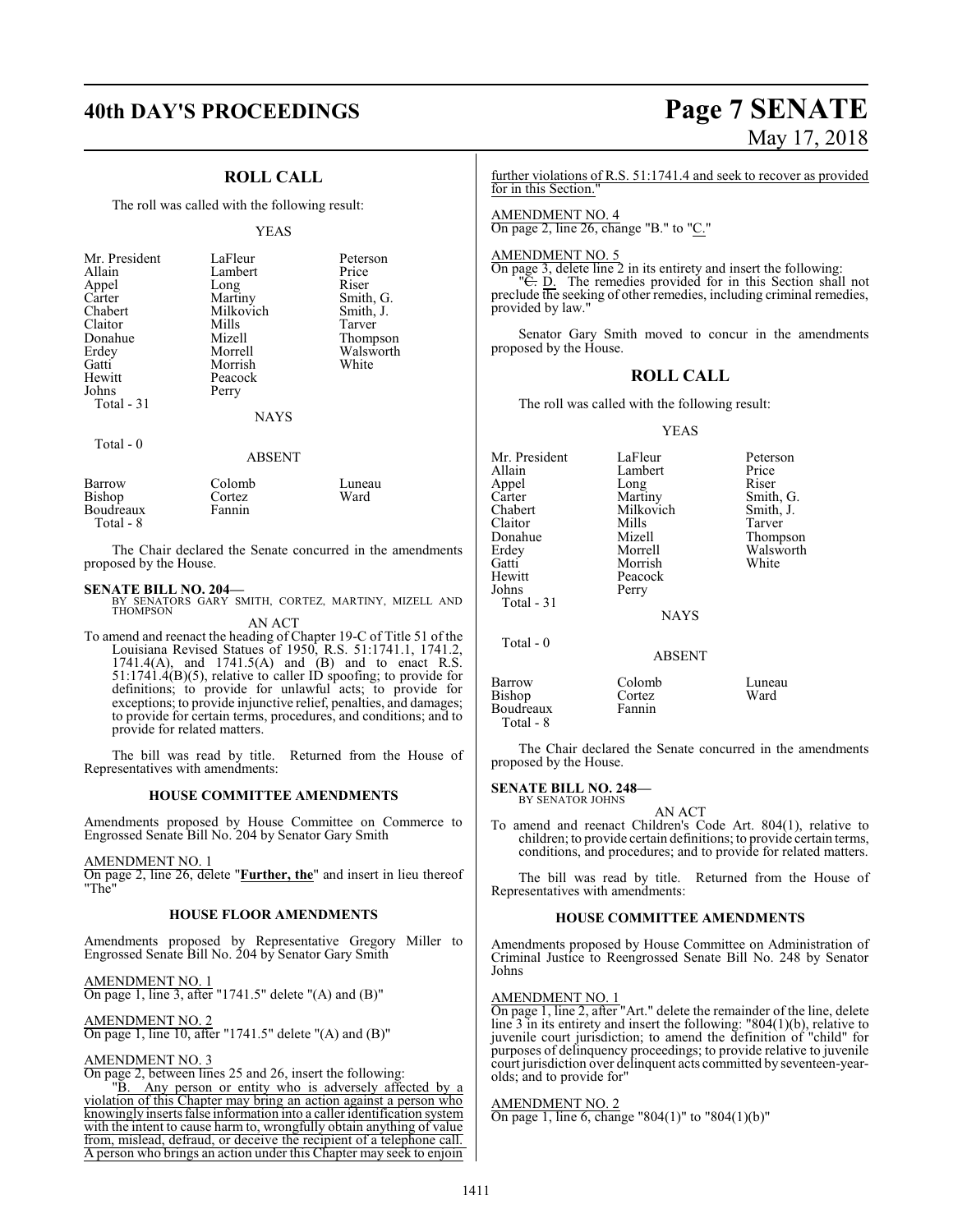## ROLL CALL

The roll was called with the following result:

YEAS

| | | |
|---|---|---|
| Mr. President | LaFleur | Peterson |
| Allain | Lambert | Price |
| Appel | Long | Riser |
| Carter | Martiny | Smith, G. |
| Chabert | Milkovich | Smith, J. |
| Claitor | Mills | Tarver |
| Donahue | Mizell | Thompson |
| Erdey | Morrell | Walsworth |
| Gatti | Morrish | White |
| Hewitt | Peacock | |
| Johns | Perry | |
| Total - 31 | | |

NAYS

Total - 0

ABSENT

| | | |
|---|---|---|
| Barrow | Colomb | Luneau |
| Bishop | Cortez | Ward |
| Boudreaux | Fannin | |
| Total - 8 | | |

The Chair declared the Senate concurred in the amendments proposed by the House.

**SENATE BILL NO. 204—**
BY SENATORS GARY SMITH, CORTEZ, MARTINY, MIZELL AND THOMPSON

AN ACT

To amend and reenact the heading of Chapter 19-C of Title 51 of the Louisiana Revised Statues of 1950, R.S. 51:1741.1, 1741.2, 1741.4(A), and 1741.5(A) and (B) and to enact R.S. 51:1741.4(B)(5), relative to caller ID spoofing; to provide for definitions; to provide for unlawful acts; to provide for exceptions; to provide injunctive relief, penalties, and damages; to provide for certain terms, procedures, and conditions; and to provide for related matters.

The bill was read by title. Returned from the House of Representatives with amendments:

### HOUSE COMMITTEE AMENDMENTS

Amendments proposed by House Committee on Commerce to Engrossed Senate Bill No. 204 by Senator Gary Smith

AMENDMENT NO. 1
On page 2, line 26, delete "**Further, the**" and insert in lieu thereof "The"

### HOUSE FLOOR AMENDMENTS

Amendments proposed by Representative Gregory Miller to Engrossed Senate Bill No. 204 by Senator Gary Smith

AMENDMENT NO. 1
On page 1, line 3, after "1741.5" delete "(A) and (B)"

AMENDMENT NO. 2
On page 1, line 10, after "1741.5" delete "(A) and (B)"

AMENDMENT NO. 3
On page 2, between lines 25 and 26, insert the following:

"B. Any person or entity who is adversely affected by a violation of this Chapter may bring an action against a person who knowingly inserts false information into a caller identification system with the intent to cause harm to, wrongfully obtain anything of value from, mislead, defraud, or deceive the recipient of a telephone call. A person who brings an action under this Chapter may seek to enjoin further violations of R.S. 51:1741.4 and seek to recover as provided for in this Section."

AMENDMENT NO. 4
On page 2, line 26, change "B." to "C."

AMENDMENT NO. 5
On page 3, delete line 2 in its entirety and insert the following:

"~~C.~~ D. The remedies provided for in this Section shall not preclude the seeking of other remedies, including criminal remedies, provided by law."

Senator Gary Smith moved to concur in the amendments proposed by the House.

## ROLL CALL

The roll was called with the following result:

YEAS

| | | |
|---|---|---|
| Mr. President | LaFleur | Peterson |
| Allain | Lambert | Price |
| Appel | Long | Riser |
| Carter | Martiny | Smith, G. |
| Chabert | Milkovich | Smith, J. |
| Claitor | Mills | Tarver |
| Donahue | Mizell | Thompson |
| Erdey | Morrell | Walsworth |
| Gatti | Morrish | White |
| Hewitt | Peacock | |
| Johns | Perry | |
| Total - 31 | | |

NAYS

Total - 0

ABSENT

| | | |
|---|---|---|
| Barrow | Colomb | Luneau |
| Bishop | Cortez | Ward |
| Boudreaux | Fannin | |
| Total - 8 | | |

The Chair declared the Senate concurred in the amendments proposed by the House.

**SENATE BILL NO. 248—**
BY SENATOR JOHNS

AN ACT

To amend and reenact Children's Code Art. 804(1), relative to children; to provide certain definitions; to provide certain terms, conditions, and procedures; and to provide for related matters.

The bill was read by title. Returned from the House of Representatives with amendments:

### HOUSE COMMITTEE AMENDMENTS

Amendments proposed by House Committee on Administration of Criminal Justice to Reengrossed Senate Bill No. 248 by Senator Johns

AMENDMENT NO. 1
On page 1, line 2, after "Art." delete the remainder of the line, delete line 3 in its entirety and insert the following: "804(1)(b), relative to juvenile court jurisdiction; to amend the definition of "child" for purposes of delinquency proceedings; to provide relative to juvenile court jurisdiction over delinquent acts committed by seventeen-year-olds; and to provide for"

AMENDMENT NO. 2
On page 1, line 6, change "804(1)" to "804(1)(b)"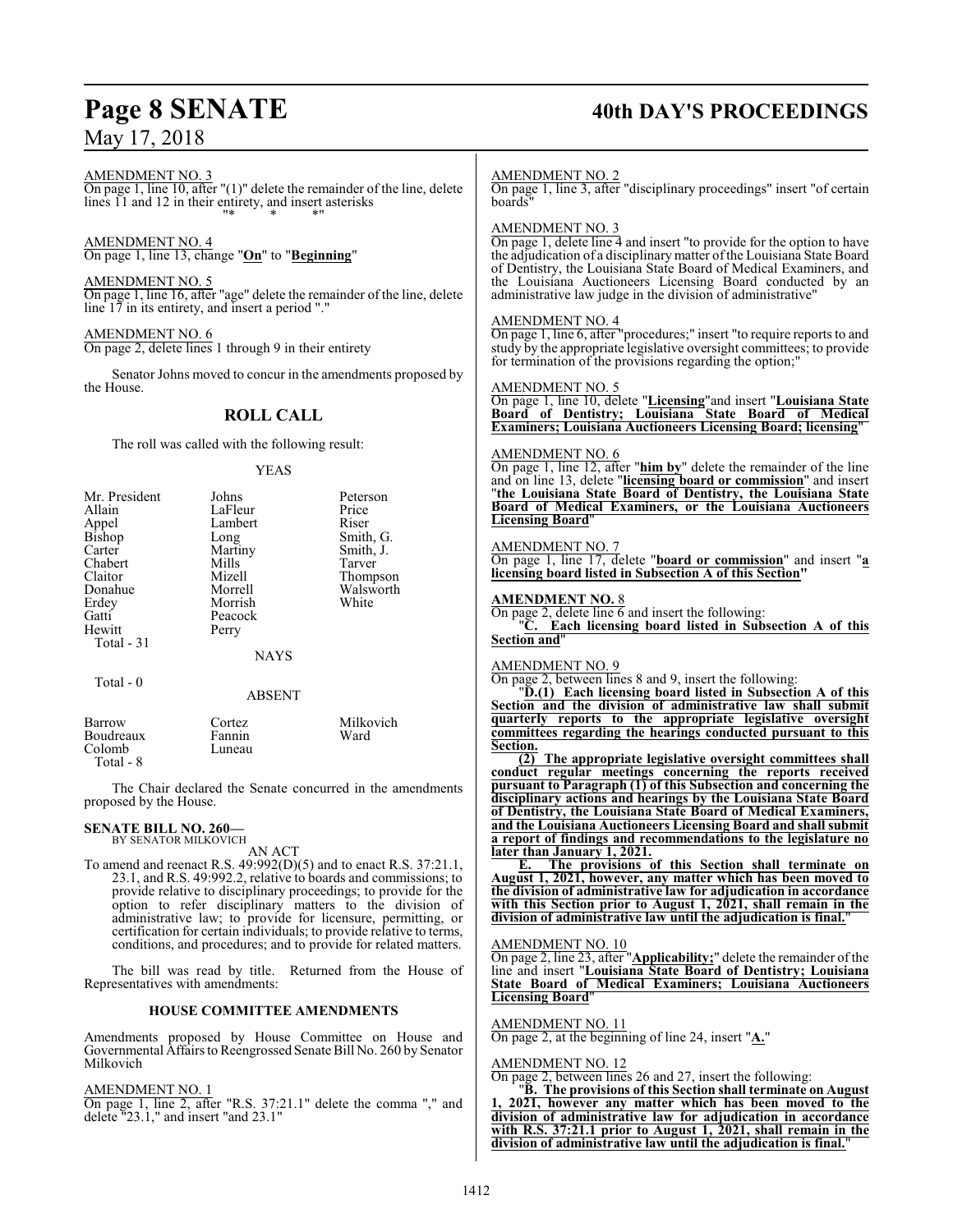AMENDMENT NO. 3

On page 1, line 10, after "(1)" delete the remainder of the line, delete lines 11 and 12 in their entirety, and insert asterisks

"* * *"

AMENDMENT NO. 4

On page 1, line 13, change "**On**" to "**Beginning**"

AMENDMENT NO. 5

On page 1, line 16, after "age" delete the remainder of the line, delete line 17 in its entirety, and insert a period "."

AMENDMENT NO. 6

On page 2, delete lines 1 through 9 in their entirety

Senator Johns moved to concur in the amendments proposed by the House.

## ROLL CALL

The roll was called with the following result:

YEAS

| | | |
|---|---|---|
| Mr. President | Johns | Peterson |
| Allain | LaFleur | Price |
| Appel | Lambert | Riser |
| Bishop | Long | Smith, G. |
| Carter | Martiny | Smith, J. |
| Chabert | Mills | Tarver |
| Claitor | Mizell | Thompson |
| Donahue | Morrell | Walsworth |
| Erdey | Morrish | White |
| Gatti | Peacock | |
| Hewitt | Perry | |

Total - 31

NAYS

Total - 0

ABSENT

| | | |
|---|---|---|
| Barrow | Cortez | Milkovich |
| Boudreaux | Fannin | Ward |
| Colomb | Luneau | |

Total - 8

The Chair declared the Senate concurred in the amendments proposed by the House.

**SENATE BILL NO. 260—**
BY SENATOR MILKOVICH

AN ACT

To amend and reenact R.S. 49:992(D)(5) and to enact R.S. 37:21.1, 23.1, and R.S. 49:992.2, relative to boards and commissions; to provide relative to disciplinary proceedings; to provide for the option to refer disciplinary matters to the division of administrative law; to provide for licensure, permitting, or certification for certain individuals; to provide relative to terms, conditions, and procedures; and to provide for related matters.

The bill was read by title. Returned from the House of Representatives with amendments:

### HOUSE COMMITTEE AMENDMENTS

Amendments proposed by House Committee on House and Governmental Affairs to Reengrossed Senate Bill No. 260 by Senator Milkovich

AMENDMENT NO. 1

On page 1, line 2, after "R.S. 37:21.1" delete the comma "," and delete "23.1," and insert "and 23.1"

AMENDMENT NO. 2

On page 1, line 3, after "disciplinary proceedings" insert "of certain boards"

AMENDMENT NO. 3

On page 1, delete line 4 and insert "to provide for the option to have the adjudication of a disciplinary matter of the Louisiana State Board of Dentistry, the Louisiana State Board of Medical Examiners, and the Louisiana Auctioneers Licensing Board conducted by an administrative law judge in the division of administrative"

AMENDMENT NO. 4

On page 1, line 6, after "procedures;" insert "to require reports to and study by the appropriate legislative oversight committees; to provide for termination of the provisions regarding the option;"

AMENDMENT NO. 5

On page 1, line 10, delete "**Licensing**"and insert "**Louisiana State Board of Dentistry; Louisiana State Board of Medical Examiners; Louisiana Auctioneers Licensing Board; licensing**"

AMENDMENT NO. 6

On page 1, line 12, after "**him by**" delete the remainder of the line and on line 13, delete "**licensing board or commission**" and insert "**the Louisiana State Board of Dentistry, the Louisiana State Board of Medical Examiners, or the Louisiana Auctioneers Licensing Board**"

AMENDMENT NO. 7

On page 1, line 17, delete "**board or commission**" and insert "**a licensing board listed in Subsection A of this Section**"

**AMENDMENT NO. 8**

On page 2, delete line 6 and insert the following:

"**C. Each licensing board listed in Subsection A of this Section and**"

AMENDMENT NO. 9

On page 2, between lines 8 and 9, insert the following:

"**D.(1) Each licensing board listed in Subsection A of this Section and the division of administrative law shall submit quarterly reports to the appropriate legislative oversight committees regarding the hearings conducted pursuant to this Section.**

**(2) The appropriate legislative oversight committees shall conduct regular meetings concerning the reports received pursuant to Paragraph (1) of this Subsection and concerning the disciplinary actions and hearings by the Louisiana State Board of Dentistry, the Louisiana State Board of Medical Examiners, and the Louisiana Auctioneers Licensing Board and shall submit a report of findings and recommendations to the legislature no later than January 1, 2021.**

**E. The provisions of this Section shall terminate on August 1, 2021, however, any matter which has been moved to the division of administrative law for adjudication in accordance with this Section prior to August 1, 2021, shall remain in the division of administrative law until the adjudication is final.**"

AMENDMENT NO. 10

On page 2, line 23, after "**Applicability;**" delete the remainder of the line and insert "**Louisiana State Board of Dentistry; Louisiana State Board of Medical Examiners; Louisiana Auctioneers Licensing Board**"

AMENDMENT NO. 11

On page 2, at the beginning of line 24, insert "**A.**"

AMENDMENT NO. 12

On page 2, between lines 26 and 27, insert the following:

"**B. The provisions of this Section shall terminate on August 1, 2021, however any matter which has been moved to the division of administrative law for adjudication in accordance with R.S. 37:21.1 prior to August 1, 2021, shall remain in the division of administrative law until the adjudication is final.**"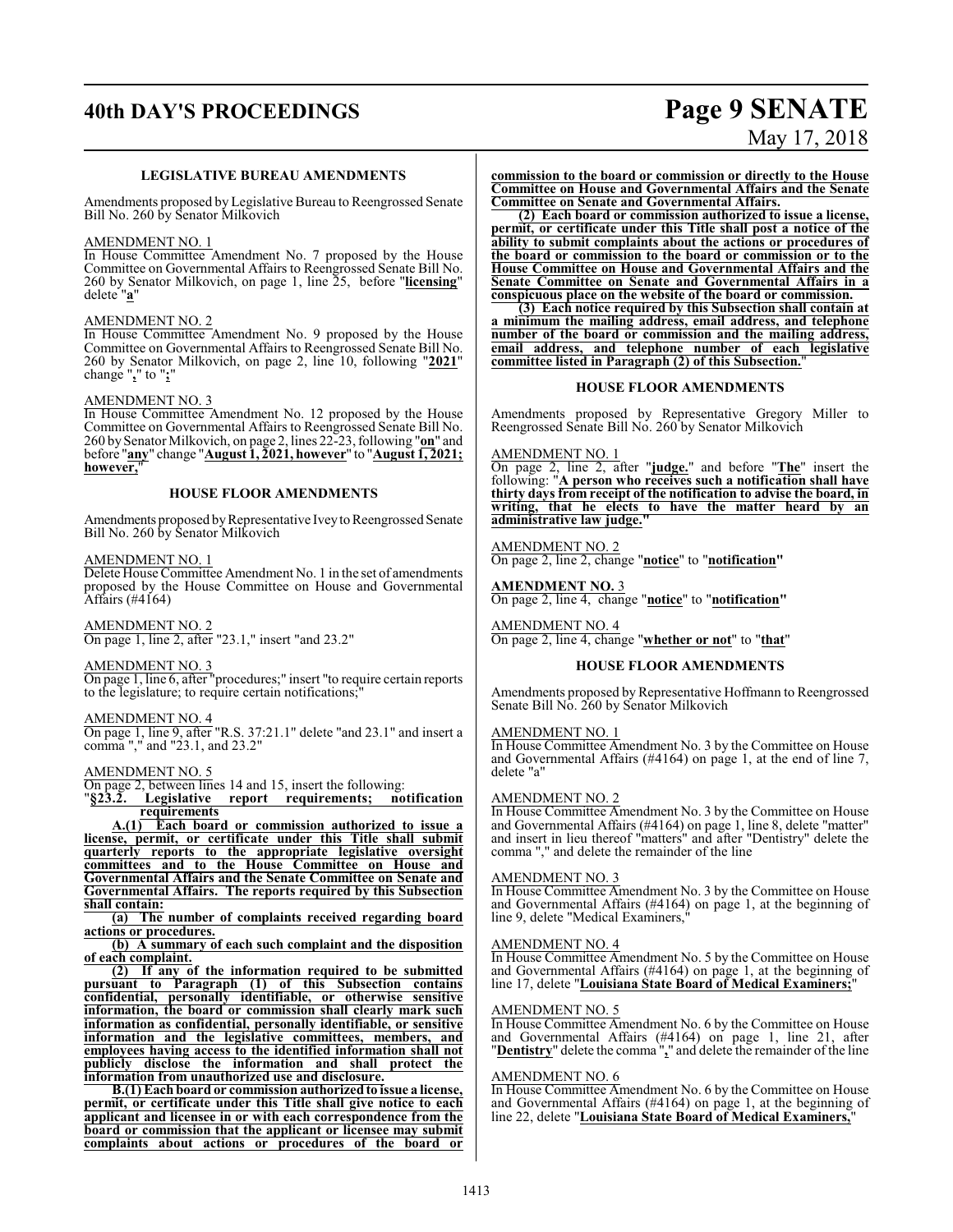### LEGISLATIVE BUREAU AMENDMENTS

Amendments proposed by Legislative Bureau to Reengrossed Senate Bill No. 260 by Senator Milkovich

AMENDMENT NO. 1
In House Committee Amendment No. 7 proposed by the House Committee on Governmental Affairs to Reengrossed Senate Bill No. 260 by Senator Milkovich, on page 1, line 25, before "**licensing**" delete "**a**"

AMENDMENT NO. 2
In House Committee Amendment No. 9 proposed by the House Committee on Governmental Affairs to Reengrossed Senate Bill No. 260 by Senator Milkovich, on page 2, line 10, following "**2021**" change "**,**" to "**;**"

AMENDMENT NO. 3
In House Committee Amendment No. 12 proposed by the House Committee on Governmental Affairs to Reengrossed Senate Bill No. 260 by Senator Milkovich, on page 2, lines 22-23, following "**on**" and before "**any**" change "**August 1, 2021, however**" to "**August 1, 2021; however,**"

### HOUSE FLOOR AMENDMENTS

Amendments proposed by Representative Ivey to Reengrossed Senate Bill No. 260 by Senator Milkovich

AMENDMENT NO. 1
Delete House Committee Amendment No. 1 in the set of amendments proposed by the House Committee on House and Governmental Affairs (#4164)

AMENDMENT NO. 2
On page 1, line 2, after "23.1," insert "and 23.2"

AMENDMENT NO. 3
On page 1, line 6, after "procedures;" insert "to require certain reports to the legislature; to require certain notifications;"

AMENDMENT NO. 4
On page 1, line 9, after "R.S. 37:21.1" delete "and 23.1" and insert a comma "," and "23.1, and 23.2"

AMENDMENT NO. 5
On page 2, between lines 14 and 15, insert the following:

"**§23.2. Legislative report requirements; notification requirements**

**A.(1) Each board or commission authorized to issue a license, permit, or certificate under this Title shall submit quarterly reports to the appropriate legislative oversight committees and to the House Committee on House and Governmental Affairs and the Senate Committee on Senate and Governmental Affairs. The reports required by this Subsection shall contain:**

**(a) The number of complaints received regarding board actions or procedures.**

**(b) A summary of each such complaint and the disposition of each complaint.**

**(2) If any of the information required to be submitted pursuant to Paragraph (1) of this Subsection contains confidential, personally identifiable, or otherwise sensitive information, the board or commission shall clearly mark such information as confidential, personally identifiable, or sensitive information and the legislative committees, members, and employees having access to the identified information shall not publicly disclose the information and shall protect the information from unauthorized use and disclosure.**

**B.(1) Each board or commission authorized to issue a license, permit, or certificate under this Title shall give notice to each applicant and licensee in or with each correspondence from the board or commission that the applicant or licensee may submit complaints about actions or procedures of the board or commission to the board or commission or directly to the House Committee on House and Governmental Affairs and the Senate Committee on Senate and Governmental Affairs.**

**(2) Each board or commission authorized to issue a license, permit, or certificate under this Title shall post a notice of the ability to submit complaints about the actions or procedures of the board or commission to the board or commission or to the House Committee on House and Governmental Affairs and the Senate Committee on Senate and Governmental Affairs in a conspicuous place on the website of the board or commission.**

**(3) Each notice required by this Subsection shall contain at a minimum the mailing address, email address, and telephone number of the board or commission and the mailing address, email address, and telephone number of each legislative committee listed in Paragraph (2) of this Subsection.**"

### HOUSE FLOOR AMENDMENTS

Amendments proposed by Representative Gregory Miller to Reengrossed Senate Bill No. 260 by Senator Milkovich

AMENDMENT NO. 1
On page 2, line 2, after "**judge.**" and before "**The**" insert the following: "**A person who receives such a notification shall have thirty days from receipt of the notification to advise the board, in writing, that he elects to have the matter heard by an administrative law judge.**"

AMENDMENT NO. 2
On page 2, line 2, change "**notice**" to "**notification"**

**AMENDMENT NO.** 3
On page 2, line 4, change "**notice**" to "**notification"**

AMENDMENT NO. 4
On page 2, line 4, change "**whether or not**" to "**that**"

### HOUSE FLOOR AMENDMENTS

Amendments proposed by Representative Hoffmann to Reengrossed Senate Bill No. 260 by Senator Milkovich

AMENDMENT NO. 1
In House Committee Amendment No. 3 by the Committee on House and Governmental Affairs (#4164) on page 1, at the end of line 7, delete "a"

AMENDMENT NO. 2
In House Committee Amendment No. 3 by the Committee on House and Governmental Affairs (#4164) on page 1, line 8, delete "matter" and insert in lieu thereof "matters" and after "Dentistry" delete the comma "," and delete the remainder of the line

AMENDMENT NO. 3
In House Committee Amendment No. 3 by the Committee on House and Governmental Affairs (#4164) on page 1, at the beginning of line 9, delete "Medical Examiners,"

AMENDMENT NO. 4
In House Committee Amendment No. 5 by the Committee on House and Governmental Affairs (#4164) on page 1, at the beginning of line 17, delete "**Louisiana State Board of Medical Examiners;**"

AMENDMENT NO. 5
In House Committee Amendment No. 6 by the Committee on House and Governmental Affairs (#4164) on page 1, line 21, after "**Dentistry**" delete the comma "**,**" and delete the remainder of the line

AMENDMENT NO. 6
In House Committee Amendment No. 6 by the Committee on House and Governmental Affairs (#4164) on page 1, at the beginning of line 22, delete "**Louisiana State Board of Medical Examiners,**"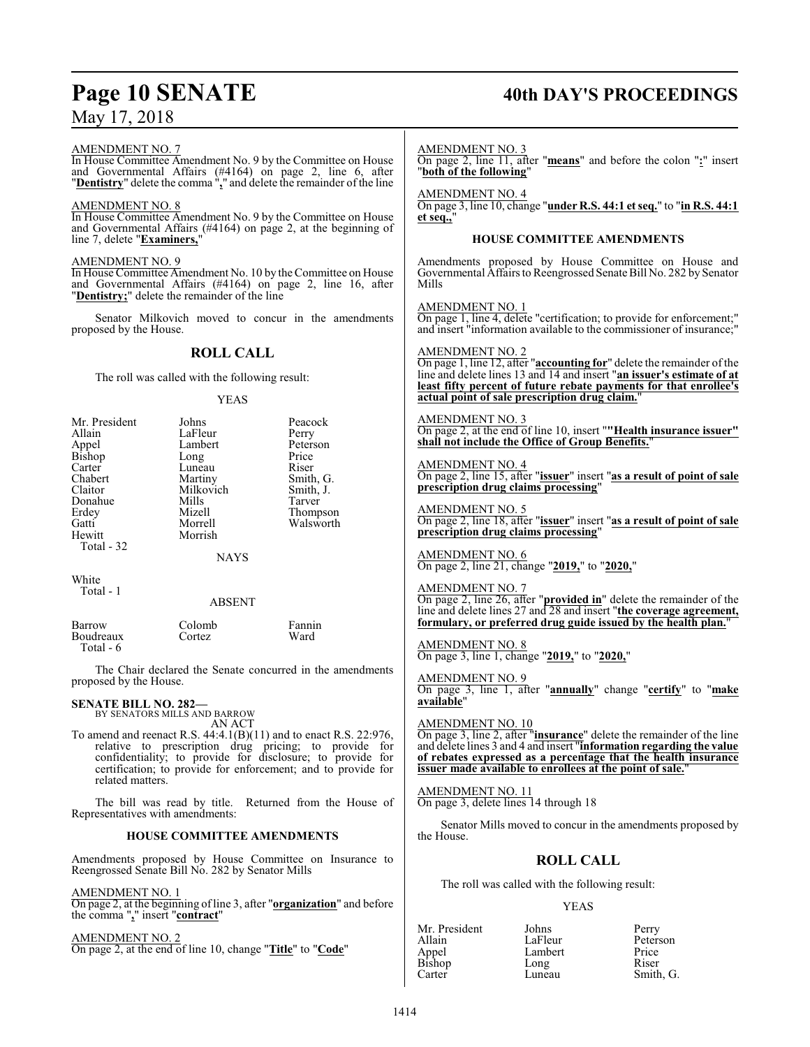AMENDMENT NO. 7

In House Committee Amendment No. 9 by the Committee on House and Governmental Affairs (#4164) on page 2, line 6, after "**Dentistry**" delete the comma "**,**" and delete the remainder of the line

AMENDMENT NO. 8

In House Committee Amendment No. 9 by the Committee on House and Governmental Affairs (#4164) on page 2, at the beginning of line 7, delete "**Examiners,**"

AMENDMENT NO. 9

In House Committee Amendment No. 10 by the Committee on House and Governmental Affairs (#4164) on page 2, line 16, after "**Dentistry;**" delete the remainder of the line

Senator Milkovich moved to concur in the amendments proposed by the House.

## ROLL CALL

The roll was called with the following result:

YEAS

| | | |
|---|---|---|
| Mr. President | Johns | Peacock |
| Allain | LaFleur | Perry |
| Appel | Lambert | Peterson |
| Bishop | Long | Price |
| Carter | Luneau | Riser |
| Chabert | Martiny | Smith, G. |
| Claitor | Milkovich | Smith, J. |
| Donahue | Mills | Tarver |
| Erdey | Mizell | Thompson |
| Gatti | Morrell | Walsworth |
| Hewitt | Morrish | |

Total - 32

NAYS

White

Total - 1

ABSENT

| | | |
|---|---|---|
| Barrow | Colomb | Fannin |
| Boudreaux | Cortez | Ward |

Total - 6

The Chair declared the Senate concurred in the amendments proposed by the House.

**SENATE BILL NO. 282—**
BY SENATORS MILLS AND BARROW

AN ACT

To amend and reenact R.S. 44:4.1(B)(11) and to enact R.S. 22:976, relative to prescription drug pricing; to provide for confidentiality; to provide for disclosure; to provide for certification; to provide for enforcement; and to provide for related matters.

The bill was read by title. Returned from the House of Representatives with amendments:

### HOUSE COMMITTEE AMENDMENTS

Amendments proposed by House Committee on Insurance to Reengrossed Senate Bill No. 282 by Senator Mills

AMENDMENT NO. 1

On page 2, at the beginning of line 3, after "**organization**" and before the comma "**,**" insert "**contract**"

AMENDMENT NO. 2

On page 2, at the end of line 10, change "**Title**" to "**Code**"

AMENDMENT NO. 3

On page 2, line 11, after "**means**" and before the colon "**:**" insert "**both of the following**"

AMENDMENT NO. 4

On page 3, line 10, change "**under R.S. 44:1 et seq.**" to "**in R.S. 44:1 et seq.,**"

### HOUSE COMMITTEE AMENDMENTS

Amendments proposed by House Committee on House and Governmental Affairs to Reengrossed Senate Bill No. 282 by Senator Mills

AMENDMENT NO. 1

On page 1, line 4, delete "certification; to provide for enforcement;" and insert "information available to the commissioner of insurance;"

AMENDMENT NO. 2

On page 1, line 12, after "**accounting for**" delete the remainder of the line and delete lines 13 and 14 and insert "**an issuer's estimate of at least fifty percent of future rebate payments for that enrollee's actual point of sale prescription drug claim.**"

AMENDMENT NO. 3

On page 2, at the end of line 10, insert "**"Health insurance issuer" shall not include the Office of Group Benefits.**"

AMENDMENT NO. 4

On page 2, line 15, after "**issuer**" insert "**as a result of point of sale prescription drug claims processing**"

AMENDMENT NO. 5

On page 2, line 18, after "**issuer**" insert "**as a result of point of sale prescription drug claims processing**"

AMENDMENT NO. 6

On page 2, line 21, change "**2019,**" to "**2020,**"

AMENDMENT NO. 7

On page 2, line 26, after "**provided in**" delete the remainder of the line and delete lines 27 and 28 and insert "**the coverage agreement, formulary, or preferred drug guide issued by the health plan.**"

AMENDMENT NO. 8

On page 3, line 1, change "**2019,**" to "**2020,**"

AMENDMENT NO. 9

On page 3, line 1, after "**annually**" change "**certify**" to "**make available**"

AMENDMENT NO. 10

On page 3, line 2, after "**insurance**" delete the remainder of the line and delete lines 3 and 4 and insert "**information regarding the value of rebates expressed as a percentage that the health insurance issuer made available to enrollees at the point of sale.**"

AMENDMENT NO. 11

On page 3, delete lines 14 through 18

Senator Mills moved to concur in the amendments proposed by the House.

## ROLL CALL

The roll was called with the following result:

YEAS

| | | |
|---|---|---|
| Mr. President | Johns | Perry |
| Allain | LaFleur | Peterson |
| Appel | Lambert | Price |
| Bishop | Long | Riser |
| Carter | Luneau | Smith, G. |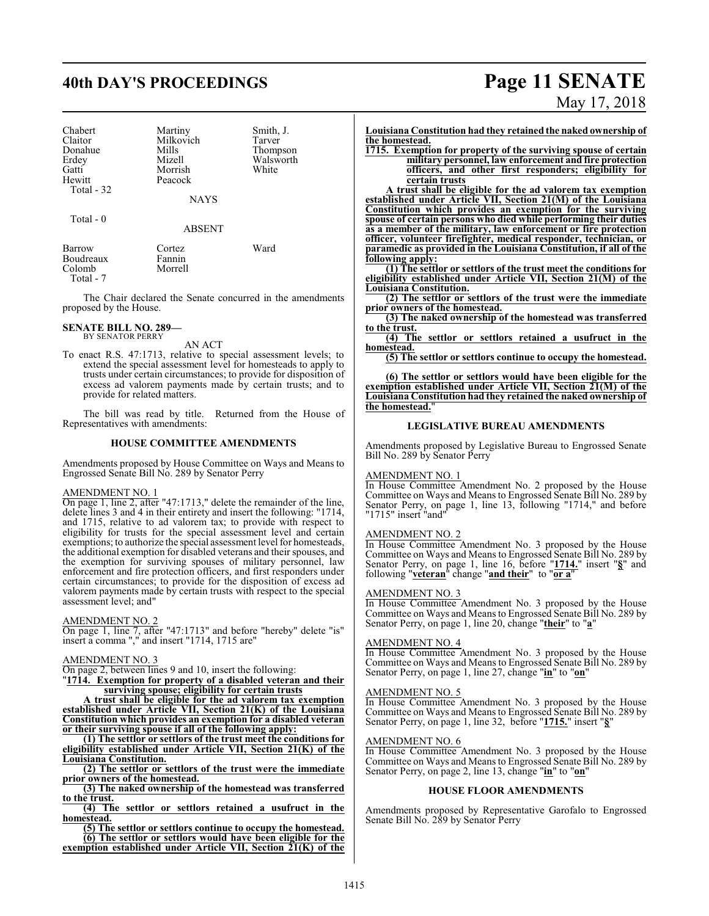| Chabert | Martiny | Smith, J. |
|---|---|---|
| Claitor | Milkovich | Tarver |
| Donahue | Mills | Thompson |
| Erdey | Mizell | Walsworth |
| Gatti | Morrish | White |
| Hewitt | Peacock | |

Total - 32

NAYS

Total - 0

ABSENT

| Barrow | Cortez | Ward |
|---|---|---|
| Boudreaux | Fannin | |
| Colomb | Morrell | |

Total - 7

The Chair declared the Senate concurred in the amendments proposed by the House.

**SENATE BILL NO. 289—**
BY SENATOR PERRY

AN ACT

To enact R.S. 47:1713, relative to special assessment levels; to extend the special assessment level for homesteads to apply to trusts under certain circumstances; to provide for disposition of excess ad valorem payments made by certain trusts; and to provide for related matters.

The bill was read by title. Returned from the House of Representatives with amendments:

**HOUSE COMMITTEE AMENDMENTS**

Amendments proposed by House Committee on Ways and Means to Engrossed Senate Bill No. 289 by Senator Perry

AMENDMENT NO. 1

On page 1, line 2, after "47:1713," delete the remainder of the line, delete lines 3 and 4 in their entirety and insert the following: "1714, and 1715, relative to ad valorem tax; to provide with respect to eligibility for trusts for the special assessment level and certain exemptions; to authorize the special assessment level for homesteads, the additional exemption for disabled veterans and their spouses, and the exemption for surviving spouses of military personnel, law enforcement and fire protection officers, and first responders under certain circumstances; to provide for the disposition of excess ad valorem payments made by certain trusts with respect to the special assessment level; and"

AMENDMENT NO. 2

On page 1, line 7, after "47:1713" and before "hereby" delete "is" insert a comma "," and insert "1714, 1715 are"

AMENDMENT NO. 3

On page 2, between lines 9 and 10, insert the following:

"**1714. Exemption for property of a disabled veteran and their surviving spouse; eligibility for certain trusts**

**A trust shall be eligible for the ad valorem tax exemption established under Article VII, Section 21(K) of the Louisiana Constitution which provides an exemption for a disabled veteran or their surviving spouse if all of the following apply:**

**(1) The settlor or settlors of the trust meet the conditions for eligibility established under Article VII, Section 21(K) of the Louisiana Constitution.**

**(2) The settlor or settlors of the trust were the immediate prior owners of the homestead.**

**(3) The naked ownership of the homestead was transferred to the trust.**

**(4) The settlor or settlors retained a usufruct in the homestead.**

**(5) The settlor or settlors continue to occupy the homestead.**

**(6) The settlor or settlors would have been eligible for the exemption established under Article VII, Section 21(K) of the Louisiana Constitution had they retained the naked ownership of the homestead.**

**1715. Exemption for property of the surviving spouse of certain military personnel, law enforcement and fire protection officers, and other first responders; eligibility for certain trusts**

**A trust shall be eligible for the ad valorem tax exemption established under Article VII, Section 21(M) of the Louisiana Constitution which provides an exemption for the surviving spouse of certain persons who died while performing their duties as a member of the military, law enforcement or fire protection officer, volunteer firefighter, medical responder, technician, or paramedic as provided in the Louisiana Constitution, if all of the following apply:**

**(1) The settlor or settlors of the trust meet the conditions for eligibility established under Article VII, Section 21(M) of the Louisiana Constitution.**

**(2) The settlor or settlors of the trust were the immediate prior owners of the homestead.**

**(3) The naked ownership of the homestead was transferred to the trust.**

**(4) The settlor or settlors retained a usufruct in the homestead.**

**(5) The settlor or settlors continue to occupy the homestead.**

**(6) The settlor or settlors would have been eligible for the exemption established under Article VII, Section 21(M) of the Louisiana Constitution had they retained the naked ownership of the homestead.**"

**LEGISLATIVE BUREAU AMENDMENTS**

Amendments proposed by Legislative Bureau to Engrossed Senate Bill No. 289 by Senator Perry

AMENDMENT NO. 1

In House Committee Amendment No. 2 proposed by the House Committee on Ways and Means to Engrossed Senate Bill No. 289 by Senator Perry, on page 1, line 13, following "1714," and before "1715" insert "and"

AMENDMENT NO. 2

In House Committee Amendment No. 3 proposed by the House Committee on Ways and Means to Engrossed Senate Bill No. 289 by Senator Perry, on page 1, line 16, before "**1714.**" insert "**§**" and following "**veteran**" change "**and their**" to "**or a**"

AMENDMENT NO. 3

In House Committee Amendment No. 3 proposed by the House Committee on Ways and Means to Engrossed Senate Bill No. 289 by Senator Perry, on page 1, line 20, change "**their**" to "**a**"

AMENDMENT NO. 4

In House Committee Amendment No. 3 proposed by the House Committee on Ways and Means to Engrossed Senate Bill No. 289 by Senator Perry, on page 1, line 27, change "**in**" to "**on**"

AMENDMENT NO. 5

In House Committee Amendment No. 3 proposed by the House Committee on Ways and Means to Engrossed Senate Bill No. 289 by Senator Perry, on page 1, line 32, before "**1715.**" insert "**§**"

AMENDMENT NO. 6

In House Committee Amendment No. 3 proposed by the House Committee on Ways and Means to Engrossed Senate Bill No. 289 by Senator Perry, on page 2, line 13, change "**in**" to "**on**"

**HOUSE FLOOR AMENDMENTS**

Amendments proposed by Representative Garofalo to Engrossed Senate Bill No. 289 by Senator Perry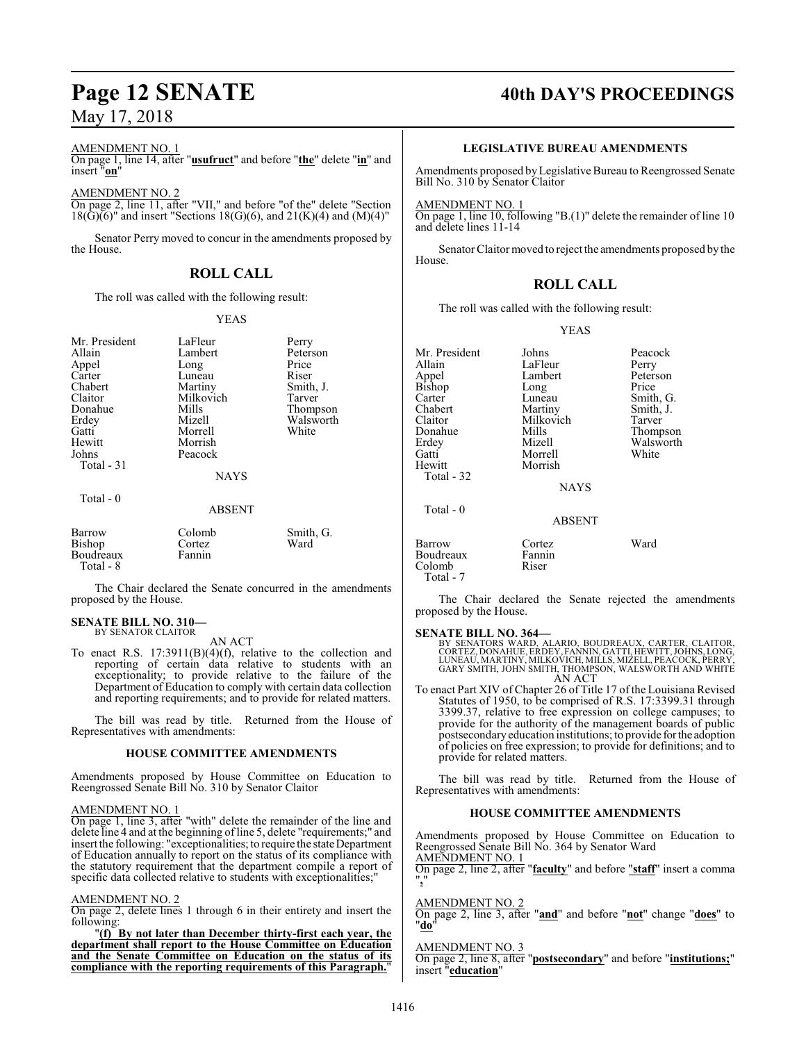AMENDMENT NO. 1

On page 1, line 14, after "**usufruct**" and before "**the**" delete "**in**" and insert "**on**"

AMENDMENT NO. 2

On page 2, line 11, after "VII," and before "of the" delete "Section 18(G)(6)" and insert "Sections 18(G)(6), and 21(K)(4) and (M)(4)"

Senator Perry moved to concur in the amendments proposed by the House.

## ROLL CALL

The roll was called with the following result:

YEAS

| | | |
|---|---|---|
| Mr. President | LaFleur | Perry |
| Allain | Lambert | Peterson |
| Appel | Long | Price |
| Carter | Luneau | Riser |
| Chabert | Martiny | Smith, J. |
| Claitor | Milkovich | Tarver |
| Donahue | Mills | Thompson |
| Erdey | Mizell | Walsworth |
| Gatti | Morrell | White |
| Hewitt | Morrish | |
| Johns | Peacock | |
| Total - 31 | | |

NAYS

Total - 0

ABSENT

| | | |
|---|---|---|
| Barrow | Colomb | Smith, G. |
| Bishop | Cortez | Ward |
| Boudreaux | Fannin | |
| Total - 8 | | |

The Chair declared the Senate concurred in the amendments proposed by the House.

**SENATE BILL NO. 310—**
BY SENATOR CLAITOR

AN ACT

To enact R.S. 17:3911(B)(4)(f), relative to the collection and reporting of certain data relative to students with an exceptionality; to provide relative to the failure of the Department of Education to comply with certain data collection and reporting requirements; and to provide for related matters.

The bill was read by title. Returned from the House of Representatives with amendments:

### HOUSE COMMITTEE AMENDMENTS

Amendments proposed by House Committee on Education to Reengrossed Senate Bill No. 310 by Senator Claitor

AMENDMENT NO. 1

On page 1, line 3, after "with" delete the remainder of the line and delete line 4 and at the beginning of line 5, delete "requirements;" and insert the following: "exceptionalities; to require the state Department of Education annually to report on the status of its compliance with the statutory requirement that the department compile a report of specific data collected relative to students with exceptionalities;"

AMENDMENT NO. 2

On page 2, delete lines 1 through 6 in their entirety and insert the following:

"**(f) By not later than December thirty-first each year, the department shall report to the House Committee on Education and the Senate Committee on Education on the status of its compliance with the reporting requirements of this Paragraph.**"

### LEGISLATIVE BUREAU AMENDMENTS

Amendments proposed by Legislative Bureau to Reengrossed Senate Bill No. 310 by Senator Claitor

AMENDMENT NO. 1

On page 1, line 10, following "B.(1)" delete the remainder of line 10 and delete lines 11-14

Senator Claitor moved to reject the amendments proposed by the House.

## ROLL CALL

The roll was called with the following result:

YEAS

| | | |
|---|---|---|
| Mr. President | Johns | Peacock |
| Allain | LaFleur | Perry |
| Appel | Lambert | Peterson |
| Bishop | Long | Price |
| Carter | Luneau | Smith, G. |
| Chabert | Martiny | Smith, J. |
| Claitor | Milkovich | Tarver |
| Donahue | Mills | Thompson |
| Erdey | Mizell | Walsworth |
| Gatti | Morrell | White |
| Hewitt | Morrish | |
| Total - 32 | | |

NAYS

Total - 0

ABSENT

| | | |
|---|---|---|
| Barrow | Cortez | Ward |
| Boudreaux | Fannin | |
| Colomb | Riser | |
| Total - 7 | | |

The Chair declared the Senate rejected the amendments proposed by the House.

**SENATE BILL NO. 364—**
BY SENATORS WARD, ALARIO, BOUDREAUX, CARTER, CLAITOR, CORTEZ, DONAHUE, ERDEY, FANNIN, GATTI, HEWITT, JOHNS, LONG, LUNEAU, MARTINY, MILKOVICH, MILLS, MIZELL, PEACOCK, PERRY, GARY SMITH, JOHN SMITH, THOMPSON, WALSWORTH AND WHITE

AN ACT

To enact Part XIV of Chapter 26 of Title 17 of the Louisiana Revised Statutes of 1950, to be comprised of R.S. 17:3399.31 through 3399.37, relative to free expression on college campuses; to provide for the authority of the management boards of public postsecondary education institutions; to provide for the adoption of policies on free expression; to provide for definitions; and to provide for related matters.

The bill was read by title. Returned from the House of Representatives with amendments:

### HOUSE COMMITTEE AMENDMENTS

Amendments proposed by House Committee on Education to Reengrossed Senate Bill No. 364 by Senator Ward

AMENDMENT NO. 1

On page 2, line 2, after "**faculty**" and before "**staff**" insert a comma "**,**"

AMENDMENT NO. 2

On page 2, line 3, after "**and**" and before "**not**" change "**does**" to "**do**"

AMENDMENT NO. 3

On page 2, line 8, after "**postsecondary**" and before "**institutions;**" insert "**education**"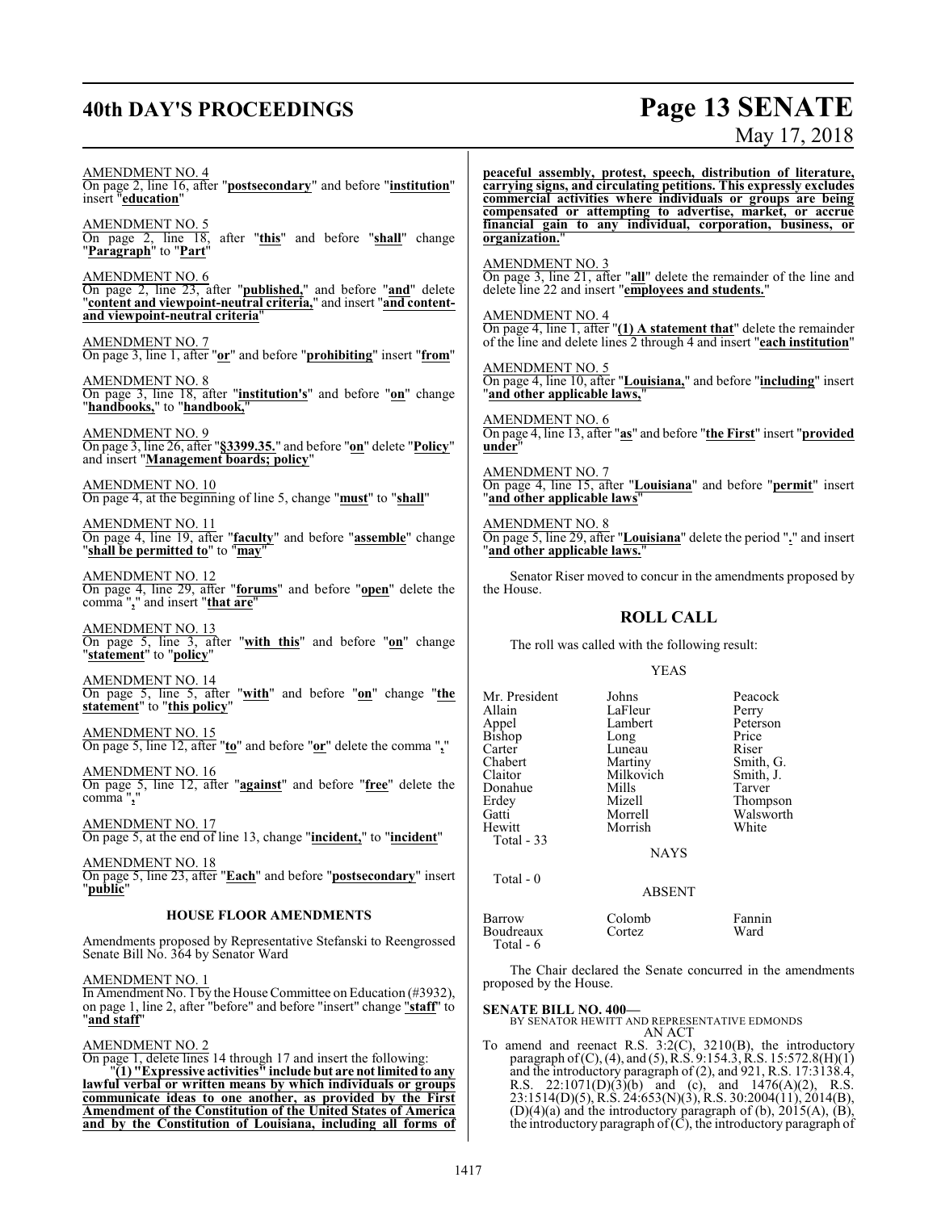AMENDMENT NO. 4
On page 2, line 16, after "**postsecondary**" and before "**institution**" insert "**education**"

AMENDMENT NO. 5
On page 2, line 18, after "**this**" and before "**shall**" change "**Paragraph**" to "**Part**"

AMENDMENT NO. 6
On page 2, line 23, after "**published,**" and before "**and**" delete "**content and viewpoint-neutral criteria,**" and insert "**and content-and viewpoint-neutral criteria**"

AMENDMENT NO. 7
On page 3, line 1, after "**or**" and before "**prohibiting**" insert "**from**"

AMENDMENT NO. 8
On page 3, line 18, after "**institution's**" and before "**on**" change "**handbooks,**" to "**handbook,**"

AMENDMENT NO. 9
On page 3, line 26, after "**§3399.35.**" and before "**on**" delete "**Policy**" and insert "**Management boards; policy**"

AMENDMENT NO. 10
On page 4, at the beginning of line 5, change "**must**" to "**shall**"

AMENDMENT NO. 11
On page 4, line 19, after "**faculty**" and before "**assemble**" change "**shall be permitted to**" to "**may**"

AMENDMENT NO. 12
On page 4, line 29, after "**forums**" and before "**open**" delete the comma "**,**" and insert "**that are**"

AMENDMENT NO. 13
On page 5, line 3, after "**with this**" and before "**on**" change "**statement**" to "**policy**"

AMENDMENT NO. 14
On page 5, line 5, after "**with**" and before "**on**" change "**the statement**" to "**this policy**"

AMENDMENT NO. 15
On page 5, line 12, after "**to**" and before "**or**" delete the comma "**,**"

AMENDMENT NO. 16
On page 5, line 12, after "**against**" and before "**free**" delete the comma "**,**"

AMENDMENT NO. 17
On page 5, at the end of line 13, change "**incident,**" to "**incident**"

AMENDMENT NO. 18
On page 5, line 23, after "**Each**" and before "**postsecondary**" insert "**public**"

### HOUSE FLOOR AMENDMENTS

Amendments proposed by Representative Stefanski to Reengrossed Senate Bill No. 364 by Senator Ward

AMENDMENT NO. 1
In Amendment No. 1 by the House Committee on Education (#3932), on page 1, line 2, after "before" and before "insert" change "**staff**" to "**and staff**"

AMENDMENT NO. 2
On page 1, delete lines 14 through 17 and insert the following:

"**(1) "Expressive activities" include but are not limited to any lawful verbal or written means by which individuals or groups communicate ideas to one another, as provided by the First Amendment of the Constitution of the United States of America and by the Constitution of Louisiana, including all forms of peaceful assembly, protest, speech, distribution of literature, carrying signs, and circulating petitions. This expressly excludes commercial activities where individuals or groups are being compensated or attempting to advertise, market, or accrue financial gain to any individual, corporation, business, or organization.**"

AMENDMENT NO. 3
On page 3, line 21, after "**all**" delete the remainder of the line and delete line 22 and insert "**employees and students.**"

AMENDMENT NO. 4
On page 4, line 1, after "**(1) A statement that**" delete the remainder of the line and delete lines 2 through 4 and insert "**each institution**"

AMENDMENT NO. 5
On page 4, line 10, after "**Louisiana,**" and before "**including**" insert "**and other applicable laws,**"

AMENDMENT NO. 6
On page 4, line 13, after "**as**" and before "**the First**" insert "**provided under**"

AMENDMENT NO. 7
On page 4, line 15, after "**Louisiana**" and before "**permit**" insert "**and other applicable laws**"

AMENDMENT NO. 8
On page 5, line 29, after "**Louisiana**" delete the period "**.**" and insert "**and other applicable laws.**"

Senator Riser moved to concur in the amendments proposed by the House.

## ROLL CALL

The roll was called with the following result:

YEAS

| | | |
|---|---|---|
| Mr. President | Johns | Peacock |
| Allain | LaFleur | Perry |
| Appel | Lambert | Peterson |
| Bishop | Long | Price |
| Carter | Luneau | Riser |
| Chabert | Martiny | Smith, G. |
| Claitor | Milkovich | Smith, J. |
| Donahue | Mills | Tarver |
| Erdey | Mizell | Thompson |
| Gatti | Morrell | Walsworth |
| Hewitt | Morrish | White |

Total - 33

NAYS

Total - 0

ABSENT

| | | |
|---|---|---|
| Barrow | Colomb | Fannin |
| Boudreaux | Cortez | Ward |

Total - 6

The Chair declared the Senate concurred in the amendments proposed by the House.

**SENATE BILL NO. 400—**
BY SENATOR HEWITT AND REPRESENTATIVE EDMONDS
AN ACT

To amend and reenact R.S. 3:2(C), 3210(B), the introductory paragraph of (C), (4), and (5), R.S. 9:154.3, R.S. 15:572.8(H)(1) and the introductory paragraph of (2), and 921, R.S. 17:3138.4, R.S. 22:1071(D)(3)(b) and (c), and 1476(A)(2), R.S. 23:1514(D)(5), R.S. 24:653(N)(3), R.S. 30:2004(11), 2014(B), (D)(4)(a) and the introductory paragraph of (b), 2015(A), (B), the introductory paragraph of (C), the introductory paragraph of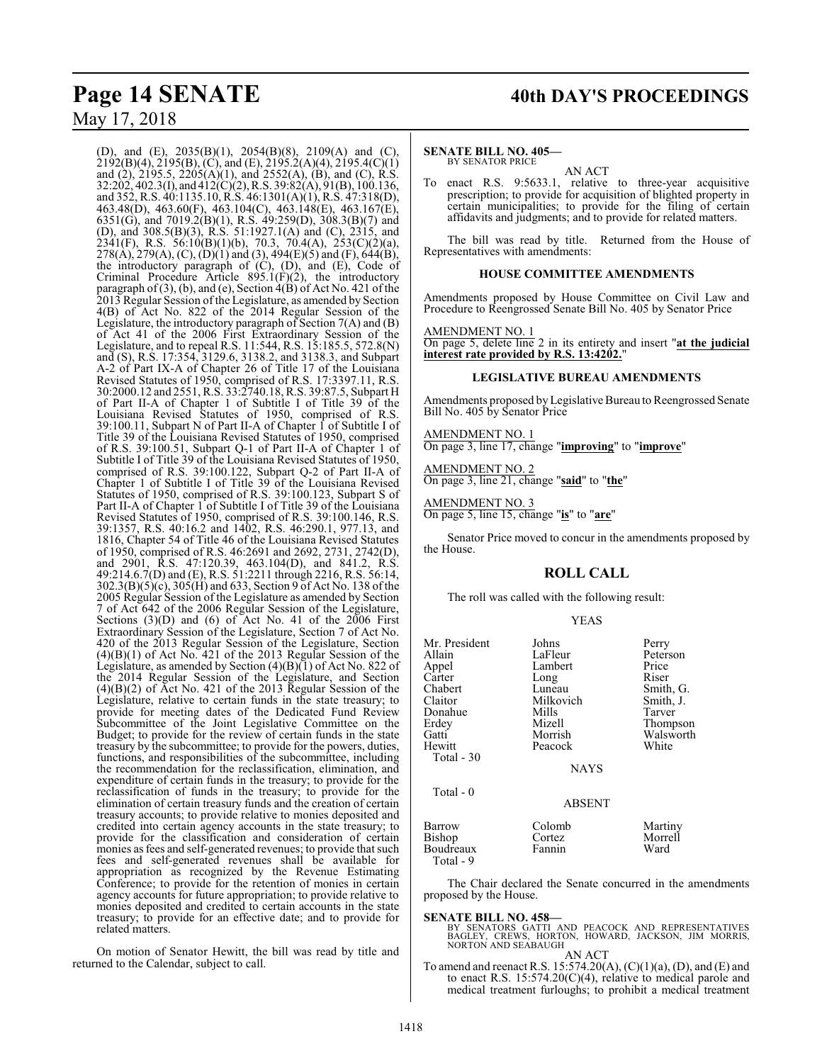(D), and (E), 2035(B)(1), 2054(B)(8), 2109(A) and (C), 2192(B)(4), 2195(B), (C), and (E), 2195.2(A)(4), 2195.4(C)(1) and (2), 2195.5, 2205(A)(1), and 2552(A), (B), and (C), R.S. 32:202, 402.3(I), and 412(C)(2), R.S. 39:82(A), 91(B), 100.136, and 352, R.S. 40:1135.10, R.S. 46:1301(A)(1), R.S. 47:318(D), 463.48(D), 463.60(F), 463.104(C), 463.148(E), 463.167(E), 6351(G), and 7019.2(B)(1), R.S. 49:259(D), 308.3(B)(7) and (D), and 308.5(B)(3), R.S. 51:1927.1(A) and (C), 2315, and 2341(F), R.S. 56:10(B)(1)(b), 70.3, 70.4(A), 253(C)(2)(a), 278(A), 279(A), (C), (D)(1) and (3), 494(E)(5) and (F), 644(B), the introductory paragraph of (C), (D), and (E), Code of Criminal Procedure Article 895.1(F)(2), the introductory paragraph of (3), (b), and (e), Section 4(B) of Act No. 421 of the 2013 Regular Session of the Legislature, as amended by Section 4(B) of Act No. 822 of the 2014 Regular Session of the Legislature, the introductory paragraph of Section 7(A) and (B) of Act 41 of the 2006 First Extraordinary Session of the Legislature, and to repeal R.S. 11:544, R.S. 15:185.5, 572.8(N) and (S), R.S. 17:354, 3129.6, 3138.2, and 3138.3, and Subpart A-2 of Part IX-A of Chapter 26 of Title 17 of the Louisiana Revised Statutes of 1950, comprised of R.S. 17:3397.11, R.S. 30:2000.12 and 2551, R.S. 33:2740.18, R.S. 39:87.5, Subpart H of Part II-A of Chapter 1 of Subtitle I of Title 39 of the Louisiana Revised Statutes of 1950, comprised of R.S. 39:100.11, Subpart N of Part II-A of Chapter 1 of Subtitle I of Title 39 of the Louisiana Revised Statutes of 1950, comprised of R.S. 39:100.51, Subpart Q-1 of Part II-A of Chapter 1 of Subtitle I of Title 39 of the Louisiana Revised Statutes of 1950, comprised of R.S. 39:100.122, Subpart Q-2 of Part II-A of Chapter 1 of Subtitle I of Title 39 of the Louisiana Revised Statutes of 1950, comprised of R.S. 39:100.123, Subpart S of Part II-A of Chapter 1 of Subtitle I of Title 39 of the Louisiana Revised Statutes of 1950, comprised of R.S. 39:100.146, R.S. 39:1357, R.S. 40:16.2 and 1402, R.S. 46:290.1, 977.13, and 1816, Chapter 54 of Title 46 of the Louisiana Revised Statutes of 1950, comprised of R.S. 46:2691 and 2692, 2731, 2742(D), and 2901, R.S. 47:120.39, 463.104(D), and 841.2, R.S. 49:214.6.7(D) and (E), R.S. 51:2211 through 2216, R.S. 56:14, 302.3(B)(5)(c), 305(H) and 633, Section 9 of Act No. 138 of the 2005 Regular Session of the Legislature as amended by Section 7 of Act 642 of the 2006 Regular Session of the Legislature, Sections (3)(D) and (6) of Act No. 41 of the 2006 First Extraordinary Session of the Legislature, Section 7 of Act No. 420 of the 2013 Regular Session of the Legislature, Section (4)(B)(1) of Act No. 421 of the 2013 Regular Session of the Legislature, as amended by Section (4)(B)(1) of Act No. 822 of the 2014 Regular Session of the Legislature, and Section (4)(B)(2) of Act No. 421 of the 2013 Regular Session of the Legislature, relative to certain funds in the state treasury; to provide for meeting dates of the Dedicated Fund Review Subcommittee of the Joint Legislative Committee on the Budget; to provide for the review of certain funds in the state treasury by the subcommittee; to provide for the powers, duties, functions, and responsibilities of the subcommittee, including the recommendation for the reclassification, elimination, and expenditure of certain funds in the treasury; to provide for the reclassification of funds in the treasury; to provide for the elimination of certain treasury funds and the creation of certain treasury accounts; to provide relative to monies deposited and credited into certain agency accounts in the state treasury; to provide for the classification and consideration of certain monies as fees and self-generated revenues; to provide that such fees and self-generated revenues shall be available for appropriation as recognized by the Revenue Estimating Conference; to provide for the retention of monies in certain agency accounts for future appropriation; to provide relative to monies deposited and credited to certain accounts in the state treasury; to provide for an effective date; and to provide for related matters.

On motion of Senator Hewitt, the bill was read by title and returned to the Calendar, subject to call.

**SENATE BILL NO. 405—**
BY SENATOR PRICE

AN ACT

To enact R.S. 9:5633.1, relative to three-year acquisitive prescription; to provide for acquisition of blighted property in certain municipalities; to provide for the filing of certain affidavits and judgments; and to provide for related matters.

The bill was read by title. Returned from the House of Representatives with amendments:

### HOUSE COMMITTEE AMENDMENTS

Amendments proposed by House Committee on Civil Law and Procedure to Reengrossed Senate Bill No. 405 by Senator Price

AMENDMENT NO. 1
On page 5, delete line 2 in its entirety and insert "**at the judicial interest rate provided by R.S. 13:4202.**"

### LEGISLATIVE BUREAU AMENDMENTS

Amendments proposed by Legislative Bureau to Reengrossed Senate Bill No. 405 by Senator Price

AMENDMENT NO. 1
On page 3, line 17, change "**improving**" to "**improve**"

AMENDMENT NO. 2
On page 3, line 21, change "**said**" to "**the**"

AMENDMENT NO. 3
On page 5, line 15, change "**is**" to "**are**"

Senator Price moved to concur in the amendments proposed by the House.

## ROLL CALL

The roll was called with the following result:

YEAS

| | | |
|---|---|---|
| Mr. President | Johns | Perry |
| Allain | LaFleur | Peterson |
| Appel | Lambert | Price |
| Carter | Long | Riser |
| Chabert | Luneau | Smith, G. |
| Claitor | Milkovich | Smith, J. |
| Donahue | Mills | Tarver |
| Erdey | Mizell | Thompson |
| Gatti | Morrish | Walsworth |
| Hewitt | Peacock | White |
| Total - 30 | | |

NAYS

Total - 0

ABSENT

| | | |
|---|---|---|
| Barrow | Colomb | Martiny |
| Bishop | Cortez | Morrell |
| Boudreaux | Fannin | Ward |
| Total - 9 | | |

The Chair declared the Senate concurred in the amendments proposed by the House.

**SENATE BILL NO. 458—**
BY SENATORS GATTI AND PEACOCK AND REPRESENTATIVES BAGLEY, CREWS, HORTON, HOWARD, JACKSON, JIM MORRIS, NORTON AND SEABAUGH

AN ACT

To amend and reenact R.S. 15:574.20(A), (C)(1)(a), (D), and (E) and to enact R.S. 15:574.20(C)(4), relative to medical parole and medical treatment furloughs; to prohibit a medical treatment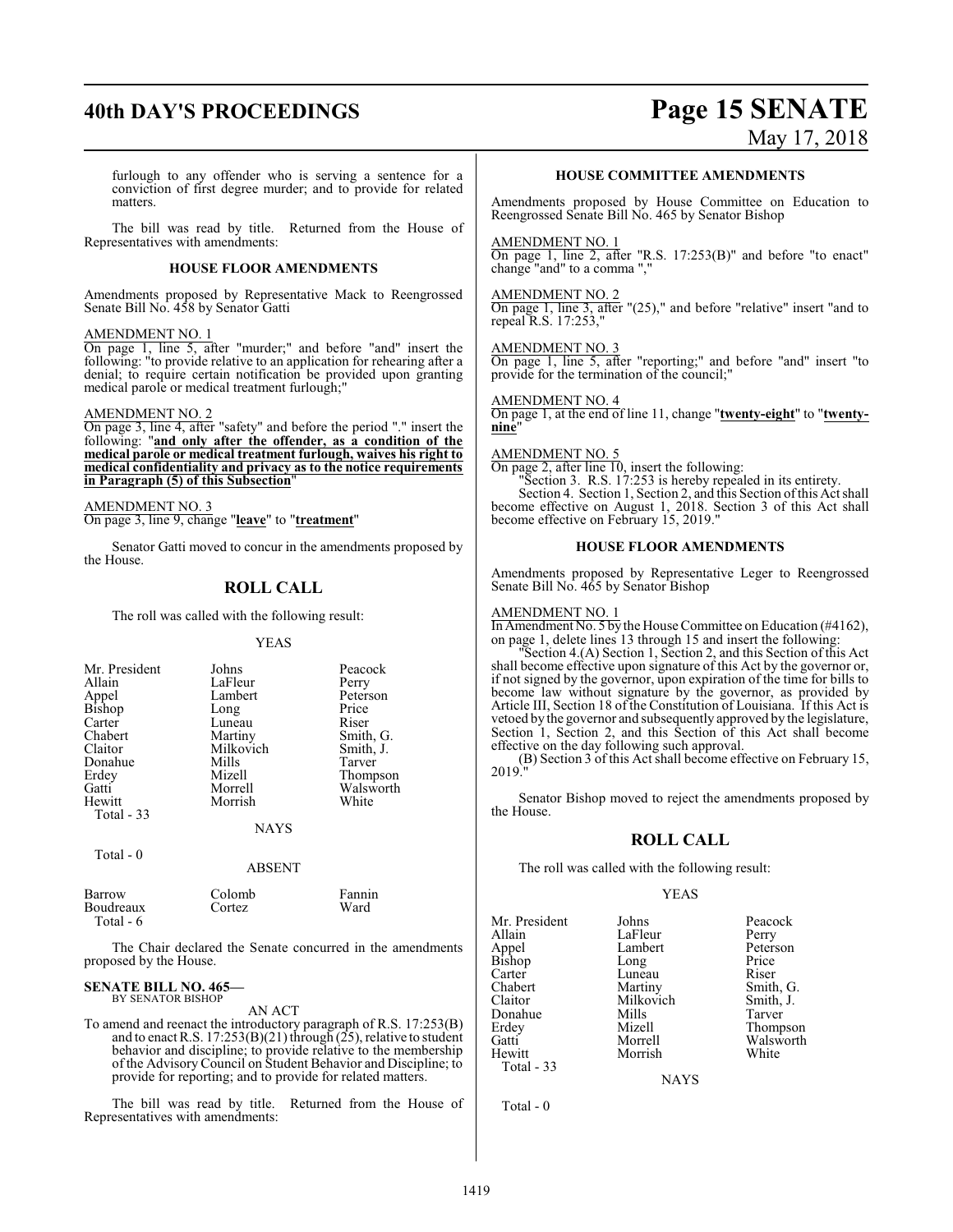furlough to any offender who is serving a sentence for a conviction of first degree murder; and to provide for related matters.

The bill was read by title. Returned from the House of Representatives with amendments:

### HOUSE FLOOR AMENDMENTS

Amendments proposed by Representative Mack to Reengrossed Senate Bill No. 458 by Senator Gatti

AMENDMENT NO. 1

On page 1, line 5, after "murder;" and before "and" insert the following: "to provide relative to an application for rehearing after a denial; to require certain notification be provided upon granting medical parole or medical treatment furlough;"

AMENDMENT NO. 2

On page 3, line 4, after "safety" and before the period "." insert the following: "**and only after the offender, as a condition of the medical parole or medical treatment furlough, waives his right to medical confidentiality and privacy as to the notice requirements in Paragraph (5) of this Subsection**"

AMENDMENT NO. 3

On page 3, line 9, change "**leave**" to "**treatment**"

Senator Gatti moved to concur in the amendments proposed by the House.

## ROLL CALL

The roll was called with the following result:

YEAS

| | | |
|---|---|---|
| Mr. President | Johns | Peacock |
| Allain | LaFleur | Perry |
| Appel | Lambert | Peterson |
| Bishop | Long | Price |
| Carter | Luneau | Riser |
| Chabert | Martiny | Smith, G. |
| Claitor | Milkovich | Smith, J. |
| Donahue | Mills | Tarver |
| Erdey | Mizell | Thompson |
| Gatti | Morrell | Walsworth |
| Hewitt | Morrish | White |
| Total - 33 | | |

NAYS

Total - 0

ABSENT

| | | |
|---|---|---|
| Barrow | Colomb | Fannin |
| Boudreaux | Cortez | Ward |
| Total - 6 | | |

The Chair declared the Senate concurred in the amendments proposed by the House.

**SENATE BILL NO. 465—**
BY SENATOR BISHOP

AN ACT

To amend and reenact the introductory paragraph of R.S. 17:253(B) and to enact R.S. 17:253(B)(21) through (25), relative to student behavior and discipline; to provide relative to the membership of the Advisory Council on Student Behavior and Discipline; to provide for reporting; and to provide for related matters.

The bill was read by title. Returned from the House of Representatives with amendments:

### HOUSE COMMITTEE AMENDMENTS

Amendments proposed by House Committee on Education to Reengrossed Senate Bill No. 465 by Senator Bishop

AMENDMENT NO. 1

On page 1, line 2, after "R.S. 17:253(B)" and before "to enact" change "and" to a comma ","

AMENDMENT NO. 2

On page 1, line 3, after "(25)," and before "relative" insert "and to repeal R.S. 17:253,"

AMENDMENT NO. 3

On page 1, line 5, after "reporting;" and before "and" insert "to provide for the termination of the council;"

AMENDMENT NO. 4

On page 1, at the end of line 11, change "**twenty-eight**" to "**twenty-nine**"

AMENDMENT NO. 5

On page 2, after line 10, insert the following:

"Section 3. R.S. 17:253 is hereby repealed in its entirety.

Section 4. Section 1, Section 2, and this Section of this Act shall become effective on August 1, 2018. Section 3 of this Act shall become effective on February 15, 2019."

### HOUSE FLOOR AMENDMENTS

Amendments proposed by Representative Leger to Reengrossed Senate Bill No. 465 by Senator Bishop

AMENDMENT NO. 1

In Amendment No. 5 by the House Committee on Education (#4162), on page 1, delete lines 13 through 15 and insert the following:

"Section 4.(A) Section 1, Section 2, and this Section of this Act shall become effective upon signature of this Act by the governor or, if not signed by the governor, upon expiration of the time for bills to become law without signature by the governor, as provided by Article III, Section 18 of the Constitution of Louisiana. If this Act is vetoed by the governor and subsequently approved by the legislature, Section 1, Section 2, and this Section of this Act shall become effective on the day following such approval.

(B) Section 3 of this Act shall become effective on February 15, 2019."

Senator Bishop moved to reject the amendments proposed by the House.

## ROLL CALL

The roll was called with the following result:

YEAS

| | | |
|---|---|---|
| Mr. President | Johns | Peacock |
| Allain | LaFleur | Perry |
| Appel | Lambert | Peterson |
| Bishop | Long | Price |
| Carter | Luneau | Riser |
| Chabert | Martiny | Smith, G. |
| Claitor | Milkovich | Smith, J. |
| Donahue | Mills | Tarver |
| Erdey | Mizell | Thompson |
| Gatti | Morrell | Walsworth |
| Hewitt | Morrish | White |
| Total - 33 | | |

NAYS

Total - 0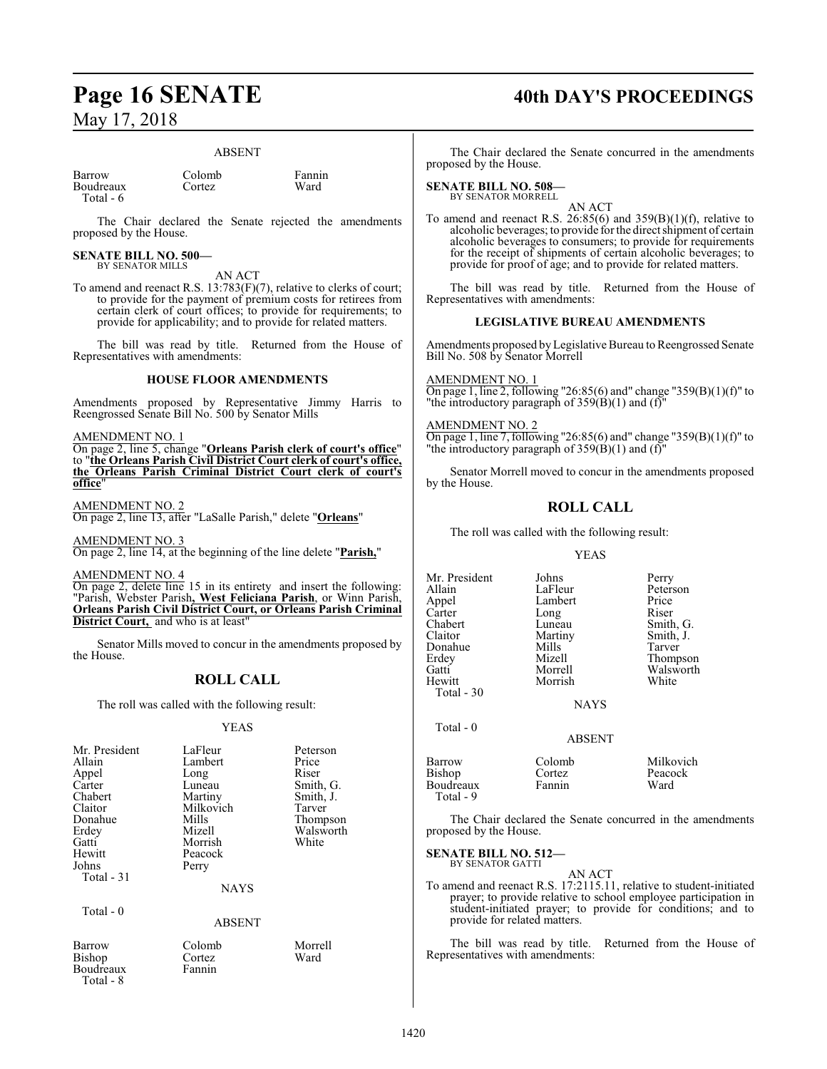ABSENT

| | | |
|---|---|---|
| Barrow | Colomb | Fannin |
| Boudreaux | Cortez | Ward |
| Total - 6 | | |

The Chair declared the Senate rejected the amendments proposed by the House.

**SENATE BILL NO. 500—**
BY SENATOR MILLS

AN ACT

To amend and reenact R.S. 13:783(F)(7), relative to clerks of court; to provide for the payment of premium costs for retirees from certain clerk of court offices; to provide for requirements; to provide for applicability; and to provide for related matters.

The bill was read by title. Returned from the House of Representatives with amendments:

**HOUSE FLOOR AMENDMENTS**

Amendments proposed by Representative Jimmy Harris to Reengrossed Senate Bill No. 500 by Senator Mills

AMENDMENT NO. 1

On page 2, line 5, change "**Orleans Parish clerk of court's office**" to "**the Orleans Parish Civil District Court clerk of court's office, the Orleans Parish Criminal District Court clerk of court's office**"

AMENDMENT NO. 2

On page 2, line 13, after "LaSalle Parish," delete "**Orleans**"

AMENDMENT NO. 3

On page 2, line 14, at the beginning of the line delete "**Parish,**"

AMENDMENT NO. 4

On page 2, delete line 15 in its entirety and insert the following: "Parish, Webster Parish**, West Feliciana Parish**, or Winn Parish, **Orleans Parish Civil District Court, or Orleans Parish Criminal District Court,** and who is at least"

Senator Mills moved to concur in the amendments proposed by the House.

## ROLL CALL

The roll was called with the following result:

YEAS

| | | |
|---|---|---|
| Mr. President | LaFleur | Peterson |
| Allain | Lambert | Price |
| Appel | Long | Riser |
| Carter | Luneau | Smith, G. |
| Chabert | Martiny | Smith, J. |
| Claitor | Milkovich | Tarver |
| Donahue | Mills | Thompson |
| Erdey | Mizell | Walsworth |
| Gatti | Morrish | White |
| Hewitt | Peacock | |
| Johns | Perry | |
| Total - 31 | | |

NAYS

Total - 0

ABSENT

| | | |
|---|---|---|
| Barrow | Colomb | Morrell |
| Bishop | Cortez | Ward |
| Boudreaux | Fannin | |
| Total - 8 | | |

The Chair declared the Senate concurred in the amendments proposed by the House.

**SENATE BILL NO. 508—**
BY SENATOR MORRELL

AN ACT

To amend and reenact R.S. 26:85(6) and 359(B)(1)(f), relative to alcoholic beverages; to provide for the direct shipment of certain alcoholic beverages to consumers; to provide for requirements for the receipt of shipments of certain alcoholic beverages; to provide for proof of age; and to provide for related matters.

The bill was read by title. Returned from the House of Representatives with amendments:

**LEGISLATIVE BUREAU AMENDMENTS**

Amendments proposed by Legislative Bureau to Reengrossed Senate Bill No. 508 by Senator Morrell

AMENDMENT NO. 1

On page 1, line 2, following "26:85(6) and" change "359(B)(1)(f)" to "the introductory paragraph of 359(B)(1) and (f)"

AMENDMENT NO. 2

On page 1, line 7, following "26:85(6) and" change "359(B)(1)(f)" to "the introductory paragraph of 359(B)(1) and (f)"

Senator Morrell moved to concur in the amendments proposed by the House.

## ROLL CALL

The roll was called with the following result:

YEAS

| | | |
|---|---|---|
| Mr. President | Johns | Perry |
| Allain | LaFleur | Peterson |
| Appel | Lambert | Price |
| Carter | Long | Riser |
| Chabert | Luneau | Smith, G. |
| Claitor | Martiny | Smith, J. |
| Donahue | Mills | Tarver |
| Erdey | Mizell | Thompson |
| Gatti | Morrell | Walsworth |
| Hewitt | Morrish | White |
| Total - 30 | | |

NAYS

Total - 0

ABSENT

| | | |
|---|---|---|
| Barrow | Colomb | Milkovich |
| Bishop | Cortez | Peacock |
| Boudreaux | Fannin | Ward |
| Total - 9 | | |

The Chair declared the Senate concurred in the amendments proposed by the House.

**SENATE BILL NO. 512—**
BY SENATOR GATTI

AN ACT

To amend and reenact R.S. 17:2115.11, relative to student-initiated prayer; to provide relative to school employee participation in student-initiated prayer; to provide for conditions; and to provide for related matters.

The bill was read by title. Returned from the House of Representatives with amendments: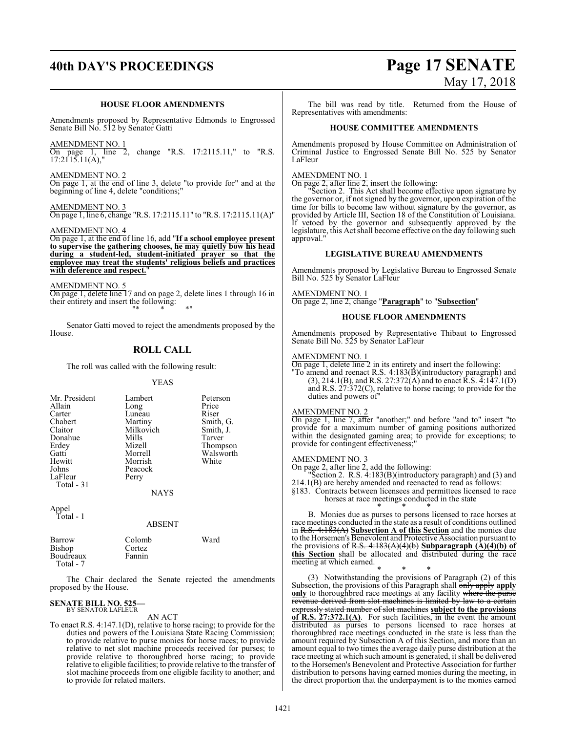### HOUSE FLOOR AMENDMENTS

Amendments proposed by Representative Edmonds to Engrossed Senate Bill No. 512 by Senator Gatti

AMENDMENT NO. 1

On page 1, line 2, change "R.S. 17:2115.11," to "R.S. 17:2115.11(A),"

AMENDMENT NO. 2

On page 1, at the end of line 3, delete "to provide for" and at the beginning of line 4, delete "conditions;"

AMENDMENT NO. 3

On page 1, line 6, change "R.S. 17:2115.11" to "R.S. 17:2115.11(A)"

AMENDMENT NO. 4

On page 1, at the end of line 16, add "**If a school employee present to supervise the gathering chooses, he may quietly bow his head during a student-led, student-initiated prayer so that the employee may treat the students' religious beliefs and practices with deference and respect.**"

AMENDMENT NO. 5

On page 1, delete line 17 and on page 2, delete lines 1 through 16 in their entirety and insert the following:

"* * *"

Senator Gatti moved to reject the amendments proposed by the House.

## ROLL CALL

The roll was called with the following result:

YEAS

| | | |
|---|---|---|
| Mr. President | Lambert | Peterson |
| Allain | Long | Price |
| Carter | Luneau | Riser |
| Chabert | Martiny | Smith, G. |
| Claitor | Milkovich | Smith, J. |
| Donahue | Mills | Tarver |
| Erdey | Mizell | Thompson |
| Gatti | Morrell | Walsworth |
| Hewitt | Morrish | White |
| Johns | Peacock | |
| LaFleur | Perry | |
| Total - 31 | | |

NAYS

Appel
Total - 1

ABSENT

| | | |
|---|---|---|
| Barrow | Colomb | Ward |
| Bishop | Cortez | |
| Boudreaux | Fannin | |
| Total - 7 | | |

The Chair declared the Senate rejected the amendments proposed by the House.

**SENATE BILL NO. 525—**
BY SENATOR LAFLEUR

AN ACT

To enact R.S. 4:147.1(D), relative to horse racing; to provide for the duties and powers of the Louisiana State Racing Commission; to provide relative to purse monies for horse races; to provide relative to net slot machine proceeds received for purses; to provide relative to thoroughbred horse racing; to provide relative to eligible facilities; to provide relative to the transfer of slot machine proceeds from one eligible facility to another; and to provide for related matters.

The bill was read by title. Returned from the House of Representatives with amendments:

### HOUSE COMMITTEE AMENDMENTS

Amendments proposed by House Committee on Administration of Criminal Justice to Engrossed Senate Bill No. 525 by Senator LaFleur

AMENDMENT NO. 1

On page 2, after line 2, insert the following:

"Section 2. This Act shall become effective upon signature by the governor or, if not signed by the governor, upon expiration of the time for bills to become law without signature by the governor, as provided by Article III, Section 18 of the Constitution of Louisiana. If vetoed by the governor and subsequently approved by the legislature, this Act shall become effective on the day following such approval."

### LEGISLATIVE BUREAU AMENDMENTS

Amendments proposed by Legislative Bureau to Engrossed Senate Bill No. 525 by Senator LaFleur

AMENDMENT NO. 1

On page 2, line 2, change "**Paragraph**" to "**Subsection**"

### HOUSE FLOOR AMENDMENTS

Amendments proposed by Representative Thibaut to Engrossed Senate Bill No. 525 by Senator LaFleur

AMENDMENT NO. 1

On page 1, delete line 2 in its entirety and insert the following:

"To amend and reenact R.S. 4:183(B)(introductory paragraph) and (3), 214.1(B), and R.S. 27:372(A) and to enact R.S. 4:147.1(D) and R.S. 27:372(C), relative to horse racing; to provide for the duties and powers of"

AMENDMENT NO. 2

On page 1, line 7, after "another;" and before "and to" insert "to provide for a maximum number of gaming positions authorized within the designated gaming area; to provide for exceptions; to provide for contingent effectiveness;"

AMENDMENT NO. 3

On page 2, after line 2, add the following:

"Section 2. R.S. 4:183(B)(introductory paragraph) and (3) and 214.1(B) are hereby amended and reenacted to read as follows:

§183. Contracts between licensees and permittees licensed to race horses at race meetings conducted in the state

\* \* \*

B. Monies due as purses to persons licensed to race horses at race meetings conducted in the state as a result of conditions outlined in ~~R.S. 4:183(A)~~ **Subsection A of this Section** and the monies due to the Horsemen's Benevolent and Protective Association pursuant to the provisions of ~~R.S. 4:183(A)(4)(b)~~ **Subparagraph (A)(4)(b) of this Section** shall be allocated and distributed during the race meeting at which earned.

\* \* \*

(3) Notwithstanding the provisions of Paragraph (2) of this Subsection, the provisions of this Paragraph shall ~~only apply~~ **apply only** to thoroughbred race meetings at any facility ~~where the purse revenue derived from slot machines is limited by law to a certain expressly stated number of slot machines~~ **subject to the provisions of R.S. 27:372.1(A)**. For such facilities, in the event the amount distributed as purses to persons licensed to race horses at thoroughbred race meetings conducted in the state is less than the amount required by Subsection A of this Section, and more than an amount equal to two times the average daily purse distribution at the race meeting at which such amount is generated, it shall be delivered to the Horsemen's Benevolent and Protective Association for further distribution to persons having earned monies during the meeting, in the direct proportion that the underpayment is to the monies earned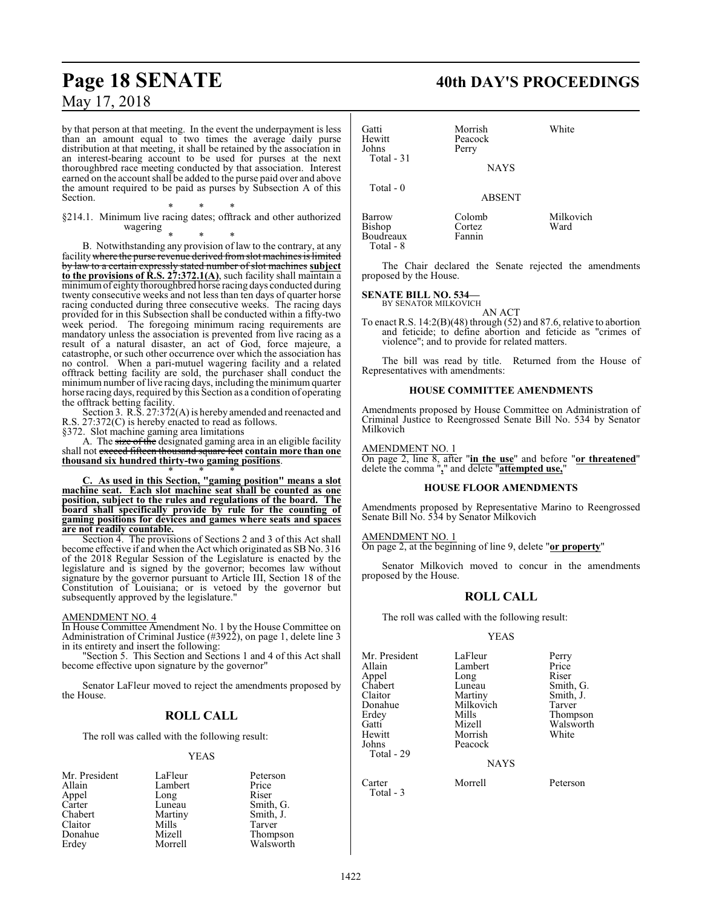by that person at that meeting. In the event the underpayment is less than an amount equal to two times the average daily purse distribution at that meeting, it shall be retained by the association in an interest-bearing account to be used for purses at the next thoroughbred race meeting conducted by that association. Interest earned on the account shall be added to the purse paid over and above the amount required to be paid as purses by Subsection A of this Section.

\* \* \*

§214.1. Minimum live racing dates; offtrack and other authorized wagering

\* \* \*

B. Notwithstanding any provision of law to the contrary, at any facility ~~where the purse revenue derived from slot machines is limited by law to a certain expressly stated number of slot machines~~ **subject to the provisions of R.S. 27:372.1(A)**, such facility shall maintain a minimum of eighty thoroughbred horse racing days conducted during twenty consecutive weeks and not less than ten days of quarter horse racing conducted during three consecutive weeks. The racing days provided for in this Subsection shall be conducted within a fifty-two week period. The foregoing minimum racing requirements are mandatory unless the association is prevented from live racing as a result of a natural disaster, an act of God, force majeure, a catastrophe, or such other occurrence over which the association has no control. When a pari-mutuel wagering facility and a related offtrack betting facility are sold, the purchaser shall conduct the minimum number of live racing days, including the minimum quarter horse racing days, required by this Section as a condition of operating the offtrack betting facility.

Section 3. R.S. 27:372(A) is hereby amended and reenacted and R.S. 27:372(C) is hereby enacted to read as follows.

§372. Slot machine gaming area limitations

A. The ~~size of the~~ designated gaming area in an eligible facility shall not ~~exceed fifteen thousand square feet~~ **contain more than one thousand six hundred thirty-two gaming positions**.

\* \* \*

**C. As used in this Section, "gaming position" means a slot machine seat. Each slot machine seat shall be counted as one position, subject to the rules and regulations of the board. The board shall specifically provide by rule for the counting of gaming positions for devices and games where seats and spaces are not readily countable.**

Section 4. The provisions of Sections 2 and 3 of this Act shall become effective if and when the Act which originated as SB No. 316 of the 2018 Regular Session of the Legislature is enacted by the legislature and is signed by the governor; becomes law without signature by the governor pursuant to Article III, Section 18 of the Constitution of Louisiana; or is vetoed by the governor but subsequently approved by the legislature."

AMENDMENT NO. 4

In House Committee Amendment No. 1 by the House Committee on Administration of Criminal Justice (#3922), on page 1, delete line 3 in its entirety and insert the following:

"Section 5. This Section and Sections 1 and 4 of this Act shall become effective upon signature by the governor"

Senator LaFleur moved to reject the amendments proposed by the House.

## ROLL CALL

The roll was called with the following result:

YEAS

| | | |
|---|---|---|
| Mr. President | LaFleur | Peterson |
| Allain | Lambert | Price |
| Appel | Long | Riser |
| Carter | Luneau | Smith, G. |
| Chabert | Martiny | Smith, J. |
| Claitor | Mills | Tarver |
| Donahue | Mizell | Thompson |
| Erdey | Morrell | Walsworth |
| Gatti | Morrish | White |
| Hewitt | Peacock | |
| Johns | Perry | |

Total - 31

NAYS

Total - 0

ABSENT

| | | |
|---|---|---|
| Barrow | Colomb | Milkovich |
| Bishop | Cortez | Ward |
| Boudreaux | Fannin | |

Total - 8

The Chair declared the Senate rejected the amendments proposed by the House.

**SENATE BILL NO. 534—**
BY SENATOR MILKOVICH

AN ACT

To enact R.S. 14:2(B)(48) through (52) and 87.6, relative to abortion and feticide; to define abortion and feticide as "crimes of violence"; and to provide for related matters.

The bill was read by title. Returned from the House of Representatives with amendments:

### HOUSE COMMITTEE AMENDMENTS

Amendments proposed by House Committee on Administration of Criminal Justice to Reengrossed Senate Bill No. 534 by Senator Milkovich

AMENDMENT NO. 1

On page 2, line 8, after "**in the use**" and before "**or threatened**" delete the comma "**,**" and delete "**attempted use,**"

### HOUSE FLOOR AMENDMENTS

Amendments proposed by Representative Marino to Reengrossed Senate Bill No. 534 by Senator Milkovich

AMENDMENT NO. 1

On page 2, at the beginning of line 9, delete "**or property**"

Senator Milkovich moved to concur in the amendments proposed by the House.

## ROLL CALL

The roll was called with the following result:

YEAS

| | | |
|---|---|---|
| Mr. President | LaFleur | Perry |
| Allain | Lambert | Price |
| Appel | Long | Riser |
| Chabert | Luneau | Smith, G. |
| Claitor | Martiny | Smith, J. |
| Donahue | Milkovich | Tarver |
| Erdey | Mills | Thompson |
| Gatti | Mizell | Walsworth |
| Hewitt | Morrish | White |
| Johns | Peacock | |

Total - 29

NAYS

| | | |
|---|---|---|
| Carter | Morrell | Peterson |

Total - 3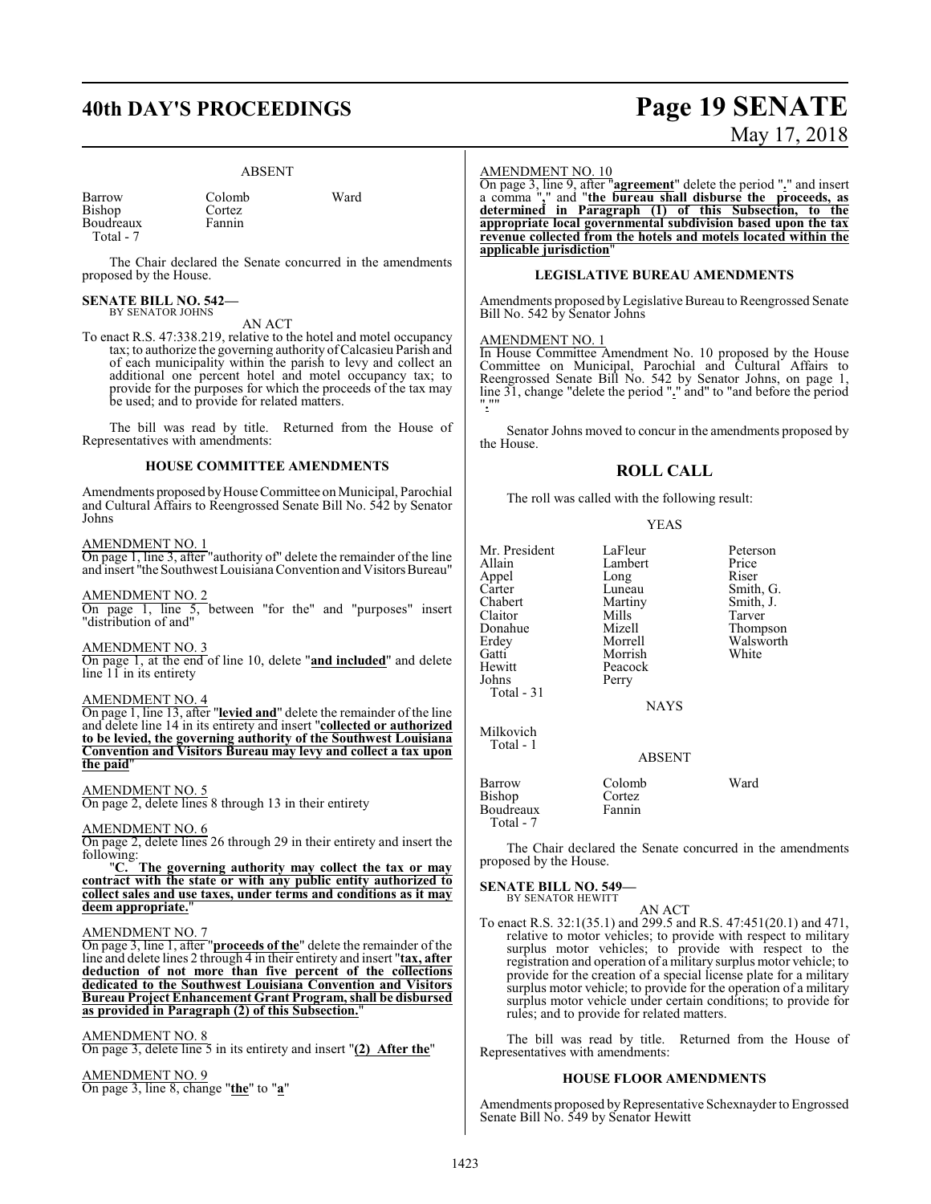ABSENT

| | | |
|---|---|---|
| Barrow | Colomb | Ward |
| Bishop | Cortez | |
| Boudreaux | Fannin | |
| Total - 7 | | |

The Chair declared the Senate concurred in the amendments proposed by the House.

**SENATE BILL NO. 542—**
BY SENATOR JOHNS

AN ACT

To enact R.S. 47:338.219, relative to the hotel and motel occupancy tax; to authorize the governing authority of Calcasieu Parish and of each municipality within the parish to levy and collect an additional one percent hotel and motel occupancy tax; to provide for the purposes for which the proceeds of the tax may be used; and to provide for related matters.

The bill was read by title. Returned from the House of Representatives with amendments:

## HOUSE COMMITTEE AMENDMENTS

Amendments proposed by House Committee on Municipal, Parochial and Cultural Affairs to Reengrossed Senate Bill No. 542 by Senator Johns

AMENDMENT NO. 1
On page 1, line 3, after "authority of" delete the remainder of the line and insert "the Southwest Louisiana Convention and Visitors Bureau"

AMENDMENT NO. 2
On page 1, line 5, between "for the" and "purposes" insert "distribution of and"

AMENDMENT NO. 3
On page 1, at the end of line 10, delete "**and included**" and delete line 11 in its entirety

AMENDMENT NO. 4
On page 1, line 13, after "**levied and**" delete the remainder of the line and delete line 14 in its entirety and insert "**collected or authorized to be levied, the governing authority of the Southwest Louisiana Convention and Visitors Bureau may levy and collect a tax upon the paid**"

AMENDMENT NO. 5
On page 2, delete lines 8 through 13 in their entirety

AMENDMENT NO. 6
On page 2, delete lines 26 through 29 in their entirety and insert the following:

"**C. The governing authority may collect the tax or may contract with the state or with any public entity authorized to collect sales and use taxes, under terms and conditions as it may deem appropriate.**"

AMENDMENT NO. 7
On page 3, line 1, after "**proceeds of the**" delete the remainder of the line and delete lines 2 through 4 in their entirety and insert "**tax, after deduction of not more than five percent of the collections dedicated to the Southwest Louisiana Convention and Visitors Bureau Project Enhancement Grant Program, shall be disbursed as provided in Paragraph (2) of this Subsection.**"

AMENDMENT NO. 8
On page 3, delete line 5 in its entirety and insert "**(2) After the**"

AMENDMENT NO. 9
On page 3, line 8, change "**the**" to "**a**"

AMENDMENT NO. 10
On page 3, line 9, after "**agreement**" delete the period "**.**" and insert a comma "**,**" and "**the bureau shall disburse the proceeds, as determined in Paragraph (1) of this Subsection, to the appropriate local governmental subdivision based upon the tax revenue collected from the hotels and motels located within the applicable jurisdiction**"

## LEGISLATIVE BUREAU AMENDMENTS

Amendments proposed by Legislative Bureau to Reengrossed Senate Bill No. 542 by Senator Johns

AMENDMENT NO. 1
In House Committee Amendment No. 10 proposed by the House Committee on Municipal, Parochial and Cultural Affairs to Reengrossed Senate Bill No. 542 by Senator Johns, on page 1, line 31, change "delete the period "**.**" and" to "and before the period "**.**""

Senator Johns moved to concur in the amendments proposed by the House.

## ROLL CALL

The roll was called with the following result:

YEAS

| | | |
|---|---|---|
| Mr. President | LaFleur | Peterson |
| Allain | Lambert | Price |
| Appel | Long | Riser |
| Carter | Luneau | Smith, G. |
| Chabert | Martiny | Smith, J. |
| Claitor | Mills | Tarver |
| Donahue | Mizell | Thompson |
| Erdey | Morrell | Walsworth |
| Gatti | Morrish | White |
| Hewitt | Peacock | |
| Johns | Perry | |
| Total - 31 | | |

NAYS

Milkovich
Total - 1

ABSENT

| | | |
|---|---|---|
| Barrow | Colomb | Ward |
| Bishop | Cortez | |
| Boudreaux | Fannin | |
| Total - 7 | | |

The Chair declared the Senate concurred in the amendments proposed by the House.

**SENATE BILL NO. 549—**
BY SENATOR HEWITT

AN ACT

To enact R.S. 32:1(35.1) and 299.5 and R.S. 47:451(20.1) and 471, relative to motor vehicles; to provide with respect to military surplus motor vehicles; to provide with respect to the registration and operation of a military surplus motor vehicle; to provide for the creation of a special license plate for a military surplus motor vehicle; to provide for the operation of a military surplus motor vehicle under certain conditions; to provide for rules; and to provide for related matters.

The bill was read by title. Returned from the House of Representatives with amendments:

## HOUSE FLOOR AMENDMENTS

Amendments proposed by Representative Schexnayder to Engrossed Senate Bill No. 549 by Senator Hewitt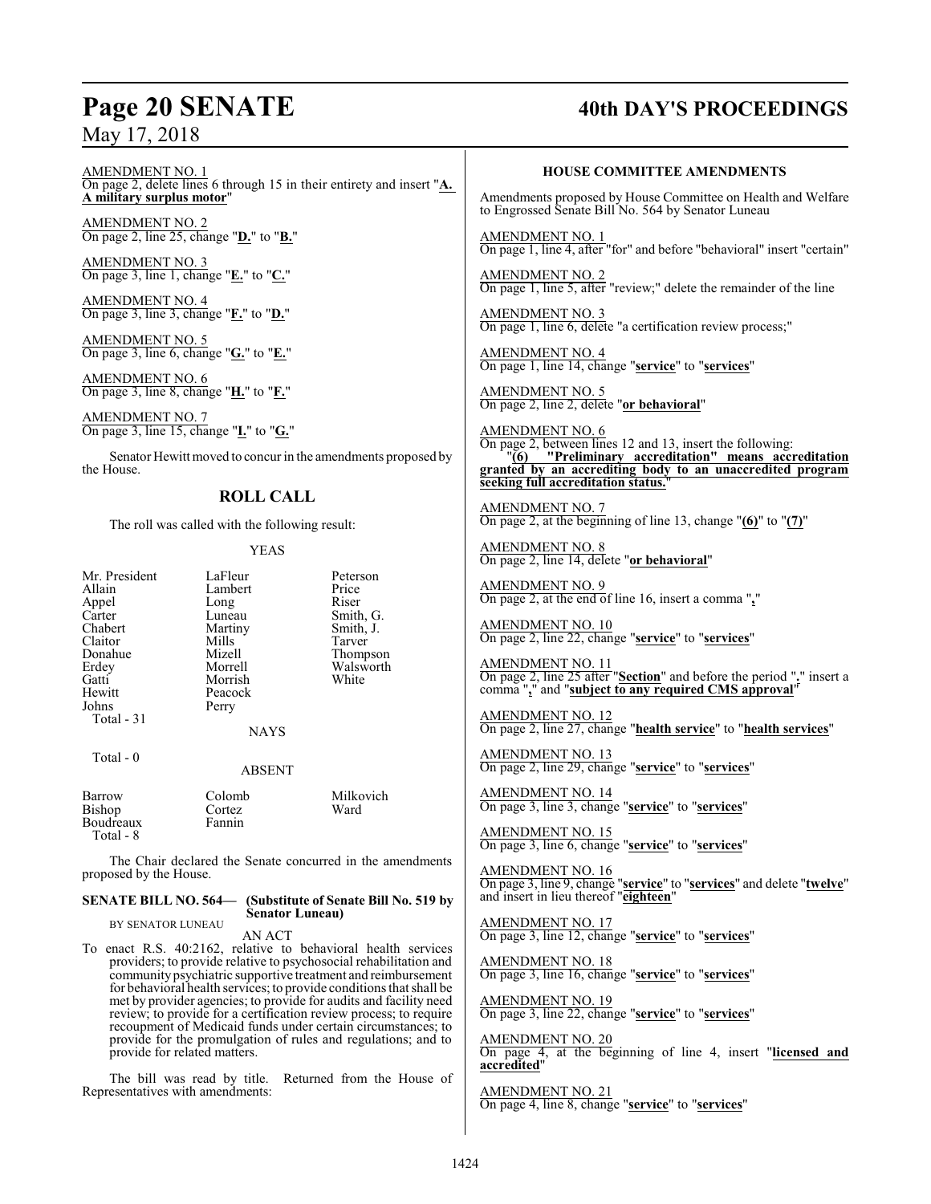AMENDMENT NO. 1
On page 2, delete lines 6 through 15 in their entirety and insert "**A. A military surplus motor**"

AMENDMENT NO. 2
On page 2, line 25, change "**D.**" to "**B.**"

AMENDMENT NO. 3
On page 3, line 1, change "**E.**" to "**C.**"

AMENDMENT NO. 4
On page 3, line 3, change "**F.**" to "**D.**"

AMENDMENT NO. 5
On page 3, line 6, change "**G.**" to "**E.**"

AMENDMENT NO. 6
On page 3, line 8, change "**H.**" to "**F.**"

AMENDMENT NO. 7
On page 3, line 15, change "**I.**" to "**G.**"

Senator Hewitt moved to concur in the amendments proposed by the House.

## ROLL CALL

The roll was called with the following result:

YEAS

| | | |
|---|---|---|
| Mr. President | LaFleur | Peterson |
| Allain | Lambert | Price |
| Appel | Long | Riser |
| Carter | Luneau | Smith, G. |
| Chabert | Martiny | Smith, J. |
| Claitor | Mills | Tarver |
| Donahue | Mizell | Thompson |
| Erdey | Morrell | Walsworth |
| Gatti | Morrish | White |
| Hewitt | Peacock | |
| Johns | Perry | |

Total - 31

NAYS

Total - 0

ABSENT

| | | |
|---|---|---|
| Barrow | Colomb | Milkovich |
| Bishop | Cortez | Ward |
| Boudreaux | Fannin | |

Total - 8

The Chair declared the Senate concurred in the amendments proposed by the House.

**SENATE BILL NO. 564— (Substitute of Senate Bill No. 519 by Senator Luneau)**
BY SENATOR LUNEAU

AN ACT

To enact R.S. 40:2162, relative to behavioral health services providers; to provide relative to psychosocial rehabilitation and community psychiatric supportive treatment and reimbursement for behavioral health services; to provide conditions that shall be met by provider agencies; to provide for audits and facility need review; to provide for a certification review process; to require recoupment of Medicaid funds under certain circumstances; to provide for the promulgation of rules and regulations; and to provide for related matters.

The bill was read by title. Returned from the House of Representatives with amendments:

### HOUSE COMMITTEE AMENDMENTS

Amendments proposed by House Committee on Health and Welfare to Engrossed Senate Bill No. 564 by Senator Luneau

AMENDMENT NO. 1
On page 1, line 4, after "for" and before "behavioral" insert "certain"

AMENDMENT NO. 2
On page 1, line 5, after "review;" delete the remainder of the line

AMENDMENT NO. 3
On page 1, line 6, delete "a certification review process;"

AMENDMENT NO. 4
On page 1, line 14, change "**service**" to "**services**"

AMENDMENT NO. 5
On page 2, line 2, delete "**or behavioral**"

AMENDMENT NO. 6
On page 2, between lines 12 and 13, insert the following:
"**(6) "Preliminary accreditation" means accreditation granted by an accrediting body to an unaccredited program seeking full accreditation status.**"

AMENDMENT NO. 7
On page 2, at the beginning of line 13, change "**(6)**" to "**(7)**"

AMENDMENT NO. 8
On page 2, line 14, delete "**or behavioral**"

AMENDMENT NO. 9
On page 2, at the end of line 16, insert a comma "**,**"

AMENDMENT NO. 10
On page 2, line 22, change "**service**" to "**services**"

AMENDMENT NO. 11
On page 2, line 25 after "**Section**" and before the period "**.**" insert a comma "**,**" and "**subject to any required CMS approval**"

AMENDMENT NO. 12
On page 2, line 27, change "**health service**" to "**health services**"

AMENDMENT NO. 13
On page 2, line 29, change "**service**" to "**services**"

AMENDMENT NO. 14
On page 3, line 3, change "**service**" to "**services**"

AMENDMENT NO. 15
On page 3, line 6, change "**service**" to "**services**"

AMENDMENT NO. 16
On page 3, line 9, change "**service**" to "**services**" and delete "**twelve**" and insert in lieu thereof "**eighteen**"

AMENDMENT NO. 17
On page 3, line 12, change "**service**" to "**services**"

AMENDMENT NO. 18
On page 3, line 16, change "**service**" to "**services**"

AMENDMENT NO. 19
On page 3, line 22, change "**service**" to "**services**"

AMENDMENT NO. 20
On page 4, at the beginning of line 4, insert "**licensed and accredited**"

AMENDMENT NO. 21
On page 4, line 8, change "**service**" to "**services**"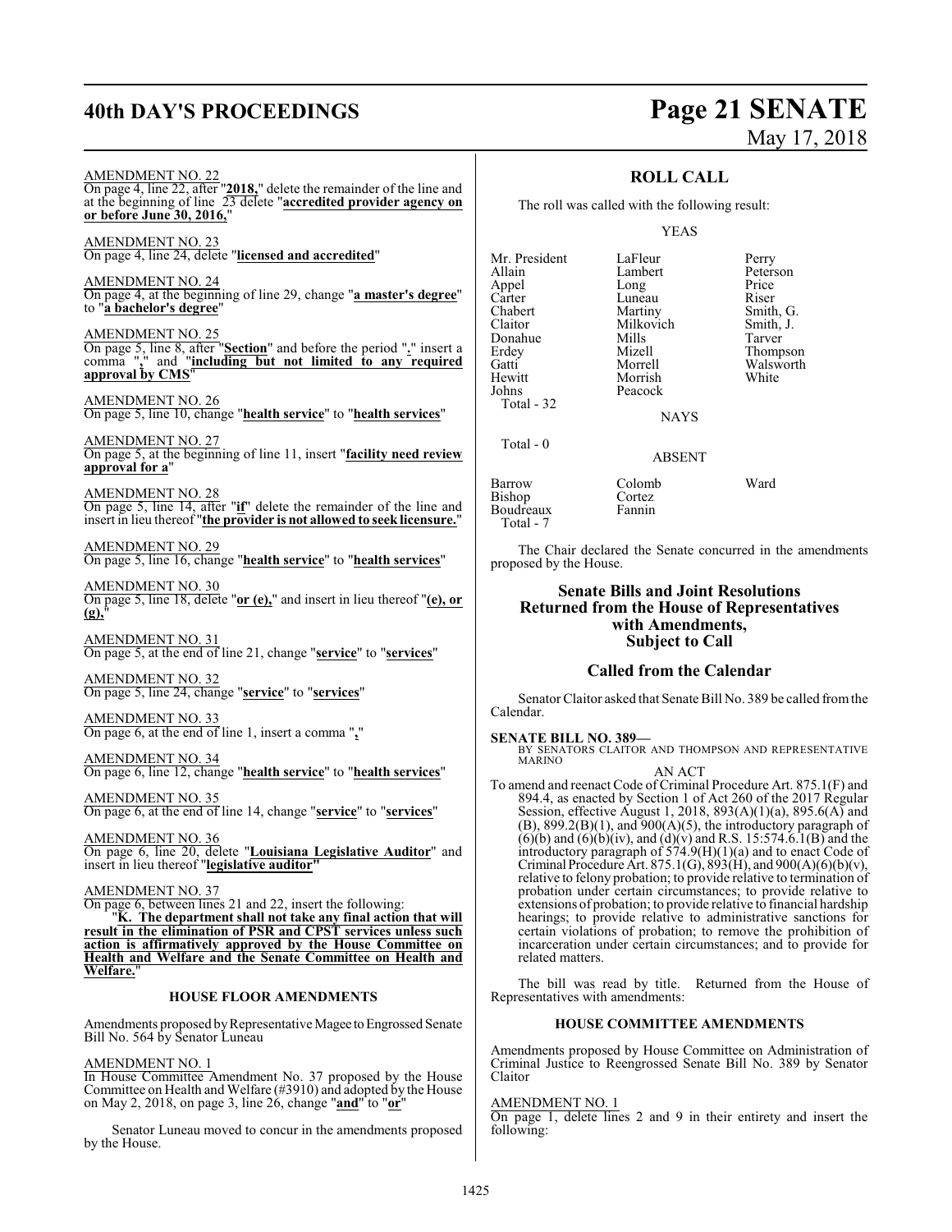AMENDMENT NO. 22

On page 4, line 22, after "**2018,**" delete the remainder of the line and at the beginning of line 23 delete "**accredited provider agency on or before June 30, 2016,**"

AMENDMENT NO. 23

On page 4, line 24, delete "**licensed and accredited**"

AMENDMENT NO. 24

On page 4, at the beginning of line 29, change "**a master's degree**" to "**a bachelor's degree**"

AMENDMENT NO. 25

On page 5, line 8, after "**Section**" and before the period "**.**" insert a comma "**,**" and "**including but not limited to any required approval by CMS**"

AMENDMENT NO. 26

On page 5, line 10, change "**health service**" to "**health services**"

AMENDMENT NO. 27

On page 5, at the beginning of line 11, insert "**facility need review approval for a**"

AMENDMENT NO. 28

On page 5, line 14, after "**if**" delete the remainder of the line and insert in lieu thereof "**the provider is not allowed to seek licensure.**"

AMENDMENT NO. 29

On page 5, line 16, change "**health service**" to "**health services**"

AMENDMENT NO. 30

On page 5, line 18, delete "**or (e),**" and insert in lieu thereof "**(e), or (g),**"

AMENDMENT NO. 31

On page 5, at the end of line 21, change "**service**" to "**services**"

AMENDMENT NO. 32

On page 5, line 24, change "**service**" to "**services**"

AMENDMENT NO. 33

On page 6, at the end of line 1, insert a comma "**,**"

AMENDMENT NO. 34

On page 6, line 12, change "**health service**" to "**health services**"

AMENDMENT NO. 35

On page 6, at the end of line 14, change "**service**" to "**services**"

AMENDMENT NO. 36

On page 6, line 20, delete "**Louisiana Legislative Auditor**" and insert in lieu thereof "**legislative auditor**"

AMENDMENT NO. 37

On page 6, between lines 21 and 22, insert the following:

"**K. The department shall not take any final action that will result in the elimination of PSR and CPST services unless such action is affirmatively approved by the House Committee on Health and Welfare and the Senate Committee on Health and Welfare.**"

### HOUSE FLOOR AMENDMENTS

Amendments proposed by Representative Magee to Engrossed Senate Bill No. 564 by Senator Luneau

AMENDMENT NO. 1

In House Committee Amendment No. 37 proposed by the House Committee on Health and Welfare (#3910) and adopted by the House on May 2, 2018, on page 3, line 26, change "**and**" to "**or**"

Senator Luneau moved to concur in the amendments proposed by the House.

## ROLL CALL

The roll was called with the following result:

YEAS

| | | |
|---|---|---|
| Mr. President | LaFleur | Perry |
| Allain | Lambert | Peterson |
| Appel | Long | Price |
| Carter | Luneau | Riser |
| Chabert | Martiny | Smith, G. |
| Claitor | Milkovich | Smith, J. |
| Donahue | Mills | Tarver |
| Erdey | Mizell | Thompson |
| Gatti | Morrell | Walsworth |
| Hewitt | Morrish | White |
| Johns | Peacock | |

Total - 32

NAYS

Total - 0

ABSENT

| | | |
|---|---|---|
| Barrow | Colomb | Ward |
| Bishop | Cortez | |
| Boudreaux | Fannin | |

Total - 7

The Chair declared the Senate concurred in the amendments proposed by the House.

## Senate Bills and Joint Resolutions Returned from the House of Representatives with Amendments, Subject to Call

## Called from the Calendar

Senator Claitor asked that Senate Bill No. 389 be called from the Calendar.

**SENATE BILL NO. 389—**

BY SENATORS CLAITOR AND THOMPSON AND REPRESENTATIVE MARINO

AN ACT

To amend and reenact Code of Criminal Procedure Art. 875.1(F) and 894.4, as enacted by Section 1 of Act 260 of the 2017 Regular Session, effective August 1, 2018, 893(A)(1)(a), 895.6(A) and (B), 899.2(B)(1), and 900(A)(5), the introductory paragraph of (6)(b) and (6)(b)(iv), and (d)(v) and R.S. 15:574.6.1(B) and the introductory paragraph of 574.9(H)(1)(a) and to enact Code of Criminal Procedure Art. 875.1(G), 893(H), and 900(A)(6)(b)(v), relative to felony probation; to provide relative to termination of probation under certain circumstances; to provide relative to extensions of probation; to provide relative to financial hardship hearings; to provide relative to administrative sanctions for certain violations of probation; to remove the prohibition of incarceration under certain circumstances; and to provide for related matters.

The bill was read by title. Returned from the House of Representatives with amendments:

### HOUSE COMMITTEE AMENDMENTS

Amendments proposed by House Committee on Administration of Criminal Justice to Reengrossed Senate Bill No. 389 by Senator Claitor

AMENDMENT NO. 1

On page 1, delete lines 2 and 9 in their entirety and insert the following: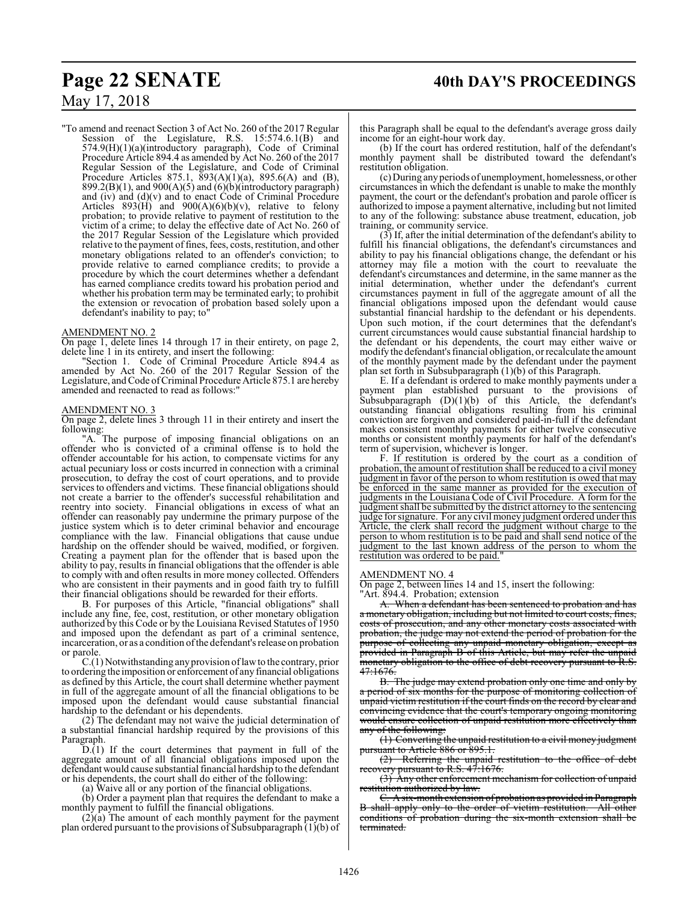"To amend and reenact Section 3 of Act No. 260 of the 2017 Regular Session of the Legislature, R.S. 15:574.6.1(B) and 574.9(H)(1)(a)(introductory paragraph), Code of Criminal Procedure Article 894.4 as amended by Act No. 260 of the 2017 Regular Session of the Legislature, and Code of Criminal Procedure Articles 875.1, 893(A)(1)(a), 895.6(A) and (B), 899.2(B)(1), and 900(A)(5) and (6)(b)(introductory paragraph) and (iv) and (d)(v) and to enact Code of Criminal Procedure Articles 893(H) and 900(A)(6)(b)(v), relative to felony probation; to provide relative to payment of restitution to the victim of a crime; to delay the effective date of Act No. 260 of the 2017 Regular Session of the Legislature which provided relative to the payment of fines, fees, costs, restitution, and other monetary obligations related to an offender's conviction; to provide relative to earned compliance credits; to provide a procedure by which the court determines whether a defendant has earned compliance credits toward his probation period and whether his probation term may be terminated early; to prohibit the extension or revocation of probation based solely upon a defendant's inability to pay; to"

AMENDMENT NO. 2

On page 1, delete lines 14 through 17 in their entirety, on page 2, delete line 1 in its entirety, and insert the following:

"Section 1. Code of Criminal Procedure Article 894.4 as amended by Act No. 260 of the 2017 Regular Session of the Legislature, and Code of Criminal Procedure Article 875.1 are hereby amended and reenacted to read as follows:"

AMENDMENT NO. 3

On page 2, delete lines 3 through 11 in their entirety and insert the following:

"A. The purpose of imposing financial obligations on an offender who is convicted of a criminal offense is to hold the offender accountable for his action, to compensate victims for any actual pecuniary loss or costs incurred in connection with a criminal prosecution, to defray the cost of court operations, and to provide services to offenders and victims. These financial obligations should not create a barrier to the offender's successful rehabilitation and reentry into society. Financial obligations in excess of what an offender can reasonably pay undermine the primary purpose of the justice system which is to deter criminal behavior and encourage compliance with the law. Financial obligations that cause undue hardship on the offender should be waived, modified, or forgiven. Creating a payment plan for the offender that is based upon the ability to pay, results in financial obligations that the offender is able to comply with and often results in more money collected. Offenders who are consistent in their payments and in good faith try to fulfill their financial obligations should be rewarded for their efforts.

B. For purposes of this Article, "financial obligations" shall include any fine, fee, cost, restitution, or other monetary obligation authorized by this Code or by the Louisiana Revised Statutes of 1950 and imposed upon the defendant as part of a criminal sentence, incarceration, or as a condition of the defendant's release on probation or parole.

C.(1) Notwithstanding any provision of law to the contrary, prior to ordering the imposition or enforcement of any financial obligations as defined by this Article, the court shall determine whether payment in full of the aggregate amount of all the financial obligations to be imposed upon the defendant would cause substantial financial hardship to the defendant or his dependents.

(2) The defendant may not waive the judicial determination of a substantial financial hardship required by the provisions of this Paragraph.

D.(1) If the court determines that payment in full of the aggregate amount of all financial obligations imposed upon the defendant would cause substantial financial hardship to the defendant or his dependents, the court shall do either of the following:

(a) Waive all or any portion of the financial obligations.

(b) Order a payment plan that requires the defendant to make a monthly payment to fulfill the financial obligations.

(2)(a) The amount of each monthly payment for the payment plan ordered pursuant to the provisions of Subsubparagraph (1)(b) of this Paragraph shall be equal to the defendant's average gross daily income for an eight-hour work day.

(b) If the court has ordered restitution, half of the defendant's monthly payment shall be distributed toward the defendant's restitution obligation.

(c) During any periods of unemployment, homelessness, or other circumstances in which the defendant is unable to make the monthly payment, the court or the defendant's probation and parole officer is authorized to impose a payment alternative, including but not limited to any of the following: substance abuse treatment, education, job training, or community service.

(3) If, after the initial determination of the defendant's ability to fulfill his financial obligations, the defendant's circumstances and ability to pay his financial obligations change, the defendant or his attorney may file a motion with the court to reevaluate the defendant's circumstances and determine, in the same manner as the initial determination, whether under the defendant's current circumstances payment in full of the aggregate amount of all the financial obligations imposed upon the defendant would cause substantial financial hardship to the defendant or his dependents. Upon such motion, if the court determines that the defendant's current circumstances would cause substantial financial hardship to the defendant or his dependents, the court may either waive or modify the defendant's financial obligation, or recalculate the amount of the monthly payment made by the defendant under the payment plan set forth in Subsubparagraph (1)(b) of this Paragraph.

E. If a defendant is ordered to make monthly payments under a payment plan established pursuant to the provisions of Subsubparagraph (D)(1)(b) of this Article, the defendant's outstanding financial obligations resulting from his criminal conviction are forgiven and considered paid-in-full if the defendant makes consistent monthly payments for either twelve consecutive months or consistent monthly payments for half of the defendant's term of supervision, whichever is longer.

F. If restitution is ordered by the court as a condition of probation, the amount of restitution shall be reduced to a civil money judgment in favor of the person to whom restitution is owed that may be enforced in the same manner as provided for the execution of judgments in the Louisiana Code of Civil Procedure. A form for the judgment shall be submitted by the district attorney to the sentencing judge for signature. For any civil money judgment ordered under this Article, the clerk shall record the judgment without charge to the person to whom restitution is to be paid and shall send notice of the judgment to the last known address of the person to whom the restitution was ordered to be paid."

AMENDMENT NO. 4

On page 2, between lines 14 and 15, insert the following:

"Art. 894.4. Probation; extension

~~A. When a defendant has been sentenced to probation and has a monetary obligation, including but not limited to court costs, fines, costs of prosecution, and any other monetary costs associated with probation, the judge may not extend the period of probation for the purpose of collecting any unpaid monetary obligation, except as provided in Paragraph B of this Article, but may refer the unpaid monetary obligation to the office of debt recovery pursuant to R.S. 47:1676.~~

~~B. The judge may extend probation only one time and only by a period of six months for the purpose of monitoring collection of unpaid victim restitution if the court finds on the record by clear and convincing evidence that the court's temporary ongoing monitoring would ensure collection of unpaid restitution more effectively than any of the following:~~

~~(1) Converting the unpaid restitution to a civil money judgment pursuant to Article 886 or 895.1.~~

~~(2) Referring the unpaid restitution to the office of debt recovery pursuant to R.S. 47:1676.~~

~~(3) Any other enforcement mechanism for collection of unpaid restitution authorized by law.~~

~~C. A six-month extension of probation as provided in Paragraph B shall apply only to the order of victim restitution. All other conditions of probation during the six-month extension shall be terminated.~~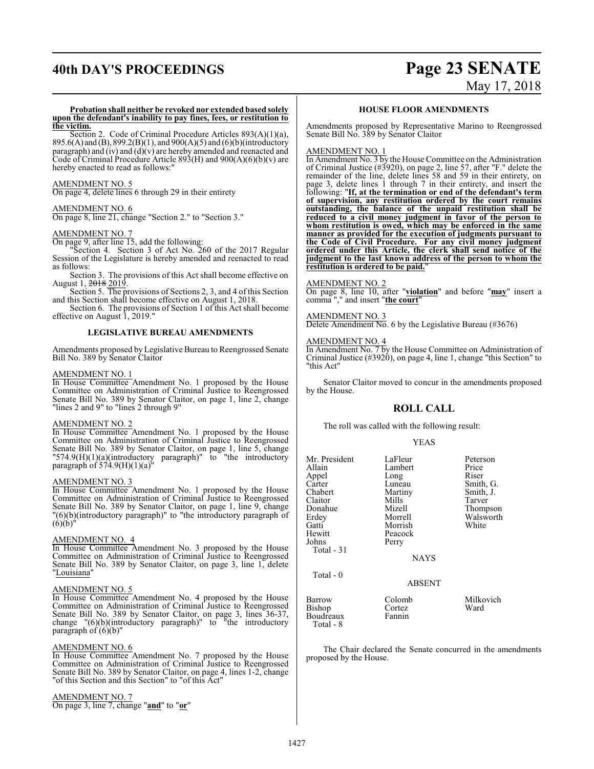**Probation shall neither be revoked nor extended based solely upon the defendant's inability to pay fines, fees, or restitution to the victim.**

Section 2. Code of Criminal Procedure Articles 893(A)(1)(a), 895.6(A) and (B), 899.2(B)(1), and 900(A)(5) and (6)(b)(introductory paragraph) and (iv) and (d)(v) are hereby amended and reenacted and Code of Criminal Procedure Article 893(H) and 900(A)(6)(b)(v) are hereby enacted to read as follows:"

AMENDMENT NO. 5
On page 4, delete lines 6 through 29 in their entirety

AMENDMENT NO. 6
On page 8, line 21, change "Section 2." to "Section 3."

AMENDMENT NO. 7
On page 9, after line 15, add the following:

"Section 4. Section 3 of Act No. 260 of the 2017 Regular Session of the Legislature is hereby amended and reenacted to read as follows:

Section 3. The provisions of this Act shall become effective on August 1, ~~2018~~ 2019.

Section 5. The provisions of Sections 2, 3, and 4 of this Section and this Section shall become effective on August 1, 2018.

Section 6. The provisions of Section 1 of this Act shall become effective on August 1, 2019."

### LEGISLATIVE BUREAU AMENDMENTS

Amendments proposed by Legislative Bureau to Reengrossed Senate Bill No. 389 by Senator Claitor

AMENDMENT NO. 1
In House Committee Amendment No. 1 proposed by the House Committee on Administration of Criminal Justice to Reengrossed Senate Bill No. 389 by Senator Claitor, on page 1, line 2, change "lines 2 and 9" to "lines 2 through 9"

AMENDMENT NO. 2
In House Committee Amendment No. 1 proposed by the House Committee on Administration of Criminal Justice to Reengrossed Senate Bill No. 389 by Senator Claitor, on page 1, line 5, change "574.9(H)(1)(a)(introductory paragraph)" to "the introductory paragraph of 574.9(H)(1)(a)"

AMENDMENT NO. 3
In House Committee Amendment No. 1 proposed by the House Committee on Administration of Criminal Justice to Reengrossed Senate Bill No. 389 by Senator Claitor, on page 1, line 9, change "(6)(b)(introductory paragraph)" to "the introductory paragraph of (6)(b)"

AMENDMENT NO. 4
In House Committee Amendment No. 3 proposed by the House Committee on Administration of Criminal Justice to Reengrossed Senate Bill No. 389 by Senator Claitor, on page 3, line 1, delete "Louisiana"

AMENDMENT NO. 5
In House Committee Amendment No. 4 proposed by the House Committee on Administration of Criminal Justice to Reengrossed Senate Bill No. 389 by Senator Claitor, on page 3, lines 36-37, change "(6)(b)(introductory paragraph)" to "the introductory paragraph of (6)(b)"

AMENDMENT NO. 6
In House Committee Amendment No. 7 proposed by the House Committee on Administration of Criminal Justice to Reengrossed Senate Bill No. 389 by Senator Claitor, on page 4, lines 1-2, change "of this Section and this Section" to "of this Act"

AMENDMENT NO. 7
On page 3, line 7, change "**and**" to "**or**"

### HOUSE FLOOR AMENDMENTS

Amendments proposed by Representative Marino to Reengrossed Senate Bill No. 389 by Senator Claitor

AMENDMENT NO. 1
In Amendment No. 3 by the House Committee on the Administration of Criminal Justice (#3920), on page 2, line 57, after "F." delete the remainder of the line, delete lines 58 and 59 in their entirety, on page 3, delete lines 1 through 7 in their entirety, and insert the following: "**If, at the termination or end of the defendant's term of supervision, any restitution ordered by the court remains outstanding, the balance of the unpaid restitution shall be reduced to a civil money judgment in favor of the person to whom restitution is owed, which may be enforced in the same manner as provided for the execution of judgments pursuant to the Code of Civil Procedure. For any civil money judgment ordered under this Article, the clerk shall send notice of the judgment to the last known address of the person to whom the restitution is ordered to be paid.**"

AMENDMENT NO. 2
On page 8, line 10, after "**violation**" and before "**may**" insert a comma "," and insert "**the court**"

AMENDMENT NO. 3
Delete Amendment No. 6 by the Legislative Bureau (#3676)

AMENDMENT NO. 4
In Amendment No. 7 by the House Committee on Administration of Criminal Justice (#3920), on page 4, line 1, change "this Section" to "this Act"

Senator Claitor moved to concur in the amendments proposed by the House.

## ROLL CALL

The roll was called with the following result:

YEAS

| | | |
|---|---|---|
| Mr. President | LaFleur | Peterson |
| Allain | Lambert | Price |
| Appel | Long | Riser |
| Carter | Luneau | Smith, G. |
| Chabert | Martiny | Smith, J. |
| Claitor | Mills | Tarver |
| Donahue | Mizell | Thompson |
| Erdey | Morrell | Walsworth |
| Gatti | Morrish | White |
| Hewitt | Peacock | |
| Johns | Perry | |

Total - 31

NAYS

Total - 0

ABSENT

| | | |
|---|---|---|
| Barrow | Colomb | Milkovich |
| Bishop | Cortez | Ward |
| Boudreaux | Fannin | |

Total - 8

The Chair declared the Senate concurred in the amendments proposed by the House.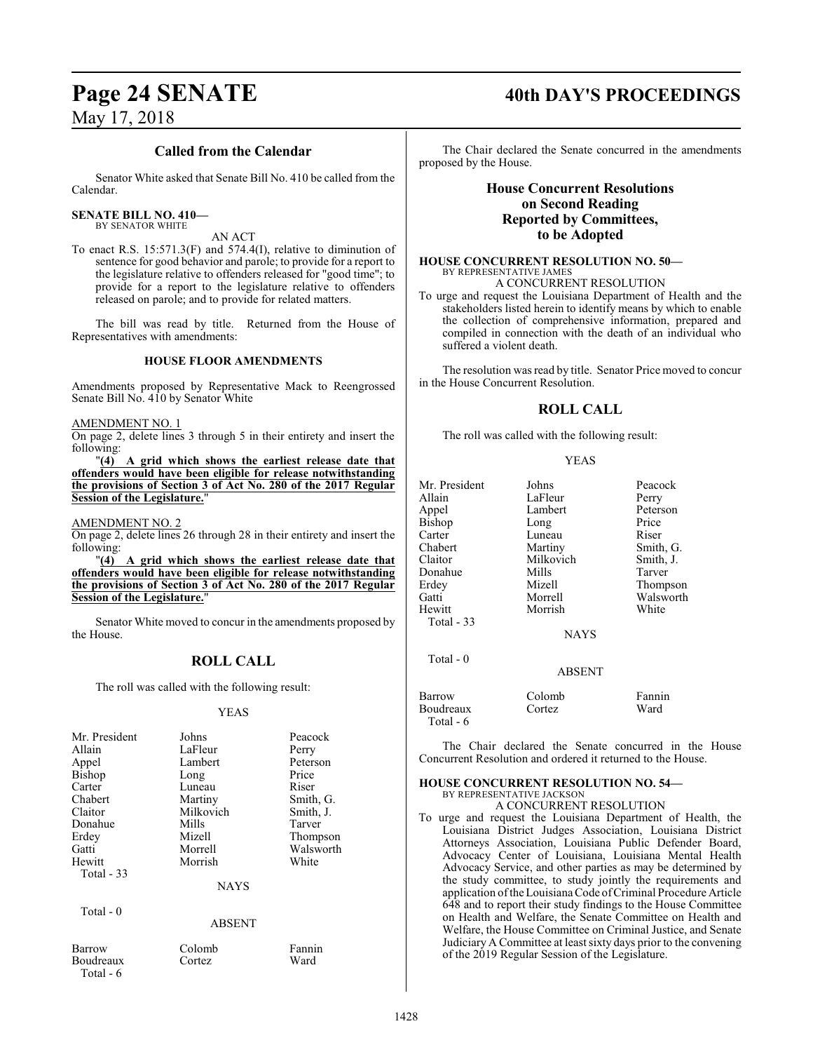## Called from the Calendar

Senator White asked that Senate Bill No. 410 be called from the Calendar.

**SENATE BILL NO. 410—**
BY SENATOR WHITE

AN ACT

To enact R.S. 15:571.3(F) and 574.4(I), relative to diminution of sentence for good behavior and parole; to provide for a report to the legislature relative to offenders released for "good time"; to provide for a report to the legislature relative to offenders released on parole; and to provide for related matters.

The bill was read by title. Returned from the House of Representatives with amendments:

### HOUSE FLOOR AMENDMENTS

Amendments proposed by Representative Mack to Reengrossed Senate Bill No. 410 by Senator White

AMENDMENT NO. 1

On page 2, delete lines 3 through 5 in their entirety and insert the following:

"**(4) A grid which shows the earliest release date that offenders would have been eligible for release notwithstanding the provisions of Section 3 of Act No. 280 of the 2017 Regular Session of the Legislature.**"

AMENDMENT NO. 2

On page 2, delete lines 26 through 28 in their entirety and insert the following:

"**(4) A grid which shows the earliest release date that offenders would have been eligible for release notwithstanding the provisions of Section 3 of Act No. 280 of the 2017 Regular Session of the Legislature.**"

Senator White moved to concur in the amendments proposed by the House.

## ROLL CALL

The roll was called with the following result:

YEAS

| | | |
|---|---|---|
| Mr. President | Johns | Peacock |
| Allain | LaFleur | Perry |
| Appel | Lambert | Peterson |
| Bishop | Long | Price |
| Carter | Luneau | Riser |
| Chabert | Martiny | Smith, G. |
| Claitor | Milkovich | Smith, J. |
| Donahue | Mills | Tarver |
| Erdey | Mizell | Thompson |
| Gatti | Morrell | Walsworth |
| Hewitt | Morrish | White |

Total - 33

NAYS

Total - 0

ABSENT

| | | |
|---|---|---|
| Barrow | Colomb | Fannin |
| Boudreaux | Cortez | Ward |

Total - 6

The Chair declared the Senate concurred in the amendments proposed by the House.

## House Concurrent Resolutions on Second Reading Reported by Committees, to be Adopted

**HOUSE CONCURRENT RESOLUTION NO. 50—**
BY REPRESENTATIVE JAMES

A CONCURRENT RESOLUTION

To urge and request the Louisiana Department of Health and the stakeholders listed herein to identify means by which to enable the collection of comprehensive information, prepared and compiled in connection with the death of an individual who suffered a violent death.

The resolution was read by title. Senator Price moved to concur in the House Concurrent Resolution.

## ROLL CALL

The roll was called with the following result:

YEAS

| | | |
|---|---|---|
| Mr. President | Johns | Peacock |
| Allain | LaFleur | Perry |
| Appel | Lambert | Peterson |
| Bishop | Long | Price |
| Carter | Luneau | Riser |
| Chabert | Martiny | Smith, G. |
| Claitor | Milkovich | Smith, J. |
| Donahue | Mills | Tarver |
| Erdey | Mizell | Thompson |
| Gatti | Morrell | Walsworth |
| Hewitt | Morrish | White |

Total - 33

NAYS

Total - 0

ABSENT

| | | |
|---|---|---|
| Barrow | Colomb | Fannin |
| Boudreaux | Cortez | Ward |

Total - 6

The Chair declared the Senate concurred in the House Concurrent Resolution and ordered it returned to the House.

**HOUSE CONCURRENT RESOLUTION NO. 54—**
BY REPRESENTATIVE JACKSON

A CONCURRENT RESOLUTION

To urge and request the Louisiana Department of Health, the Louisiana District Judges Association, Louisiana District Attorneys Association, Louisiana Public Defender Board, Advocacy Center of Louisiana, Louisiana Mental Health Advocacy Service, and other parties as may be determined by the study committee, to study jointly the requirements and application of the Louisiana Code of Criminal Procedure Article 648 and to report their study findings to the House Committee on Health and Welfare, the Senate Committee on Health and Welfare, the House Committee on Criminal Justice, and Senate Judiciary A Committee at least sixty days prior to the convening of the 2019 Regular Session of the Legislature.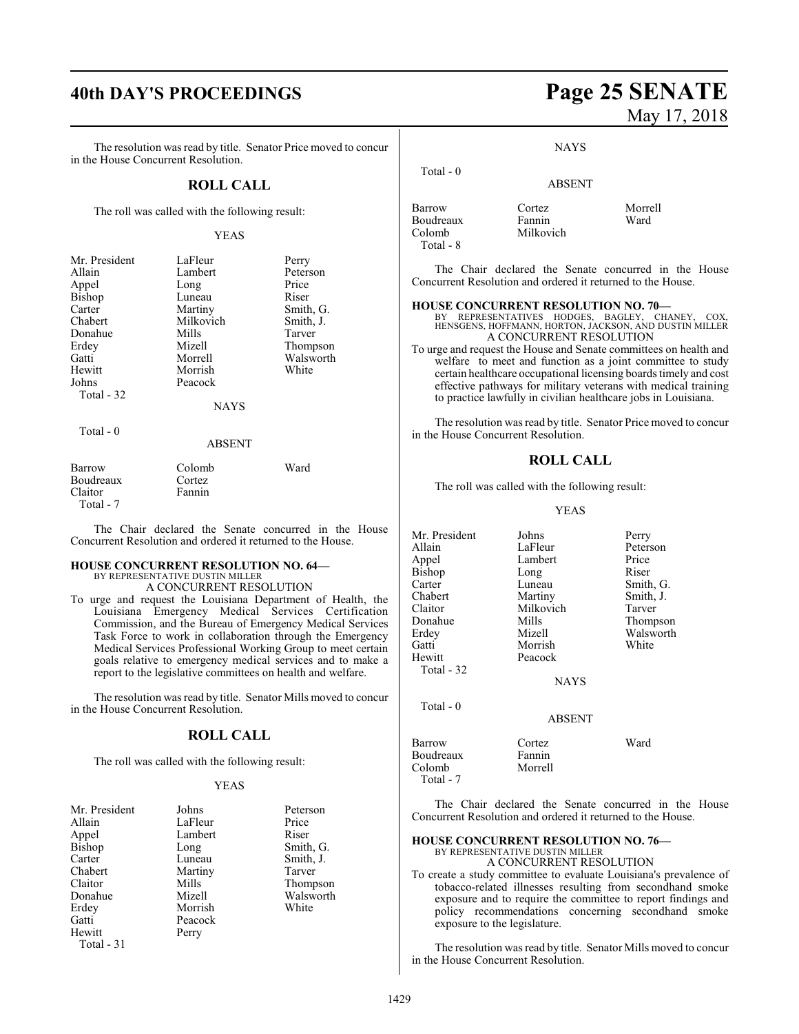The resolution was read by title. Senator Price moved to concur in the House Concurrent Resolution.

## ROLL CALL

The roll was called with the following result:

YEAS

| | | |
|---|---|---|
| Mr. President | LaFleur | Perry |
| Allain | Lambert | Peterson |
| Appel | Long | Price |
| Bishop | Luneau | Riser |
| Carter | Martiny | Smith, G. |
| Chabert | Milkovich | Smith, J. |
| Donahue | Mills | Tarver |
| Erdey | Mizell | Thompson |
| Gatti | Morrell | Walsworth |
| Hewitt | Morrish | White |
| Johns | Peacock | |
| Total - 32 | | |

NAYS

Total - 0

ABSENT

| | | |
|---|---|---|
| Barrow | Colomb | Ward |
| Boudreaux | Cortez | |
| Claitor | Fannin | |
| Total - 7 | | |

The Chair declared the Senate concurred in the House Concurrent Resolution and ordered it returned to the House.

### HOUSE CONCURRENT RESOLUTION NO. 64—
BY REPRESENTATIVE DUSTIN MILLER
A CONCURRENT RESOLUTION

To urge and request the Louisiana Department of Health, the Louisiana Emergency Medical Services Certification Commission, and the Bureau of Emergency Medical Services Task Force to work in collaboration through the Emergency Medical Services Professional Working Group to meet certain goals relative to emergency medical services and to make a report to the legislative committees on health and welfare.

The resolution was read by title. Senator Mills moved to concur in the House Concurrent Resolution.

## ROLL CALL

The roll was called with the following result:

YEAS

| | | |
|---|---|---|
| Mr. President | Johns | Peterson |
| Allain | LaFleur | Price |
| Appel | Lambert | Riser |
| Bishop | Long | Smith, G. |
| Carter | Luneau | Smith, J. |
| Chabert | Martiny | Tarver |
| Claitor | Mills | Thompson |
| Donahue | Mizell | Walsworth |
| Erdey | Morrish | White |
| Gatti | Peacock | |
| Hewitt | Perry | |
| Total - 31 | | |

NAYS

Total - 0

ABSENT

| | | |
|---|---|---|
| Barrow | Cortez | Morrell |
| Boudreaux | Fannin | Ward |
| Colomb | Milkovich | |
| Total - 8 | | |

The Chair declared the Senate concurred in the House Concurrent Resolution and ordered it returned to the House.

### HOUSE CONCURRENT RESOLUTION NO. 70—
BY REPRESENTATIVES HODGES, BAGLEY, CHANEY, COX, HENSGENS, HOFFMANN, HORTON, JACKSON, AND DUSTIN MILLER
A CONCURRENT RESOLUTION

To urge and request the House and Senate committees on health and welfare to meet and function as a joint committee to study certain healthcare occupational licensing boards timely and cost effective pathways for military veterans with medical training to practice lawfully in civilian healthcare jobs in Louisiana.

The resolution was read by title. Senator Price moved to concur in the House Concurrent Resolution.

## ROLL CALL

The roll was called with the following result:

YEAS

| | | |
|---|---|---|
| Mr. President | Johns | Perry |
| Allain | LaFleur | Peterson |
| Appel | Lambert | Price |
| Bishop | Long | Riser |
| Carter | Luneau | Smith, G. |
| Chabert | Martiny | Smith, J. |
| Claitor | Milkovich | Tarver |
| Donahue | Mills | Thompson |
| Erdey | Mizell | Walsworth |
| Gatti | Morrish | White |
| Hewitt | Peacock | |
| Total - 32 | | |

NAYS

Total - 0

ABSENT

| | | |
|---|---|---|
| Barrow | Cortez | Ward |
| Boudreaux | Fannin | |
| Colomb | Morrell | |
| Total - 7 | | |

The Chair declared the Senate concurred in the House Concurrent Resolution and ordered it returned to the House.

### HOUSE CONCURRENT RESOLUTION NO. 76—
BY REPRESENTATIVE DUSTIN MILLER
A CONCURRENT RESOLUTION

To create a study committee to evaluate Louisiana's prevalence of tobacco-related illnesses resulting from secondhand smoke exposure and to require the committee to report findings and policy recommendations concerning secondhand smoke exposure to the legislature.

The resolution was read by title. Senator Mills moved to concur in the House Concurrent Resolution.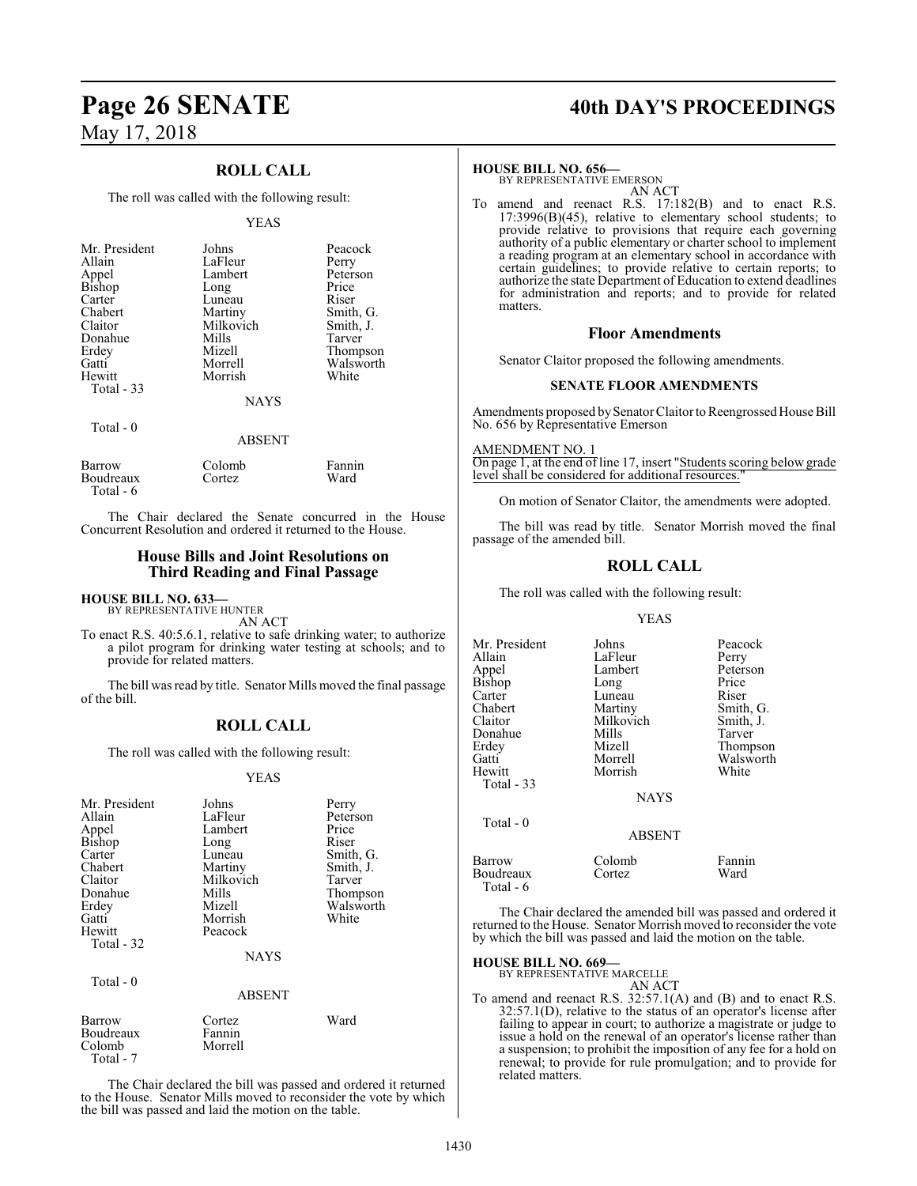## ROLL CALL

The roll was called with the following result:

YEAS

| | | |
|---|---|---|
| Mr. President | Johns | Peacock |
| Allain | LaFleur | Perry |
| Appel | Lambert | Peterson |
| Bishop | Long | Price |
| Carter | Luneau | Riser |
| Chabert | Martiny | Smith, G. |
| Claitor | Milkovich | Smith, J. |
| Donahue | Mills | Tarver |
| Erdey | Mizell | Thompson |
| Gatti | Morrell | Walsworth |
| Hewitt | Morrish | White |
| Total - 33 | | |

NAYS

Total - 0

ABSENT

| | | |
|---|---|---|
| Barrow | Colomb | Fannin |
| Boudreaux | Cortez | Ward |
| Total - 6 | | |

The Chair declared the Senate concurred in the House Concurrent Resolution and ordered it returned to the House.

## House Bills and Joint Resolutions on Third Reading and Final Passage

**HOUSE BILL NO. 633—**
BY REPRESENTATIVE HUNTER
AN ACT

To enact R.S. 40:5.6.1, relative to safe drinking water; to authorize a pilot program for drinking water testing at schools; and to provide for related matters.

The bill was read by title. Senator Mills moved the final passage of the bill.

## ROLL CALL

The roll was called with the following result:

YEAS

| | | |
|---|---|---|
| Mr. President | Johns | Perry |
| Allain | LaFleur | Peterson |
| Appel | Lambert | Price |
| Bishop | Long | Riser |
| Carter | Luneau | Smith, G. |
| Chabert | Martiny | Smith, J. |
| Claitor | Milkovich | Tarver |
| Donahue | Mills | Thompson |
| Erdey | Mizell | Walsworth |
| Gatti | Morrish | White |
| Hewitt | Peacock | |
| Total - 32 | | |

NAYS

Total - 0

ABSENT

| | | |
|---|---|---|
| Barrow | Cortez | Ward |
| Boudreaux | Fannin | |
| Colomb | Morrell | |
| Total - 7 | | |

The Chair declared the bill was passed and ordered it returned to the House. Senator Mills moved to reconsider the vote by which the bill was passed and laid the motion on the table.

**HOUSE BILL NO. 656—**
BY REPRESENTATIVE EMERSON
AN ACT

To amend and reenact R.S. 17:182(B) and to enact R.S. 17:3996(B)(45), relative to elementary school students; to provide relative to provisions that require each governing authority of a public elementary or charter school to implement a reading program at an elementary school in accordance with certain guidelines; to provide relative to certain reports; to authorize the state Department of Education to extend deadlines for administration and reports; and to provide for related matters.

### Floor Amendments

Senator Claitor proposed the following amendments.

**SENATE FLOOR AMENDMENTS**

Amendments proposed by Senator Claitor to Reengrossed House Bill No. 656 by Representative Emerson

AMENDMENT NO. 1
On page 1, at the end of line 17, insert "Students scoring below grade level shall be considered for additional resources."

On motion of Senator Claitor, the amendments were adopted.

The bill was read by title. Senator Morrish moved the final passage of the amended bill.

## ROLL CALL

The roll was called with the following result:

YEAS

| | | |
|---|---|---|
| Mr. President | Johns | Peacock |
| Allain | LaFleur | Perry |
| Appel | Lambert | Peterson |
| Bishop | Long | Price |
| Carter | Luneau | Riser |
| Chabert | Martiny | Smith, G. |
| Claitor | Milkovich | Smith, J. |
| Donahue | Mills | Tarver |
| Erdey | Mizell | Thompson |
| Gatti | Morrell | Walsworth |
| Hewitt | Morrish | White |
| Total - 33 | | |

NAYS

Total - 0

ABSENT

| | | |
|---|---|---|
| Barrow | Colomb | Fannin |
| Boudreaux | Cortez | Ward |
| Total - 6 | | |

The Chair declared the amended bill was passed and ordered it returned to the House. Senator Morrish moved to reconsider the vote by which the bill was passed and laid the motion on the table.

**HOUSE BILL NO. 669—**
BY REPRESENTATIVE MARCELLE
AN ACT

To amend and reenact R.S. 32:57.1(A) and (B) and to enact R.S. 32:57.1(D), relative to the status of an operator's license after failing to appear in court; to authorize a magistrate or judge to issue a hold on the renewal of an operator's license rather than a suspension; to prohibit the imposition of any fee for a hold on renewal; to provide for rule promulgation; and to provide for related matters.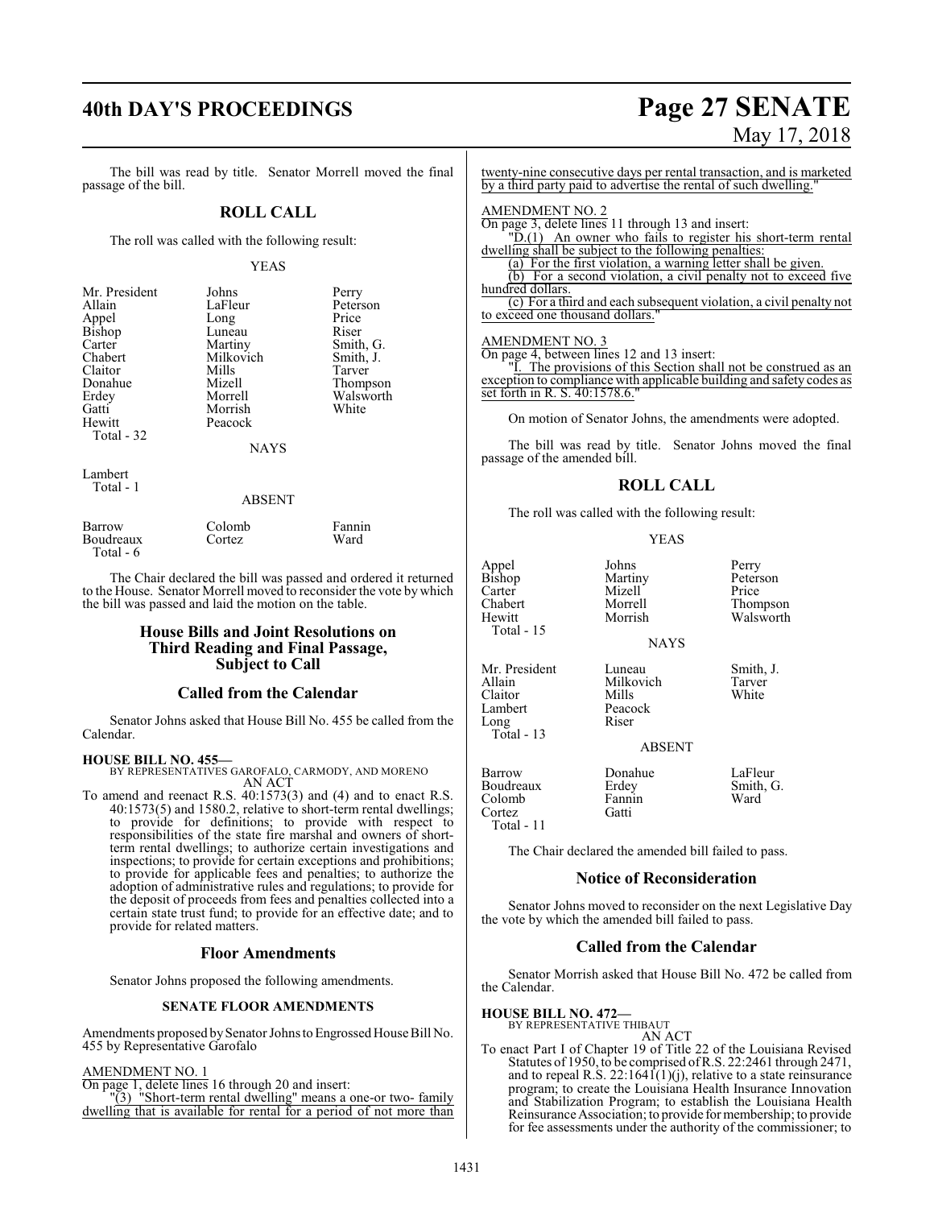The bill was read by title. Senator Morrell moved the final passage of the bill.

## ROLL CALL

The roll was called with the following result:

YEAS

| | | |
|---|---|---|
| Mr. President | Johns | Perry |
| Allain | LaFleur | Peterson |
| Appel | Long | Price |
| Bishop | Luneau | Riser |
| Carter | Martiny | Smith, G. |
| Chabert | Milkovich | Smith, J. |
| Claitor | Mills | Tarver |
| Donahue | Mizell | Thompson |
| Erdey | Morrell | Walsworth |
| Gatti | Morrish | White |
| Hewitt | Peacock | |
| Total - 32 | | |

NAYS

| |
|---|
| Lambert |
| Total - 1 |

ABSENT

| | | |
|---|---|---|
| Barrow | Colomb | Fannin |
| Boudreaux | Cortez | Ward |
| Total - 6 | | |

The Chair declared the bill was passed and ordered it returned to the House. Senator Morrell moved to reconsider the vote by which the bill was passed and laid the motion on the table.

## House Bills and Joint Resolutions on Third Reading and Final Passage, Subject to Call

## Called from the Calendar

Senator Johns asked that House Bill No. 455 be called from the Calendar.

**HOUSE BILL NO. 455—**
BY REPRESENTATIVES GAROFALO, CARMODY, AND MORENO
AN ACT

To amend and reenact R.S. 40:1573(3) and (4) and to enact R.S. 40:1573(5) and 1580.2, relative to short-term rental dwellings; to provide for definitions; to provide with respect to responsibilities of the state fire marshal and owners of short-term rental dwellings; to authorize certain investigations and inspections; to provide for certain exceptions and prohibitions; to provide for applicable fees and penalties; to authorize the adoption of administrative rules and regulations; to provide for the deposit of proceeds from fees and penalties collected into a certain state trust fund; to provide for an effective date; and to provide for related matters.

## Floor Amendments

Senator Johns proposed the following amendments.

### SENATE FLOOR AMENDMENTS

Amendments proposed by Senator Johns to Engrossed House Bill No. 455 by Representative Garofalo

AMENDMENT NO. 1
On page 1, delete lines 16 through 20 and insert:
"(3) "Short-term rental dwelling" means a one-or two- family dwelling that is available for rental for a period of not more than twenty-nine consecutive days per rental transaction, and is marketed by a third party paid to advertise the rental of such dwelling."

AMENDMENT NO. 2
On page 3, delete lines 11 through 13 and insert:
"D.(1) An owner who fails to register his short-term rental dwelling shall be subject to the following penalties:
(a) For the first violation, a warning letter shall be given.
(b) For a second violation, a civil penalty not to exceed five hundred dollars.
(c) For a third and each subsequent violation, a civil penalty not to exceed one thousand dollars."

AMENDMENT NO. 3
On page 4, between lines 12 and 13 insert:
"I. The provisions of this Section shall not be construed as an exception to compliance with applicable building and safety codes as set forth in R. S. 40:1578.6."

On motion of Senator Johns, the amendments were adopted.

The bill was read by title. Senator Johns moved the final passage of the amended bill.

## ROLL CALL

The roll was called with the following result:

YEAS

| | | |
|---|---|---|
| Appel | Johns | Perry |
| Bishop | Martiny | Peterson |
| Carter | Mizell | Price |
| Chabert | Morrell | Thompson |
| Hewitt | Morrish | Walsworth |
| Total - 15 | | |

NAYS

| | | |
|---|---|---|
| Mr. President | Luneau | Smith, J. |
| Allain | Milkovich | Tarver |
| Claitor | Mills | White |
| Lambert | Peacock | |
| Long | Riser | |
| Total - 13 | | |

ABSENT

| | | |
|---|---|---|
| Barrow | Donahue | LaFleur |
| Boudreaux | Erdey | Smith, G. |
| Colomb | Fannin | Ward |
| Cortez | Gatti | |
| Total - 11 | | |

The Chair declared the amended bill failed to pass.

## Notice of Reconsideration

Senator Johns moved to reconsider on the next Legislative Day the vote by which the amended bill failed to pass.

## Called from the Calendar

Senator Morrish asked that House Bill No. 472 be called from the Calendar.

**HOUSE BILL NO. 472—**
BY REPRESENTATIVE THIBAUT
AN ACT

To enact Part I of Chapter 19 of Title 22 of the Louisiana Revised Statutes of 1950, to be comprised of R.S. 22:2461 through 2471, and to repeal R.S. 22:1641(1)(j), relative to a state reinsurance program; to create the Louisiana Health Insurance Innovation and Stabilization Program; to establish the Louisiana Health Reinsurance Association; to provide for membership; to provide for fee assessments under the authority of the commissioner; to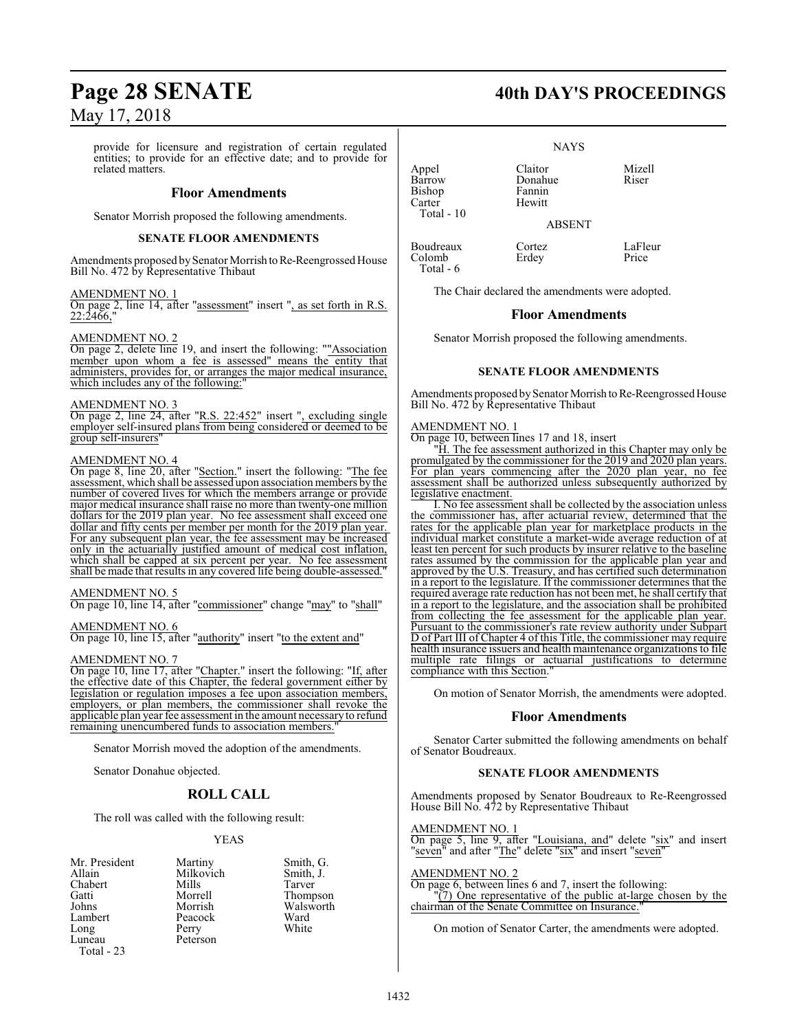provide for licensure and registration of certain regulated entities; to provide for an effective date; and to provide for related matters.

## Floor Amendments

Senator Morrish proposed the following amendments.

### SENATE FLOOR AMENDMENTS

Amendments proposed by Senator Morrish to Re-Reengrossed House Bill No. 472 by Representative Thibaut

AMENDMENT NO. 1
On page 2, line 14, after "assessment" insert ", as set forth in R.S. 22:2466,"

AMENDMENT NO. 2
On page 2, delete line 19, and insert the following: ""Association member upon whom a fee is assessed" means the entity that administers, provides for, or arranges the major medical insurance, which includes any of the following:"

AMENDMENT NO. 3
On page 2, line 24, after "R.S. 22:452" insert ", excluding single employer self-insured plans from being considered or deemed to be group self-insurers"

AMENDMENT NO. 4
On page 8, line 20, after "Section." insert the following: "The fee assessment, which shall be assessed upon association members by the number of covered lives for which the members arrange or provide major medical insurance shall raise no more than twenty-one million dollars for the 2019 plan year. No fee assessment shall exceed one dollar and fifty cents per member per month for the 2019 plan year. For any subsequent plan year, the fee assessment may be increased only in the actuarially justified amount of medical cost inflation, which shall be capped at six percent per year. No fee assessment shall be made that results in any covered life being double-assessed."

AMENDMENT NO. 5
On page 10, line 14, after "commissioner" change "may" to "shall"

AMENDMENT NO. 6
On page 10, line 15, after "authority" insert "to the extent and"

AMENDMENT NO. 7
On page 10, line 17, after "Chapter." insert the following: "If, after the effective date of this Chapter, the federal government either by legislation or regulation imposes a fee upon association members, employers, or plan members, the commissioner shall revoke the applicable plan year fee assessment in the amount necessary to refund remaining unencumbered funds to association members."

Senator Morrish moved the adoption of the amendments.

Senator Donahue objected.

## ROLL CALL

The roll was called with the following result:

YEAS

| | | |
|---|---|---|
| Mr. President | Martiny | Smith, G. |
| Allain | Milkovich | Smith, J. |
| Chabert | Mills | Tarver |
| Gatti | Morrell | Thompson |
| Johns | Morrish | Walsworth |
| Lambert | Peacock | Ward |
| Long | Perry | White |
| Luneau | Peterson | |
| Total - 23 | | |

NAYS

| | | |
|---|---|---|
| Appel | Claitor | Mizell |
| Barrow | Donahue | Riser |
| Bishop | Fannin | |
| Carter | Hewitt | |
| Total - 10 | | |

ABSENT

| | | |
|---|---|---|
| Boudreaux | Cortez | LaFleur |
| Colomb | Erdey | Price |
| Total - 6 | | |

The Chair declared the amendments were adopted.

## Floor Amendments

Senator Morrish proposed the following amendments.

### SENATE FLOOR AMENDMENTS

Amendments proposed by Senator Morrish to Re-Reengrossed House Bill No. 472 by Representative Thibaut

AMENDMENT NO. 1
On page 10, between lines 17 and 18, insert

"H. The fee assessment authorized in this Chapter may only be promulgated by the commissioner for the 2019 and 2020 plan years. For plan years commencing after the 2020 plan year, no fee assessment shall be authorized unless subsequently authorized by legislative enactment.

I. No fee assessment shall be collected by the association unless the commissioner has, after actuarial review, determined that the rates for the applicable plan year for marketplace products in the individual market constitute a market-wide average reduction of at least ten percent for such products by insurer relative to the baseline rates assumed by the commission for the applicable plan year and approved by the U.S. Treasury, and has certified such determination in a report to the legislature. If the commissioner determines that the required average rate reduction has not been met, he shall certify that in a report to the legislature, and the association shall be prohibited from collecting the fee assessment for the applicable plan year. Pursuant to the commissioner's rate review authority under Subpart D of Part III of Chapter 4 of this Title, the commissioner may require health insurance issuers and health maintenance organizations to file multiple rate filings or actuarial justifications to determine compliance with this Section."

On motion of Senator Morrish, the amendments were adopted.

## Floor Amendments

Senator Carter submitted the following amendments on behalf of Senator Boudreaux.

### SENATE FLOOR AMENDMENTS

Amendments proposed by Senator Boudreaux to Re-Reengrossed House Bill No. 472 by Representative Thibaut

AMENDMENT NO. 1
On page 5, line 9, after "Louisiana, and" delete "six" and insert "seven" and after "The" delete "six" and insert "seven"

AMENDMENT NO. 2
On page 6, between lines 6 and 7, insert the following:

"(7) One representative of the public at-large chosen by the chairman of the Senate Committee on Insurance."

On motion of Senator Carter, the amendments were adopted.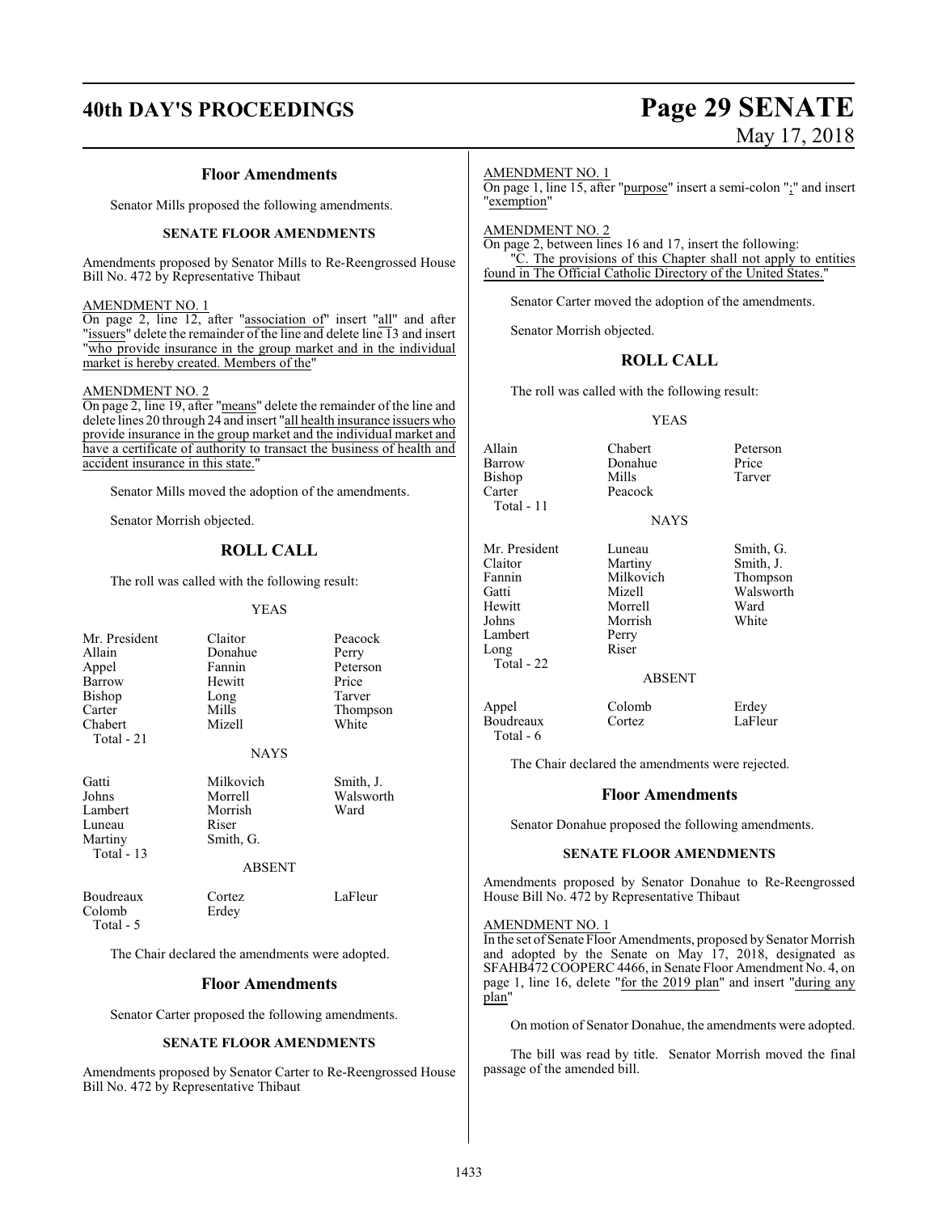## Floor Amendments

Senator Mills proposed the following amendments.

### SENATE FLOOR AMENDMENTS

Amendments proposed by Senator Mills to Re-Reengrossed House Bill No. 472 by Representative Thibaut

AMENDMENT NO. 1
On page 2, line 12, after "association of" insert "all" and after "issuers" delete the remainder of the line and delete line 13 and insert "who provide insurance in the group market and in the individual market is hereby created. Members of the"

AMENDMENT NO. 2
On page 2, line 19, after "means" delete the remainder of the line and delete lines 20 through 24 and insert "all health insurance issuers who provide insurance in the group market and the individual market and have a certificate of authority to transact the business of health and accident insurance in this state."

Senator Mills moved the adoption of the amendments.

Senator Morrish objected.

## ROLL CALL

The roll was called with the following result:

YEAS

| | | |
|---|---|---|
| Mr. President | Claitor | Peacock |
| Allain | Donahue | Perry |
| Appel | Fannin | Peterson |
| Barrow | Hewitt | Price |
| Bishop | Long | Tarver |
| Carter | Mills | Thompson |
| Chabert | Mizell | White |
| Total - 21 | | |

NAYS

| | | |
|---|---|---|
| Gatti | Milkovich | Smith, J. |
| Johns | Morrell | Walsworth |
| Lambert | Morrish | Ward |
| Luneau | Riser | |
| Martiny | Smith, G. | |
| Total - 13 | | |

ABSENT

| | | |
|---|---|---|
| Boudreaux | Cortez | LaFleur |
| Colomb | Erdey | |
| Total - 5 | | |

The Chair declared the amendments were adopted.

## Floor Amendments

Senator Carter proposed the following amendments.

### SENATE FLOOR AMENDMENTS

Amendments proposed by Senator Carter to Re-Reengrossed House Bill No. 472 by Representative Thibaut

AMENDMENT NO. 1
On page 1, line 15, after "purpose" insert a semi-colon ";" and insert "exemption"

AMENDMENT NO. 2
On page 2, between lines 16 and 17, insert the following:
"C. The provisions of this Chapter shall not apply to entities found in The Official Catholic Directory of the United States."

Senator Carter moved the adoption of the amendments.

Senator Morrish objected.

## ROLL CALL

The roll was called with the following result:

YEAS

| | | |
|---|---|---|
| Allain | Chabert | Peterson |
| Barrow | Donahue | Price |
| Bishop | Mills | Tarver |
| Carter | Peacock | |
| Total - 11 | | |

NAYS

| | | |
|---|---|---|
| Mr. President | Luneau | Smith, G. |
| Claitor | Martiny | Smith, J. |
| Fannin | Milkovich | Thompson |
| Gatti | Mizell | Walsworth |
| Hewitt | Morrell | Ward |
| Johns | Morrish | White |
| Lambert | Perry | |
| Long | Riser | |
| Total - 22 | | |

ABSENT

| | | |
|---|---|---|
| Appel | Colomb | Erdey |
| Boudreaux | Cortez | LaFleur |
| Total - 6 | | |

The Chair declared the amendments were rejected.

## Floor Amendments

Senator Donahue proposed the following amendments.

### SENATE FLOOR AMENDMENTS

Amendments proposed by Senator Donahue to Re-Reengrossed House Bill No. 472 by Representative Thibaut

AMENDMENT NO. 1
In the set of Senate Floor Amendments, proposed by Senator Morrish and adopted by the Senate on May 17, 2018, designated as SFAHB472 COOPERC 4466, in Senate Floor Amendment No. 4, on page 1, line 16, delete "for the 2019 plan" and insert "during any plan"

On motion of Senator Donahue, the amendments were adopted.

The bill was read by title. Senator Morrish moved the final passage of the amended bill.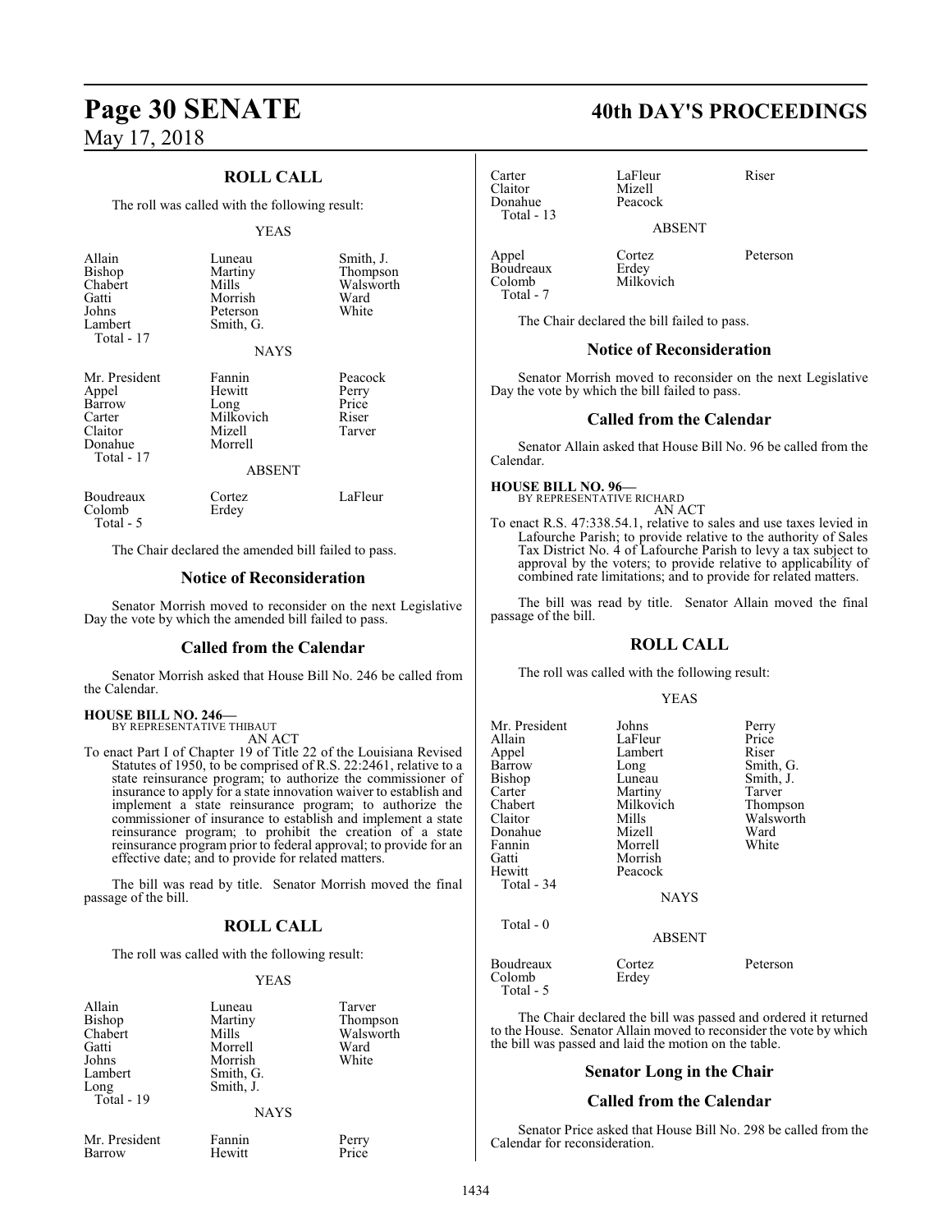## ROLL CALL

The roll was called with the following result:

YEAS

| | | |
|---|---|---|
| Allain | Luneau | Smith, J. |
| Bishop | Martiny | Thompson |
| Chabert | Mills | Walsworth |
| Gatti | Morrish | Ward |
| Johns | Peterson | White |
| Lambert | Smith, G. | |
| Total - 17 | | |

NAYS

| | | |
|---|---|---|
| Mr. President | Fannin | Peacock |
| Appel | Hewitt | Perry |
| Barrow | Long | Price |
| Carter | Milkovich | Riser |
| Claitor | Mizell | Tarver |
| Donahue | Morrell | |
| Total - 17 | | |

ABSENT

| | | |
|---|---|---|
| Boudreaux | Cortez | LaFleur |
| Colomb | Erdey | |
| Total - 5 | | |

The Chair declared the amended bill failed to pass.

### Notice of Reconsideration

Senator Morrish moved to reconsider on the next Legislative Day the vote by which the amended bill failed to pass.

### Called from the Calendar

Senator Morrish asked that House Bill No. 246 be called from the Calendar.

**HOUSE BILL NO. 246—**
BY REPRESENTATIVE THIBAUT
AN ACT

To enact Part I of Chapter 19 of Title 22 of the Louisiana Revised Statutes of 1950, to be comprised of R.S. 22:2461, relative to a state reinsurance program; to authorize the commissioner of insurance to apply for a state innovation waiver to establish and implement a state reinsurance program; to authorize the commissioner of insurance to establish and implement a state reinsurance program; to prohibit the creation of a state reinsurance program prior to federal approval; to provide for an effective date; and to provide for related matters.

The bill was read by title. Senator Morrish moved the final passage of the bill.

## ROLL CALL

The roll was called with the following result:

YEAS

| | | |
|---|---|---|
| Allain | Luneau | Tarver |
| Bishop | Martiny | Thompson |
| Chabert | Mills | Walsworth |
| Gatti | Morrell | Ward |
| Johns | Morrish | White |
| Lambert | Smith, G. | |
| Long | Smith, J. | |
| Total - 19 | | |

NAYS

| | | |
|---|---|---|
| Mr. President | Fannin | Perry |
| Barrow | Hewitt | Price |
| Carter | LaFleur | Riser |
| Claitor | Mizell | |
| Donahue | Peacock | |
| Total - 13 | | |

ABSENT

| | | |
|---|---|---|
| Appel | Cortez | Peterson |
| Boudreaux | Erdey | |
| Colomb | Milkovich | |
| Total - 7 | | |

The Chair declared the bill failed to pass.

### Notice of Reconsideration

Senator Morrish moved to reconsider on the next Legislative Day the vote by which the bill failed to pass.

### Called from the Calendar

Senator Allain asked that House Bill No. 96 be called from the Calendar.

**HOUSE BILL NO. 96—**
BY REPRESENTATIVE RICHARD
AN ACT

To enact R.S. 47:338.54.1, relative to sales and use taxes levied in Lafourche Parish; to provide relative to the authority of Sales Tax District No. 4 of Lafourche Parish to levy a tax subject to approval by the voters; to provide relative to applicability of combined rate limitations; and to provide for related matters.

The bill was read by title. Senator Allain moved the final passage of the bill.

## ROLL CALL

The roll was called with the following result:

YEAS

| | | |
|---|---|---|
| Mr. President | Johns | Perry |
| Allain | LaFleur | Price |
| Appel | Lambert | Riser |
| Barrow | Long | Smith, G. |
| Bishop | Luneau | Smith, J. |
| Carter | Martiny | Tarver |
| Chabert | Milkovich | Thompson |
| Claitor | Mills | Walsworth |
| Donahue | Mizell | Ward |
| Fannin | Morrell | White |
| Gatti | Morrish | |
| Hewitt | Peacock | |
| Total - 34 | | |

NAYS

Total - 0

ABSENT

| | | |
|---|---|---|
| Boudreaux | Cortez | Peterson |
| Colomb | Erdey | |
| Total - 5 | | |

The Chair declared the bill was passed and ordered it returned to the House. Senator Allain moved to reconsider the vote by which the bill was passed and laid the motion on the table.

### Senator Long in the Chair

### Called from the Calendar

Senator Price asked that House Bill No. 298 be called from the Calendar for reconsideration.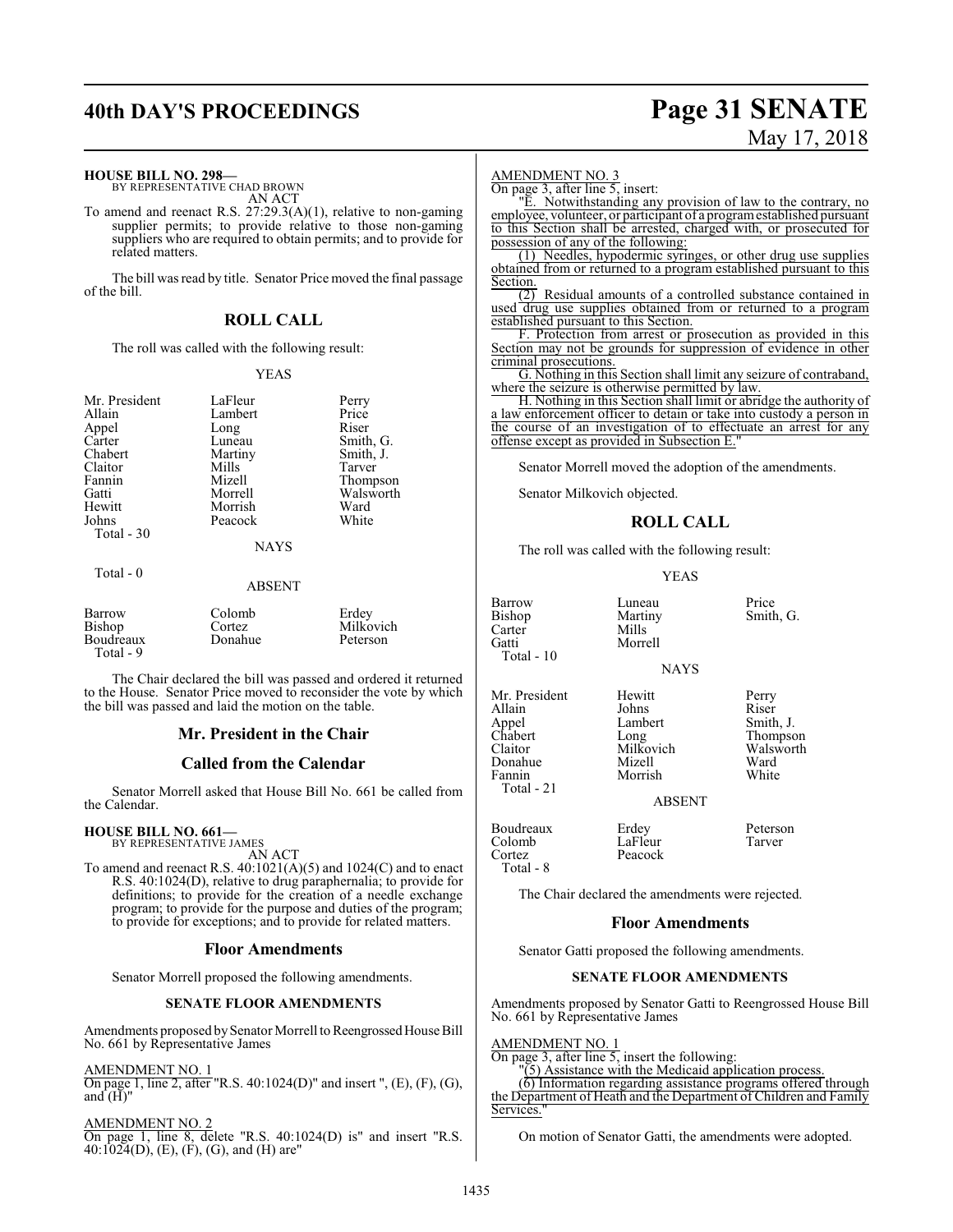**HOUSE BILL NO. 298—**
BY REPRESENTATIVE CHAD BROWN
AN ACT

To amend and reenact R.S. 27:29.3(A)(1), relative to non-gaming supplier permits; to provide relative to those non-gaming suppliers who are required to obtain permits; and to provide for related matters.

The bill was read by title. Senator Price moved the final passage of the bill.

## ROLL CALL

The roll was called with the following result:

YEAS

| | | |
|---|---|---|
| Mr. President | LaFleur | Perry |
| Allain | Lambert | Price |
| Appel | Long | Riser |
| Carter | Luneau | Smith, G. |
| Chabert | Martiny | Smith, J. |
| Claitor | Mills | Tarver |
| Fannin | Mizell | Thompson |
| Gatti | Morrell | Walsworth |
| Hewitt | Morrish | Ward |
| Johns | Peacock | White |
| Total - 30 | | |

NAYS

Total - 0

ABSENT

| | | |
|---|---|---|
| Barrow | Colomb | Erdey |
| Bishop | Cortez | Milkovich |
| Boudreaux | Donahue | Peterson |
| Total - 9 | | |

The Chair declared the bill was passed and ordered it returned to the House. Senator Price moved to reconsider the vote by which the bill was passed and laid the motion on the table.

## Mr. President in the Chair

## Called from the Calendar

Senator Morrell asked that House Bill No. 661 be called from the Calendar.

**HOUSE BILL NO. 661—**
BY REPRESENTATIVE JAMES
AN ACT

To amend and reenact R.S. 40:1021(A)(5) and 1024(C) and to enact R.S. 40:1024(D), relative to drug paraphernalia; to provide for definitions; to provide for the creation of a needle exchange program; to provide for the purpose and duties of the program; to provide for exceptions; and to provide for related matters.

## Floor Amendments

Senator Morrell proposed the following amendments.

### SENATE FLOOR AMENDMENTS

Amendments proposed by Senator Morrell to Reengrossed House Bill No. 661 by Representative James

AMENDMENT NO. 1
On page 1, line 2, after "R.S. 40:1024(D)" and insert ", (E), (F), (G), and (H)"

AMENDMENT NO. 2
On page 1, line 8, delete "R.S. 40:1024(D) is" and insert "R.S. 40:1024(D), (E), (F), (G), and (H) are"

AMENDMENT NO. 3
On page 3, after line 5, insert:

"E. Notwithstanding any provision of law to the contrary, no employee, volunteer, or participant of a program established pursuant to this Section shall be arrested, charged with, or prosecuted for possession of any of the following:

(1) Needles, hypodermic syringes, or other drug use supplies obtained from or returned to a program established pursuant to this Section.

(2) Residual amounts of a controlled substance contained in used drug use supplies obtained from or returned to a program established pursuant to this Section.

F. Protection from arrest or prosecution as provided in this Section may not be grounds for suppression of evidence in other criminal prosecutions.

G. Nothing in this Section shall limit any seizure of contraband, where the seizure is otherwise permitted by law.

H. Nothing in this Section shall limit or abridge the authority of a law enforcement officer to detain or take into custody a person in the course of an investigation of to effectuate an arrest for any offense except as provided in Subsection E."

Senator Morrell moved the adoption of the amendments.

Senator Milkovich objected.

## ROLL CALL

The roll was called with the following result:

YEAS

| | | |
|---|---|---|
| Barrow | Luneau | Price |
| Bishop | Martiny | Smith, G. |
| Carter | Mills | |
| Gatti | Morrell | |
| Total - 10 | | |

NAYS

| | | |
|---|---|---|
| Mr. President | Hewitt | Perry |
| Allain | Johns | Riser |
| Appel | Lambert | Smith, J. |
| Chabert | Long | Thompson |
| Claitor | Milkovich | Walsworth |
| Donahue | Mizell | Ward |
| Fannin | Morrish | White |
| Total - 21 | | |

ABSENT

| | | |
|---|---|---|
| Boudreaux | Erdey | Peterson |
| Colomb | LaFleur | Tarver |
| Cortez | Peacock | |
| Total - 8 | | |

The Chair declared the amendments were rejected.

## Floor Amendments

Senator Gatti proposed the following amendments.

### SENATE FLOOR AMENDMENTS

Amendments proposed by Senator Gatti to Reengrossed House Bill No. 661 by Representative James

AMENDMENT NO. 1
On page 3, after line 5, insert the following:

"(5) Assistance with the Medicaid application process.

(6) Information regarding assistance programs offered through the Department of Heath and the Department of Children and Family Services."

On motion of Senator Gatti, the amendments were adopted.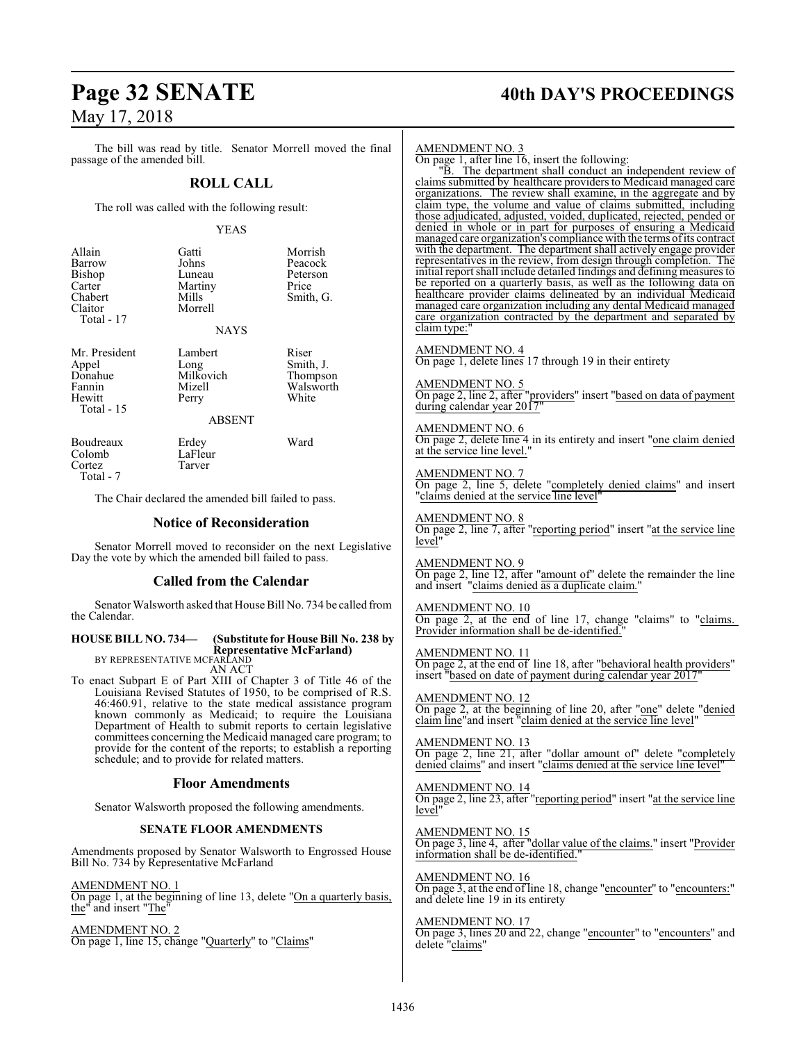The bill was read by title. Senator Morrell moved the final passage of the amended bill.

## ROLL CALL

The roll was called with the following result:

YEAS

| | | |
|---|---|---|
| Allain | Gatti | Morrish |
| Barrow | Johns | Peacock |
| Bishop | Luneau | Peterson |
| Carter | Martiny | Price |
| Chabert | Mills | Smith, G. |
| Claitor | Morrell | |
| Total - 17 | | |

NAYS

| | | |
|---|---|---|
| Mr. President | Lambert | Riser |
| Appel | Long | Smith, J. |
| Donahue | Milkovich | Thompson |
| Fannin | Mizell | Walsworth |
| Hewitt | Perry | White |
| Total - 15 | | |

ABSENT

| | | |
|---|---|---|
| Boudreaux | Erdey | Ward |
| Colomb | LaFleur | |
| Cortez | Tarver | |
| Total - 7 | | |

The Chair declared the amended bill failed to pass.

## Notice of Reconsideration

Senator Morrell moved to reconsider on the next Legislative Day the vote by which the amended bill failed to pass.

## Called from the Calendar

Senator Walsworth asked that House Bill No. 734 be called from the Calendar.

**HOUSE BILL NO. 734— (Substitute for House Bill No. 238 by Representative McFarland)**
BY REPRESENTATIVE MCFARLAND
AN ACT

To enact Subpart E of Part XIII of Chapter 3 of Title 46 of the Louisiana Revised Statutes of 1950, to be comprised of R.S. 46:460.91, relative to the state medical assistance program known commonly as Medicaid; to require the Louisiana Department of Health to submit reports to certain legislative committees concerning the Medicaid managed care program; to provide for the content of the reports; to establish a reporting schedule; and to provide for related matters.

## Floor Amendments

Senator Walsworth proposed the following amendments.

### SENATE FLOOR AMENDMENTS

Amendments proposed by Senator Walsworth to Engrossed House Bill No. 734 by Representative McFarland

AMENDMENT NO. 1
On page 1, at the beginning of line 13, delete "On a quarterly basis, the" and insert "The"

AMENDMENT NO. 2
On page 1, line 15, change "Quarterly" to "Claims"

AMENDMENT NO. 3
On page 1, after line 16, insert the following:

"B. The department shall conduct an independent review of claims submitted by healthcare providers to Medicaid managed care organizations. The review shall examine, in the aggregate and by claim type, the volume and value of claims submitted, including those adjudicated, adjusted, voided, duplicated, rejected, pended or denied in whole or in part for purposes of ensuring a Medicaid managed care organization's compliance with the terms of its contract with the department. The department shall actively engage provider representatives in the review, from design through completion. The initial report shall include detailed findings and defining measures to be reported on a quarterly basis, as well as the following data on healthcare provider claims delineated by an individual Medicaid managed care organization including any dental Medicaid managed care organization contracted by the department and separated by claim type:"

AMENDMENT NO. 4
On page 1, delete lines 17 through 19 in their entirety

AMENDMENT NO. 5
On page 2, line 2, after "providers" insert "based on data of payment during calendar year 2017"

AMENDMENT NO. 6
On page 2, delete line 4 in its entirety and insert "one claim denied at the service line level."

AMENDMENT NO. 7
On page 2, line 5, delete "completely denied claims" and insert "claims denied at the service line level"

AMENDMENT NO. 8
On page 2, line 7, after "reporting period" insert "at the service line level"

AMENDMENT NO. 9
On page 2, line 12, after "amount of" delete the remainder the line and insert "claims denied as a duplicate claim."

AMENDMENT NO. 10
On page 2, at the end of line 17, change "claims" to "claims. Provider information shall be de-identified."

AMENDMENT NO. 11
On page 2, at the end of line 18, after "behavioral health providers" insert "based on date of payment during calendar year 2017"

AMENDMENT NO. 12
On page 2, at the beginning of line 20, after "one" delete "denied claim line"and insert "claim denied at the service line level"

AMENDMENT NO. 13
On page 2, line 21, after "dollar amount of" delete "completely denied claims" and insert "claims denied at the service line level"

AMENDMENT NO. 14
On page 2, line 23, after "reporting period" insert "at the service line level"

AMENDMENT NO. 15
On page 3, line 4, after "dollar value of the claims." insert "Provider information shall be de-identified."

AMENDMENT NO. 16
On page 3, at the end of line 18, change "encounter" to "encounters:" and delete line 19 in its entirety

AMENDMENT NO. 17
On page 3, lines 20 and 22, change "encounter" to "encounters" and delete "claims"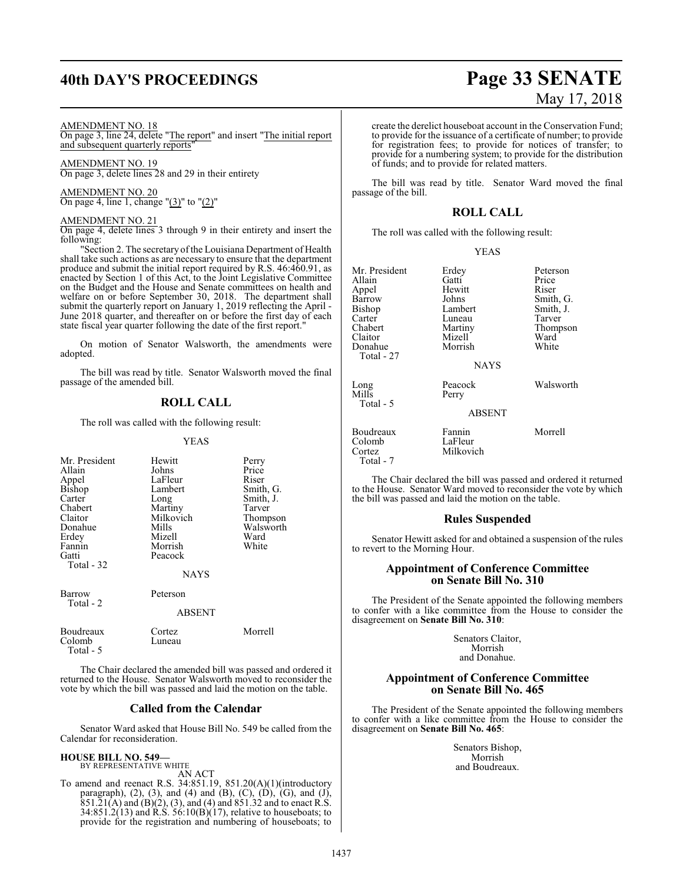AMENDMENT NO. 18

On page 3, line 24, delete "The report" and insert "The initial report and subsequent quarterly reports"

AMENDMENT NO. 19

On page 3, delete lines 28 and 29 in their entirety

AMENDMENT NO. 20

On page 4, line 1, change "(3)" to "(2)"

AMENDMENT NO. 21

On page 4, delete lines 3 through 9 in their entirety and insert the following:

"Section 2. The secretary of the Louisiana Department of Health shall take such actions as are necessary to ensure that the department produce and submit the initial report required by R.S. 46:460.91, as enacted by Section 1 of this Act, to the Joint Legislative Committee on the Budget and the House and Senate committees on health and welfare on or before September 30, 2018. The department shall submit the quarterly report on January 1, 2019 reflecting the April - June 2018 quarter, and thereafter on or before the first day of each state fiscal year quarter following the date of the first report."

On motion of Senator Walsworth, the amendments were adopted.

The bill was read by title. Senator Walsworth moved the final passage of the amended bill.

## ROLL CALL

The roll was called with the following result:

YEAS

| | | |
|---|---|---|
| Mr. President | Hewitt | Perry |
| Allain | Johns | Price |
| Appel | LaFleur | Riser |
| Bishop | Lambert | Smith, G. |
| Carter | Long | Smith, J. |
| Chabert | Martiny | Tarver |
| Claitor | Milkovich | Thompson |
| Donahue | Mills | Walsworth |
| Erdey | Mizell | Ward |
| Fannin | Morrish | White |
| Gatti | Peacock | |
| Total - 32 | | |

NAYS

| | |
|---|---|
| Barrow | Peterson |
| Total - 2 | |

ABSENT

| | | |
|---|---|---|
| Boudreaux | Cortez | Morrell |
| Colomb | Luneau | |
| Total - 5 | | |

The Chair declared the amended bill was passed and ordered it returned to the House. Senator Walsworth moved to reconsider the vote by which the bill was passed and laid the motion on the table.

## Called from the Calendar

Senator Ward asked that House Bill No. 549 be called from the Calendar for reconsideration.

**HOUSE BILL NO. 549—**
BY REPRESENTATIVE WHITE
AN ACT

To amend and reenact R.S. 34:851.19, 851.20(A)(1)(introductory paragraph), (2), (3), and (4) and (B), (C), (D), (G), and (J), 851.21(A) and (B)(2), (3), and (4) and 851.32 and to enact R.S. 34:851.2(13) and R.S. 56:10(B)(17), relative to houseboats; to provide for the registration and numbering of houseboats; to create the derelict houseboat account in the Conservation Fund; to provide for the issuance of a certificate of number; to provide for registration fees; to provide for notices of transfer; to provide for a numbering system; to provide for the distribution of funds; and to provide for related matters.

The bill was read by title. Senator Ward moved the final passage of the bill.

## ROLL CALL

The roll was called with the following result:

YEAS

| | | |
|---|---|---|
| Mr. President | Erdey | Peterson |
| Allain | Gatti | Price |
| Appel | Hewitt | Riser |
| Barrow | Johns | Smith, G. |
| Bishop | Lambert | Smith, J. |
| Carter | Luneau | Tarver |
| Chabert | Martiny | Thompson |
| Claitor | Mizell | Ward |
| Donahue | Morrish | White |
| Total - 27 | | |

NAYS

| | | |
|---|---|---|
| Long | Peacock | Walsworth |
| Mills | Perry | |
| Total - 5 | | |

ABSENT

| | | |
|---|---|---|
| Boudreaux | Fannin | Morrell |
| Colomb | LaFleur | |
| Cortez | Milkovich | |
| Total - 7 | | |

The Chair declared the bill was passed and ordered it returned to the House. Senator Ward moved to reconsider the vote by which the bill was passed and laid the motion on the table.

## Rules Suspended

Senator Hewitt asked for and obtained a suspension of the rules to revert to the Morning Hour.

## Appointment of Conference Committee on Senate Bill No. 310

The President of the Senate appointed the following members to confer with a like committee from the House to consider the disagreement on **Senate Bill No. 310**:

Senators Claitor,
Morrish
and Donahue.

## Appointment of Conference Committee on Senate Bill No. 465

The President of the Senate appointed the following members to confer with a like committee from the House to consider the disagreement on **Senate Bill No. 465**:

Senators Bishop,
Morrish
and Boudreaux.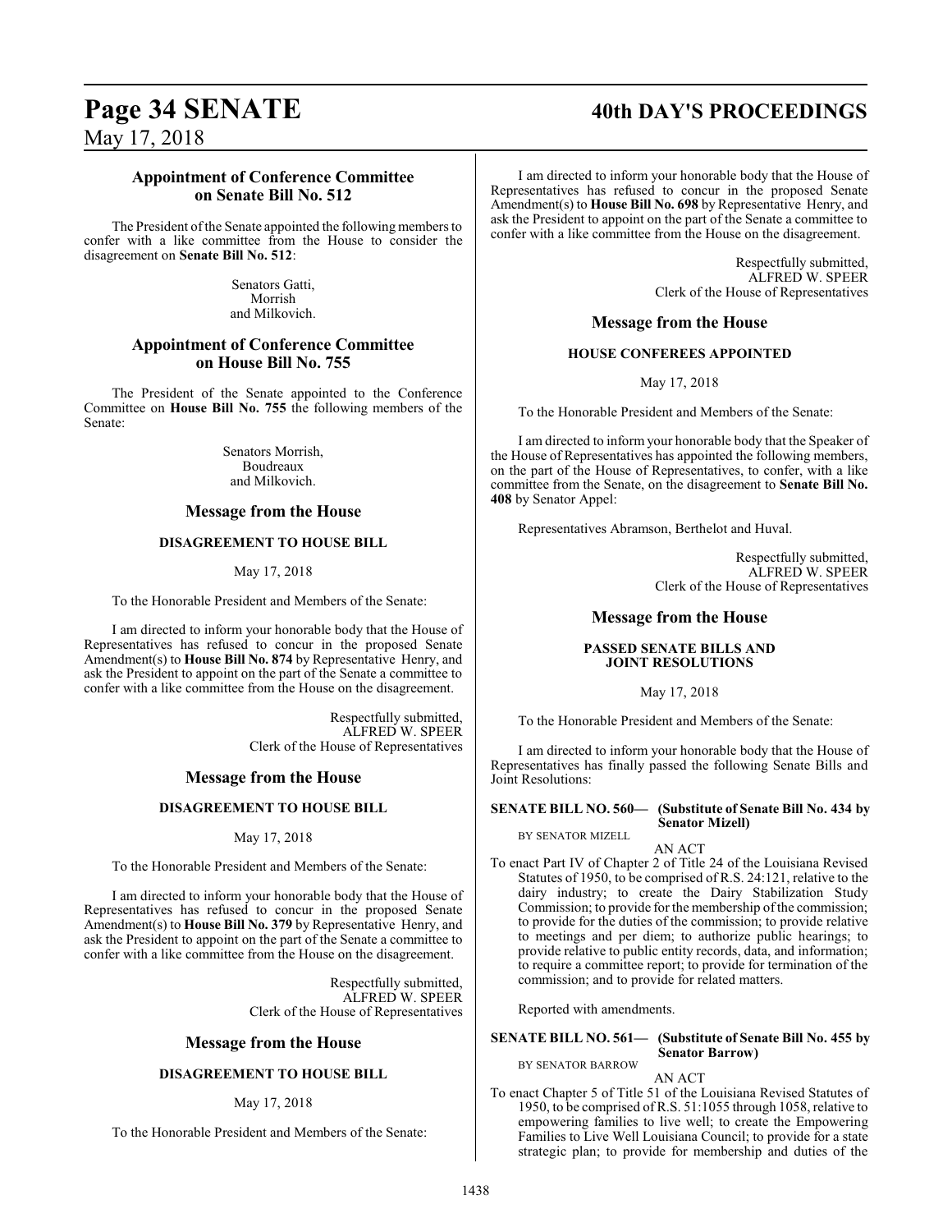## Appointment of Conference Committee on Senate Bill No. 512

The President of the Senate appointed the following members to confer with a like committee from the House to consider the disagreement on **Senate Bill No. 512**:

Senators Gatti,
Morrish
and Milkovich.

## Appointment of Conference Committee on House Bill No. 755

The President of the Senate appointed to the Conference Committee on **House Bill No. 755** the following members of the Senate:

Senators Morrish,
Boudreaux
and Milkovich.

## Message from the House

### DISAGREEMENT TO HOUSE BILL

May 17, 2018

To the Honorable President and Members of the Senate:

I am directed to inform your honorable body that the House of Representatives has refused to concur in the proposed Senate Amendment(s) to **House Bill No. 874** by Representative Henry, and ask the President to appoint on the part of the Senate a committee to confer with a like committee from the House on the disagreement.

Respectfully submitted,
ALFRED W. SPEER
Clerk of the House of Representatives

## Message from the House

### DISAGREEMENT TO HOUSE BILL

May 17, 2018

To the Honorable President and Members of the Senate:

I am directed to inform your honorable body that the House of Representatives has refused to concur in the proposed Senate Amendment(s) to **House Bill No. 379** by Representative Henry, and ask the President to appoint on the part of the Senate a committee to confer with a like committee from the House on the disagreement.

Respectfully submitted,
ALFRED W. SPEER
Clerk of the House of Representatives

## Message from the House

### DISAGREEMENT TO HOUSE BILL

May 17, 2018

To the Honorable President and Members of the Senate:

I am directed to inform your honorable body that the House of Representatives has refused to concur in the proposed Senate Amendment(s) to **House Bill No. 698** by Representative Henry, and ask the President to appoint on the part of the Senate a committee to confer with a like committee from the House on the disagreement.

Respectfully submitted,
ALFRED W. SPEER
Clerk of the House of Representatives

## Message from the House

### HOUSE CONFEREES APPOINTED

May 17, 2018

To the Honorable President and Members of the Senate:

I am directed to inform your honorable body that the Speaker of the House of Representatives has appointed the following members, on the part of the House of Representatives, to confer, with a like committee from the Senate, on the disagreement to **Senate Bill No. 408** by Senator Appel:

Representatives Abramson, Berthelot and Huval.

Respectfully submitted,
ALFRED W. SPEER
Clerk of the House of Representatives

## Message from the House

### PASSED SENATE BILLS AND JOINT RESOLUTIONS

May 17, 2018

To the Honorable President and Members of the Senate:

I am directed to inform your honorable body that the House of Representatives has finally passed the following Senate Bills and Joint Resolutions:

**SENATE BILL NO. 560— (Substitute of Senate Bill No. 434 by Senator Mizell)**
BY SENATOR MIZELL

AN ACT

To enact Part IV of Chapter 2 of Title 24 of the Louisiana Revised Statutes of 1950, to be comprised of R.S. 24:121, relative to the dairy industry; to create the Dairy Stabilization Study Commission; to provide for the membership of the commission; to provide for the duties of the commission; to provide relative to meetings and per diem; to authorize public hearings; to provide relative to public entity records, data, and information; to require a committee report; to provide for termination of the commission; and to provide for related matters.

Reported with amendments.

**SENATE BILL NO. 561— (Substitute of Senate Bill No. 455 by Senator Barrow)**
BY SENATOR BARROW

AN ACT

To enact Chapter 5 of Title 51 of the Louisiana Revised Statutes of 1950, to be comprised of R.S. 51:1055 through 1058, relative to empowering families to live well; to create the Empowering Families to Live Well Louisiana Council; to provide for a state strategic plan; to provide for membership and duties of the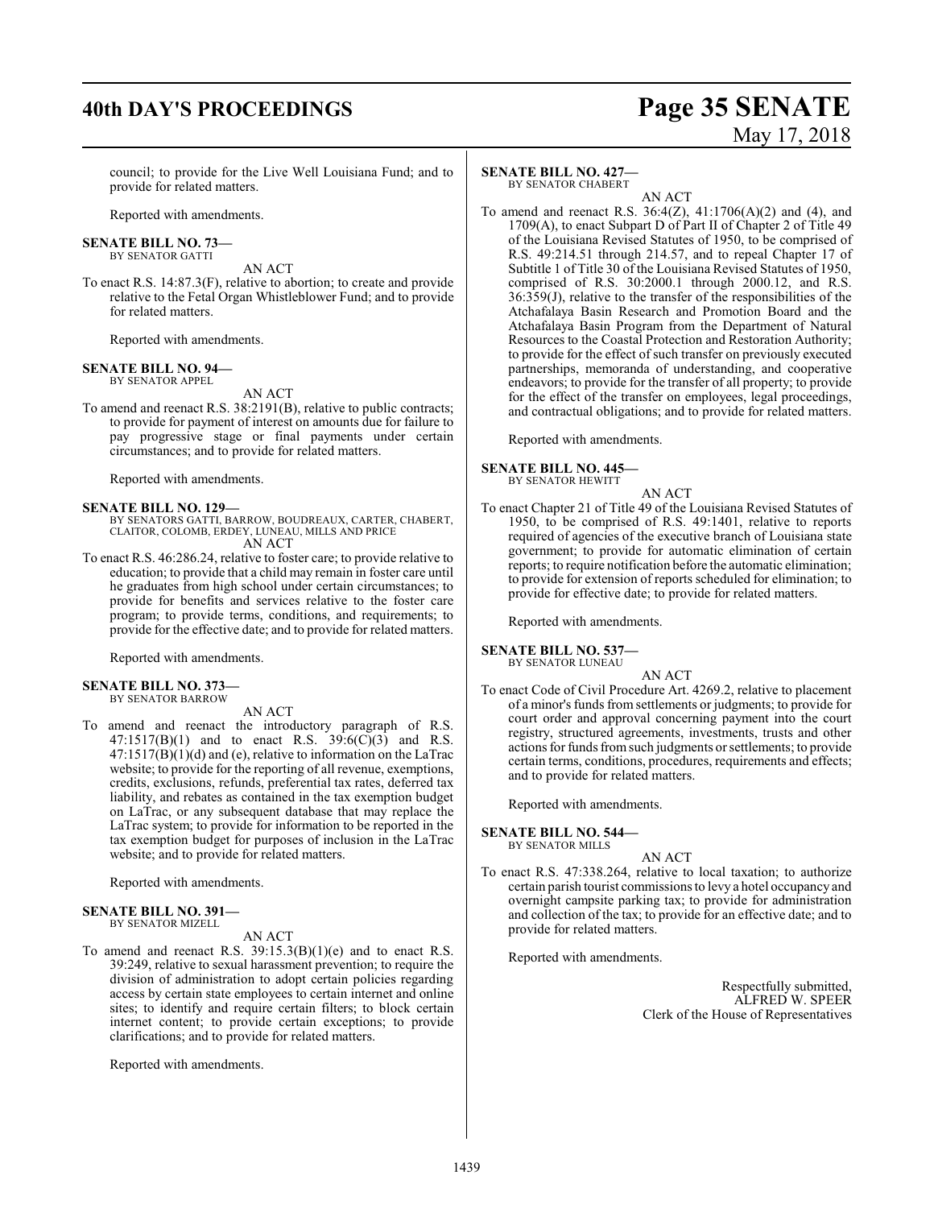council; to provide for the Live Well Louisiana Fund; and to provide for related matters.

Reported with amendments.

**SENATE BILL NO. 73—**
BY SENATOR GATTI

AN ACT

To enact R.S. 14:87.3(F), relative to abortion; to create and provide relative to the Fetal Organ Whistleblower Fund; and to provide for related matters.

Reported with amendments.

**SENATE BILL NO. 94—**
BY SENATOR APPEL

AN ACT

To amend and reenact R.S. 38:2191(B), relative to public contracts; to provide for payment of interest on amounts due for failure to pay progressive stage or final payments under certain circumstances; and to provide for related matters.

Reported with amendments.

**SENATE BILL NO. 129—**
BY SENATORS GATTI, BARROW, BOUDREAUX, CARTER, CHABERT, CLAITOR, COLOMB, ERDEY, LUNEAU, MILLS AND PRICE

AN ACT

To enact R.S. 46:286.24, relative to foster care; to provide relative to education; to provide that a child may remain in foster care until he graduates from high school under certain circumstances; to provide for benefits and services relative to the foster care program; to provide terms, conditions, and requirements; to provide for the effective date; and to provide for related matters.

Reported with amendments.

**SENATE BILL NO. 373—**
BY SENATOR BARROW

AN ACT

To amend and reenact the introductory paragraph of R.S. 47:1517(B)(1) and to enact R.S. 39:6(C)(3) and R.S. 47:1517(B)(1)(d) and (e), relative to information on the LaTrac website; to provide for the reporting of all revenue, exemptions, credits, exclusions, refunds, preferential tax rates, deferred tax liability, and rebates as contained in the tax exemption budget on LaTrac, or any subsequent database that may replace the LaTrac system; to provide for information to be reported in the tax exemption budget for purposes of inclusion in the LaTrac website; and to provide for related matters.

Reported with amendments.

**SENATE BILL NO. 391—**
BY SENATOR MIZELL

AN ACT

To amend and reenact R.S. 39:15.3(B)(1)(e) and to enact R.S. 39:249, relative to sexual harassment prevention; to require the division of administration to adopt certain policies regarding access by certain state employees to certain internet and online sites; to identify and require certain filters; to block certain internet content; to provide certain exceptions; to provide clarifications; and to provide for related matters.

Reported with amendments.

**SENATE BILL NO. 427—**
BY SENATOR CHABERT

AN ACT

To amend and reenact R.S. 36:4(Z), 41:1706(A)(2) and (4), and 1709(A), to enact Subpart D of Part II of Chapter 2 of Title 49 of the Louisiana Revised Statutes of 1950, to be comprised of R.S. 49:214.51 through 214.57, and to repeal Chapter 17 of Subtitle 1 of Title 30 of the Louisiana Revised Statutes of 1950, comprised of R.S. 30:2000.1 through 2000.12, and R.S. 36:359(J), relative to the transfer of the responsibilities of the Atchafalaya Basin Research and Promotion Board and the Atchafalaya Basin Program from the Department of Natural Resources to the Coastal Protection and Restoration Authority; to provide for the effect of such transfer on previously executed partnerships, memoranda of understanding, and cooperative endeavors; to provide for the transfer of all property; to provide for the effect of the transfer on employees, legal proceedings, and contractual obligations; and to provide for related matters.

Reported with amendments.

**SENATE BILL NO. 445—**
BY SENATOR HEWITT

AN ACT

To enact Chapter 21 of Title 49 of the Louisiana Revised Statutes of 1950, to be comprised of R.S. 49:1401, relative to reports required of agencies of the executive branch of Louisiana state government; to provide for automatic elimination of certain reports; to require notification before the automatic elimination; to provide for extension of reports scheduled for elimination; to provide for effective date; to provide for related matters.

Reported with amendments.

**SENATE BILL NO. 537—**
BY SENATOR LUNEAU

AN ACT

To enact Code of Civil Procedure Art. 4269.2, relative to placement of a minor's funds from settlements or judgments; to provide for court order and approval concerning payment into the court registry, structured agreements, investments, trusts and other actions for funds from such judgments or settlements; to provide certain terms, conditions, procedures, requirements and effects; and to provide for related matters.

Reported with amendments.

**SENATE BILL NO. 544—**
BY SENATOR MILLS

AN ACT

To enact R.S. 47:338.264, relative to local taxation; to authorize certain parish tourist commissions to levy a hotel occupancy and overnight campsite parking tax; to provide for administration and collection of the tax; to provide for an effective date; and to provide for related matters.

Reported with amendments.

Respectfully submitted,
ALFRED W. SPEER
Clerk of the House of Representatives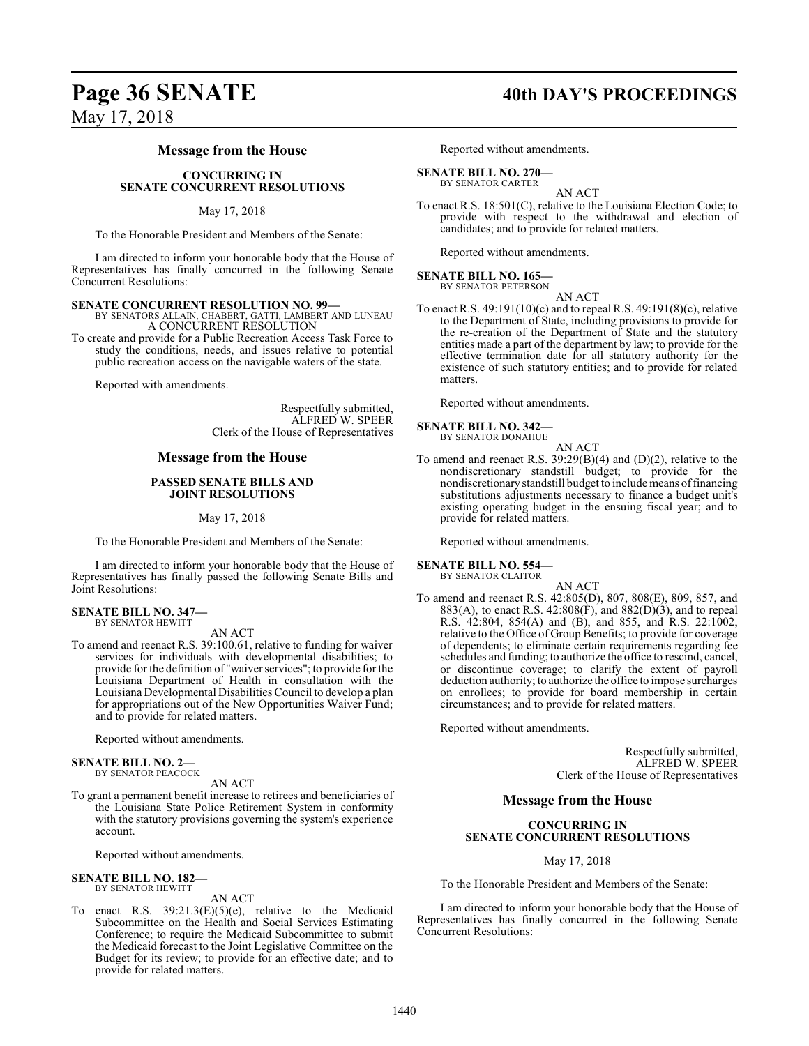## Message from the House

**CONCURRING IN SENATE CONCURRENT RESOLUTIONS**

May 17, 2018

To the Honorable President and Members of the Senate:

I am directed to inform your honorable body that the House of Representatives has finally concurred in the following Senate Concurrent Resolutions:

**SENATE CONCURRENT RESOLUTION NO. 99—**
BY SENATORS ALLAIN, CHABERT, GATTI, LAMBERT AND LUNEAU

A CONCURRENT RESOLUTION

To create and provide for a Public Recreation Access Task Force to study the conditions, needs, and issues relative to potential public recreation access on the navigable waters of the state.

Reported with amendments.

Respectfully submitted,
ALFRED W. SPEER
Clerk of the House of Representatives

## Message from the House

**PASSED SENATE BILLS AND JOINT RESOLUTIONS**

May 17, 2018

To the Honorable President and Members of the Senate:

I am directed to inform your honorable body that the House of Representatives has finally passed the following Senate Bills and Joint Resolutions:

**SENATE BILL NO. 347—**
BY SENATOR HEWITT

AN ACT

To amend and reenact R.S. 39:100.61, relative to funding for waiver services for individuals with developmental disabilities; to provide for the definition of "waiver services"; to provide for the Louisiana Department of Health in consultation with the Louisiana Developmental Disabilities Council to develop a plan for appropriations out of the New Opportunities Waiver Fund; and to provide for related matters.

Reported without amendments.

**SENATE BILL NO. 2—**
BY SENATOR PEACOCK

AN ACT

To grant a permanent benefit increase to retirees and beneficiaries of the Louisiana State Police Retirement System in conformity with the statutory provisions governing the system's experience account.

Reported without amendments.

**SENATE BILL NO. 182—**
BY SENATOR HEWITT

AN ACT

To enact R.S. 39:21.3(E)(5)(e), relative to the Medicaid Subcommittee on the Health and Social Services Estimating Conference; to require the Medicaid Subcommittee to submit the Medicaid forecast to the Joint Legislative Committee on the Budget for its review; to provide for an effective date; and to provide for related matters.

Reported without amendments.

**SENATE BILL NO. 270—**
BY SENATOR CARTER

AN ACT

To enact R.S. 18:501(C), relative to the Louisiana Election Code; to provide with respect to the withdrawal and election of candidates; and to provide for related matters.

Reported without amendments.

**SENATE BILL NO. 165—**
BY SENATOR PETERSON

AN ACT

To enact R.S. 49:191(10)(c) and to repeal R.S. 49:191(8)(c), relative to the Department of State, including provisions to provide for the re-creation of the Department of State and the statutory entities made a part of the department by law; to provide for the effective termination date for all statutory authority for the existence of such statutory entities; and to provide for related matters.

Reported without amendments.

**SENATE BILL NO. 342—**
BY SENATOR DONAHUE

AN ACT

To amend and reenact R.S. 39:29(B)(4) and (D)(2), relative to the nondiscretionary standstill budget; to provide for the nondiscretionary standstill budget to include means of financing substitutions adjustments necessary to finance a budget unit's existing operating budget in the ensuing fiscal year; and to provide for related matters.

Reported without amendments.

**SENATE BILL NO. 554—**
BY SENATOR CLAITOR

AN ACT

To amend and reenact R.S. 42:805(D), 807, 808(E), 809, 857, and 883(A), to enact R.S. 42:808(F), and 882(D)(3), and to repeal R.S. 42:804, 854(A) and (B), and 855, and R.S. 22:1002, relative to the Office of Group Benefits; to provide for coverage of dependents; to eliminate certain requirements regarding fee schedules and funding; to authorize the office to rescind, cancel, or discontinue coverage; to clarify the extent of payroll deduction authority; to authorize the office to impose surcharges on enrollees; to provide for board membership in certain circumstances; and to provide for related matters.

Reported without amendments.

Respectfully submitted,
ALFRED W. SPEER
Clerk of the House of Representatives

## Message from the House

**CONCURRING IN SENATE CONCURRENT RESOLUTIONS**

May 17, 2018

To the Honorable President and Members of the Senate:

I am directed to inform your honorable body that the House of Representatives has finally concurred in the following Senate Concurrent Resolutions: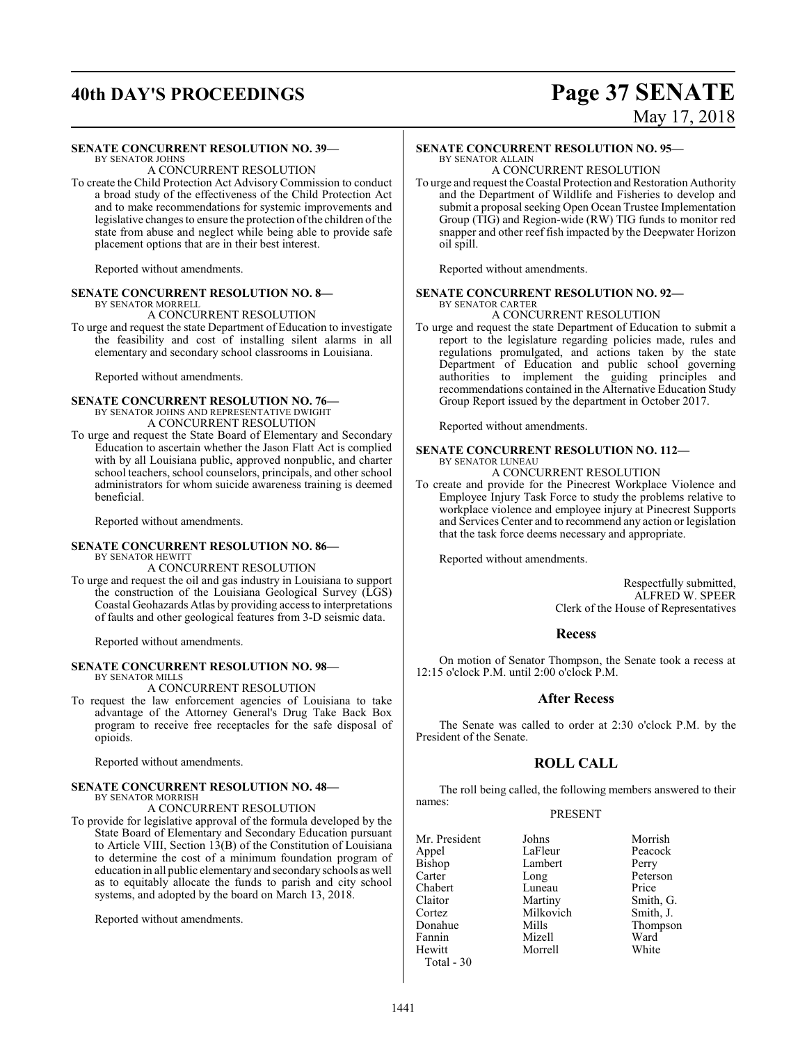**SENATE CONCURRENT RESOLUTION NO. 39—**
BY SENATOR JOHNS

A CONCURRENT RESOLUTION

To create the Child Protection Act Advisory Commission to conduct a broad study of the effectiveness of the Child Protection Act and to make recommendations for systemic improvements and legislative changes to ensure the protection of the children of the state from abuse and neglect while being able to provide safe placement options that are in their best interest.

Reported without amendments.

**SENATE CONCURRENT RESOLUTION NO. 8—**
BY SENATOR MORRELL

A CONCURRENT RESOLUTION

To urge and request the state Department of Education to investigate the feasibility and cost of installing silent alarms in all elementary and secondary school classrooms in Louisiana.

Reported without amendments.

**SENATE CONCURRENT RESOLUTION NO. 76—**
BY SENATOR JOHNS AND REPRESENTATIVE DWIGHT

A CONCURRENT RESOLUTION

To urge and request the State Board of Elementary and Secondary Education to ascertain whether the Jason Flatt Act is complied with by all Louisiana public, approved nonpublic, and charter school teachers, school counselors, principals, and other school administrators for whom suicide awareness training is deemed beneficial.

Reported without amendments.

**SENATE CONCURRENT RESOLUTION NO. 86—**
BY SENATOR HEWITT

A CONCURRENT RESOLUTION

To urge and request the oil and gas industry in Louisiana to support the construction of the Louisiana Geological Survey (LGS) Coastal Geohazards Atlas by providing access to interpretations of faults and other geological features from 3-D seismic data.

Reported without amendments.

**SENATE CONCURRENT RESOLUTION NO. 98—**
BY SENATOR MILLS

A CONCURRENT RESOLUTION

To request the law enforcement agencies of Louisiana to take advantage of the Attorney General's Drug Take Back Box program to receive free receptacles for the safe disposal of opioids.

Reported without amendments.

**SENATE CONCURRENT RESOLUTION NO. 48—**
BY SENATOR MORRISH

A CONCURRENT RESOLUTION

To provide for legislative approval of the formula developed by the State Board of Elementary and Secondary Education pursuant to Article VIII, Section 13(B) of the Constitution of Louisiana to determine the cost of a minimum foundation program of education in all public elementary and secondary schools as well as to equitably allocate the funds to parish and city school systems, and adopted by the board on March 13, 2018.

Reported without amendments.

**SENATE CONCURRENT RESOLUTION NO. 95—**
BY SENATOR ALLAIN

A CONCURRENT RESOLUTION

To urge and request the Coastal Protection and Restoration Authority and the Department of Wildlife and Fisheries to develop and submit a proposal seeking Open Ocean Trustee Implementation Group (TIG) and Region-wide (RW) TIG funds to monitor red snapper and other reef fish impacted by the Deepwater Horizon oil spill.

Reported without amendments.

**SENATE CONCURRENT RESOLUTION NO. 92—**
BY SENATOR CARTER

A CONCURRENT RESOLUTION

To urge and request the state Department of Education to submit a report to the legislature regarding policies made, rules and regulations promulgated, and actions taken by the state Department of Education and public school governing authorities to implement the guiding principles and recommendations contained in the Alternative Education Study Group Report issued by the department in October 2017.

Reported without amendments.

**SENATE CONCURRENT RESOLUTION NO. 112—**
BY SENATOR LUNEAU

A CONCURRENT RESOLUTION

To create and provide for the Pinecrest Workplace Violence and Employee Injury Task Force to study the problems relative to workplace violence and employee injury at Pinecrest Supports and Services Center and to recommend any action or legislation that the task force deems necessary and appropriate.

Reported without amendments.

Respectfully submitted,
ALFRED W. SPEER
Clerk of the House of Representatives

## Recess

On motion of Senator Thompson, the Senate took a recess at 12:15 o'clock P.M. until 2:00 o'clock P.M.

## After Recess

The Senate was called to order at 2:30 o'clock P.M. by the President of the Senate.

## ROLL CALL

The roll being called, the following members answered to their names:

PRESENT

| | | |
|---|---|---|
| Mr. President | Johns | Morrish |
| Appel | LaFleur | Peacock |
| Bishop | Lambert | Perry |
| Carter | Long | Peterson |
| Chabert | Luneau | Price |
| Claitor | Martiny | Smith, G. |
| Cortez | Milkovich | Smith, J. |
| Donahue | Mills | Thompson |
| Fannin | Mizell | Ward |
| Hewitt | Morrell | White |

Total - 30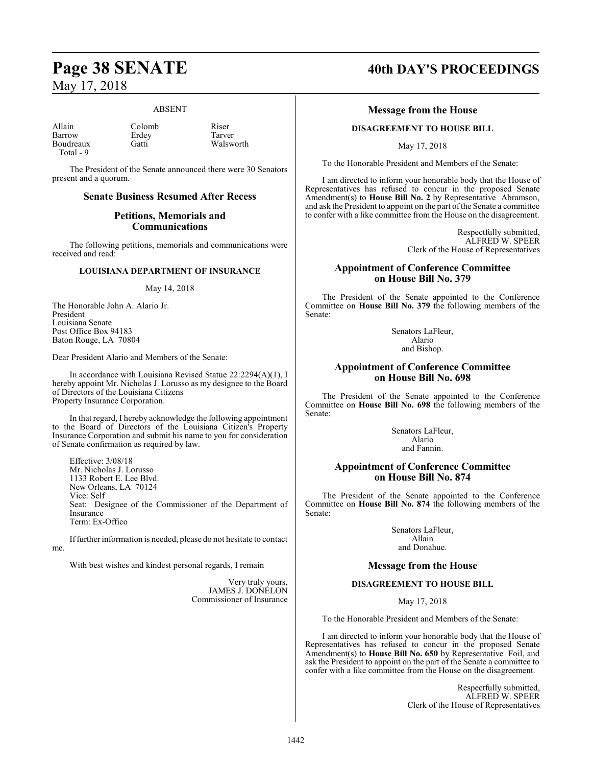ABSENT

| | | |
|---|---|---|
| Allain | Colomb | Riser |
| Barrow | Erdey | Tarver |
| Boudreaux | Gatti | Walsworth |
| Total - 9 | | |

The President of the Senate announced there were 30 Senators present and a quorum.

## Senate Business Resumed After Recess

## Petitions, Memorials and Communications

The following petitions, memorials and communications were received and read:

**LOUISIANA DEPARTMENT OF INSURANCE**

May 14, 2018

The Honorable John A. Alario Jr.
President
Louisiana Senate
Post Office Box 94183
Baton Rouge, LA 70804

Dear President Alario and Members of the Senate:

In accordance with Louisiana Revised Statue 22:2294(A)(1), I hereby appoint Mr. Nicholas J. Lorusso as my designee to the Board of Directors of the Louisiana Citizens Property Insurance Corporation.

In that regard, I hereby acknowledge the following appointment to the Board of Directors of the Louisiana Citizen's Property Insurance Corporation and submit his name to you for consideration of Senate confirmation as required by law.

Effective: 3/08/18
Mr. Nicholas J. Lorusso
1133 Robert E. Lee Blvd.
New Orleans, LA 70124
Vice: Self
Seat: Designee of the Commissioner of the Department of Insurance
Term: Ex-Offico

If further information is needed, please do not hesitate to contact me.

With best wishes and kindest personal regards, I remain

Very truly yours,
JAMES J. DONELON
Commissioner of Insurance

## Message from the House

**DISAGREEMENT TO HOUSE BILL**

May 17, 2018

To the Honorable President and Members of the Senate:

I am directed to inform your honorable body that the House of Representatives has refused to concur in the proposed Senate Amendment(s) to **House Bill No. 2** by Representative Abramson, and ask the President to appoint on the part of the Senate a committee to confer with a like committee from the House on the disagreement.

Respectfully submitted,
ALFRED W. SPEER
Clerk of the House of Representatives

## Appointment of Conference Committee on House Bill No. 379

The President of the Senate appointed to the Conference Committee on **House Bill No. 379** the following members of the Senate:

Senators LaFleur,
Alario
and Bishop.

## Appointment of Conference Committee on House Bill No. 698

The President of the Senate appointed to the Conference Committee on **House Bill No. 698** the following members of the Senate:

Senators LaFleur,
Alario
and Fannin.

## Appointment of Conference Committee on House Bill No. 874

The President of the Senate appointed to the Conference Committee on **House Bill No. 874** the following members of the Senate:

Senators LaFleur,
Allain
and Donahue.

## Message from the House

**DISAGREEMENT TO HOUSE BILL**

May 17, 2018

To the Honorable President and Members of the Senate:

I am directed to inform your honorable body that the House of Representatives has refused to concur in the proposed Senate Amendment(s) to **House Bill No. 650** by Representative Foil, and ask the President to appoint on the part of the Senate a committee to confer with a like committee from the House on the disagreement.

Respectfully submitted,
ALFRED W. SPEER
Clerk of the House of Representatives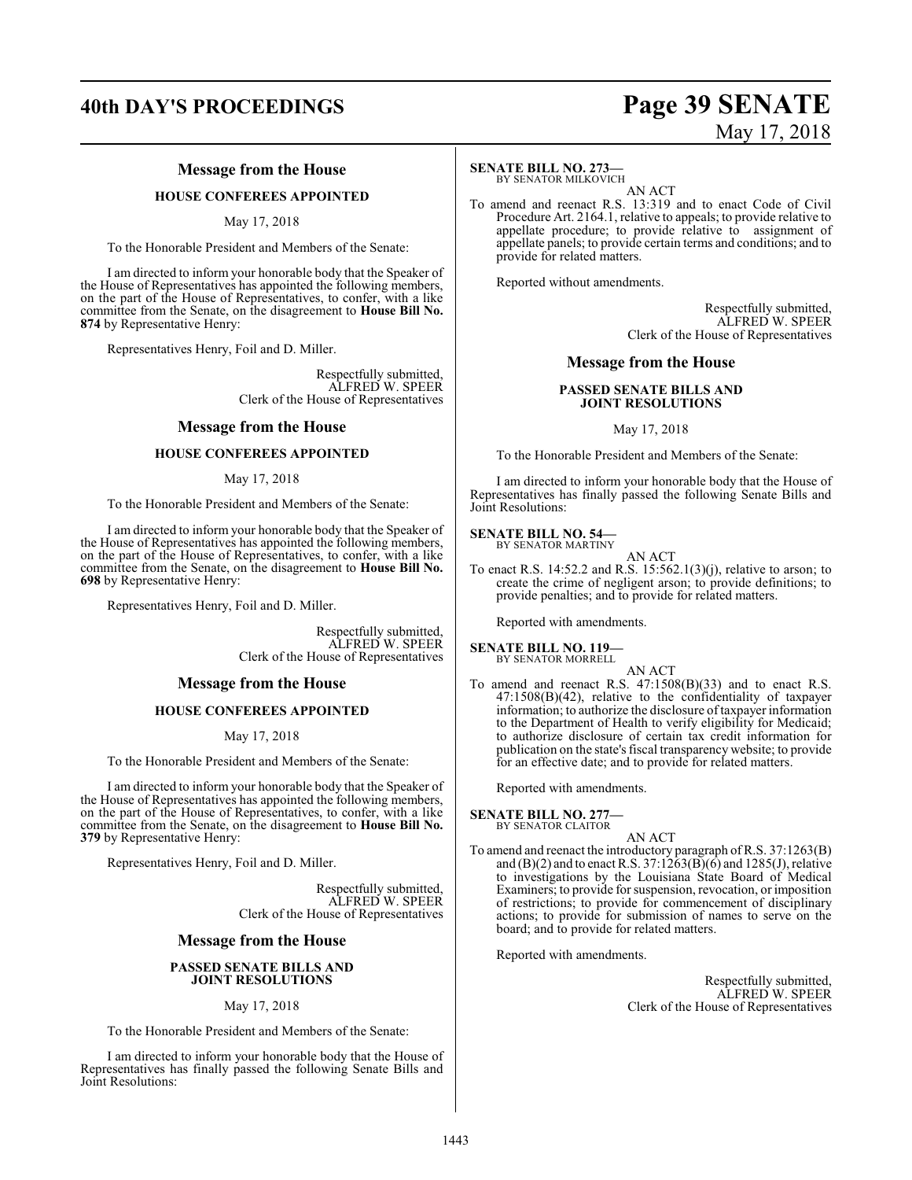## Message from the House

### HOUSE CONFEREES APPOINTED

May 17, 2018

To the Honorable President and Members of the Senate:

I am directed to inform your honorable body that the Speaker of the House of Representatives has appointed the following members, on the part of the House of Representatives, to confer, with a like committee from the Senate, on the disagreement to **House Bill No. 874** by Representative Henry:

Representatives Henry, Foil and D. Miller.

Respectfully submitted,
ALFRED W. SPEER
Clerk of the House of Representatives

## Message from the House

### HOUSE CONFEREES APPOINTED

May 17, 2018

To the Honorable President and Members of the Senate:

I am directed to inform your honorable body that the Speaker of the House of Representatives has appointed the following members, on the part of the House of Representatives, to confer, with a like committee from the Senate, on the disagreement to **House Bill No. 698** by Representative Henry:

Representatives Henry, Foil and D. Miller.

Respectfully submitted,
ALFRED W. SPEER
Clerk of the House of Representatives

## Message from the House

### HOUSE CONFEREES APPOINTED

May 17, 2018

To the Honorable President and Members of the Senate:

I am directed to inform your honorable body that the Speaker of the House of Representatives has appointed the following members, on the part of the House of Representatives, to confer, with a like committee from the Senate, on the disagreement to **House Bill No. 379** by Representative Henry:

Representatives Henry, Foil and D. Miller.

Respectfully submitted,
ALFRED W. SPEER
Clerk of the House of Representatives

## Message from the House

### PASSED SENATE BILLS AND JOINT RESOLUTIONS

May 17, 2018

To the Honorable President and Members of the Senate:

I am directed to inform your honorable body that the House of Representatives has finally passed the following Senate Bills and Joint Resolutions:

**SENATE BILL NO. 273—**
BY SENATOR MILKOVICH

AN ACT

To amend and reenact R.S. 13:319 and to enact Code of Civil Procedure Art. 2164.1, relative to appeals; to provide relative to appellate procedure; to provide relative to assignment of appellate panels; to provide certain terms and conditions; and to provide for related matters.

Reported without amendments.

Respectfully submitted,
ALFRED W. SPEER
Clerk of the House of Representatives

## Message from the House

### PASSED SENATE BILLS AND JOINT RESOLUTIONS

May 17, 2018

To the Honorable President and Members of the Senate:

I am directed to inform your honorable body that the House of Representatives has finally passed the following Senate Bills and Joint Resolutions:

**SENATE BILL NO. 54—**
BY SENATOR MARTINY

AN ACT

To enact R.S. 14:52.2 and R.S. 15:562.1(3)(j), relative to arson; to create the crime of negligent arson; to provide definitions; to provide penalties; and to provide for related matters.

Reported with amendments.

**SENATE BILL NO. 119—**
BY SENATOR MORRELL

AN ACT

To amend and reenact R.S. 47:1508(B)(33) and to enact R.S. 47:1508(B)(42), relative to the confidentiality of taxpayer information; to authorize the disclosure of taxpayer information to the Department of Health to verify eligibility for Medicaid; to authorize disclosure of certain tax credit information for publication on the state's fiscal transparency website; to provide for an effective date; and to provide for related matters.

Reported with amendments.

**SENATE BILL NO. 277—**
BY SENATOR CLAITOR

AN ACT

To amend and reenact the introductory paragraph of R.S. 37:1263(B) and (B)(2) and to enact R.S. 37:1263(B)(6) and 1285(J), relative to investigations by the Louisiana State Board of Medical Examiners; to provide for suspension, revocation, or imposition of restrictions; to provide for commencement of disciplinary actions; to provide for submission of names to serve on the board; and to provide for related matters.

Reported with amendments.

Respectfully submitted,
ALFRED W. SPEER
Clerk of the House of Representatives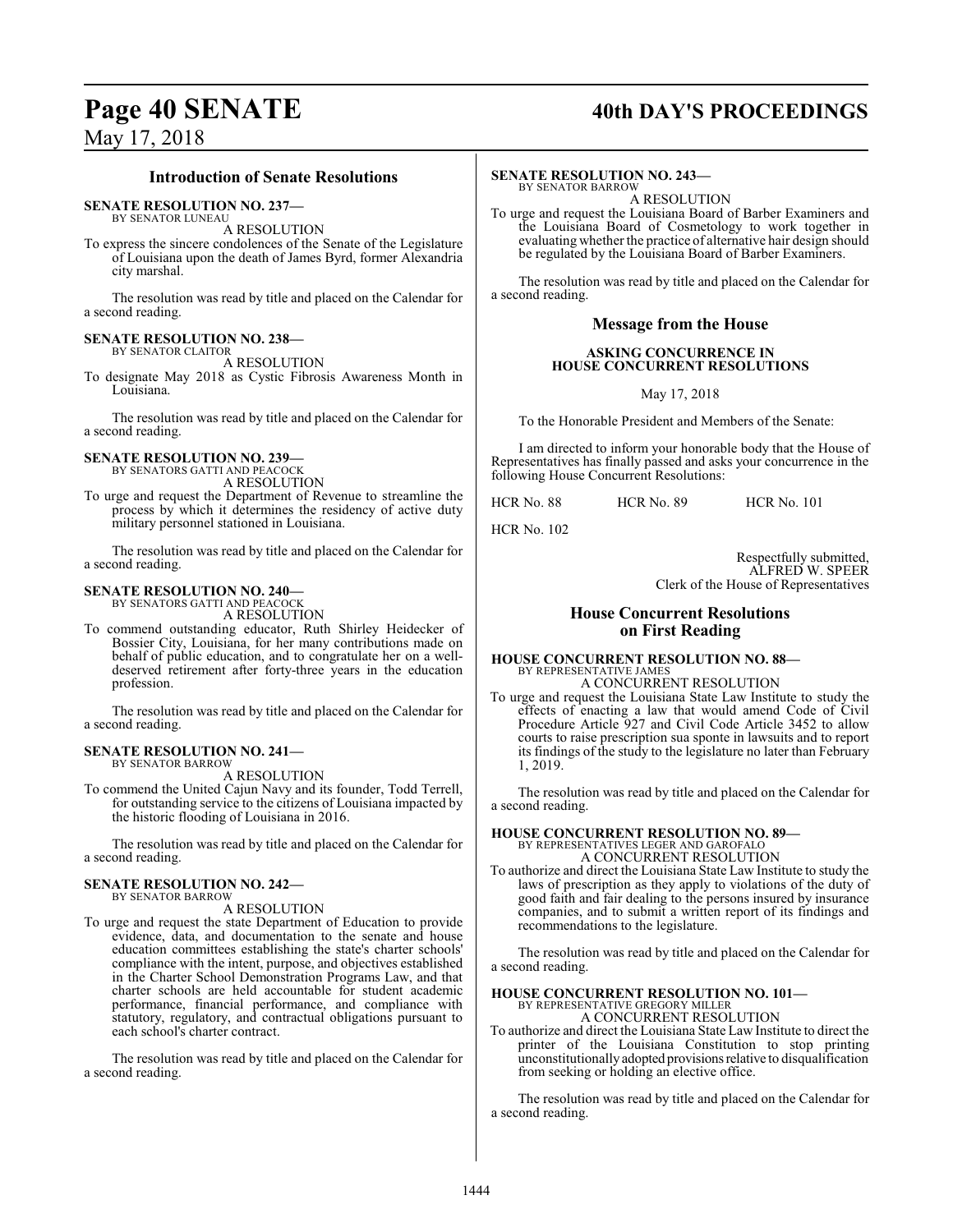## Introduction of Senate Resolutions

**SENATE RESOLUTION NO. 237—**
BY SENATOR LUNEAU
A RESOLUTION

To express the sincere condolences of the Senate of the Legislature of Louisiana upon the death of James Byrd, former Alexandria city marshal.

The resolution was read by title and placed on the Calendar for a second reading.

**SENATE RESOLUTION NO. 238—**
BY SENATOR CLAITOR
A RESOLUTION

To designate May 2018 as Cystic Fibrosis Awareness Month in Louisiana.

The resolution was read by title and placed on the Calendar for a second reading.

**SENATE RESOLUTION NO. 239—**
BY SENATORS GATTI AND PEACOCK
A RESOLUTION

To urge and request the Department of Revenue to streamline the process by which it determines the residency of active duty military personnel stationed in Louisiana.

The resolution was read by title and placed on the Calendar for a second reading.

**SENATE RESOLUTION NO. 240—**
BY SENATORS GATTI AND PEACOCK
A RESOLUTION

To commend outstanding educator, Ruth Shirley Heidecker of Bossier City, Louisiana, for her many contributions made on behalf of public education, and to congratulate her on a well-deserved retirement after forty-three years in the education profession.

The resolution was read by title and placed on the Calendar for a second reading.

**SENATE RESOLUTION NO. 241—**
BY SENATOR BARROW
A RESOLUTION

To commend the United Cajun Navy and its founder, Todd Terrell, for outstanding service to the citizens of Louisiana impacted by the historic flooding of Louisiana in 2016.

The resolution was read by title and placed on the Calendar for a second reading.

**SENATE RESOLUTION NO. 242—**
BY SENATOR BARROW
A RESOLUTION

To urge and request the state Department of Education to provide evidence, data, and documentation to the senate and house education committees establishing the state's charter schools' compliance with the intent, purpose, and objectives established in the Charter School Demonstration Programs Law, and that charter schools are held accountable for student academic performance, financial performance, and compliance with statutory, regulatory, and contractual obligations pursuant to each school's charter contract.

The resolution was read by title and placed on the Calendar for a second reading.

**SENATE RESOLUTION NO. 243—**
BY SENATOR BARROW
A RESOLUTION

To urge and request the Louisiana Board of Barber Examiners and the Louisiana Board of Cosmetology to work together in evaluating whether the practice of alternative hair design should be regulated by the Louisiana Board of Barber Examiners.

The resolution was read by title and placed on the Calendar for a second reading.

## Message from the House

**ASKING CONCURRENCE IN HOUSE CONCURRENT RESOLUTIONS**

May 17, 2018

To the Honorable President and Members of the Senate:

I am directed to inform your honorable body that the House of Representatives has finally passed and asks your concurrence in the following House Concurrent Resolutions:

HCR No. 88 HCR No. 89 HCR No. 101

HCR No. 102

Respectfully submitted,
ALFRED W. SPEER
Clerk of the House of Representatives

## House Concurrent Resolutions on First Reading

**HOUSE CONCURRENT RESOLUTION NO. 88—**
BY REPRESENTATIVE JAMES
A CONCURRENT RESOLUTION

To urge and request the Louisiana State Law Institute to study the effects of enacting a law that would amend Code of Civil Procedure Article 927 and Civil Code Article 3452 to allow courts to raise prescription sua sponte in lawsuits and to report its findings of the study to the legislature no later than February 1, 2019.

The resolution was read by title and placed on the Calendar for a second reading.

**HOUSE CONCURRENT RESOLUTION NO. 89—**
BY REPRESENTATIVES LEGER AND GAROFALO
A CONCURRENT RESOLUTION

To authorize and direct the Louisiana State Law Institute to study the laws of prescription as they apply to violations of the duty of good faith and fair dealing to the persons insured by insurance companies, and to submit a written report of its findings and recommendations to the legislature.

The resolution was read by title and placed on the Calendar for a second reading.

**HOUSE CONCURRENT RESOLUTION NO. 101—**
BY REPRESENTATIVE GREGORY MILLER
A CONCURRENT RESOLUTION

To authorize and direct the Louisiana State Law Institute to direct the printer of the Louisiana Constitution to stop printing unconstitutionally adopted provisions relative to disqualification from seeking or holding an elective office.

The resolution was read by title and placed on the Calendar for a second reading.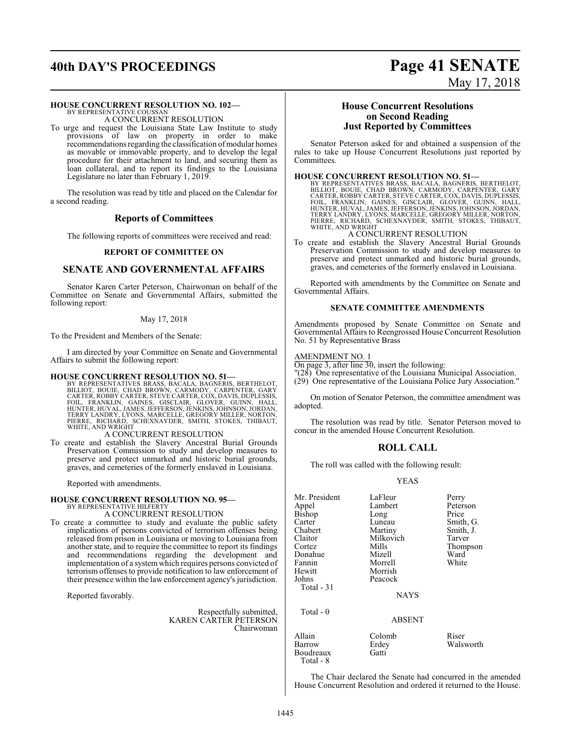**HOUSE CONCURRENT RESOLUTION NO. 102—**
BY REPRESENTATIVE COUSSAN

A CONCURRENT RESOLUTION

To urge and request the Louisiana State Law Institute to study provisions of law on property in order to make recommendations regarding the classification of modular homes as movable or immovable property, and to develop the legal procedure for their attachment to land, and securing them as loan collateral, and to report its findings to the Louisiana Legislature no later than February 1, 2019.

The resolution was read by title and placed on the Calendar for a second reading.

## Reports of Committees

The following reports of committees were received and read:

### REPORT OF COMMITTEE ON

## SENATE AND GOVERNMENTAL AFFAIRS

Senator Karen Carter Peterson, Chairwoman on behalf of the Committee on Senate and Governmental Affairs, submitted the following report:

May 17, 2018

To the President and Members of the Senate:

I am directed by your Committee on Senate and Governmental Affairs to submit the following report:

**HOUSE CONCURRENT RESOLUTION NO. 51—**
BY REPRESENTATIVES BRASS, BACALA, BAGNERIS, BERTHELOT, BILLIOT, BOUIE, CHAD BROWN, CARMODY, CARPENTER, GARY CARTER, ROBBY CARTER, STEVE CARTER, COX, DAVIS, DUPLESSIS, FOIL, FRANKLIN, GAINES, GISCLAIR, GLOVER, GUINN, HALL, HUNTER, HUVAL, JAMES, JEFFERSON, JENKINS, JOHNSON, JORDAN, TERRY LANDRY, LYONS, MARCELLE, GREGORY MILLER, NORTON, PIERRE, RICHARD, SCHEXNAYDER, SMITH, STOKES, THIBAUT, WHITE, AND WRIGHT

A CONCURRENT RESOLUTION

To create and establish the Slavery Ancestral Burial Grounds Preservation Commission to study and develop measures to preserve and protect unmarked and historic burial grounds, graves, and cemeteries of the formerly enslaved in Louisiana.

Reported with amendments.

**HOUSE CONCURRENT RESOLUTION NO. 95—**
BY REPRESENTATIVE HILFERTY

A CONCURRENT RESOLUTION

To create a committee to study and evaluate the public safety implications of persons convicted of terrorism offenses being released from prison in Louisiana or moving to Louisiana from another state, and to require the committee to report its findings and recommendations regarding the development and implementation of a system which requires persons convicted of terrorism offenses to provide notification to law enforcement of their presence within the law enforcement agency's jurisdiction.

Reported favorably.

Respectfully submitted,
KAREN CARTER PETERSON
Chairwoman

## House Concurrent Resolutions on Second Reading Just Reported by Committees

Senator Peterson asked for and obtained a suspension of the rules to take up House Concurrent Resolutions just reported by Committees.

**HOUSE CONCURRENT RESOLUTION NO. 51—**
BY REPRESENTATIVES BRASS, BACALA, BAGNERIS, BERTHELOT, BILLIOT, BOUIE, CHAD BROWN, CARMODY, CARPENTER, GARY CARTER, ROBBY CARTER, STEVE CARTER, COX, DAVIS, DUPLESSIS, FOIL, FRANKLIN, GAINES, GISCLAIR, GLOVER, GUINN, HALL, HUNTER, HUVAL, JAMES, JEFFERSON, JENKINS, JOHNSON, JORDAN, TERRY LANDRY, LYONS, MARCELLE, GREGORY MILLER, NORTON, PIERRE, RICHARD, SCHEXNAYDER, SMITH, STOKES, THIBAUT, WHITE, AND WRIGHT

A CONCURRENT RESOLUTION

To create and establish the Slavery Ancestral Burial Grounds Preservation Commission to study and develop measures to preserve and protect unmarked and historic burial grounds, graves, and cemeteries of the formerly enslaved in Louisiana.

Reported with amendments by the Committee on Senate and Governmental Affairs.

### SENATE COMMITTEE AMENDMENTS

Amendments proposed by Senate Committee on Senate and Governmental Affairs to Reengrossed House Concurrent Resolution No. 51 by Representative Brass

AMENDMENT NO. 1

On page 3, after line 30, insert the following:

"(28) One representative of the Louisiana Municipal Association.
(29) One representative of the Louisiana Police Jury Association."

On motion of Senator Peterson, the committee amendment was adopted.

The resolution was read by title. Senator Peterson moved to concur in the amended House Concurrent Resolution.

## ROLL CALL

The roll was called with the following result:

YEAS

| | | |
|---|---|---|
| Mr. President | LaFleur | Perry |
| Appel | Lambert | Peterson |
| Bishop | Long | Price |
| Carter | Luneau | Smith, G. |
| Chabert | Martiny | Smith, J. |
| Claitor | Milkovich | Tarver |
| Cortez | Mills | Thompson |
| Donahue | Mizell | Ward |
| Fannin | Morrell | White |
| Hewitt | Morrish | |
| Johns | Peacock | |

Total - 31

NAYS

Total - 0

ABSENT

| | | |
|---|---|---|
| Allain | Colomb | Riser |
| Barrow | Erdey | Walsworth |
| Boudreaux | Gatti | |

Total - 8

The Chair declared the Senate had concurred in the amended House Concurrent Resolution and ordered it returned to the House.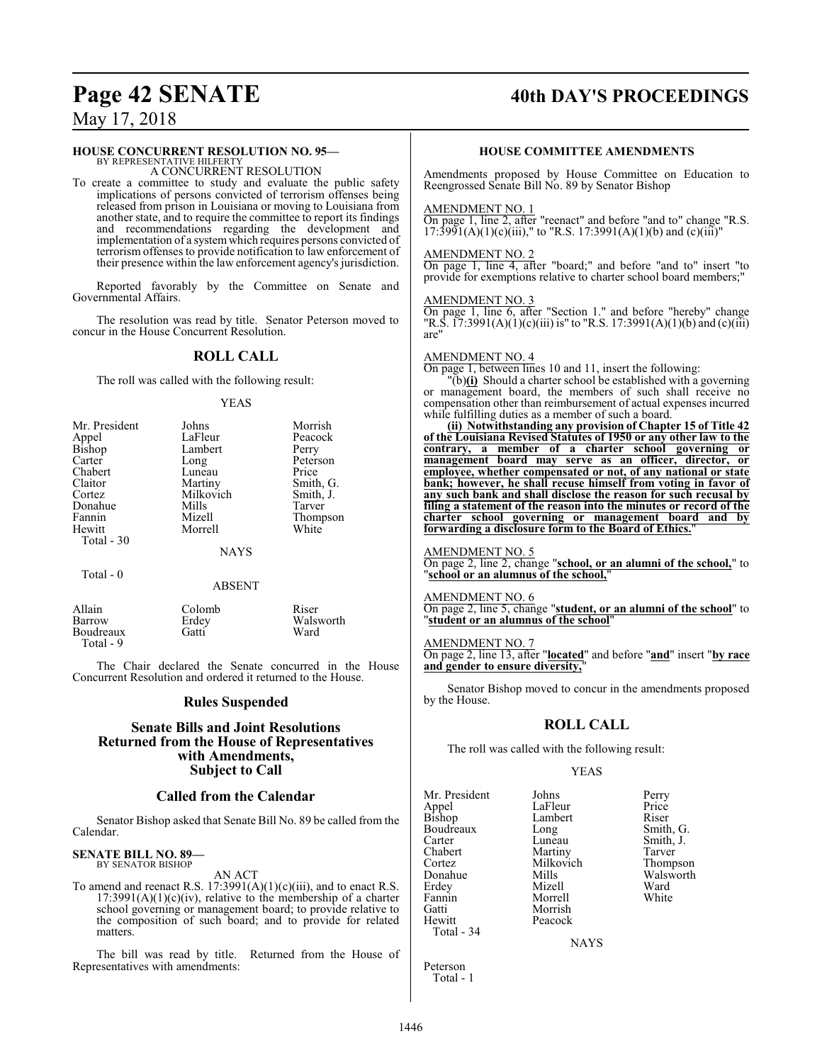**HOUSE CONCURRENT RESOLUTION NO. 95—**
BY REPRESENTATIVE HILFERTY
A CONCURRENT RESOLUTION

To create a committee to study and evaluate the public safety implications of persons convicted of terrorism offenses being released from prison in Louisiana or moving to Louisiana from another state, and to require the committee to report its findings and recommendations regarding the development and implementation of a system which requires persons convicted of terrorism offenses to provide notification to law enforcement of their presence within the law enforcement agency's jurisdiction.

Reported favorably by the Committee on Senate and Governmental Affairs.

The resolution was read by title. Senator Peterson moved to concur in the House Concurrent Resolution.

## ROLL CALL

The roll was called with the following result:

YEAS

| | | |
|---|---|---|
| Mr. President | Johns | Morrish |
| Appel | LaFleur | Peacock |
| Bishop | Lambert | Perry |
| Carter | Long | Peterson |
| Chabert | Luneau | Price |
| Claitor | Martiny | Smith, G. |
| Cortez | Milkovich | Smith, J. |
| Donahue | Mills | Tarver |
| Fannin | Mizell | Thompson |
| Hewitt | Morrell | White |

Total - 30

NAYS

Total - 0

ABSENT

| | | |
|---|---|---|
| Allain | Colomb | Riser |
| Barrow | Erdey | Walsworth |
| Boudreaux | Gatti | Ward |

Total - 9

The Chair declared the Senate concurred in the House Concurrent Resolution and ordered it returned to the House.

## Rules Suspended

## Senate Bills and Joint Resolutions Returned from the House of Representatives with Amendments, Subject to Call

## Called from the Calendar

Senator Bishop asked that Senate Bill No. 89 be called from the Calendar.

**SENATE BILL NO. 89—**
BY SENATOR BISHOP
AN ACT

To amend and reenact R.S. 17:3991(A)(1)(c)(iii), and to enact R.S. 17:3991(A)(1)(c)(iv), relative to the membership of a charter school governing or management board; to provide relative to the composition of such board; and to provide for related matters.

The bill was read by title. Returned from the House of Representatives with amendments:

**HOUSE COMMITTEE AMENDMENTS**

Amendments proposed by House Committee on Education to Reengrossed Senate Bill No. 89 by Senator Bishop

AMENDMENT NO. 1
On page 1, line 2, after "reenact" and before "and to" change "R.S. 17:3991(A)(1)(c)(iii)," to "R.S. 17:3991(A)(1)(b) and (c)(iii)"

AMENDMENT NO. 2
On page 1, line 4, after "board;" and before "and to" insert "to provide for exemptions relative to charter school board members;"

AMENDMENT NO. 3
On page 1, line 6, after "Section 1." and before "hereby" change "R.S. 17:3991(A)(1)(c)(iii) is" to "R.S. 17:3991(A)(1)(b) and (c)(iii) are"

AMENDMENT NO. 4
On page 1, between lines 10 and 11, insert the following:

"(b)**(i)** Should a charter school be established with a governing or management board, the members of such shall receive no compensation other than reimbursement of actual expenses incurred while fulfilling duties as a member of such a board.

**(ii) Notwithstanding any provision of Chapter 15 of Title 42 of the Louisiana Revised Statutes of 1950 or any other law to the contrary, a member of a charter school governing or management board may serve as an officer, director, or employee, whether compensated or not, of any national or state bank; however, he shall recuse himself from voting in favor of any such bank and shall disclose the reason for such recusal by filing a statement of the reason into the minutes or record of the charter school governing or management board and by forwarding a disclosure form to the Board of Ethics.**"

AMENDMENT NO. 5
On page 2, line 2, change "**school, or an alumni of the school,**" to "**school or an alumnus of the school,**"

AMENDMENT NO. 6
On page 2, line 5, change "**student, or an alumni of the school**" to "**student or an alumnus of the school**"

AMENDMENT NO. 7
On page 2, line 13, after "**located**" and before "**and**" insert "**by race and gender to ensure diversity,**"

Senator Bishop moved to concur in the amendments proposed by the House.

## ROLL CALL

The roll was called with the following result:

YEAS

| | | |
|---|---|---|
| Mr. President | Johns | Perry |
| Appel | LaFleur | Price |
| Bishop | Lambert | Riser |
| Boudreaux | Long | Smith, G. |
| Carter | Luneau | Smith, J. |
| Chabert | Martiny | Tarver |
| Cortez | Milkovich | Thompson |
| Donahue | Mills | Walsworth |
| Erdey | Mizell | Ward |
| Fannin | Morrell | White |
| Gatti | Morrish | |
| Hewitt | Peacock | |

Total - 34

NAYS

Peterson

Total - 1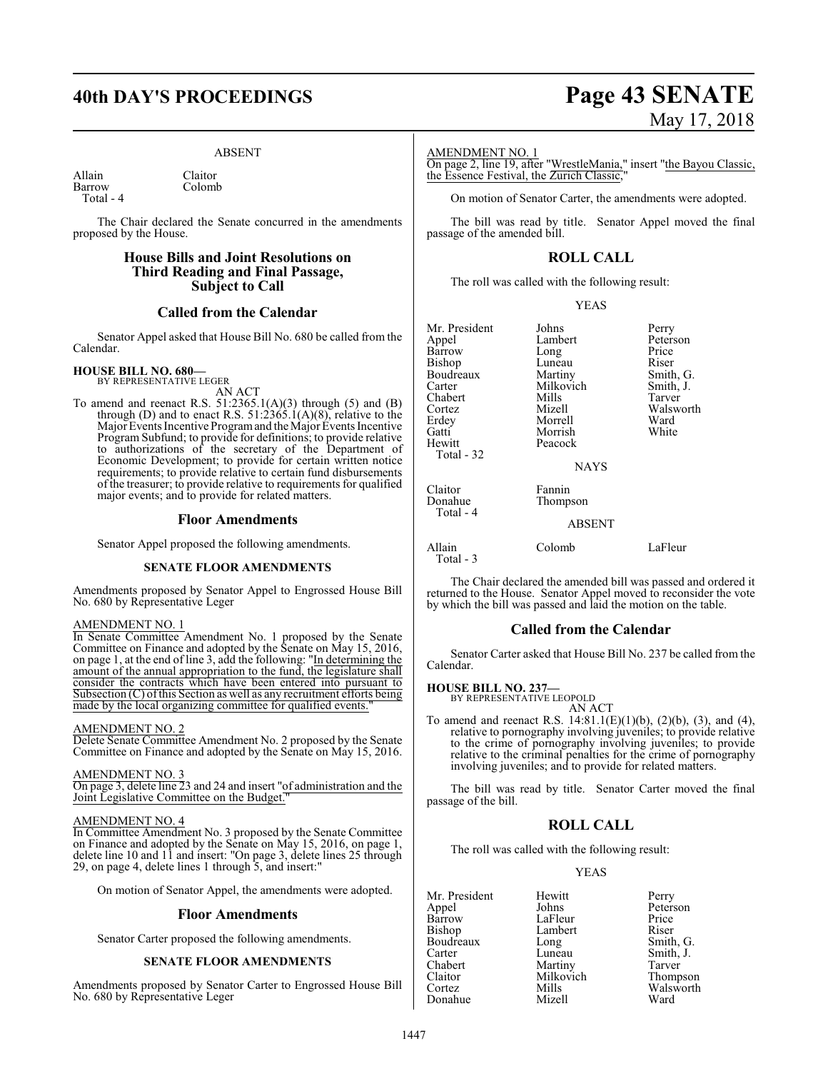ABSENT

| | |
|---|---|
| Allain | Claitor |
| Barrow | Colomb |
| Total - 4 | |

The Chair declared the Senate concurred in the amendments proposed by the House.

## House Bills and Joint Resolutions on Third Reading and Final Passage, Subject to Call

## Called from the Calendar

Senator Appel asked that House Bill No. 680 be called from the Calendar.

**HOUSE BILL NO. 680—**
BY REPRESENTATIVE LEGER

AN ACT

To amend and reenact R.S. 51:2365.1(A)(3) through (5) and (B) through (D) and to enact R.S. 51:2365.1(A)(8), relative to the Major Events Incentive Program and the Major Events Incentive Program Subfund; to provide for definitions; to provide relative to authorizations of the secretary of the Department of Economic Development; to provide for certain written notice requirements; to provide relative to certain fund disbursements of the treasurer; to provide relative to requirements for qualified major events; and to provide for related matters.

## Floor Amendments

Senator Appel proposed the following amendments.

### SENATE FLOOR AMENDMENTS

Amendments proposed by Senator Appel to Engrossed House Bill No. 680 by Representative Leger

AMENDMENT NO. 1
In Senate Committee Amendment No. 1 proposed by the Senate Committee on Finance and adopted by the Senate on May 15, 2016, on page 1, at the end of line 3, add the following: "In determining the amount of the annual appropriation to the fund, the legislature shall consider the contracts which have been entered into pursuant to Subsection (C) of this Section as well as any recruitment efforts being made by the local organizing committee for qualified events."

AMENDMENT NO. 2
Delete Senate Committee Amendment No. 2 proposed by the Senate Committee on Finance and adopted by the Senate on May 15, 2016.

AMENDMENT NO. 3
On page 3, delete line 23 and 24 and insert "of administration and the Joint Legislative Committee on the Budget."

AMENDMENT NO. 4
In Committee Amendment No. 3 proposed by the Senate Committee on Finance and adopted by the Senate on May 15, 2016, on page 1, delete line 10 and 11 and insert: "On page 3, delete lines 25 through 29, on page 4, delete lines 1 through 5, and insert:"

On motion of Senator Appel, the amendments were adopted.

## Floor Amendments

Senator Carter proposed the following amendments.

### SENATE FLOOR AMENDMENTS

Amendments proposed by Senator Carter to Engrossed House Bill No. 680 by Representative Leger

AMENDMENT NO. 1
On page 2, line 19, after "WrestleMania," insert "the Bayou Classic, the Essence Festival, the Zurich Classic,"

On motion of Senator Carter, the amendments were adopted.

The bill was read by title. Senator Appel moved the final passage of the amended bill.

## ROLL CALL

The roll was called with the following result:

YEAS

| | | |
|---|---|---|
| Mr. President | Johns | Perry |
| Appel | Lambert | Peterson |
| Barrow | Long | Price |
| Bishop | Luneau | Riser |
| Boudreaux | Martiny | Smith, G. |
| Carter | Milkovich | Smith, J. |
| Chabert | Mills | Tarver |
| Cortez | Mizell | Walsworth |
| Erdey | Morrell | Ward |
| Gatti | Morrish | White |
| Hewitt | Peacock | |
| Total - 32 | | |

NAYS

| | |
|---|---|
| Claitor | Fannin |
| Donahue | Thompson |
| Total - 4 | |

ABSENT

| | | |
|---|---|---|
| Allain | Colomb | LaFleur |
| Total - 3 | | |

The Chair declared the amended bill was passed and ordered it returned to the House. Senator Appel moved to reconsider the vote by which the bill was passed and laid the motion on the table.

## Called from the Calendar

Senator Carter asked that House Bill No. 237 be called from the Calendar.

**HOUSE BILL NO. 237—**
BY REPRESENTATIVE LEOPOLD

AN ACT

To amend and reenact R.S. 14:81.1(E)(1)(b), (2)(b), (3), and (4), relative to pornography involving juveniles; to provide relative to the crime of pornography involving juveniles; to provide relative to the criminal penalties for the crime of pornography involving juveniles; and to provide for related matters.

The bill was read by title. Senator Carter moved the final passage of the bill.

## ROLL CALL

The roll was called with the following result:

YEAS

| | | |
|---|---|---|
| Mr. President | Hewitt | Perry |
| Appel | Johns | Peterson |
| Barrow | LaFleur | Price |
| Bishop | Lambert | Riser |
| Boudreaux | Long | Smith, G. |
| Carter | Luneau | Smith, J. |
| Chabert | Martiny | Tarver |
| Claitor | Milkovich | Thompson |
| Cortez | Mills | Walsworth |
| Donahue | Mizell | Ward |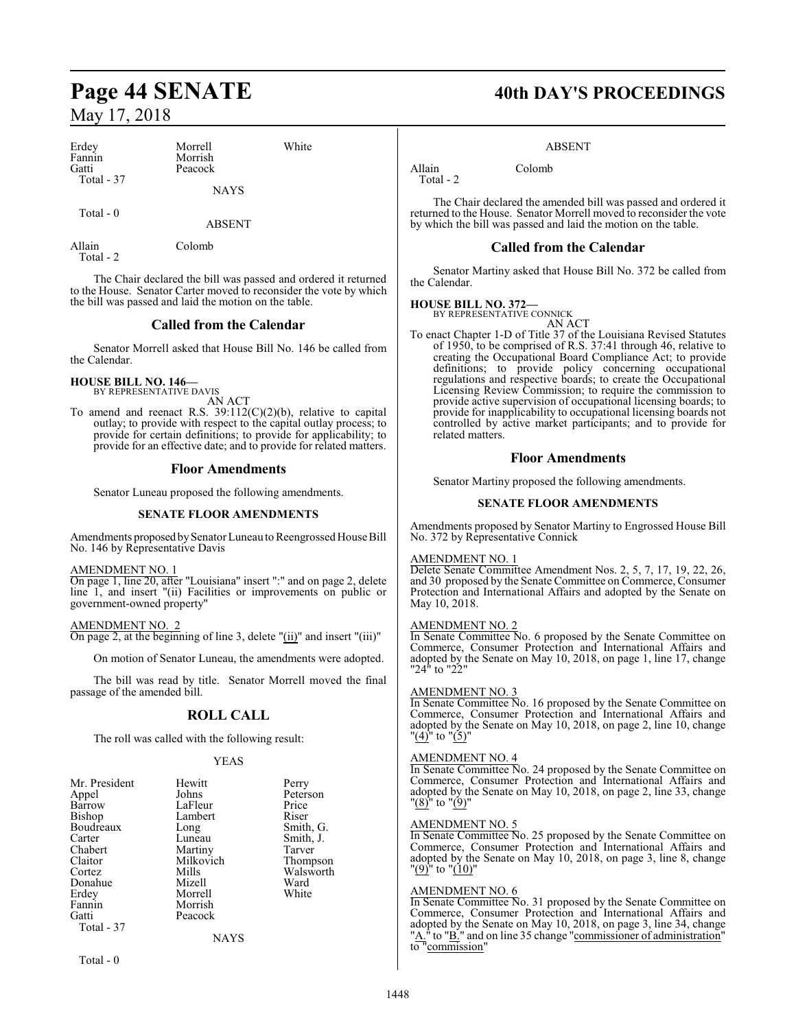| | | |
|---|---|---|
| Erdey | Morrell | White |
| Fannin | Morrish | |
| Gatti | Peacock | |
| Total - 37 | | |

NAYS

Total - 0

ABSENT

| | |
|---|---|
| Allain | Colomb |
| Total - 2 | |

The Chair declared the bill was passed and ordered it returned to the House. Senator Carter moved to reconsider the vote by which the bill was passed and laid the motion on the table.

## Called from the Calendar

Senator Morrell asked that House Bill No. 146 be called from the Calendar.

**HOUSE BILL NO. 146—**
BY REPRESENTATIVE DAVIS
AN ACT

To amend and reenact R.S. 39:112(C)(2)(b), relative to capital outlay; to provide with respect to the capital outlay process; to provide for certain definitions; to provide for applicability; to provide for an effective date; and to provide for related matters.

## Floor Amendments

Senator Luneau proposed the following amendments.

### SENATE FLOOR AMENDMENTS

Amendments proposed by Senator Luneau to Reengrossed House Bill No. 146 by Representative Davis

AMENDMENT NO. 1
On page 1, line 20, after "Louisiana" insert ":" and on page 2, delete line 1, and insert "(ii) Facilities or improvements on public or government-owned property"

AMENDMENT NO. 2
On page 2, at the beginning of line 3, delete "(ii)" and insert "(iii)"

On motion of Senator Luneau, the amendments were adopted.

The bill was read by title. Senator Morrell moved the final passage of the amended bill.

## ROLL CALL

The roll was called with the following result:

YEAS

| | | |
|---|---|---|
| Mr. President | Hewitt | Perry |
| Appel | Johns | Peterson |
| Barrow | LaFleur | Price |
| Bishop | Lambert | Riser |
| Boudreaux | Long | Smith, G. |
| Carter | Luneau | Smith, J. |
| Chabert | Martiny | Tarver |
| Claitor | Milkovich | Thompson |
| Cortez | Mills | Walsworth |
| Donahue | Mizell | Ward |
| Erdey | Morrell | White |
| Fannin | Morrish | |
| Gatti | Peacock | |
| Total - 37 | | |

NAYS

Total - 0

ABSENT

| | |
|---|---|
| Allain | Colomb |
| Total - 2 | |

The Chair declared the amended bill was passed and ordered it returned to the House. Senator Morrell moved to reconsider the vote by which the bill was passed and laid the motion on the table.

## Called from the Calendar

Senator Martiny asked that House Bill No. 372 be called from the Calendar.

**HOUSE BILL NO. 372—**
BY REPRESENTATIVE CONNICK
AN ACT

To enact Chapter 1-D of Title 37 of the Louisiana Revised Statutes of 1950, to be comprised of R.S. 37:41 through 46, relative to creating the Occupational Board Compliance Act; to provide definitions; to provide policy concerning occupational regulations and respective boards; to create the Occupational Licensing Review Commission; to require the commission to provide active supervision of occupational licensing boards; to provide for inapplicability to occupational licensing boards not controlled by active market participants; and to provide for related matters.

## Floor Amendments

Senator Martiny proposed the following amendments.

### SENATE FLOOR AMENDMENTS

Amendments proposed by Senator Martiny to Engrossed House Bill No. 372 by Representative Connick

AMENDMENT NO. 1
Delete Senate Committee Amendment Nos. 2, 5, 7, 17, 19, 22, 26, and 30 proposed by the Senate Committee on Commerce, Consumer Protection and International Affairs and adopted by the Senate on May 10, 2018.

AMENDMENT NO. 2
In Senate Committee No. 6 proposed by the Senate Committee on Commerce, Consumer Protection and International Affairs and adopted by the Senate on May 10, 2018, on page 1, line 17, change "24" to "22"

AMENDMENT NO. 3
In Senate Committee No. 16 proposed by the Senate Committee on Commerce, Consumer Protection and International Affairs and adopted by the Senate on May 10, 2018, on page 2, line 10, change "(4)" to "(5)"

AMENDMENT NO. 4
In Senate Committee No. 24 proposed by the Senate Committee on Commerce, Consumer Protection and International Affairs and adopted by the Senate on May 10, 2018, on page 2, line 33, change "(8)" to "(9)"

AMENDMENT NO. 5
In Senate Committee No. 25 proposed by the Senate Committee on Commerce, Consumer Protection and International Affairs and adopted by the Senate on May 10, 2018, on page 3, line 8, change "(9)" to "(10)"

AMENDMENT NO. 6
In Senate Committee No. 31 proposed by the Senate Committee on Commerce, Consumer Protection and International Affairs and adopted by the Senate on May 10, 2018, on page 3, line 34, change "A." to "B." and on line 35 change "commissioner of administration" to "commission"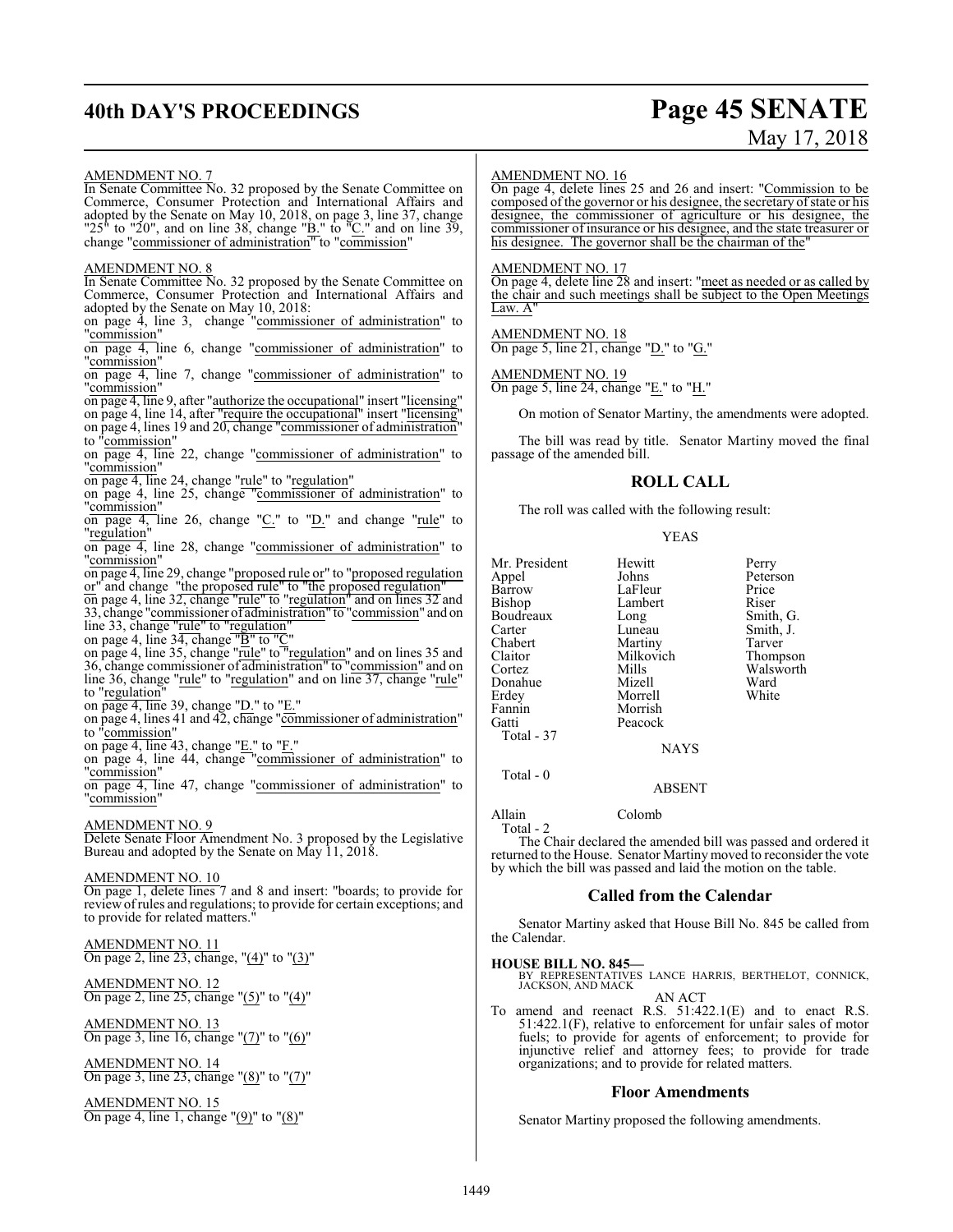AMENDMENT NO. 7

In Senate Committee No. 32 proposed by the Senate Committee on Commerce, Consumer Protection and International Affairs and adopted by the Senate on May 10, 2018, on page 3, line 37, change "25" to "20", and on line 38, change "B." to "C." and on line 39, change "commissioner of administration" to "commission"

AMENDMENT NO. 8

In Senate Committee No. 32 proposed by the Senate Committee on Commerce, Consumer Protection and International Affairs and adopted by the Senate on May 10, 2018:

on page 4, line 3, change "commissioner of administration" to "commission"

on page 4, line 6, change "commissioner of administration" to "commission"

on page 4, line 7, change "commissioner of administration" to "commission"

on page 4, line 9, after "authorize the occupational" insert "licensing"

on page 4, line 14, after "require the occupational" insert "licensing"

on page 4, lines 19 and 20, change "commissioner of administration" to "commission"

on page 4, line 22, change "commissioner of administration" to "commission"

on page 4, line 24, change "rule" to "regulation"

on page 4, line 25, change "commissioner of administration" to "commission"

on page 4, line 26, change "C." to "D." and change "rule" to "regulation"

on page 4, line 28, change "commissioner of administration" to "commission"

on page 4, line 29, change "proposed rule or" to "proposed regulation or" and change "the proposed rule" to "the proposed regulation"

on page 4, line 32, change "rule" to "regulation" and on lines 32 and 33, change "commissioner of administration" to "commission" and on line 33, change "rule" to "regulation"

on page 4, line 34, change "B" to "C"

on page 4, line 35, change "rule" to "regulation" and on lines 35 and 36, change commissioner of administration" to "commission" and on line 36, change "rule" to "regulation" and on line 37, change "rule" to "regulation"

on page 4, line 39, change "D." to "E."

on page 4, lines 41 and 42, change "commissioner of administration" to "commission"

on page 4, line 43, change "E." to "F."

on page 4, line 44, change "commissioner of administration" to "commission"

on page 4, line 47, change "commissioner of administration" to "commission"

AMENDMENT NO. 9

Delete Senate Floor Amendment No. 3 proposed by the Legislative Bureau and adopted by the Senate on May 11, 2018.

AMENDMENT NO. 10

On page 1, delete lines 7 and 8 and insert: "boards; to provide for review of rules and regulations; to provide for certain exceptions; and to provide for related matters."

AMENDMENT NO. 11

On page 2, line 23, change, "(4)" to "(3)"

AMENDMENT NO. 12

On page 2, line 25, change "(5)" to "(4)"

AMENDMENT NO. 13

On page 3, line 16, change "(7)" to "(6)"

AMENDMENT NO. 14

On page 3, line 23, change "(8)" to "(7)"

AMENDMENT NO. 15

On page 4, line 1, change "(9)" to "(8)"

AMENDMENT NO. 16

On page 4, delete lines 25 and 26 and insert: "Commission to be composed of the governor or his designee, the secretary of state or his designee, the commissioner of agriculture or his designee, the commissioner of insurance or his designee, and the state treasurer or his designee. The governor shall be the chairman of the"

AMENDMENT NO. 17

On page 4, delete line 28 and insert: "meet as needed or as called by the chair and such meetings shall be subject to the Open Meetings Law. A"

AMENDMENT NO. 18

On page 5, line 21, change "D." to "G."

AMENDMENT NO. 19

On page 5, line 24, change "E." to "H."

On motion of Senator Martiny, the amendments were adopted.

The bill was read by title. Senator Martiny moved the final passage of the amended bill.

## ROLL CALL

The roll was called with the following result:

YEAS

| | | |
|---|---|---|
| Mr. President | Hewitt | Perry |
| Appel | Johns | Peterson |
| Barrow | LaFleur | Price |
| Bishop | Lambert | Riser |
| Boudreaux | Long | Smith, G. |
| Carter | Luneau | Smith, J. |
| Chabert | Martiny | Tarver |
| Claitor | Milkovich | Thompson |
| Cortez | Mills | Walsworth |
| Donahue | Mizell | Ward |
| Erdey | Morrell | White |
| Fannin | Morrish | |
| Gatti | Peacock | |

Total - 37

NAYS

Total - 0

ABSENT

| | |
|---|---|
| Allain | Colomb |

Total - 2

The Chair declared the amended bill was passed and ordered it returned to the House. Senator Martiny moved to reconsider the vote by which the bill was passed and laid the motion on the table.

## Called from the Calendar

Senator Martiny asked that House Bill No. 845 be called from the Calendar.

**HOUSE BILL NO. 845—**
BY REPRESENTATIVES LANCE HARRIS, BERTHELOT, CONNICK, JACKSON, AND MACK

AN ACT

To amend and reenact R.S. 51:422.1(E) and to enact R.S. 51:422.1(F), relative to enforcement for unfair sales of motor fuels; to provide for agents of enforcement; to provide for injunctive relief and attorney fees; to provide for trade organizations; and to provide for related matters.

## Floor Amendments

Senator Martiny proposed the following amendments.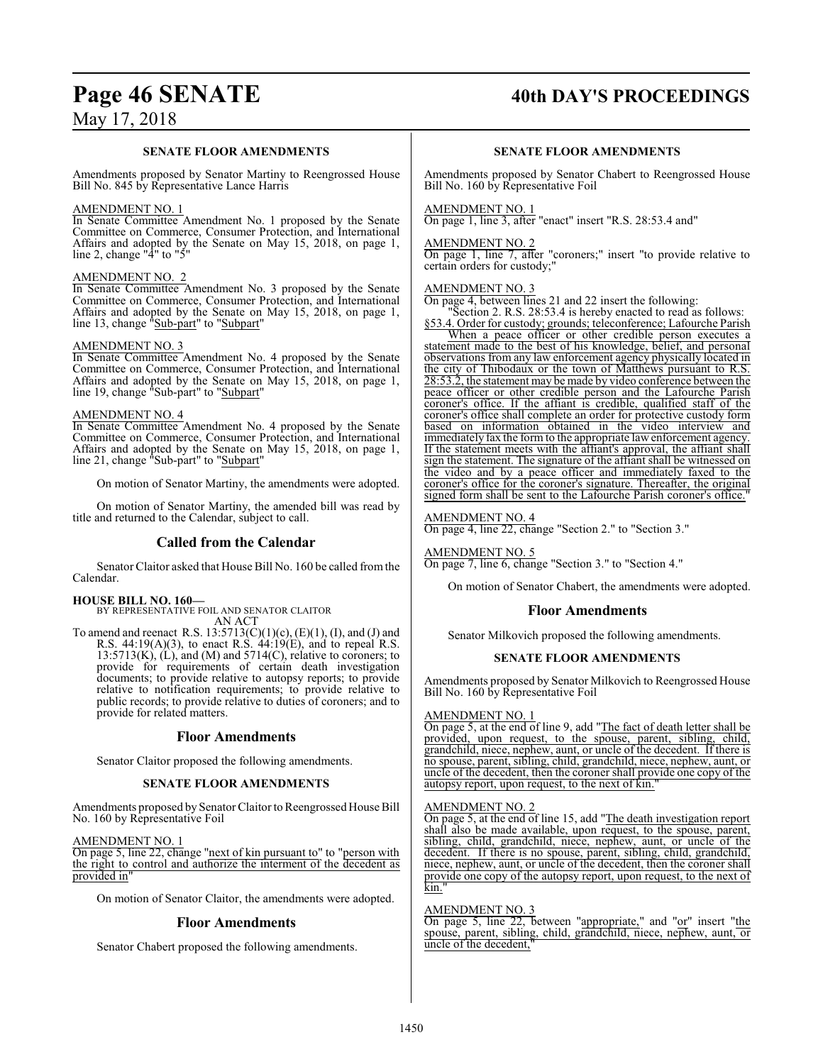### SENATE FLOOR AMENDMENTS

Amendments proposed by Senator Martiny to Reengrossed House Bill No. 845 by Representative Lance Harris

AMENDMENT NO. 1
In Senate Committee Amendment No. 1 proposed by the Senate Committee on Commerce, Consumer Protection, and International Affairs and adopted by the Senate on May 15, 2018, on page 1, line 2, change "4" to "5"

AMENDMENT NO. 2
In Senate Committee Amendment No. 3 proposed by the Senate Committee on Commerce, Consumer Protection, and International Affairs and adopted by the Senate on May 15, 2018, on page 1, line 13, change "Sub-part" to "Subpart"

AMENDMENT NO. 3
In Senate Committee Amendment No. 4 proposed by the Senate Committee on Commerce, Consumer Protection, and International Affairs and adopted by the Senate on May 15, 2018, on page 1, line 19, change "Sub-part" to "Subpart"

AMENDMENT NO. 4
In Senate Committee Amendment No. 4 proposed by the Senate Committee on Commerce, Consumer Protection, and International Affairs and adopted by the Senate on May 15, 2018, on page 1, line 21, change "Sub-part" to "Subpart"

On motion of Senator Martiny, the amendments were adopted.

On motion of Senator Martiny, the amended bill was read by title and returned to the Calendar, subject to call.

## Called from the Calendar

Senator Claitor asked that House Bill No. 160 be called from the Calendar.

**HOUSE BILL NO. 160—**
BY REPRESENTATIVE FOIL AND SENATOR CLAITOR
AN ACT

To amend and reenact R.S. 13:5713(C)(1)(c), (E)(1), (I), and (J) and R.S. 44:19(A)(3), to enact R.S. 44:19(E), and to repeal R.S. 13:5713(K), (L), and (M) and 5714(C), relative to coroners; to provide for requirements of certain death investigation documents; to provide relative to autopsy reports; to provide relative to notification requirements; to provide relative to public records; to provide relative to duties of coroners; and to provide for related matters.

## Floor Amendments

Senator Claitor proposed the following amendments.

### SENATE FLOOR AMENDMENTS

Amendments proposed by Senator Claitor to Reengrossed House Bill No. 160 by Representative Foil

AMENDMENT NO. 1
On page 5, line 22, change "next of kin pursuant to" to "person with the right to control and authorize the interment of the decedent as provided in"

On motion of Senator Claitor, the amendments were adopted.

## Floor Amendments

Senator Chabert proposed the following amendments.

### SENATE FLOOR AMENDMENTS

Amendments proposed by Senator Chabert to Reengrossed House Bill No. 160 by Representative Foil

AMENDMENT NO. 1
On page 1, line 3, after "enact" insert "R.S. 28:53.4 and"

AMENDMENT NO. 2
On page 1, line 7, after "coroners;" insert "to provide relative to certain orders for custody;"

AMENDMENT NO. 3
On page 4, between lines 21 and 22 insert the following:

"Section 2. R.S. 28:53.4 is hereby enacted to read as follows:

§53.4. Order for custody; grounds; teleconference; Lafourche Parish

When a peace officer or other credible person executes a statement made to the best of his knowledge, belief, and personal observations from any law enforcement agency physically located in the city of Thibodaux or the town of Matthews pursuant to R.S. 28:53.2, the statement may be made by video conference between the peace officer or other credible person and the Lafourche Parish coroner's office. If the affiant is credible, qualified staff of the coroner's office shall complete an order for protective custody form based on information obtained in the video interview and immediately fax the form to the appropriate law enforcement agency. If the statement meets with the affiant's approval, the affiant shall sign the statement. The signature of the affiant shall be witnessed on the video and by a peace officer and immediately faxed to the coroner's office for the coroner's signature. Thereafter, the original signed form shall be sent to the Lafourche Parish coroner's office."

AMENDMENT NO. 4
On page 4, line 22, change "Section 2." to "Section 3."

AMENDMENT NO. 5
On page 7, line 6, change "Section 3." to "Section 4."

On motion of Senator Chabert, the amendments were adopted.

## Floor Amendments

Senator Milkovich proposed the following amendments.

### SENATE FLOOR AMENDMENTS

Amendments proposed by Senator Milkovich to Reengrossed House Bill No. 160 by Representative Foil

AMENDMENT NO. 1
On page 5, at the end of line 9, add "The fact of death letter shall be provided, upon request, to the spouse, parent, sibling, child, grandchild, niece, nephew, aunt, or uncle of the decedent. If there is no spouse, parent, sibling, child, grandchild, niece, nephew, aunt, or uncle of the decedent, then the coroner shall provide one copy of the autopsy report, upon request, to the next of kin."

AMENDMENT NO. 2
On page 5, at the end of line 15, add "The death investigation report shall also be made available, upon request, to the spouse, parent, sibling, child, grandchild, niece, nephew, aunt, or uncle of the decedent. If there is no spouse, parent, sibling, child, grandchild, niece, nephew, aunt, or uncle of the decedent, then the coroner shall provide one copy of the autopsy report, upon request, to the next of kin."

AMENDMENT NO. 3
On page 5, line 22, between "appropriate," and "or" insert "the spouse, parent, sibling, child, grandchild, niece, nephew, aunt, or uncle of the decedent,"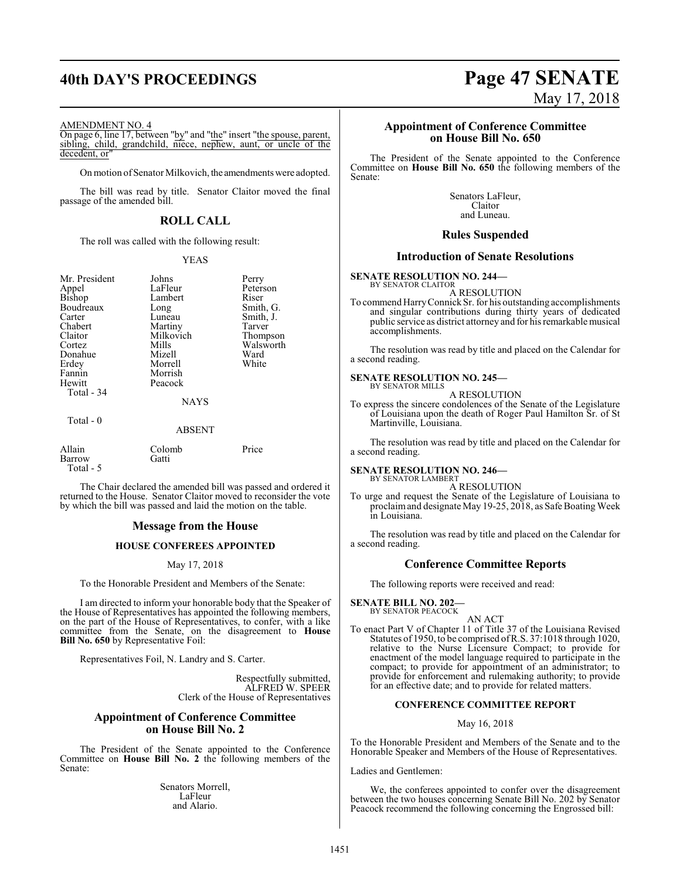AMENDMENT NO. 4

On page 6, line 17, between "by" and "the" insert "the spouse, parent, sibling, child, grandchild, niece, nephew, aunt, or uncle of the decedent, or"

On motion of Senator Milkovich, the amendments were adopted.

The bill was read by title. Senator Claitor moved the final passage of the amended bill.

## ROLL CALL

The roll was called with the following result:

YEAS

| | | |
|---|---|---|
| Mr. President | Johns | Perry |
| Appel | LaFleur | Peterson |
| Bishop | Lambert | Riser |
| Boudreaux | Long | Smith, G. |
| Carter | Luneau | Smith, J. |
| Chabert | Martiny | Tarver |
| Claitor | Milkovich | Thompson |
| Cortez | Mills | Walsworth |
| Donahue | Mizell | Ward |
| Erdey | Morrell | White |
| Fannin | Morrish | |
| Hewitt | Peacock | |

Total - 34

NAYS

Total - 0

ABSENT

| | | |
|---|---|---|
| Allain | Colomb | Price |
| Barrow | Gatti | |

Total - 5

The Chair declared the amended bill was passed and ordered it returned to the House. Senator Claitor moved to reconsider the vote by which the bill was passed and laid the motion on the table.

## Message from the House

### HOUSE CONFEREES APPOINTED

May 17, 2018

To the Honorable President and Members of the Senate:

I am directed to inform your honorable body that the Speaker of the House of Representatives has appointed the following members, on the part of the House of Representatives, to confer, with a like committee from the Senate, on the disagreement to **House Bill No. 650** by Representative Foil:

Representatives Foil, N. Landry and S. Carter.

Respectfully submitted,
ALFRED W. SPEER
Clerk of the House of Representatives

## Appointment of Conference Committee on House Bill No. 2

The President of the Senate appointed to the Conference Committee on **House Bill No. 2** the following members of the Senate:

Senators Morrell,
LaFleur
and Alario.

## Appointment of Conference Committee on House Bill No. 650

The President of the Senate appointed to the Conference Committee on **House Bill No. 650** the following members of the Senate:

Senators LaFleur,
Claitor
and Luneau.

## Rules Suspended

## Introduction of Senate Resolutions

**SENATE RESOLUTION NO. 244—**
BY SENATOR CLAITOR

A RESOLUTION

To commend Harry Connick Sr. for his outstanding accomplishments and singular contributions during thirty years of dedicated public service as district attorney and for his remarkable musical accomplishments.

The resolution was read by title and placed on the Calendar for a second reading.

**SENATE RESOLUTION NO. 245—**
BY SENATOR MILLS

A RESOLUTION

To express the sincere condolences of the Senate of the Legislature of Louisiana upon the death of Roger Paul Hamilton Sr. of St Martinville, Louisiana.

The resolution was read by title and placed on the Calendar for a second reading.

**SENATE RESOLUTION NO. 246—**
BY SENATOR LAMBERT

A RESOLUTION

To urge and request the Senate of the Legislature of Louisiana to proclaim and designate May 19-25, 2018, as Safe Boating Week in Louisiana.

The resolution was read by title and placed on the Calendar for a second reading.

## Conference Committee Reports

The following reports were received and read:

**SENATE BILL NO. 202—**
BY SENATOR PEACOCK

AN ACT

To enact Part V of Chapter 11 of Title 37 of the Louisiana Revised Statutes of 1950, to be comprised of R.S. 37:1018 through 1020, relative to the Nurse Licensure Compact; to provide for enactment of the model language required to participate in the compact; to provide for appointment of an administrator; to provide for enforcement and rulemaking authority; to provide for an effective date; and to provide for related matters.

### CONFERENCE COMMITTEE REPORT

May 16, 2018

To the Honorable President and Members of the Senate and to the Honorable Speaker and Members of the House of Representatives.

Ladies and Gentlemen:

We, the conferees appointed to confer over the disagreement between the two houses concerning Senate Bill No. 202 by Senator Peacock recommend the following concerning the Engrossed bill: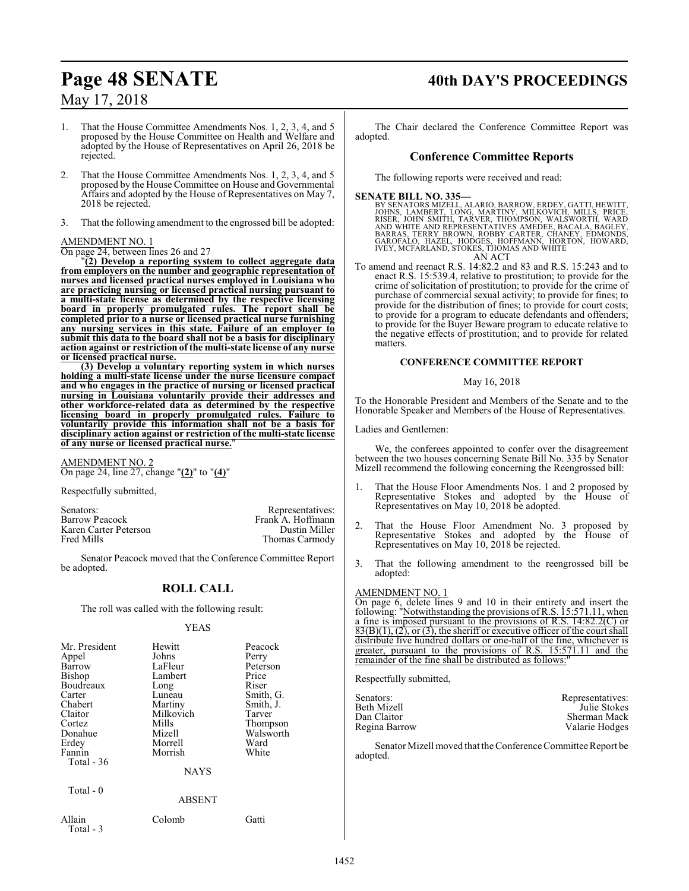1. That the House Committee Amendments Nos. 1, 2, 3, 4, and 5 proposed by the House Committee on Health and Welfare and adopted by the House of Representatives on April 26, 2018 be rejected.

2. That the House Committee Amendments Nos. 1, 2, 3, 4, and 5 proposed by the House Committee on House and Governmental Affairs and adopted by the House of Representatives on May 7, 2018 be rejected.

3. That the following amendment to the engrossed bill be adopted:

AMENDMENT NO. 1

On page 24, between lines 26 and 27

"**(2) Develop a reporting system to collect aggregate data from employers on the number and geographic representation of nurses and licensed practical nurses employed in Louisiana who are practicing nursing or licensed practical nursing pursuant to a multi-state license as determined by the respective licensing board in properly promulgated rules. The report shall be completed prior to a nurse or licensed practical nurse furnishing any nursing services in this state. Failure of an employer to submit this data to the board shall not be a basis for disciplinary action against or restriction of the multi-state license of any nurse or licensed practical nurse.**

**(3) Develop a voluntary reporting system in which nurses holding a multi-state license under the nurse licensure compact and who engages in the practice of nursing or licensed practical nursing in Louisiana voluntarily provide their addresses and other workforce-related data as determined by the respective licensing board in properly promulgated rules. Failure to voluntarily provide this information shall not be a basis for disciplinary action against or restriction of the multi-state license of any nurse or licensed practical nurse.**"

AMENDMENT NO. 2

On page 24, line 27, change "**(2)**" to "**(4)**"

Respectfully submitted,

| Senators: | Representatives: |
|---|---|
| Barrow Peacock | Frank A. Hoffmann |
| Karen Carter Peterson | Dustin Miller |
| Fred Mills | Thomas Carmody |

Senator Peacock moved that the Conference Committee Report be adopted.

## ROLL CALL

The roll was called with the following result:

YEAS

| | | |
|---|---|---|
| Mr. President | Hewitt | Peacock |
| Appel | Johns | Perry |
| Barrow | LaFleur | Peterson |
| Bishop | Lambert | Price |
| Boudreaux | Long | Riser |
| Carter | Luneau | Smith, G. |
| Chabert | Martiny | Smith, J. |
| Claitor | Milkovich | Tarver |
| Cortez | Mills | Thompson |
| Donahue | Mizell | Walsworth |
| Erdey | Morrell | Ward |
| Fannin | Morrish | White |

Total - 36

NAYS

Total - 0

ABSENT

| | | |
|---|---|---|
| Allain | Colomb | Gatti |

Total - 3

The Chair declared the Conference Committee Report was adopted.

## Conference Committee Reports

The following reports were received and read:

**SENATE BILL NO. 335—**

BY SENATORS MIZELL, ALARIO, BARROW, ERDEY, GATTI, HEWITT, JOHNS, LAMBERT, LONG, MARTINY, MILKOVICH, MILLS, PRICE, RISER, JOHN SMITH, TARVER, THOMPSON, WALSWORTH, WARD AND WHITE AND REPRESENTATIVES AMEDEE, BACALA, BAGLEY, BARRAS, TERRY BROWN, ROBBY CARTER, CHANEY, EDMONDS, GAROFALO, HAZEL, HODGES, HOFFMANN, HORTON, HOWARD, IVEY, MCFARLAND, STOKES, THOMAS AND WHITE

AN ACT

To amend and reenact R.S. 14:82.2 and 83 and R.S. 15:243 and to enact R.S. 15:539.4, relative to prostitution; to provide for the crime of solicitation of prostitution; to provide for the crime of purchase of commercial sexual activity; to provide for fines; to provide for the distribution of fines; to provide for court costs; to provide for a program to educate defendants and offenders; to provide for the Buyer Beware program to educate relative to the negative effects of prostitution; and to provide for related matters.

### CONFERENCE COMMITTEE REPORT

May 16, 2018

To the Honorable President and Members of the Senate and to the Honorable Speaker and Members of the House of Representatives.

Ladies and Gentlemen:

We, the conferees appointed to confer over the disagreement between the two houses concerning Senate Bill No. 335 by Senator Mizell recommend the following concerning the Reengrossed bill:

1. That the House Floor Amendments Nos. 1 and 2 proposed by Representative Stokes and adopted by the House of Representatives on May 10, 2018 be adopted.

2. That the House Floor Amendment No. 3 proposed by Representative Stokes and adopted by the House of Representatives on May 10, 2018 be rejected.

3. That the following amendment to the reengrossed bill be adopted:

AMENDMENT NO. 1

On page 6, delete lines 9 and 10 in their entirety and insert the following: "<u>Notwithstanding the provisions of R.S. 15:571.11, when a fine is imposed pursuant to the provisions of R.S. 14:82.2(C) or 83(B)(1), (2), or (3), the sheriff or executive officer of the court shall distribute five hundred dollars or one-half of the fine, whichever is greater, pursuant to the provisions of R.S. 15:571.11 and the remainder of the fine shall be distributed as follows:</u>"

Respectfully submitted,

| Senators: | Representatives: |
|---|---|
| Beth Mizell | Julie Stokes |
| Dan Claitor | Sherman Mack |
| Regina Barrow | Valarie Hodges |

Senator Mizell moved that the Conference Committee Report be adopted.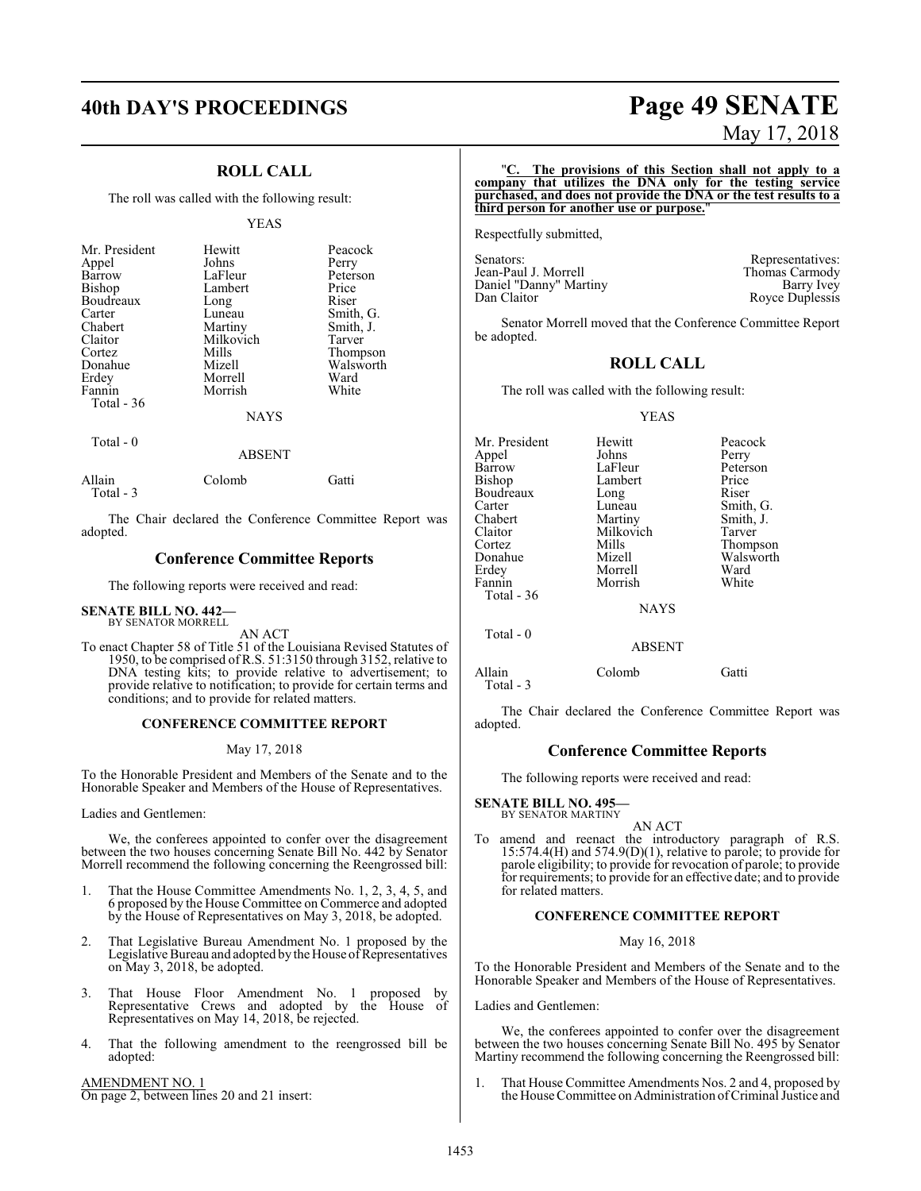## ROLL CALL

The roll was called with the following result:

YEAS

| | | |
|---|---|---|
| Mr. President | Hewitt | Peacock |
| Appel | Johns | Perry |
| Barrow | LaFleur | Peterson |
| Bishop | Lambert | Price |
| Boudreaux | Long | Riser |
| Carter | Luneau | Smith, G. |
| Chabert | Martiny | Smith, J. |
| Claitor | Milkovich | Tarver |
| Cortez | Mills | Thompson |
| Donahue | Mizell | Walsworth |
| Erdey | Morrell | Ward |
| Fannin | Morrish | White |

Total - 36

NAYS

Total - 0

ABSENT

| | | |
|---|---|---|
| Allain | Colomb | Gatti |

Total - 3

The Chair declared the Conference Committee Report was adopted.

## Conference Committee Reports

The following reports were received and read:

**SENATE BILL NO. 442—**
BY SENATOR MORRELL

AN ACT

To enact Chapter 58 of Title 51 of the Louisiana Revised Statutes of 1950, to be comprised of R.S. 51:3150 through 3152, relative to DNA testing kits; to provide relative to advertisement; to provide relative to notification; to provide for certain terms and conditions; and to provide for related matters.

### CONFERENCE COMMITTEE REPORT

May 17, 2018

To the Honorable President and Members of the Senate and to the Honorable Speaker and Members of the House of Representatives.

Ladies and Gentlemen:

We, the conferees appointed to confer over the disagreement between the two houses concerning Senate Bill No. 442 by Senator Morrell recommend the following concerning the Reengrossed bill:

1. That the House Committee Amendments No. 1, 2, 3, 4, 5, and 6 proposed by the House Committee on Commerce and adopted by the House of Representatives on May 3, 2018, be adopted.

2. That Legislative Bureau Amendment No. 1 proposed by the Legislative Bureau and adopted by the House of Representatives on May 3, 2018, be adopted.

3. That House Floor Amendment No. 1 proposed by Representative Crews and adopted by the House of Representatives on May 14, 2018, be rejected.

4. That the following amendment to the reengrossed bill be adopted:

AMENDMENT NO. 1

On page 2, between lines 20 and 21 insert:

"**C. The provisions of this Section shall not apply to a company that utilizes the DNA only for the testing service purchased, and does not provide the DNA or the test results to a third person for another use or purpose.**"

Respectfully submitted,

| Senators: | Representatives: |
|---|---|
| Jean-Paul J. Morrell | Thomas Carmody |
| Daniel "Danny" Martiny | Barry Ivey |
| Dan Claitor | Royce Duplessis |

Senator Morrell moved that the Conference Committee Report be adopted.

## ROLL CALL

The roll was called with the following result:

YEAS

| | | |
|---|---|---|
| Mr. President | Hewitt | Peacock |
| Appel | Johns | Perry |
| Barrow | LaFleur | Peterson |
| Bishop | Lambert | Price |
| Boudreaux | Long | Riser |
| Carter | Luneau | Smith, G. |
| Chabert | Martiny | Smith, J. |
| Claitor | Milkovich | Tarver |
| Cortez | Mills | Thompson |
| Donahue | Mizell | Walsworth |
| Erdey | Morrell | Ward |
| Fannin | Morrish | White |

Total - 36

NAYS

Total - 0

ABSENT

| | | |
|---|---|---|
| Allain | Colomb | Gatti |

Total - 3

The Chair declared the Conference Committee Report was adopted.

## Conference Committee Reports

The following reports were received and read:

**SENATE BILL NO. 495—**
BY SENATOR MARTINY

AN ACT

To amend and reenact the introductory paragraph of R.S. 15:574.4(H) and 574.9(D)(1), relative to parole; to provide for parole eligibility; to provide for revocation of parole; to provide for requirements; to provide for an effective date; and to provide for related matters.

### CONFERENCE COMMITTEE REPORT

May 16, 2018

To the Honorable President and Members of the Senate and to the Honorable Speaker and Members of the House of Representatives.

Ladies and Gentlemen:

We, the conferees appointed to confer over the disagreement between the two houses concerning Senate Bill No. 495 by Senator Martiny recommend the following concerning the Reengrossed bill:

1. That House Committee Amendments Nos. 2 and 4, proposed by the House Committee on Administration of Criminal Justice and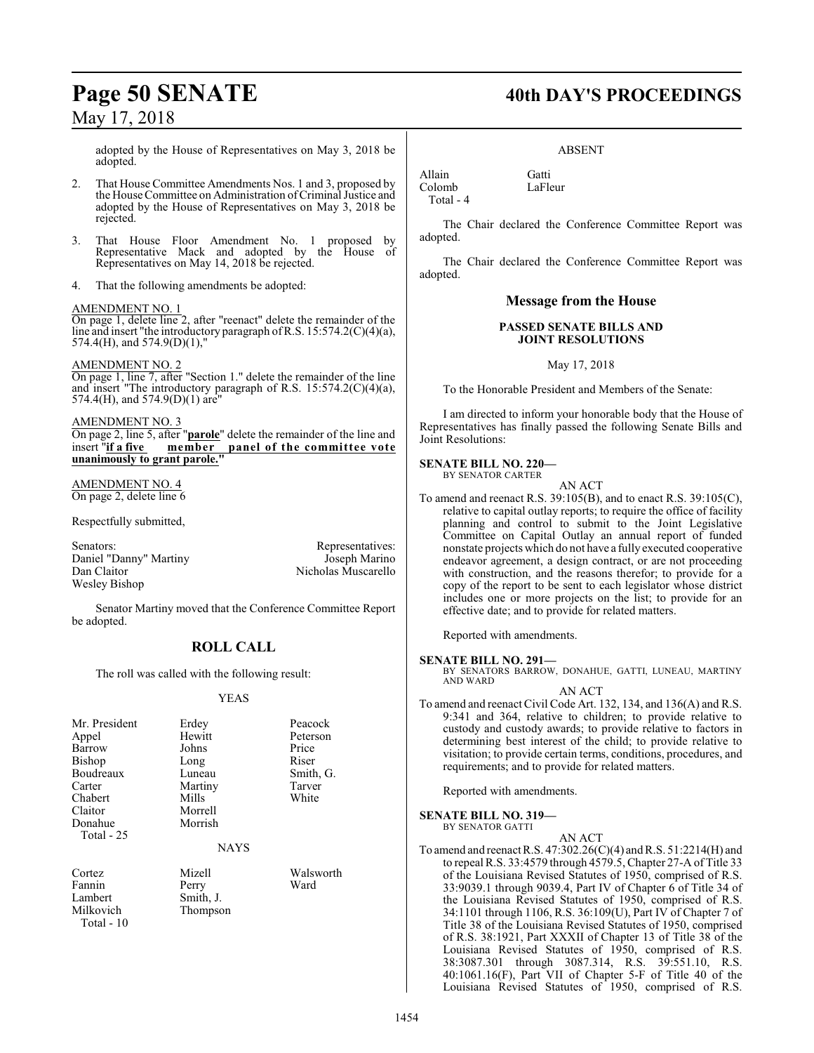adopted by the House of Representatives on May 3, 2018 be adopted.

2. That House Committee Amendments Nos. 1 and 3, proposed by the House Committee on Administration of Criminal Justice and adopted by the House of Representatives on May 3, 2018 be rejected.

3. That House Floor Amendment No. 1 proposed by Representative Mack and adopted by the House of Representatives on May 14, 2018 be rejected.

4. That the following amendments be adopted:

AMENDMENT NO. 1
On page 1, delete line 2, after "reenact" delete the remainder of the line and insert "the introductory paragraph of R.S. 15:574.2(C)(4)(a), 574.4(H), and 574.9(D)(1),"

AMENDMENT NO. 2
On page 1, line 7, after "Section 1." delete the remainder of the line and insert "The introductory paragraph of R.S. 15:574.2(C)(4)(a), 574.4(H), and 574.9(D)(1) are"

AMENDMENT NO. 3
On page 2, line 5, after "**parole**" delete the remainder of the line and insert "**if a five member panel of the committee vote unanimously to grant parole.**"

AMENDMENT NO. 4
On page 2, delete line 6

Respectfully submitted,

| Senators: | Representatives: |
|---|---|
| Daniel "Danny" Martiny | Joseph Marino |
| Dan Claitor | Nicholas Muscarello |
| Wesley Bishop | |

Senator Martiny moved that the Conference Committee Report be adopted.

## ROLL CALL

The roll was called with the following result:

YEAS

| | | |
|---|---|---|
| Mr. President | Erdey | Peacock |
| Appel | Hewitt | Peterson |
| Barrow | Johns | Price |
| Bishop | Long | Riser |
| Boudreaux | Luneau | Smith, G. |
| Carter | Martiny | Tarver |
| Chabert | Mills | White |
| Claitor | Morrell | |
| Donahue | Morrish | |
| Total - 25 | | |

NAYS

| | | |
|---|---|---|
| Cortez | Mizell | Walsworth |
| Fannin | Perry | Ward |
| Lambert | Smith, J. | |
| Milkovich | Thompson | |
| Total - 10 | | |

ABSENT

| | |
|---|---|
| Allain | Gatti |
| Colomb | LaFleur |
| Total - 4 | |

The Chair declared the Conference Committee Report was adopted.

The Chair declared the Conference Committee Report was adopted.

## Message from the House

### PASSED SENATE BILLS AND JOINT RESOLUTIONS

May 17, 2018

To the Honorable President and Members of the Senate:

I am directed to inform your honorable body that the House of Representatives has finally passed the following Senate Bills and Joint Resolutions:

**SENATE BILL NO. 220—**
BY SENATOR CARTER

AN ACT

To amend and reenact R.S. 39:105(B), and to enact R.S. 39:105(C), relative to capital outlay reports; to require the office of facility planning and control to submit to the Joint Legislative Committee on Capital Outlay an annual report of funded nonstate projects which do not have a fully executed cooperative endeavor agreement, a design contract, or are not proceeding with construction, and the reasons therefor; to provide for a copy of the report to be sent to each legislator whose district includes one or more projects on the list; to provide for an effective date; and to provide for related matters.

Reported with amendments.

**SENATE BILL NO. 291—**
BY SENATORS BARROW, DONAHUE, GATTI, LUNEAU, MARTINY AND WARD

AN ACT

To amend and reenact Civil Code Art. 132, 134, and 136(A) and R.S. 9:341 and 364, relative to children; to provide relative to custody and custody awards; to provide relative to factors in determining best interest of the child; to provide relative to visitation; to provide certain terms, conditions, procedures, and requirements; and to provide for related matters.

Reported with amendments.

**SENATE BILL NO. 319—**
BY SENATOR GATTI

AN ACT

To amend and reenact R.S. 47:302.26(C)(4) and R.S. 51:2214(H) and to repeal R.S. 33:4579 through 4579.5, Chapter 27-A of Title 33 of the Louisiana Revised Statutes of 1950, comprised of R.S. 33:9039.1 through 9039.4, Part IV of Chapter 6 of Title 34 of the Louisiana Revised Statutes of 1950, comprised of R.S. 34:1101 through 1106, R.S. 36:109(U), Part IV of Chapter 7 of Title 38 of the Louisiana Revised Statutes of 1950, comprised of R.S. 38:1921, Part XXXII of Chapter 13 of Title 38 of the Louisiana Revised Statutes of 1950, comprised of R.S. 38:3087.301 through 3087.314, R.S. 39:551.10, R.S. 40:1061.16(F), Part VII of Chapter 5-F of Title 40 of the Louisiana Revised Statutes of 1950, comprised of R.S.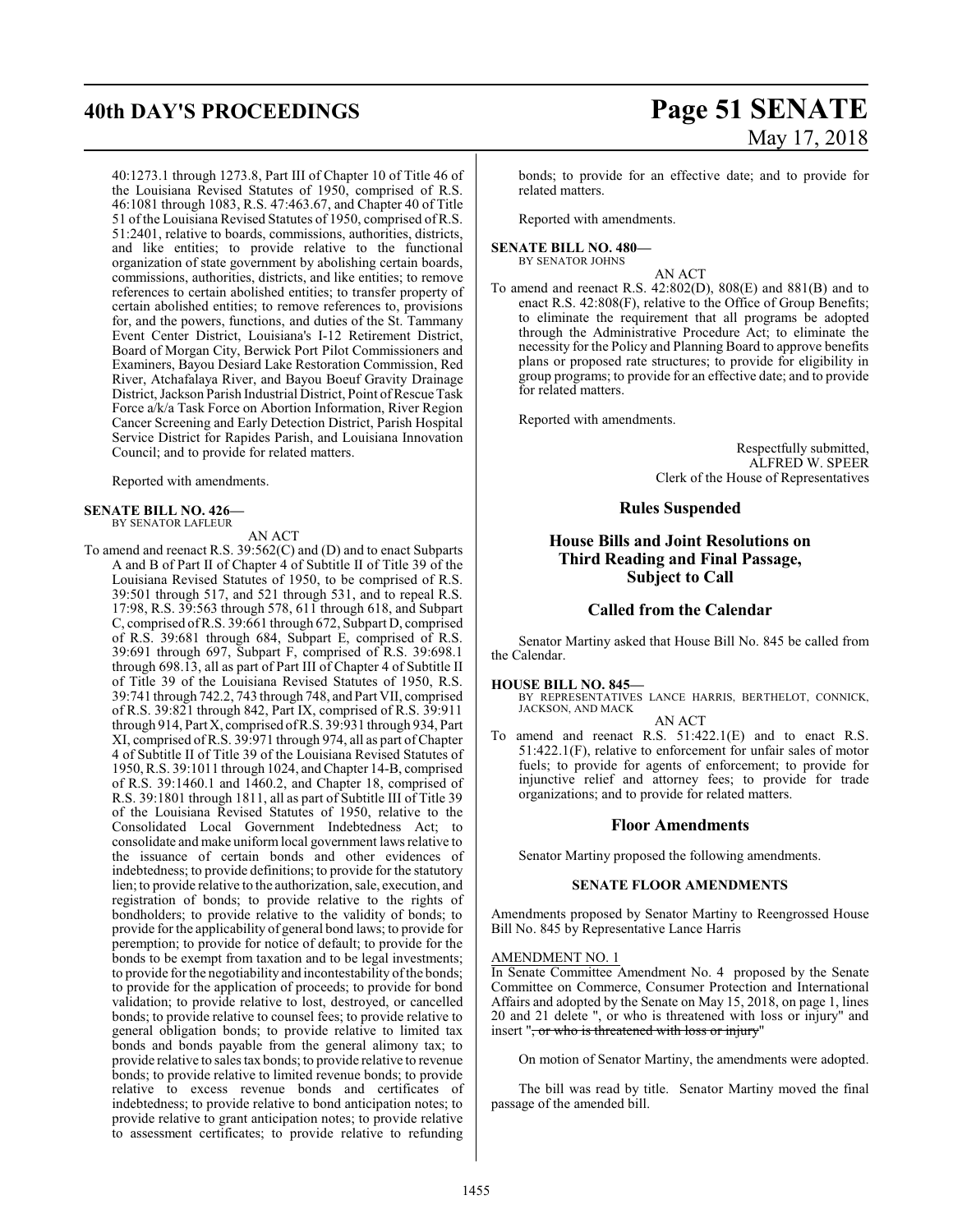40:1273.1 through 1273.8, Part III of Chapter 10 of Title 46 of the Louisiana Revised Statutes of 1950, comprised of R.S. 46:1081 through 1083, R.S. 47:463.67, and Chapter 40 of Title 51 of the Louisiana Revised Statutes of 1950, comprised of R.S. 51:2401, relative to boards, commissions, authorities, districts, and like entities; to provide relative to the functional organization of state government by abolishing certain boards, commissions, authorities, districts, and like entities; to remove references to certain abolished entities; to transfer property of certain abolished entities; to remove references to, provisions for, and the powers, functions, and duties of the St. Tammany Event Center District, Louisiana's I-12 Retirement District, Board of Morgan City, Berwick Port Pilot Commissioners and Examiners, Bayou Desiard Lake Restoration Commission, Red River, Atchafalaya River, and Bayou Boeuf Gravity Drainage District, Jackson Parish Industrial District, Point of Rescue Task Force a/k/a Task Force on Abortion Information, River Region Cancer Screening and Early Detection District, Parish Hospital Service District for Rapides Parish, and Louisiana Innovation Council; and to provide for related matters.

Reported with amendments.

**SENATE BILL NO. 426—**
BY SENATOR LAFLEUR

AN ACT

To amend and reenact R.S. 39:562(C) and (D) and to enact Subparts A and B of Part II of Chapter 4 of Subtitle II of Title 39 of the Louisiana Revised Statutes of 1950, to be comprised of R.S. 39:501 through 517, and 521 through 531, and to repeal R.S. 17:98, R.S. 39:563 through 578, 611 through 618, and Subpart C, comprised of R.S. 39:661 through 672, Subpart D, comprised of R.S. 39:681 through 684, Subpart E, comprised of R.S. 39:691 through 697, Subpart F, comprised of R.S. 39:698.1 through 698.13, all as part of Part III of Chapter 4 of Subtitle II of Title 39 of the Louisiana Revised Statutes of 1950, R.S. 39:741 through 742.2, 743 through 748, and Part VII, comprised of R.S. 39:821 through 842, Part IX, comprised of R.S. 39:911 through 914, Part X, comprised of R.S. 39:931 through 934, Part XI, comprised of R.S. 39:971 through 974, all as part of Chapter 4 of Subtitle II of Title 39 of the Louisiana Revised Statutes of 1950, R.S. 39:1011 through 1024, and Chapter 14-B, comprised of R.S. 39:1460.1 and 1460.2, and Chapter 18, comprised of R.S. 39:1801 through 1811, all as part of Subtitle III of Title 39 of the Louisiana Revised Statutes of 1950, relative to the Consolidated Local Government Indebtedness Act; to consolidate and make uniform local government laws relative to the issuance of certain bonds and other evidences of indebtedness; to provide definitions; to provide for the statutory lien; to provide relative to the authorization, sale, execution, and registration of bonds; to provide relative to the rights of bondholders; to provide relative to the validity of bonds; to provide for the applicability of general bond laws; to provide for peremption; to provide for notice of default; to provide for the bonds to be exempt from taxation and to be legal investments; to provide for the negotiability and incontestability of the bonds; to provide for the application of proceeds; to provide for bond validation; to provide relative to lost, destroyed, or cancelled bonds; to provide relative to counsel fees; to provide relative to general obligation bonds; to provide relative to limited tax bonds and bonds payable from the general alimony tax; to provide relative to sales tax bonds; to provide relative to revenue bonds; to provide relative to limited revenue bonds; to provide relative to excess revenue bonds and certificates of indebtedness; to provide relative to bond anticipation notes; to provide relative to grant anticipation notes; to provide relative to assessment certificates; to provide relative to refunding bonds; to provide for an effective date; and to provide for related matters.

Reported with amendments.

**SENATE BILL NO. 480—**
BY SENATOR JOHNS

AN ACT

To amend and reenact R.S. 42:802(D), 808(E) and 881(B) and to enact R.S. 42:808(F), relative to the Office of Group Benefits; to eliminate the requirement that all programs be adopted through the Administrative Procedure Act; to eliminate the necessity for the Policy and Planning Board to approve benefits plans or proposed rate structures; to provide for eligibility in group programs; to provide for an effective date; and to provide for related matters.

Reported with amendments.

Respectfully submitted,
ALFRED W. SPEER
Clerk of the House of Representatives

## Rules Suspended

## House Bills and Joint Resolutions on Third Reading and Final Passage, Subject to Call

## Called from the Calendar

Senator Martiny asked that House Bill No. 845 be called from the Calendar.

**HOUSE BILL NO. 845—**
BY REPRESENTATIVES LANCE HARRIS, BERTHELOT, CONNICK, JACKSON, AND MACK

AN ACT

To amend and reenact R.S. 51:422.1(E) and to enact R.S. 51:422.1(F), relative to enforcement for unfair sales of motor fuels; to provide for agents of enforcement; to provide for injunctive relief and attorney fees; to provide for trade organizations; and to provide for related matters.

## Floor Amendments

Senator Martiny proposed the following amendments.

### SENATE FLOOR AMENDMENTS

Amendments proposed by Senator Martiny to Reengrossed House Bill No. 845 by Representative Lance Harris

AMENDMENT NO. 1

In Senate Committee Amendment No. 4 proposed by the Senate Committee on Commerce, Consumer Protection and International Affairs and adopted by the Senate on May 15, 2018, on page 1, lines 20 and 21 delete ", or who is threatened with loss or injury" and insert "~~, or who is threatened with loss or injury~~"

On motion of Senator Martiny, the amendments were adopted.

The bill was read by title. Senator Martiny moved the final passage of the amended bill.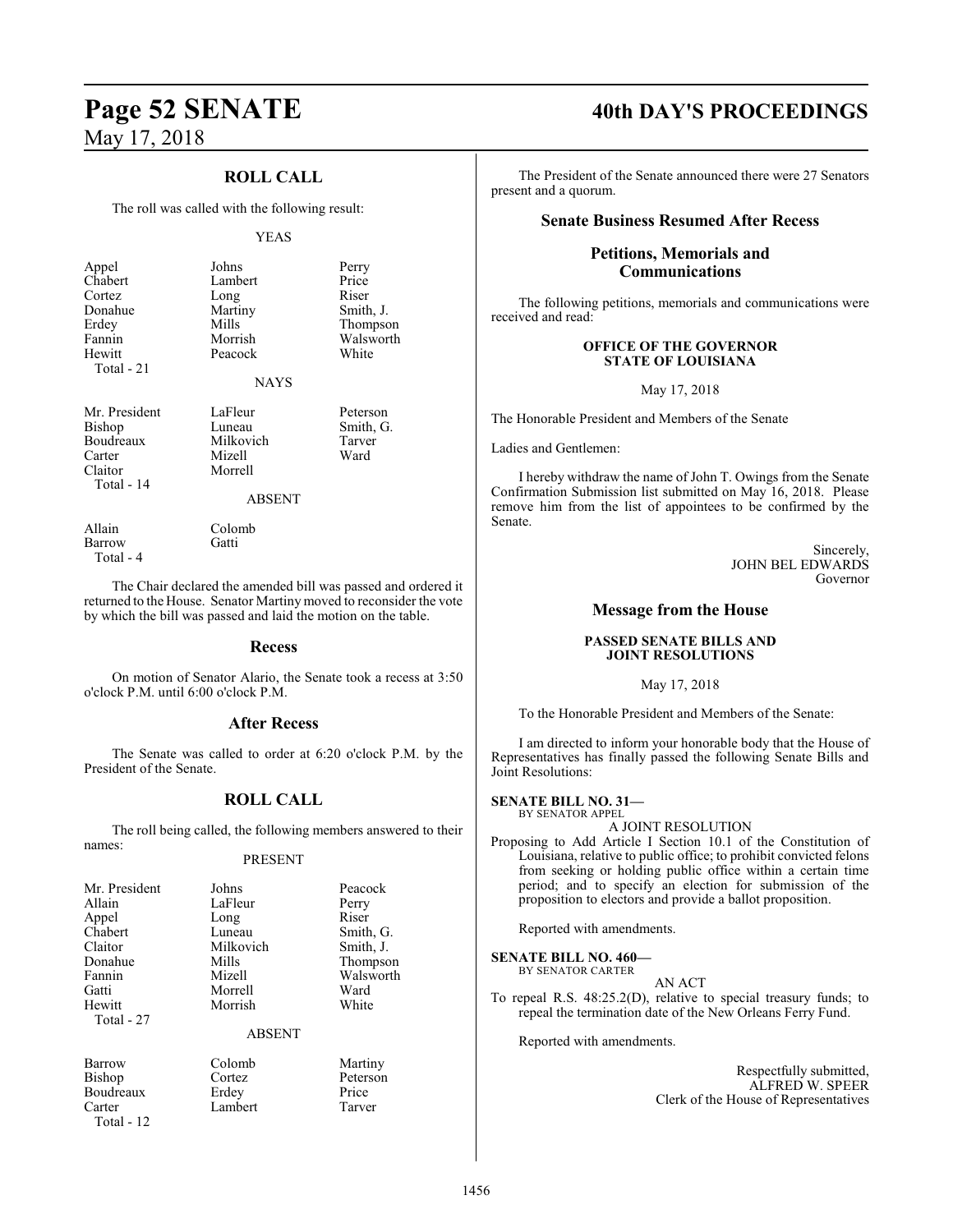## ROLL CALL

The roll was called with the following result:

YEAS

| | | |
|---|---|---|
| Appel | Johns | Perry |
| Chabert | Lambert | Price |
| Cortez | Long | Riser |
| Donahue | Martiny | Smith, J. |
| Erdey | Mills | Thompson |
| Fannin | Morrish | Walsworth |
| Hewitt | Peacock | White |

Total - 21

NAYS

| | | |
|---|---|---|
| Mr. President | LaFleur | Peterson |
| Bishop | Luneau | Smith, G. |
| Boudreaux | Milkovich | Tarver |
| Carter | Mizell | Ward |
| Claitor | Morrell | |

Total - 14

ABSENT

| | |
|---|---|
| Allain | Colomb |
| Barrow | Gatti |

Total - 4

The Chair declared the amended bill was passed and ordered it returned to the House. Senator Martiny moved to reconsider the vote by which the bill was passed and laid the motion on the table.

## Recess

On motion of Senator Alario, the Senate took a recess at 3:50 o'clock P.M. until 6:00 o'clock P.M.

## After Recess

The Senate was called to order at 6:20 o'clock P.M. by the President of the Senate.

## ROLL CALL

The roll being called, the following members answered to their names:

PRESENT

| | | |
|---|---|---|
| Mr. President | Johns | Peacock |
| Allain | LaFleur | Perry |
| Appel | Long | Riser |
| Chabert | Luneau | Smith, G. |
| Claitor | Milkovich | Smith, J. |
| Donahue | Mills | Thompson |
| Fannin | Mizell | Walsworth |
| Gatti | Morrell | Ward |
| Hewitt | Morrish | White |

Total - 27

ABSENT

| | | |
|---|---|---|
| Barrow | Colomb | Martiny |
| Bishop | Cortez | Peterson |
| Boudreaux | Erdey | Price |
| Carter | Lambert | Tarver |

Total - 12

The President of the Senate announced there were 27 Senators present and a quorum.

## Senate Business Resumed After Recess

## Petitions, Memorials and Communications

The following petitions, memorials and communications were received and read:

**OFFICE OF THE GOVERNOR**
**STATE OF LOUISIANA**

May 17, 2018

The Honorable President and Members of the Senate

Ladies and Gentlemen:

I hereby withdraw the name of John T. Owings from the Senate Confirmation Submission list submitted on May 16, 2018. Please remove him from the list of appointees to be confirmed by the Senate.

Sincerely,
JOHN BEL EDWARDS
Governor

## Message from the House

**PASSED SENATE BILLS AND JOINT RESOLUTIONS**

May 17, 2018

To the Honorable President and Members of the Senate:

I am directed to inform your honorable body that the House of Representatives has finally passed the following Senate Bills and Joint Resolutions:

**SENATE BILL NO. 31—**
BY SENATOR APPEL

A JOINT RESOLUTION

Proposing to Add Article I Section 10.1 of the Constitution of Louisiana, relative to public office; to prohibit convicted felons from seeking or holding public office within a certain time period; and to specify an election for submission of the proposition to electors and provide a ballot proposition.

Reported with amendments.

**SENATE BILL NO. 460—**
BY SENATOR CARTER

AN ACT

To repeal R.S. 48:25.2(D), relative to special treasury funds; to repeal the termination date of the New Orleans Ferry Fund.

Reported with amendments.

Respectfully submitted,
ALFRED W. SPEER
Clerk of the House of Representatives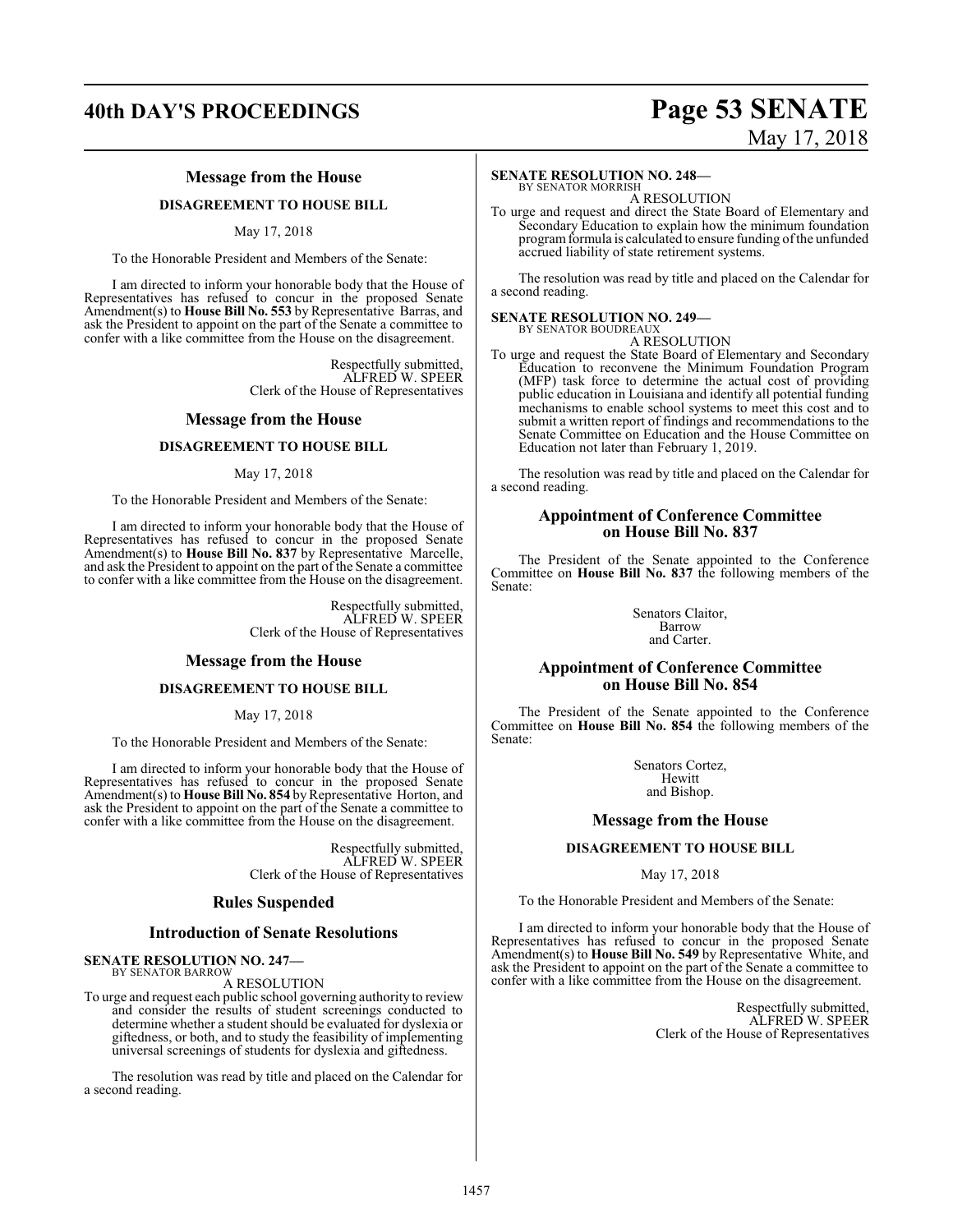## Message from the House

### DISAGREEMENT TO HOUSE BILL

May 17, 2018

To the Honorable President and Members of the Senate:

I am directed to inform your honorable body that the House of Representatives has refused to concur in the proposed Senate Amendment(s) to **House Bill No. 553** by Representative Barras, and ask the President to appoint on the part of the Senate a committee to confer with a like committee from the House on the disagreement.

Respectfully submitted,
ALFRED W. SPEER
Clerk of the House of Representatives

## Message from the House

### DISAGREEMENT TO HOUSE BILL

May 17, 2018

To the Honorable President and Members of the Senate:

I am directed to inform your honorable body that the House of Representatives has refused to concur in the proposed Senate Amendment(s) to **House Bill No. 837** by Representative Marcelle, and ask the President to appoint on the part of the Senate a committee to confer with a like committee from the House on the disagreement.

Respectfully submitted,
ALFRED W. SPEER
Clerk of the House of Representatives

## Message from the House

### DISAGREEMENT TO HOUSE BILL

May 17, 2018

To the Honorable President and Members of the Senate:

I am directed to inform your honorable body that the House of Representatives has refused to concur in the proposed Senate Amendment(s) to **House Bill No. 854** by Representative Horton, and ask the President to appoint on the part of the Senate a committee to confer with a like committee from the House on the disagreement.

Respectfully submitted,
ALFRED W. SPEER
Clerk of the House of Representatives

## Rules Suspended

## Introduction of Senate Resolutions

**SENATE RESOLUTION NO. 247—**
BY SENATOR BARROW
A RESOLUTION

To urge and request each public school governing authority to review and consider the results of student screenings conducted to determine whether a student should be evaluated for dyslexia or giftedness, or both, and to study the feasibility of implementing universal screenings of students for dyslexia and giftedness.

The resolution was read by title and placed on the Calendar for a second reading.

**SENATE RESOLUTION NO. 248—**
BY SENATOR MORRISH
A RESOLUTION

To urge and request and direct the State Board of Elementary and Secondary Education to explain how the minimum foundation program formula is calculated to ensure funding of the unfunded accrued liability of state retirement systems.

The resolution was read by title and placed on the Calendar for a second reading.

**SENATE RESOLUTION NO. 249—**
BY SENATOR BOUDREAUX
A RESOLUTION

To urge and request the State Board of Elementary and Secondary Education to reconvene the Minimum Foundation Program (MFP) task force to determine the actual cost of providing public education in Louisiana and identify all potential funding mechanisms to enable school systems to meet this cost and to submit a written report of findings and recommendations to the Senate Committee on Education and the House Committee on Education not later than February 1, 2019.

The resolution was read by title and placed on the Calendar for a second reading.

## Appointment of Conference Committee on House Bill No. 837

The President of the Senate appointed to the Conference Committee on **House Bill No. 837** the following members of the Senate:

Senators Claitor,
Barrow
and Carter.

## Appointment of Conference Committee on House Bill No. 854

The President of the Senate appointed to the Conference Committee on **House Bill No. 854** the following members of the Senate:

Senators Cortez,
Hewitt
and Bishop.

## Message from the House

### DISAGREEMENT TO HOUSE BILL

May 17, 2018

To the Honorable President and Members of the Senate:

I am directed to inform your honorable body that the House of Representatives has refused to concur in the proposed Senate Amendment(s) to **House Bill No. 549** by Representative White, and ask the President to appoint on the part of the Senate a committee to confer with a like committee from the House on the disagreement.

Respectfully submitted,
ALFRED W. SPEER
Clerk of the House of Representatives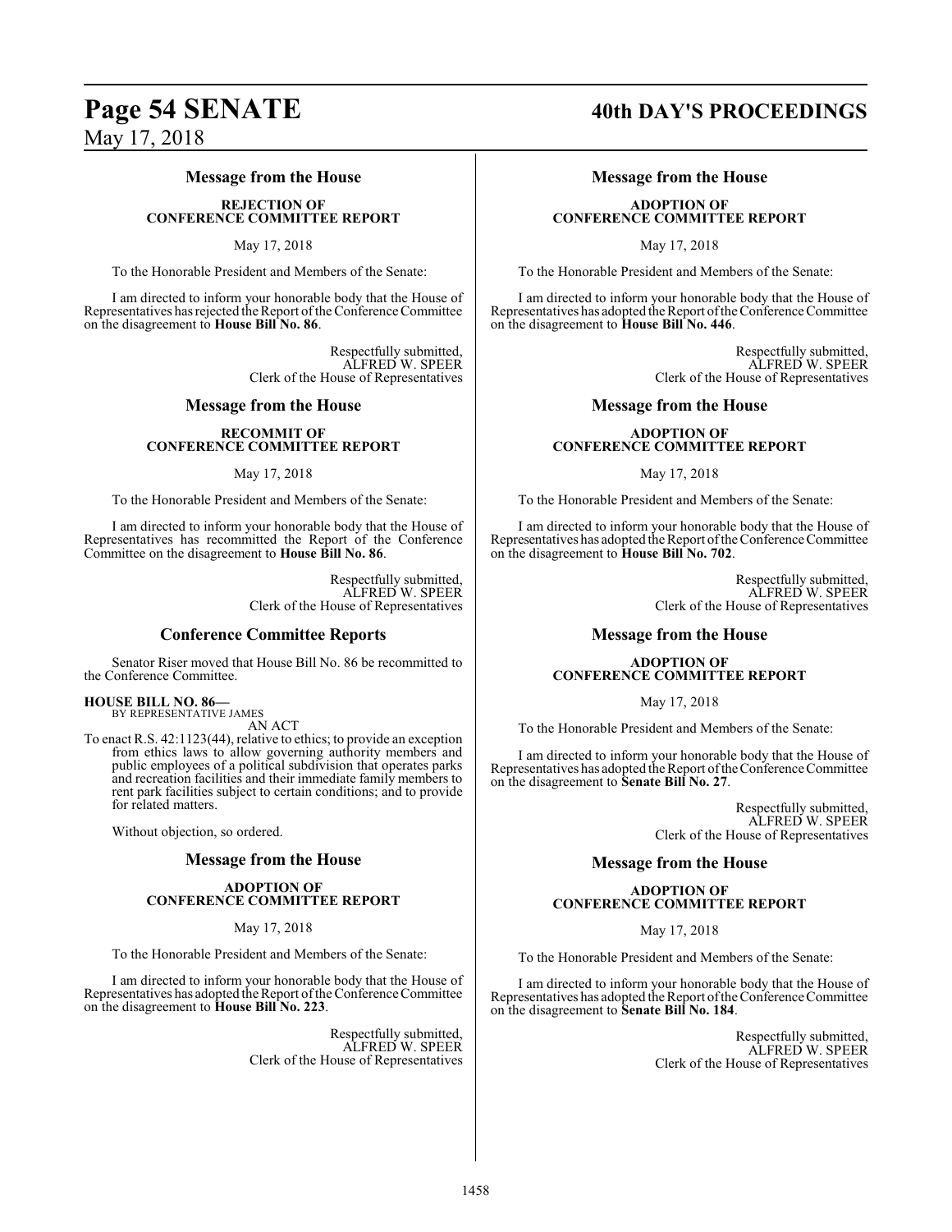## Message from the House

**REJECTION OF CONFERENCE COMMITTEE REPORT**

May 17, 2018

To the Honorable President and Members of the Senate:

I am directed to inform your honorable body that the House of Representatives has rejected the Report of the Conference Committee on the disagreement to **House Bill No. 86**.

Respectfully submitted,
ALFRED W. SPEER
Clerk of the House of Representatives

## Message from the House

**RECOMMIT OF CONFERENCE COMMITTEE REPORT**

May 17, 2018

To the Honorable President and Members of the Senate:

I am directed to inform your honorable body that the House of Representatives has recommitted the Report of the Conference Committee on the disagreement to **House Bill No. 86**.

Respectfully submitted,
ALFRED W. SPEER
Clerk of the House of Representatives

## Conference Committee Reports

Senator Riser moved that House Bill No. 86 be recommitted to the Conference Committee.

**HOUSE BILL NO. 86—**
BY REPRESENTATIVE JAMES
AN ACT

To enact R.S. 42:1123(44), relative to ethics; to provide an exception from ethics laws to allow governing authority members and public employees of a political subdivision that operates parks and recreation facilities and their immediate family members to rent park facilities subject to certain conditions; and to provide for related matters.

Without objection, so ordered.

## Message from the House

**ADOPTION OF CONFERENCE COMMITTEE REPORT**

May 17, 2018

To the Honorable President and Members of the Senate:

I am directed to inform your honorable body that the House of Representatives has adopted the Report of the Conference Committee on the disagreement to **House Bill No. 223**.

Respectfully submitted,
ALFRED W. SPEER
Clerk of the House of Representatives

## Message from the House

**ADOPTION OF CONFERENCE COMMITTEE REPORT**

May 17, 2018

To the Honorable President and Members of the Senate:

I am directed to inform your honorable body that the House of Representatives has adopted the Report of the Conference Committee on the disagreement to **House Bill No. 446**.

Respectfully submitted,
ALFRED W. SPEER
Clerk of the House of Representatives

## Message from the House

**ADOPTION OF CONFERENCE COMMITTEE REPORT**

May 17, 2018

To the Honorable President and Members of the Senate:

I am directed to inform your honorable body that the House of Representatives has adopted the Report of the Conference Committee on the disagreement to **House Bill No. 702**.

Respectfully submitted,
ALFRED W. SPEER
Clerk of the House of Representatives

## Message from the House

**ADOPTION OF CONFERENCE COMMITTEE REPORT**

May 17, 2018

To the Honorable President and Members of the Senate:

I am directed to inform your honorable body that the House of Representatives has adopted the Report of the Conference Committee on the disagreement to **Senate Bill No. 27**.

Respectfully submitted,
ALFRED W. SPEER
Clerk of the House of Representatives

## Message from the House

**ADOPTION OF CONFERENCE COMMITTEE REPORT**

May 17, 2018

To the Honorable President and Members of the Senate:

I am directed to inform your honorable body that the House of Representatives has adopted the Report of the Conference Committee on the disagreement to **Senate Bill No. 184**.

Respectfully submitted,
ALFRED W. SPEER
Clerk of the House of Representatives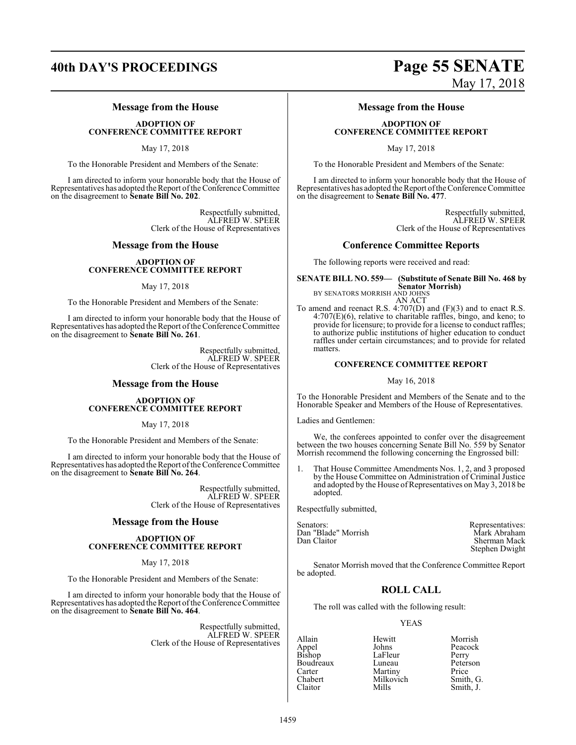## Message from the House

### ADOPTION OF CONFERENCE COMMITTEE REPORT

May 17, 2018

To the Honorable President and Members of the Senate:

I am directed to inform your honorable body that the House of Representatives has adopted the Report of the Conference Committee on the disagreement to **Senate Bill No. 202**.

Respectfully submitted,
ALFRED W. SPEER
Clerk of the House of Representatives

## Message from the House

### ADOPTION OF CONFERENCE COMMITTEE REPORT

May 17, 2018

To the Honorable President and Members of the Senate:

I am directed to inform your honorable body that the House of Representatives has adopted the Report of the Conference Committee on the disagreement to **Senate Bill No. 261**.

Respectfully submitted,
ALFRED W. SPEER
Clerk of the House of Representatives

## Message from the House

### ADOPTION OF CONFERENCE COMMITTEE REPORT

May 17, 2018

To the Honorable President and Members of the Senate:

I am directed to inform your honorable body that the House of Representatives has adopted the Report of the Conference Committee on the disagreement to **Senate Bill No. 264**.

Respectfully submitted,
ALFRED W. SPEER
Clerk of the House of Representatives

## Message from the House

### ADOPTION OF CONFERENCE COMMITTEE REPORT

May 17, 2018

To the Honorable President and Members of the Senate:

I am directed to inform your honorable body that the House of Representatives has adopted the Report of the Conference Committee on the disagreement to **Senate Bill No. 464**.

Respectfully submitted,
ALFRED W. SPEER
Clerk of the House of Representatives

## Message from the House

### ADOPTION OF CONFERENCE COMMITTEE REPORT

May 17, 2018

To the Honorable President and Members of the Senate:

I am directed to inform your honorable body that the House of Representatives has adopted the Report of the Conference Committee on the disagreement to **Senate Bill No. 477**.

Respectfully submitted,
ALFRED W. SPEER
Clerk of the House of Representatives

## Conference Committee Reports

The following reports were received and read:

**SENATE BILL NO. 559— (Substitute of Senate Bill No. 468 by Senator Morrish)**
BY SENATORS MORRISH AND JOHNS
AN ACT

To amend and reenact R.S. 4:707(D) and (F)(3) and to enact R.S. 4:707(E)(6), relative to charitable raffles, bingo, and keno; to provide for licensure; to provide for a license to conduct raffles; to authorize public institutions of higher education to conduct raffles under certain circumstances; and to provide for related matters.

### CONFERENCE COMMITTEE REPORT

May 16, 2018

To the Honorable President and Members of the Senate and to the Honorable Speaker and Members of the House of Representatives.

Ladies and Gentlemen:

We, the conferees appointed to confer over the disagreement between the two houses concerning Senate Bill No. 559 by Senator Morrish recommend the following concerning the Engrossed bill:

1. That House Committee Amendments Nos. 1, 2, and 3 proposed by the House Committee on Administration of Criminal Justice and adopted by the House of Representatives on May 3, 2018 be adopted.

Respectfully submitted,

| Senators: | Representatives: |
|---|---|
| Dan "Blade" Morrish | Mark Abraham |
| Dan Claitor | Sherman Mack |
| | Stephen Dwight |

Senator Morrish moved that the Conference Committee Report be adopted.

## ROLL CALL

The roll was called with the following result:

YEAS

| | | |
|---|---|---|
| Allain | Hewitt | Morrish |
| Appel | Johns | Peacock |
| Bishop | LaFleur | Perry |
| Boudreaux | Luneau | Peterson |
| Carter | Martiny | Price |
| Chabert | Milkovich | Smith, G. |
| Claitor | Mills | Smith, J. |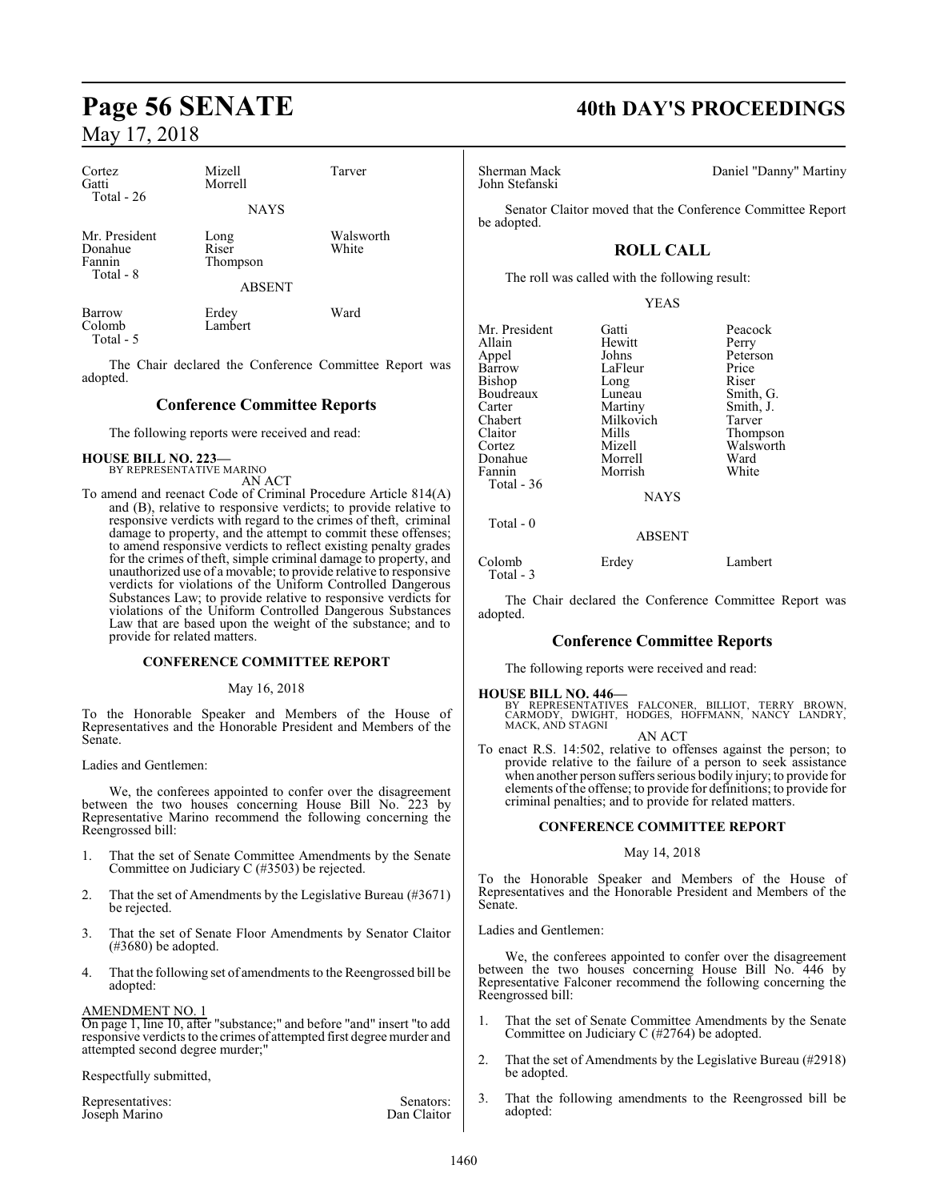| Cortez | Mizell | Tarver |
|---|---|---|
| Gatti | Morrell | |
| Total - 26 | | |

NAYS

| Mr. President | Long | Walsworth |
|---|---|---|
| Donahue | Riser | White |
| Fannin | Thompson | |
| Total - 8 | | |

ABSENT

| Barrow | Erdey | Ward |
|---|---|---|
| Colomb | Lambert | |
| Total - 5 | | |

The Chair declared the Conference Committee Report was adopted.

## Conference Committee Reports

The following reports were received and read:

**HOUSE BILL NO. 223—**
BY REPRESENTATIVE MARINO
AN ACT

To amend and reenact Code of Criminal Procedure Article 814(A) and (B), relative to responsive verdicts; to provide relative to responsive verdicts with regard to the crimes of theft, criminal damage to property, and the attempt to commit these offenses; to amend responsive verdicts to reflect existing penalty grades for the crimes of theft, simple criminal damage to property, and unauthorized use of a movable; to provide relative to responsive verdicts for violations of the Uniform Controlled Dangerous Substances Law; to provide relative to responsive verdicts for violations of the Uniform Controlled Dangerous Substances Law that are based upon the weight of the substance; and to provide for related matters.

### CONFERENCE COMMITTEE REPORT

May 16, 2018

To the Honorable Speaker and Members of the House of Representatives and the Honorable President and Members of the Senate.

Ladies and Gentlemen:

We, the conferees appointed to confer over the disagreement between the two houses concerning House Bill No. 223 by Representative Marino recommend the following concerning the Reengrossed bill:

1. That the set of Senate Committee Amendments by the Senate Committee on Judiciary C (#3503) be rejected.
2. That the set of Amendments by the Legislative Bureau (#3671) be rejected.
3. That the set of Senate Floor Amendments by Senator Claitor (#3680) be adopted.
4. That the following set of amendments to the Reengrossed bill be adopted:

AMENDMENT NO. 1
On page 1, line 10, after "substance;" and before "and" insert "to add responsive verdicts to the crimes of attempted first degree murder and attempted second degree murder;"

Respectfully submitted,

| Representatives: | Senators: |
|---|---|
| Joseph Marino | Dan Claitor |
| Sherman Mack | Daniel "Danny" Martiny |
| | John Stefanski |

Senator Claitor moved that the Conference Committee Report be adopted.

## ROLL CALL

The roll was called with the following result:

YEAS

| Mr. President | Gatti | Peacock |
|---|---|---|
| Allain | Hewitt | Perry |
| Appel | Johns | Peterson |
| Barrow | LaFleur | Price |
| Bishop | Long | Riser |
| Boudreaux | Luneau | Smith, G. |
| Carter | Martiny | Smith, J. |
| Chabert | Milkovich | Tarver |
| Claitor | Mills | Thompson |
| Cortez | Mizell | Walsworth |
| Donahue | Morrell | Ward |
| Fannin | Morrish | White |
| Total - 36 | | |

NAYS

Total - 0

ABSENT

| Colomb | Erdey | Lambert |
|---|---|---|
| Total - 3 | | |

The Chair declared the Conference Committee Report was adopted.

## Conference Committee Reports

The following reports were received and read:

**HOUSE BILL NO. 446—**
BY REPRESENTATIVES FALCONER, BILLIOT, TERRY BROWN, CARMODY, DWIGHT, HODGES, HOFFMANN, NANCY LANDRY, MACK, AND STAGNI
AN ACT

To enact R.S. 14:502, relative to offenses against the person; to provide relative to the failure of a person to seek assistance when another person suffers serious bodily injury; to provide for elements of the offense; to provide for definitions; to provide for criminal penalties; and to provide for related matters.

### CONFERENCE COMMITTEE REPORT

May 14, 2018

To the Honorable Speaker and Members of the House of Representatives and the Honorable President and Members of the Senate.

Ladies and Gentlemen:

We, the conferees appointed to confer over the disagreement between the two houses concerning House Bill No. 446 by Representative Falconer recommend the following concerning the Reengrossed bill:

1. That the set of Senate Committee Amendments by the Senate Committee on Judiciary C (#2764) be adopted.
2. That the set of Amendments by the Legislative Bureau (#2918) be adopted.
3. That the following amendments to the Reengrossed bill be adopted: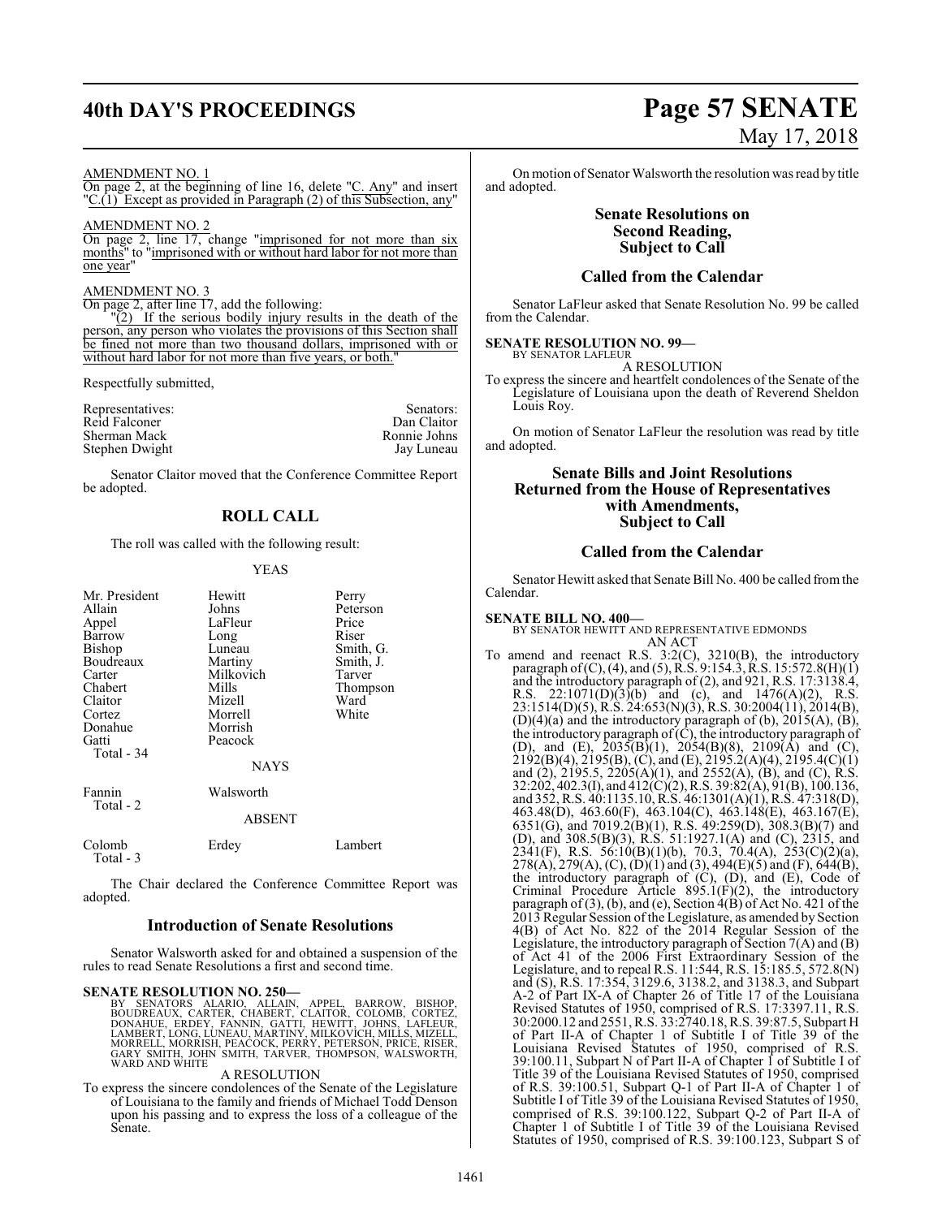AMENDMENT NO. 1

On page 2, at the beginning of line 16, delete "C. Any" and insert "C.(1) Except as provided in Paragraph (2) of this Subsection, any"

AMENDMENT NO. 2

On page 2, line 17, change "imprisoned for not more than six months" to "imprisoned with or without hard labor for not more than one year"

AMENDMENT NO. 3

On page 2, after line 17, add the following:

"(2) If the serious bodily injury results in the death of the person, any person who violates the provisions of this Section shall be fined not more than two thousand dollars, imprisoned with or without hard labor for not more than five years, or both."

Respectfully submitted,

| Representatives: | Senators: |
|---|---|
| Reid Falconer | Dan Claitor |
| Sherman Mack | Ronnie Johns |
| Stephen Dwight | Jay Luneau |

Senator Claitor moved that the Conference Committee Report be adopted.

## ROLL CALL

The roll was called with the following result:

YEAS

| | | |
|---|---|---|
| Mr. President | Hewitt | Perry |
| Allain | Johns | Peterson |
| Appel | LaFleur | Price |
| Barrow | Long | Riser |
| Bishop | Luneau | Smith, G. |
| Boudreaux | Martiny | Smith, J. |
| Carter | Milkovich | Tarver |
| Chabert | Mills | Thompson |
| Claitor | Mizell | Ward |
| Cortez | Morrell | White |
| Donahue | Morrish | |
| Gatti | Peacock | |
| Total - 34 | | |

NAYS

| | |
|---|---|
| Fannin | Walsworth |
| Total - 2 | |

ABSENT

| | | |
|---|---|---|
| Colomb | Erdey | Lambert |
| Total - 3 | | |

The Chair declared the Conference Committee Report was adopted.

## Introduction of Senate Resolutions

Senator Walsworth asked for and obtained a suspension of the rules to read Senate Resolutions a first and second time.

**SENATE RESOLUTION NO. 250—**

BY SENATORS ALARIO, ALLAIN, APPEL, BARROW, BISHOP, BOUDREAUX, CARTER, CHABERT, CLAITOR, COLOMB, CORTEZ, DONAHUE, ERDEY, FANNIN, GATTI, HEWITT, JOHNS, LAFLEUR, LAMBERT, LONG, LUNEAU, MARTINY, MILKOVICH, MILLS, MIZELL, MORRELL, MORRISH, PEACOCK, PERRY, PETERSON, PRICE, RISER, GARY SMITH, JOHN SMITH, TARVER, THOMPSON, WALSWORTH, WARD AND WHITE

A RESOLUTION

To express the sincere condolences of the Senate of the Legislature of Louisiana to the family and friends of Michael Todd Denson upon his passing and to express the loss of a colleague of the Senate.

On motion of Senator Walsworth the resolution was read by title and adopted.

## Senate Resolutions on Second Reading, Subject to Call

## Called from the Calendar

Senator LaFleur asked that Senate Resolution No. 99 be called from the Calendar.

**SENATE RESOLUTION NO. 99—**

BY SENATOR LAFLEUR

A RESOLUTION

To express the sincere and heartfelt condolences of the Senate of the Legislature of Louisiana upon the death of Reverend Sheldon Louis Roy.

On motion of Senator LaFleur the resolution was read by title and adopted.

## Senate Bills and Joint Resolutions Returned from the House of Representatives with Amendments, Subject to Call

## Called from the Calendar

Senator Hewitt asked that Senate Bill No. 400 be called from the Calendar.

**SENATE BILL NO. 400—**

BY SENATOR HEWITT AND REPRESENTATIVE EDMONDS

AN ACT

To amend and reenact R.S. 3:2(C), 3210(B), the introductory paragraph of (C), (4), and (5), R.S. 9:154.3, R.S. 15:572.8(H)(1) and the introductory paragraph of (2), and 921, R.S. 17:3138.4, R.S. 22:1071(D)(3)(b) and (c), and 1476(A)(2), R.S. 23:1514(D)(5), R.S. 24:653(N)(3), R.S. 30:2004(11), 2014(B), (D)(4)(a) and the introductory paragraph of (b), 2015(A), (B), the introductory paragraph of (C), the introductory paragraph of (D), and (E), 2035(B)(1), 2054(B)(8), 2109(A) and (C), 2192(B)(4), 2195(B), (C), and (E), 2195.2(A)(4), 2195.4(C)(1) and (2), 2195.5, 2205(A)(1), and 2552(A), (B), and (C), R.S. 32:202, 402.3(I), and 412(C)(2), R.S. 39:82(A), 91(B), 100.136, and 352, R.S. 40:1135.10, R.S. 46:1301(A)(1), R.S. 47:318(D), 463.48(D), 463.60(F), 463.104(C), 463.148(E), 463.167(E), 6351(G), and 7019.2(B)(1), R.S. 49:259(D), 308.3(B)(7) and (D), and 308.5(B)(3), R.S. 51:1927.1(A) and (C), 2315, and 2341(F), R.S. 56:10(B)(1)(b), 70.3, 70.4(A), 253(C)(2)(a), 278(A), 279(A), (C), (D)(1) and (3), 494(E)(5) and (F), 644(B), the introductory paragraph of (C), (D), and (E), Code of Criminal Procedure Article 895.1(F)(2), the introductory paragraph of (3), (b), and (e), Section 4(B) of Act No. 421 of the 2013 Regular Session of the Legislature, as amended by Section 4(B) of Act No. 822 of the 2014 Regular Session of the Legislature, the introductory paragraph of Section 7(A) and (B) of Act 41 of the 2006 First Extraordinary Session of the Legislature, and to repeal R.S. 11:544, R.S. 15:185.5, 572.8(N) and (S), R.S. 17:354, 3129.6, 3138.2, and 3138.3, and Subpart A-2 of Part IX-A of Chapter 26 of Title 17 of the Louisiana Revised Statutes of 1950, comprised of R.S. 17:3397.11, R.S. 30:2000.12 and 2551, R.S. 33:2740.18, R.S. 39:87.5, Subpart H of Part II-A of Chapter 1 of Subtitle I of Title 39 of the Louisiana Revised Statutes of 1950, comprised of R.S. 39:100.11, Subpart N of Part II-A of Chapter 1 of Subtitle I of Title 39 of the Louisiana Revised Statutes of 1950, comprised of R.S. 39:100.51, Subpart Q-1 of Part II-A of Chapter 1 of Subtitle I of Title 39 of the Louisiana Revised Statutes of 1950, comprised of R.S. 39:100.122, Subpart Q-2 of Part II-A of Chapter 1 of Subtitle I of Title 39 of the Louisiana Revised Statutes of 1950, comprised of R.S. 39:100.123, Subpart S of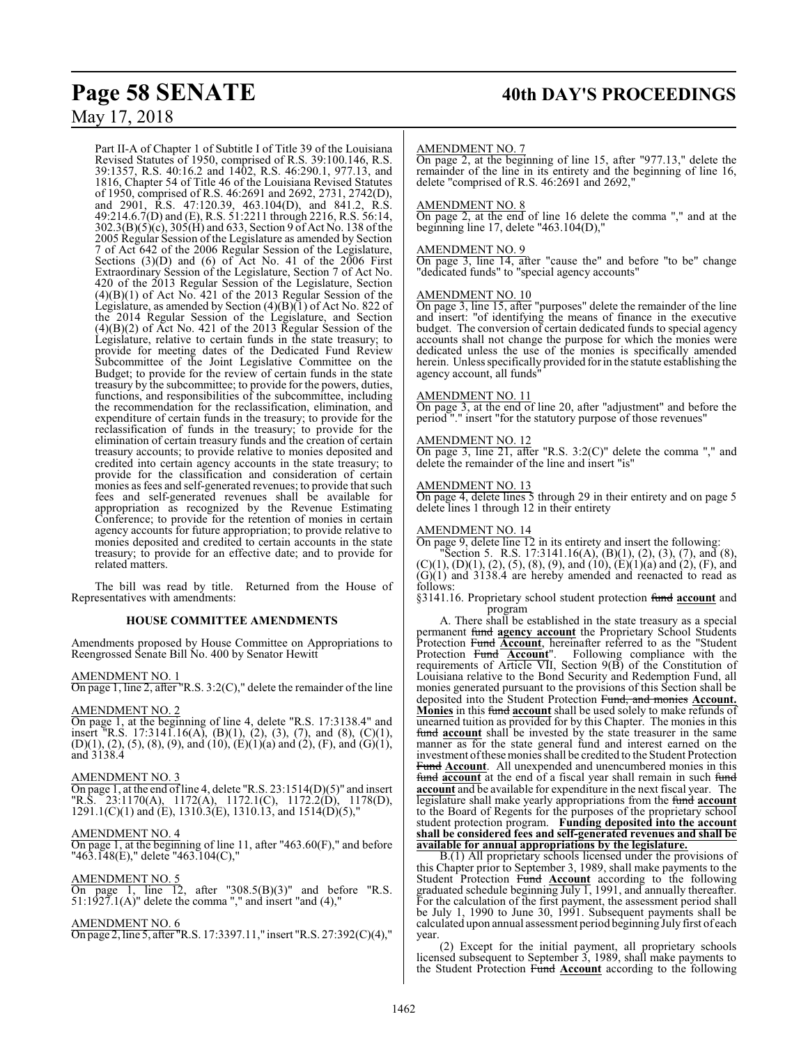Part II-A of Chapter 1 of Subtitle I of Title 39 of the Louisiana Revised Statutes of 1950, comprised of R.S. 39:100.146, R.S. 39:1357, R.S. 40:16.2 and 1402, R.S. 46:290.1, 977.13, and 1816, Chapter 54 of Title 46 of the Louisiana Revised Statutes of 1950, comprised of R.S. 46:2691 and 2692, 2731, 2742(D), and 2901, R.S. 47:120.39, 463.104(D), and 841.2, R.S. 49:214.6.7(D) and (E), R.S. 51:2211 through 2216, R.S. 56:14, 302.3(B)(5)(c), 305(H) and 633, Section 9 of Act No. 138 of the 2005 Regular Session of the Legislature as amended by Section 7 of Act 642 of the 2006 Regular Session of the Legislature, Sections (3)(D) and (6) of Act No. 41 of the 2006 First Extraordinary Session of the Legislature, Section 7 of Act No. 420 of the 2013 Regular Session of the Legislature, Section (4)(B)(1) of Act No. 421 of the 2013 Regular Session of the Legislature, as amended by Section (4)(B)(1) of Act No. 822 of the 2014 Regular Session of the Legislature, and Section (4)(B)(2) of Act No. 421 of the 2013 Regular Session of the Legislature, relative to certain funds in the state treasury; to provide for meeting dates of the Dedicated Fund Review Subcommittee of the Joint Legislative Committee on the Budget; to provide for the review of certain funds in the state treasury by the subcommittee; to provide for the powers, duties, functions, and responsibilities of the subcommittee, including the recommendation for the reclassification, elimination, and expenditure of certain funds in the treasury; to provide for the reclassification of funds in the treasury; to provide for the elimination of certain treasury funds and the creation of certain treasury accounts; to provide relative to monies deposited and credited into certain agency accounts in the state treasury; to provide for the classification and consideration of certain monies as fees and self-generated revenues; to provide that such fees and self-generated revenues shall be available for appropriation as recognized by the Revenue Estimating Conference; to provide for the retention of monies in certain agency accounts for future appropriation; to provide relative to monies deposited and credited to certain accounts in the state treasury; to provide for an effective date; and to provide for related matters.

The bill was read by title. Returned from the House of Representatives with amendments:

**HOUSE COMMITTEE AMENDMENTS**

Amendments proposed by House Committee on Appropriations to Reengrossed Senate Bill No. 400 by Senator Hewitt

AMENDMENT NO. 1
On page 1, line 2, after "R.S. 3:2(C)," delete the remainder of the line

AMENDMENT NO. 2
On page 1, at the beginning of line 4, delete "R.S. 17:3138.4" and insert "R.S. 17:3141.16(A), (B)(1), (2), (3), (7), and (8), (C)(1), (D)(1), (2), (5), (8), (9), and (10), (E)(1)(a) and (2), (F), and (G)(1), and 3138.4

AMENDMENT NO. 3
On page 1, at the end of line 4, delete "R.S. 23:1514(D)(5)" and insert "R.S. 23:1170(A), 1172(A), 1172.1(C), 1172.2(D), 1178(D), 1291.1(C)(1) and (E), 1310.3(E), 1310.13, and 1514(D)(5),"

AMENDMENT NO. 4
On page 1, at the beginning of line 11, after "463.60(F)," and before "463.148(E)," delete "463.104(C),"

AMENDMENT NO. 5
On page 1, line 12, after "308.5(B)(3)" and before "R.S. 51:1927.1(A)" delete the comma "," and insert "and (4),"

AMENDMENT NO. 6
On page 2, line 5, after "R.S. 17:3397.11," insert "R.S. 27:392(C)(4),"

AMENDMENT NO. 7
On page 2, at the beginning of line 15, after "977.13," delete the remainder of the line in its entirety and the beginning of line 16, delete "comprised of R.S. 46:2691 and 2692,"

AMENDMENT NO. 8
On page 2, at the end of line 16 delete the comma "," and at the beginning line 17, delete "463.104(D),"

AMENDMENT NO. 9
On page 3, line 14, after "cause the" and before "to be" change "dedicated funds" to "special agency accounts"

AMENDMENT NO. 10
On page 3, line 15, after "purposes" delete the remainder of the line and insert: "of identifying the means of finance in the executive budget. The conversion of certain dedicated funds to special agency accounts shall not change the purpose for which the monies were dedicated unless the use of the monies is specifically amended herein. Unless specifically provided for in the statute establishing the agency account, all funds"

AMENDMENT NO. 11
On page 3, at the end of line 20, after "adjustment" and before the period "." insert "for the statutory purpose of those revenues"

AMENDMENT NO. 12
On page 3, line 21, after "R.S. 3:2(C)" delete the comma "," and delete the remainder of the line and insert "is"

AMENDMENT NO. 13
On page 4, delete lines 5 through 29 in their entirety and on page 5 delete lines 1 through 12 in their entirety

AMENDMENT NO. 14
On page 9, delete line 12 in its entirety and insert the following:

"Section 5. R.S. 17:3141.16(A), (B)(1), (2), (3), (7), and (8), (C)(1), (D)(1), (2), (5), (8), (9), and (10), (E)(1)(a) and (2), (F), and (G)(1) and 3138.4 are hereby amended and reenacted to read as follows:

§3141.16. Proprietary school student protection ~~fund~~ **account** and program

A. There shall be established in the state treasury as a special permanent ~~fund~~ **agency account** the Proprietary School Students Protection ~~Fund~~ **Account**, hereinafter referred to as the "Student Protection ~~Fund~~ **Account**". Following compliance with the requirements of Article VII, Section 9(B) of the Constitution of Louisiana relative to the Bond Security and Redemption Fund, all monies generated pursuant to the provisions of this Section shall be deposited into the Student Protection ~~Fund, and monies~~ **Account. Monies** in this ~~fund~~ **account** shall be used solely to make refunds of unearned tuition as provided for by this Chapter. The monies in this ~~fund~~ **account** shall be invested by the state treasurer in the same manner as for the state general fund and interest earned on the investment of these monies shall be credited to the Student Protection ~~Fund~~ **Account**. All unexpended and unencumbered monies in this ~~fund~~ **account** at the end of a fiscal year shall remain in such ~~fund~~ **account** and be available for expenditure in the next fiscal year. The legislature shall make yearly appropriations from the ~~fund~~ **account** to the Board of Regents for the purposes of the proprietary school student protection program. **Funding deposited into the account shall be considered fees and self-generated revenues and shall be available for annual appropriations by the legislature.**

B.(1) All proprietary schools licensed under the provisions of this Chapter prior to September 3, 1989, shall make payments to the Student Protection ~~Fund~~ **Account** according to the following graduated schedule beginning July 1, 1991, and annually thereafter. For the calculation of the first payment, the assessment period shall be July 1, 1990 to June 30, 1991. Subsequent payments shall be calculated upon annual assessment period beginning July first of each year.

(2) Except for the initial payment, all proprietary schools licensed subsequent to September 3, 1989, shall make payments to the Student Protection ~~Fund~~ **Account** according to the following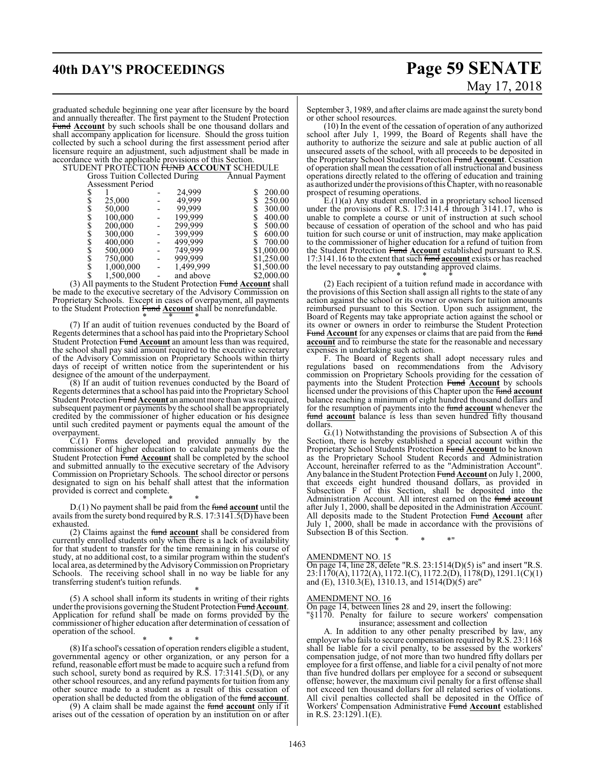graduated schedule beginning one year after licensure by the board and annually thereafter. The first payment to the Student Protection ~~Fund~~ **Account** by such schools shall be one thousand dollars and shall accompany application for licensure. Should the gross tuition collected by such a school during the first assessment period after licensure require an adjustment, such adjustment shall be made in accordance with the applicable provisions of this Section.

STUDENT PROTECTION ~~FUND~~ **ACCOUNT** SCHEDULE

| Gross Tuition Collected During Assessment Period | | | Annual Payment |
|---|---|---|---|
| $ 1 | - | 24,999 | $ 200.00 |
| $ 25,000 | - | 49,999 | $ 250.00 |
| $ 50,000 | - | 99,999 | $ 300.00 |
| $ 100,000 | - | 199,999 | $ 400.00 |
| $ 200,000 | - | 299,999 | $ 500.00 |
| $ 300,000 | - | 399,999 | $ 600.00 |
| $ 400,000 | - | 499,999 | $ 700.00 |
| $ 500,000 | - | 749,999 | $1,000.00 |
| $ 750,000 | - | 999,999 | $1,250.00 |
| $ 1,000,000 | - | 1,499,999 | $1,500.00 |
| $ 1,500,000 | - | and above | $2,000.00 |

(3) All payments to the Student Protection ~~Fund~~ **Account** shall be made to the executive secretary of the Advisory Commission on Proprietary Schools. Except in cases of overpayment, all payments to the Student Protection ~~Fund~~ **Account** shall be nonrefundable.

\* \* \*

(7) If an audit of tuition revenues conducted by the Board of Regents determines that a school has paid into the Proprietary School Student Protection ~~Fund~~ **Account** an amount less than was required, the school shall pay said amount required to the executive secretary of the Advisory Commission on Proprietary Schools within thirty days of receipt of written notice from the superintendent or his designee of the amount of the underpayment.

(8) If an audit of tuition revenues conducted by the Board of Regents determines that a school has paid into the Proprietary School Student Protection ~~Fund~~ **Account** an amount more than was required, subsequent payment or payments by the school shall be appropriately credited by the commissioner of higher education or his designee until such credited payment or payments equal the amount of the overpayment.

C.(1) Forms developed and provided annually by the commissioner of higher education to calculate payments due the Student Protection ~~Fund~~ **Account** shall be completed by the school and submitted annually to the executive secretary of the Advisory Commission on Proprietary Schools. The school director or persons designated to sign on his behalf shall attest that the information provided is correct and complete.

\* \* \*

D.(1) No payment shall be paid from the ~~fund~~ **account** until the avails from the surety bond required by R.S. 17:3141.5(D) have been exhausted.

(2) Claims against the ~~fund~~ **account** shall be considered from currently enrolled students only when there is a lack of availability for that student to transfer for the time remaining in his course of study, at no additional cost, to a similar program within the student's local area, as determined by the Advisory Commission on Proprietary Schools. The receiving school shall in no way be liable for any transferring student's tuition refunds.

\* \* \*

(5) A school shall inform its students in writing of their rights under the provisions governing the Student Protection ~~Fund~~ **Account**. Application for refund shall be made on forms provided by the commissioner of higher education after determination of cessation of operation of the school.

\* \* \*

(8) If a school's cessation of operation renders eligible a student, governmental agency or other organization, or any person for a refund, reasonable effort must be made to acquire such a refund from such school, surety bond as required by R.S. 17:3141.5(D), or any other school resources, and any refund payments for tuition from any other source made to a student as a result of this cessation of operation shall be deducted from the obligation of the ~~fund~~ **account**.

(9) A claim shall be made against the ~~fund~~ **account** only if it arises out of the cessation of operation by an institution on or after September 3, 1989, and after claims are made against the surety bond or other school resources.

(10) In the event of the cessation of operation of any authorized school after July 1, 1999, the Board of Regents shall have the authority to authorize the seizure and sale at public auction of all unsecured assets of the school, with all proceeds to be deposited in the Proprietary School Student Protection ~~Fund~~ **Account**. Cessation of operation shall mean the cessation of all instructional and business operations directly related to the offering of education and training as authorized under the provisions of this Chapter, with no reasonable prospect of resuming operations.

E.(1)(a) Any student enrolled in a proprietary school licensed under the provisions of R.S. 17:3141.4 through 3141.17, who is unable to complete a course or unit of instruction at such school because of cessation of operation of the school and who has paid tuition for such course or unit of instruction, may make application to the commissioner of higher education for a refund of tuition from the Student Protection ~~Fund~~ **Account** established pursuant to R.S. 17:3141.16 to the extent that such ~~fund~~ **account** exists or has reached the level necessary to pay outstanding approved claims.

\* \* \*

(2) Each recipient of a tuition refund made in accordance with the provisions of this Section shall assign all rights to the state of any action against the school or its owner or owners for tuition amounts reimbursed pursuant to this Section. Upon such assignment, the Board of Regents may take appropriate action against the school or its owner or owners in order to reimburse the Student Protection ~~Fund~~ **Account** for any expenses or claims that are paid from the ~~fund~~ **account** and to reimburse the state for the reasonable and necessary expenses in undertaking such action.

F. The Board of Regents shall adopt necessary rules and regulations based on recommendations from the Advisory commission on Proprietary Schools providing for the cessation of payments into the Student Protection ~~Fund~~ **Account** by schools licensed under the provisions of this Chapter upon the ~~fund~~ **account** balance reaching a minimum of eight hundred thousand dollars and for the resumption of payments into the ~~fund~~ **account** whenever the ~~fund~~ **account** balance is less than seven hundred fifty thousand dollars.

G.(1) Notwithstanding the provisions of Subsection A of this Section, there is hereby established a special account within the Proprietary School Students Protection ~~Fund~~ **Account** to be known as the Proprietary School Student Records and Administration Account, hereinafter referred to as the "Administration Account". Any balance in the Student Protection ~~Fund~~ **Account** on July 1, 2000, that exceeds eight hundred thousand dollars, as provided in Subsection F of this Section, shall be deposited into the Administration Account. All interest earned on the ~~fund~~ **account** after July 1, 2000, shall be deposited in the Administration Account. All deposits made to the Student Protection ~~Fund~~ **Account** after July 1, 2000, shall be made in accordance with the provisions of Subsection B of this Section.

\* \* \*"

AMENDMENT NO. 15

On page 14, line 28, delete "R.S. 23:1514(D)(5) is" and insert "R.S. 23:1170(A), 1172(A), 1172.1(C), 1172.2(D), 1178(D), 1291.1(C)(1) and (E), 1310.3(E), 1310.13, and 1514(D)(5) are"

AMENDMENT NO. 16

On page 14, between lines 28 and 29, insert the following:

"§1170. Penalty for failure to secure workers' compensation insurance; assessment and collection

A. In addition to any other penalty prescribed by law, any employer who fails to secure compensation required by R.S. 23:1168 shall be liable for a civil penalty, to be assessed by the workers' compensation judge, of not more than two hundred fifty dollars per employee for a first offense, and liable for a civil penalty of not more than five hundred dollars per employee for a second or subsequent offense; however, the maximum civil penalty for a first offense shall not exceed ten thousand dollars for all related series of violations. All civil penalties collected shall be deposited in the Office of Workers' Compensation Administrative ~~Fund~~ **Account** established in R.S. 23:1291.1(E).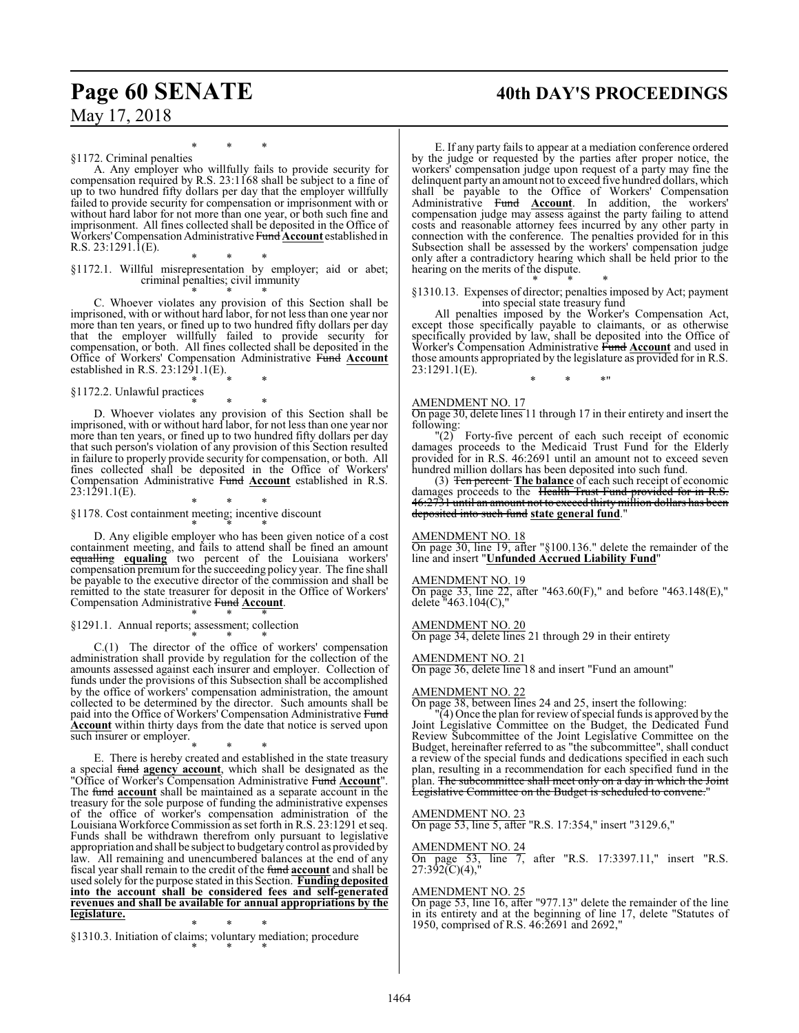\* \* \*

§1172. Criminal penalties

A. Any employer who willfully fails to provide security for compensation required by R.S. 23:1168 shall be subject to a fine of up to two hundred fifty dollars per day that the employer willfully failed to provide security for compensation or imprisonment with or without hard labor for not more than one year, or both such fine and imprisonment. All fines collected shall be deposited in the Office of Workers' Compensation Administrative ~~Fund~~ **Account** established in R.S. 23:1291.1(E).

\* \* \*

§1172.1. Willful misrepresentation by employer; aid or abet; criminal penalties; civil immunity

\* \* \*

C. Whoever violates any provision of this Section shall be imprisoned, with or without hard labor, for not less than one year nor more than ten years, or fined up to two hundred fifty dollars per day that the employer willfully failed to provide security for compensation, or both. All fines collected shall be deposited in the Office of Workers' Compensation Administrative ~~Fund~~ **Account** established in R.S. 23:1291.1(E).

\* \* \*

§1172.2. Unlawful practices

\* \* \*

D. Whoever violates any provision of this Section shall be imprisoned, with or without hard labor, for not less than one year nor more than ten years, or fined up to two hundred fifty dollars per day that such person's violation of any provision of this Section resulted in failure to properly provide security for compensation, or both. All fines collected shall be deposited in the Office of Workers' Compensation Administrative ~~Fund~~ **Account** established in R.S. 23:1291.1(E).

\* \* \*

§1178. Cost containment meeting; incentive discount

\* \* \*

D. Any eligible employer who has been given notice of a cost containment meeting, and fails to attend shall be fined an amount ~~equalling~~ **equaling** two percent of the Louisiana workers' compensation premium for the succeeding policy year. The fine shall be payable to the executive director of the commission and shall be remitted to the state treasurer for deposit in the Office of Workers' Compensation Administrative ~~Fund~~ **Account**.

\* \* \*

§1291.1. Annual reports; assessment; collection

\* \* \*

C.(1) The director of the office of workers' compensation administration shall provide by regulation for the collection of the amounts assessed against each insurer and employer. Collection of funds under the provisions of this Subsection shall be accomplished by the office of workers' compensation administration, the amount collected to be determined by the director. Such amounts shall be paid into the Office of Workers' Compensation Administrative ~~Fund~~ **Account** within thirty days from the date that notice is served upon such insurer or employer.

\* \* \*

E. There is hereby created and established in the state treasury a special ~~fund~~ **agency account**, which shall be designated as the "Office of Worker's Compensation Administrative ~~Fund~~ **Account**". The ~~fund~~ **account** shall be maintained as a separate account in the treasury for the sole purpose of funding the administrative expenses of the office of worker's compensation administration of the Louisiana Workforce Commission as set forth in R.S. 23:1291 et seq. Funds shall be withdrawn therefrom only pursuant to legislative appropriation and shall be subject to budgetary control as provided by law. All remaining and unencumbered balances at the end of any fiscal year shall remain to the credit of the ~~fund~~ **account** and shall be used solely for the purpose stated in this Section. **Funding deposited into the account shall be considered fees and self-generated revenues and shall be available for annual appropriations by the legislature.**

\* \* \*

§1310.3. Initiation of claims; voluntary mediation; procedure

\* \* \*

E. If any party fails to appear at a mediation conference ordered by the judge or requested by the parties after proper notice, the workers' compensation judge upon request of a party may fine the delinquent party an amount not to exceed five hundred dollars, which shall be payable to the Office of Workers' Compensation Administrative ~~Fund~~ **Account**. In addition, the workers' compensation judge may assess against the party failing to attend costs and reasonable attorney fees incurred by any other party in connection with the conference. The penalties provided for in this Subsection shall be assessed by the workers' compensation judge only after a contradictory hearing which shall be held prior to the hearing on the merits of the dispute.

\* \* \*

§1310.13. Expenses of director; penalties imposed by Act; payment into special state treasury fund

All penalties imposed by the Worker's Compensation Act, except those specifically payable to claimants, or as otherwise specifically provided by law, shall be deposited into the Office of Worker's Compensation Administrative ~~Fund~~ **Account** and used in those amounts appropriated by the legislature as provided for in R.S. 23:1291.1(E).

\* \* \*"

AMENDMENT NO. 17

On page 30, delete lines 11 through 17 in their entirety and insert the following:

"(2) Forty-five percent of each such receipt of economic damages proceeds to the Medicaid Trust Fund for the Elderly provided for in R.S. 46:2691 until an amount not to exceed seven hundred million dollars has been deposited into such fund.

(3) ~~Ten percent~~ **The balance** of each such receipt of economic damages proceeds to the ~~Health Trust Fund provided for in R.S. 46:2731 until an amount not to exceed thirty million dollars has been deposited into such fund~~ **state general fund**."

AMENDMENT NO. 18

On page 30, line 19, after "§100.136." delete the remainder of the line and insert "**Unfunded Accrued Liability Fund**"

AMENDMENT NO. 19

On page 33, line 22, after "463.60(F)," and before "463.148(E)," delete "463.104(C),"

AMENDMENT NO. 20

On page 34, delete lines 21 through 29 in their entirety

AMENDMENT NO. 21

On page 36, delete line 18 and insert "Fund an amount"

AMENDMENT NO. 22

On page 38, between lines 24 and 25, insert the following:

"(4) Once the plan for review of special funds is approved by the Joint Legislative Committee on the Budget, the Dedicated Fund Review Subcommittee of the Joint Legislative Committee on the Budget, hereinafter referred to as "the subcommittee", shall conduct a review of the special funds and dedications specified in each such plan, resulting in a recommendation for each specified fund in the plan. ~~The subcommittee shall meet only on a day in which the Joint Legislative Committee on the Budget is scheduled to convene.~~"

AMENDMENT NO. 23

On page 53, line 5, after "R.S. 17:354," insert "3129.6,"

AMENDMENT NO. 24

On page 53, line 7, after "R.S. 17:3397.11," insert "R.S. 27:392(C)(4),"

AMENDMENT NO. 25

On page 53, line 16, after "977.13" delete the remainder of the line in its entirety and at the beginning of line 17, delete "Statutes of 1950, comprised of R.S. 46:2691 and 2692,"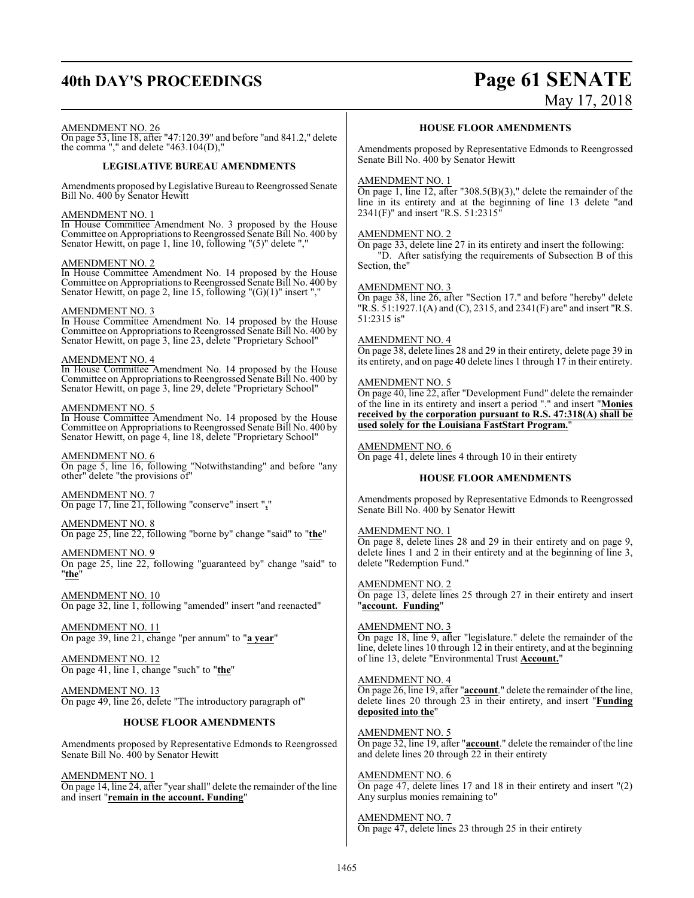AMENDMENT NO. 26

On page 53, line 18, after "47:120.39" and before "and 841.2," delete the comma "," and delete "463.104(D),"

### LEGISLATIVE BUREAU AMENDMENTS

Amendments proposed by Legislative Bureau to Reengrossed Senate Bill No. 400 by Senator Hewitt

AMENDMENT NO. 1

In House Committee Amendment No. 3 proposed by the House Committee on Appropriations to Reengrossed Senate Bill No. 400 by Senator Hewitt, on page 1, line 10, following "(5)" delete ","

AMENDMENT NO. 2

In House Committee Amendment No. 14 proposed by the House Committee on Appropriations to Reengrossed Senate Bill No. 400 by Senator Hewitt, on page 2, line 15, following "(G)(1)" insert ","

AMENDMENT NO. 3

In House Committee Amendment No. 14 proposed by the House Committee on Appropriations to Reengrossed Senate Bill No. 400 by Senator Hewitt, on page 3, line 23, delete "Proprietary School"

AMENDMENT NO. 4

In House Committee Amendment No. 14 proposed by the House Committee on Appropriations to Reengrossed Senate Bill No. 400 by Senator Hewitt, on page 3, line 29, delete "Proprietary School"

AMENDMENT NO. 5

In House Committee Amendment No. 14 proposed by the House Committee on Appropriations to Reengrossed Senate Bill No. 400 by Senator Hewitt, on page 4, line 18, delete "Proprietary School"

AMENDMENT NO. 6

On page 5, line 16, following "Notwithstanding" and before "any other" delete "the provisions of"

AMENDMENT NO. 7

On page 17, line 21, following "conserve" insert "**,**"

AMENDMENT NO. 8

On page 25, line 22, following "borne by" change "said" to "**the**"

AMENDMENT NO. 9

On page 25, line 22, following "guaranteed by" change "said" to "**the**"

AMENDMENT NO. 10

On page 32, line 1, following "amended" insert "and reenacted"

AMENDMENT NO. 11

On page 39, line 21, change "per annum" to "**a year**"

AMENDMENT NO. 12

On page 41, line 1, change "such" to "**the**"

AMENDMENT NO. 13

On page 49, line 26, delete "The introductory paragraph of"

### HOUSE FLOOR AMENDMENTS

Amendments proposed by Representative Edmonds to Reengrossed Senate Bill No. 400 by Senator Hewitt

AMENDMENT NO. 1

On page 14, line 24, after "year shall" delete the remainder of the line and insert "**remain in the account. Funding**"

### HOUSE FLOOR AMENDMENTS

Amendments proposed by Representative Edmonds to Reengrossed Senate Bill No. 400 by Senator Hewitt

AMENDMENT NO. 1

On page 1, line 12, after "308.5(B)(3)," delete the remainder of the line in its entirety and at the beginning of line 13 delete "and 2341(F)" and insert "R.S. 51:2315"

AMENDMENT NO. 2

On page 33, delete line 27 in its entirety and insert the following:

"D. After satisfying the requirements of Subsection B of this Section, the"

AMENDMENT NO. 3

On page 38, line 26, after "Section 17." and before "hereby" delete "R.S. 51:1927.1(A) and (C), 2315, and 2341(F) are" and insert "R.S. 51:2315 is"

AMENDMENT NO. 4

On page 38, delete lines 28 and 29 in their entirety, delete page 39 in its entirety, and on page 40 delete lines 1 through 17 in their entirety.

AMENDMENT NO. 5

On page 40, line 22, after "Development Fund" delete the remainder of the line in its entirety and insert a period "." and insert "**Monies received by the corporation pursuant to R.S. 47:318(A) shall be used solely for the Louisiana FastStart Program.**"

AMENDMENT NO. 6

On page 41, delete lines 4 through 10 in their entirety

### HOUSE FLOOR AMENDMENTS

Amendments proposed by Representative Edmonds to Reengrossed Senate Bill No. 400 by Senator Hewitt

AMENDMENT NO. 1

On page 8, delete lines 28 and 29 in their entirety and on page 9, delete lines 1 and 2 in their entirety and at the beginning of line 3, delete "Redemption Fund."

AMENDMENT NO. 2

On page 13, delete lines 25 through 27 in their entirety and insert "**account. Funding**"

AMENDMENT NO. 3

On page 18, line 9, after "legislature." delete the remainder of the line, delete lines 10 through 12 in their entirety, and at the beginning of line 13, delete "Environmental Trust **Account.**"

AMENDMENT NO. 4

On page 26, line 19, after "**account**." delete the remainder of the line, delete lines 20 through 23 in their entirety, and insert "**Funding deposited into the**"

AMENDMENT NO. 5

On page 32, line 19, after "**account**." delete the remainder of the line and delete lines 20 through 22 in their entirety

AMENDMENT NO. 6

On page 47, delete lines 17 and 18 in their entirety and insert "(2) Any surplus monies remaining to"

AMENDMENT NO. 7

On page 47, delete lines 23 through 25 in their entirety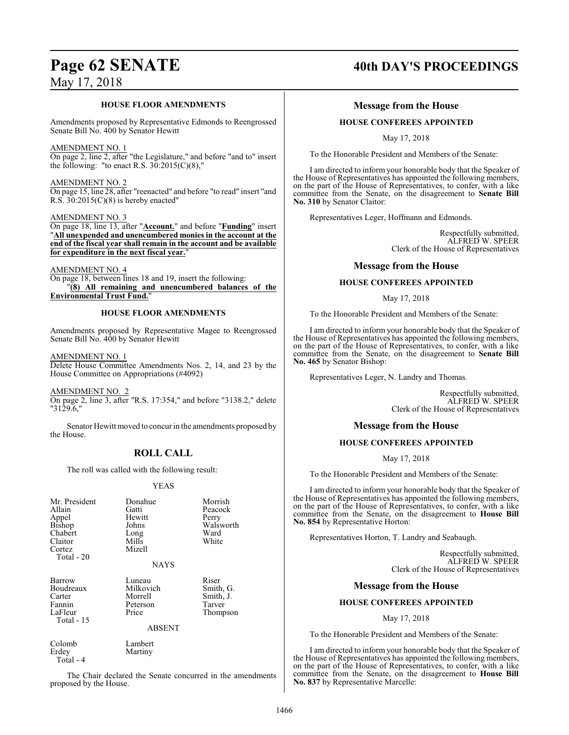### HOUSE FLOOR AMENDMENTS

Amendments proposed by Representative Edmonds to Reengrossed Senate Bill No. 400 by Senator Hewitt

AMENDMENT NO. 1

On page 2, line 2, after "the Legislature," and before "and to" insert the following: "to enact R.S. 30:2015(C)(8),"

AMENDMENT NO. 2

On page 15, line 28, after "reenacted" and before "to read" insert "and R.S. 30:2015(C)(8) is hereby enacted"

AMENDMENT NO. 3

On page 18, line 13, after "**Account.**" and before "**Funding**" insert "**All unexpended and unencumbered monies in the account at the end of the fiscal year shall remain in the account and be available for expenditure in the next fiscal year.**"

AMENDMENT NO. 4

On page 18, between lines 18 and 19, insert the following:

"**(8) All remaining and unencumbered balances of the Environmental Trust Fund.**"

### HOUSE FLOOR AMENDMENTS

Amendments proposed by Representative Magee to Reengrossed Senate Bill No. 400 by Senator Hewitt

AMENDMENT NO. 1

Delete House Committee Amendments Nos. 2, 14, and 23 by the House Committee on Appropriations (#4092)

AMENDMENT NO. 2

On page 2, line 3, after "R.S. 17:354," and before "3138.2," delete "3129.6,"

Senator Hewitt moved to concur in the amendments proposed by the House.

## ROLL CALL

The roll was called with the following result:

YEAS

| | | |
|---|---|---|
| Mr. President | Donahue | Morrish |
| Allain | Gatti | Peacock |
| Appel | Hewitt | Perry |
| Bishop | Johns | Walsworth |
| Chabert | Long | Ward |
| Claitor | Mills | White |
| Cortez | Mizell | |
| Total - 20 | | |

NAYS

| | | |
|---|---|---|
| Barrow | Luneau | Riser |
| Boudreaux | Milkovich | Smith, G. |
| Carter | Morrell | Smith, J. |
| Fannin | Peterson | Tarver |
| LaFleur | Price | Thompson |
| Total - 15 | | |

ABSENT

| | |
|---|---|
| Colomb | Lambert |
| Erdey | Martiny |
| Total - 4 | |

The Chair declared the Senate concurred in the amendments proposed by the House.

## Message from the House

### HOUSE CONFEREES APPOINTED

May 17, 2018

To the Honorable President and Members of the Senate:

I am directed to inform your honorable body that the Speaker of the House of Representatives has appointed the following members, on the part of the House of Representatives, to confer, with a like committee from the Senate, on the disagreement to **Senate Bill No. 310** by Senator Claitor:

Representatives Leger, Hoffmann and Edmonds.

Respectfully submitted,
ALFRED W. SPEER
Clerk of the House of Representatives

## Message from the House

### HOUSE CONFEREES APPOINTED

May 17, 2018

To the Honorable President and Members of the Senate:

I am directed to inform your honorable body that the Speaker of the House of Representatives has appointed the following members, on the part of the House of Representatives, to confer, with a like committee from the Senate, on the disagreement to **Senate Bill No. 465** by Senator Bishop:

Representatives Leger, N. Landry and Thomas.

Respectfully submitted,
ALFRED W. SPEER
Clerk of the House of Representatives

## Message from the House

### HOUSE CONFEREES APPOINTED

May 17, 2018

To the Honorable President and Members of the Senate:

I am directed to inform your honorable body that the Speaker of the House of Representatives has appointed the following members, on the part of the House of Representatives, to confer, with a like committee from the Senate, on the disagreement to **House Bill No. 854** by Representative Horton:

Representatives Horton, T. Landry and Seabaugh.

Respectfully submitted,
ALFRED W. SPEER
Clerk of the House of Representatives

## Message from the House

### HOUSE CONFEREES APPOINTED

May 17, 2018

To the Honorable President and Members of the Senate:

I am directed to inform your honorable body that the Speaker of the House of Representatives has appointed the following members, on the part of the House of Representatives, to confer, with a like committee from the Senate, on the disagreement to **House Bill No. 837** by Representative Marcelle: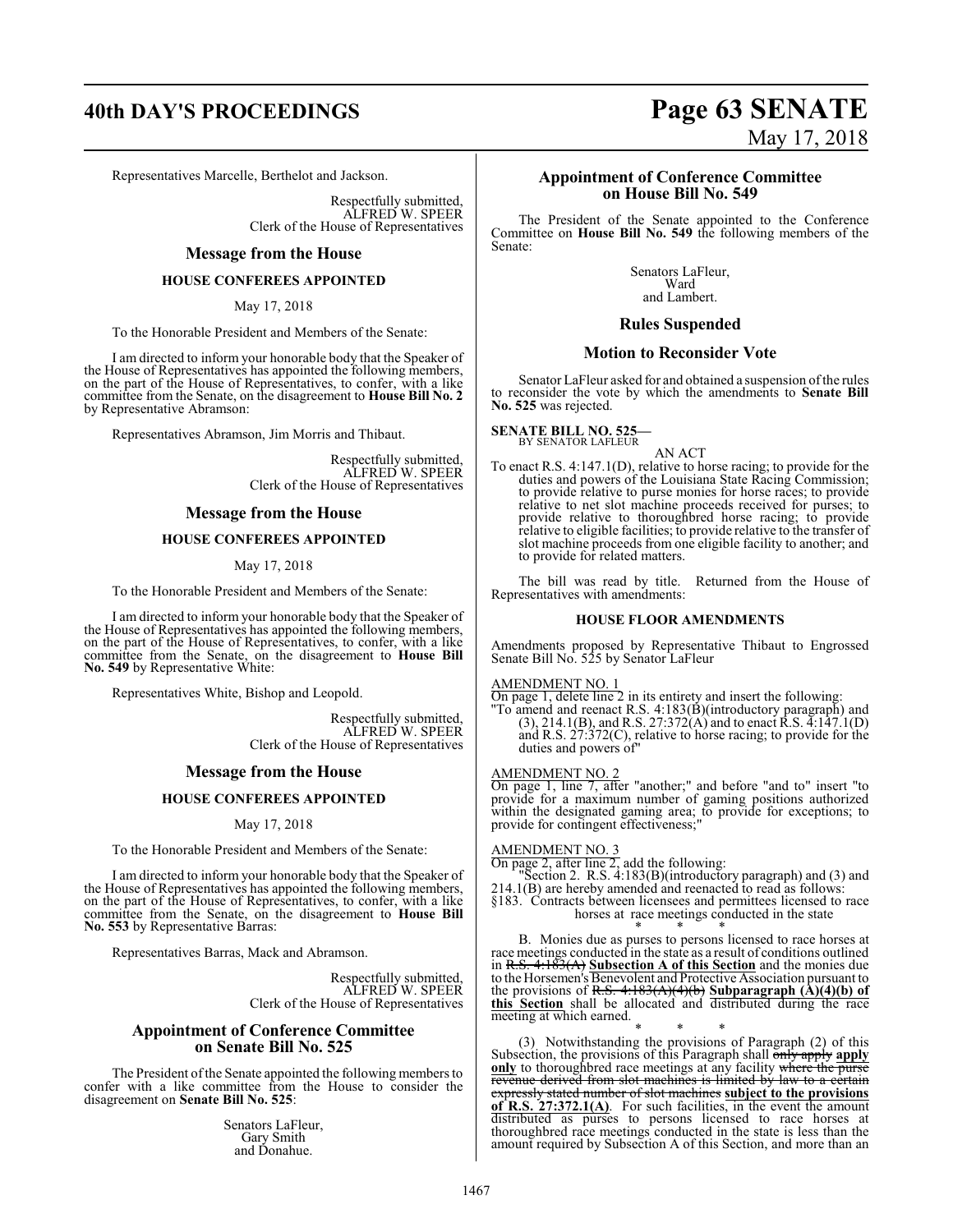Representatives Marcelle, Berthelot and Jackson.

Respectfully submitted,
ALFRED W. SPEER
Clerk of the House of Representatives

## Message from the House

### HOUSE CONFEREES APPOINTED

May 17, 2018

To the Honorable President and Members of the Senate:

I am directed to inform your honorable body that the Speaker of the House of Representatives has appointed the following members, on the part of the House of Representatives, to confer, with a like committee from the Senate, on the disagreement to **House Bill No. 2** by Representative Abramson:

Representatives Abramson, Jim Morris and Thibaut.

Respectfully submitted,
ALFRED W. SPEER
Clerk of the House of Representatives

## Message from the House

### HOUSE CONFEREES APPOINTED

May 17, 2018

To the Honorable President and Members of the Senate:

I am directed to inform your honorable body that the Speaker of the House of Representatives has appointed the following members, on the part of the House of Representatives, to confer, with a like committee from the Senate, on the disagreement to **House Bill No. 549** by Representative White:

Representatives White, Bishop and Leopold.

Respectfully submitted,
ALFRED W. SPEER
Clerk of the House of Representatives

## Message from the House

### HOUSE CONFEREES APPOINTED

May 17, 2018

To the Honorable President and Members of the Senate:

I am directed to inform your honorable body that the Speaker of the House of Representatives has appointed the following members, on the part of the House of Representatives, to confer, with a like committee from the Senate, on the disagreement to **House Bill No. 553** by Representative Barras:

Representatives Barras, Mack and Abramson.

Respectfully submitted,
ALFRED W. SPEER
Clerk of the House of Representatives

## Appointment of Conference Committee on Senate Bill No. 525

The President of the Senate appointed the following members to confer with a like committee from the House to consider the disagreement on **Senate Bill No. 525**:

Senators LaFleur,
Gary Smith
and Donahue.

## Appointment of Conference Committee on House Bill No. 549

The President of the Senate appointed to the Conference Committee on **House Bill No. 549** the following members of the Senate:

Senators LaFleur,
Ward
and Lambert.

## Rules Suspended

## Motion to Reconsider Vote

Senator LaFleur asked for and obtained a suspension of the rules to reconsider the vote by which the amendments to **Senate Bill No. 525** was rejected.

**SENATE BILL NO. 525—**
BY SENATOR LAFLEUR

AN ACT

To enact R.S. 4:147.1(D), relative to horse racing; to provide for the duties and powers of the Louisiana State Racing Commission; to provide relative to purse monies for horse races; to provide relative to net slot machine proceeds received for purses; to provide relative to thoroughbred horse racing; to provide relative to eligible facilities; to provide relative to the transfer of slot machine proceeds from one eligible facility to another; and to provide for related matters.

The bill was read by title. Returned from the House of Representatives with amendments:

### HOUSE FLOOR AMENDMENTS

Amendments proposed by Representative Thibaut to Engrossed Senate Bill No. 525 by Senator LaFleur

AMENDMENT NO. 1

On page 1, delete line 2 in its entirety and insert the following:

"To amend and reenact R.S. 4:183(B)(introductory paragraph) and (3), 214.1(B), and R.S. 27:372(A) and to enact R.S. 4:147.1(D) and R.S. 27:372(C), relative to horse racing; to provide for the duties and powers of"

AMENDMENT NO. 2

On page 1, line 7, after "another;" and before "and to" insert "to provide for a maximum number of gaming positions authorized within the designated gaming area; to provide for exceptions; to provide for contingent effectiveness;"

AMENDMENT NO. 3

On page 2, after line 2, add the following:

"Section 2. R.S. 4:183(B)(introductory paragraph) and (3) and 214.1(B) are hereby amended and reenacted to read as follows:

§183. Contracts between licensees and permittees licensed to race horses at race meetings conducted in the state

\* \* \*

B. Monies due as purses to persons licensed to race horses at race meetings conducted in the state as a result of conditions outlined in ~~R.S. 4:183(A)~~ **Subsection A of this Section** and the monies due to the Horsemen's Benevolent and Protective Association pursuant to the provisions of ~~R.S. 4:183(A)(4)(b)~~ **Subparagraph (A)(4)(b) of this Section** shall be allocated and distributed during the race meeting at which earned.

\* \* \*

(3) Notwithstanding the provisions of Paragraph (2) of this Subsection, the provisions of this Paragraph shall ~~only apply~~ **apply only** to thoroughbred race meetings at any facility ~~where the purse revenue derived from slot machines is limited by law to a certain expressly stated number of slot machines~~ **subject to the provisions of R.S. 27:372.1(A)**. For such facilities, in the event the amount distributed as purses to persons licensed to race horses at thoroughbred race meetings conducted in the state is less than the amount required by Subsection A of this Section, and more than an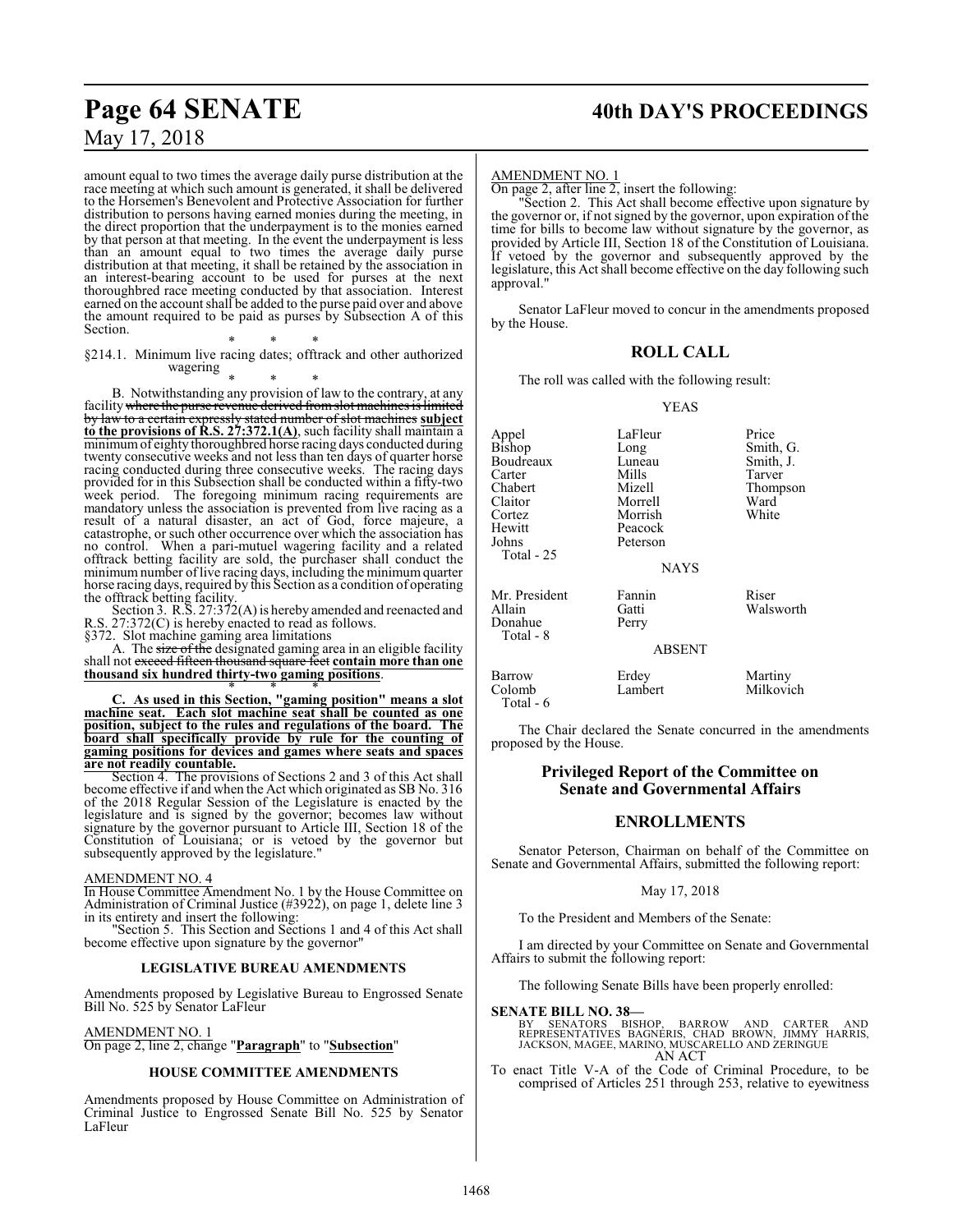amount equal to two times the average daily purse distribution at the race meeting at which such amount is generated, it shall be delivered to the Horsemen's Benevolent and Protective Association for further distribution to persons having earned monies during the meeting, in the direct proportion that the underpayment is to the monies earned by that person at that meeting. In the event the underpayment is less than an amount equal to two times the average daily purse distribution at that meeting, it shall be retained by the association in an interest-bearing account to be used for purses at the next thoroughbred race meeting conducted by that association. Interest earned on the account shall be added to the purse paid over and above the amount required to be paid as purses by Subsection A of this Section.

\* \* \*

§214.1. Minimum live racing dates; offtrack and other authorized wagering

\* \* \*

B. Notwithstanding any provision of law to the contrary, at any facility ~~where the purse revenue derived from slot machines is limited by law to a certain expressly stated number of slot machines~~ **subject to the provisions of R.S. 27:372.1(A)**, such facility shall maintain a minimum of eighty thoroughbred horse racing days conducted during twenty consecutive weeks and not less than ten days of quarter horse racing conducted during three consecutive weeks. The racing days provided for in this Subsection shall be conducted within a fifty-two week period. The foregoing minimum racing requirements are mandatory unless the association is prevented from live racing as a result of a natural disaster, an act of God, force majeure, a catastrophe, or such other occurrence over which the association has no control. When a pari-mutuel wagering facility and a related offtrack betting facility are sold, the purchaser shall conduct the minimum number of live racing days, including the minimum quarter horse racing days, required by this Section as a condition of operating the offtrack betting facility.

Section 3. R.S. 27:372(A) is hereby amended and reenacted and R.S. 27:372(C) is hereby enacted to read as follows.

§372. Slot machine gaming area limitations

A. The ~~size of the~~ designated gaming area in an eligible facility shall not ~~exceed fifteen thousand square feet~~ **contain more than one thousand six hundred thirty-two gaming positions**.

\* \* \*

**C. As used in this Section, "gaming position" means a slot machine seat. Each slot machine seat shall be counted as one position, subject to the rules and regulations of the board. The board shall specifically provide by rule for the counting of gaming positions for devices and games where seats and spaces are not readily countable.**

Section 4. The provisions of Sections 2 and 3 of this Act shall become effective if and when the Act which originated as SB No. 316 of the 2018 Regular Session of the Legislature is enacted by the legislature and is signed by the governor; becomes law without signature by the governor pursuant to Article III, Section 18 of the Constitution of Louisiana; or is vetoed by the governor but subsequently approved by the legislature."

AMENDMENT NO. 4

In House Committee Amendment No. 1 by the House Committee on Administration of Criminal Justice (#3922), on page 1, delete line 3 in its entirety and insert the following:

"Section 5. This Section and Sections 1 and 4 of this Act shall become effective upon signature by the governor"

### LEGISLATIVE BUREAU AMENDMENTS

Amendments proposed by Legislative Bureau to Engrossed Senate Bill No. 525 by Senator LaFleur

AMENDMENT NO. 1

On page 2, line 2, change "**Paragraph**" to "**Subsection**"

### HOUSE COMMITTEE AMENDMENTS

Amendments proposed by House Committee on Administration of Criminal Justice to Engrossed Senate Bill No. 525 by Senator LaFleur

AMENDMENT NO. 1

On page 2, after line 2, insert the following:

"Section 2. This Act shall become effective upon signature by the governor or, if not signed by the governor, upon expiration of the time for bills to become law without signature by the governor, as provided by Article III, Section 18 of the Constitution of Louisiana. If vetoed by the governor and subsequently approved by the legislature, this Act shall become effective on the day following such approval."

Senator LaFleur moved to concur in the amendments proposed by the House.

## ROLL CALL

The roll was called with the following result:

YEAS

| | | |
|---|---|---|
| Appel | LaFleur | Price |
| Bishop | Long | Smith, G. |
| Boudreaux | Luneau | Smith, J. |
| Carter | Mills | Tarver |
| Chabert | Mizell | Thompson |
| Claitor | Morrell | Ward |
| Cortez | Morrish | White |
| Hewitt | Peacock | |
| Johns | Peterson | |
| Total - 25 | | |

NAYS

| | | |
|---|---|---|
| Mr. President | Fannin | Riser |
| Allain | Gatti | Walsworth |
| Donahue | Perry | |
| Total - 8 | | |

ABSENT

| | | |
|---|---|---|
| Barrow | Erdey | Martiny |
| Colomb | Lambert | Milkovich |
| Total - 6 | | |

The Chair declared the Senate concurred in the amendments proposed by the House.

## Privileged Report of the Committee on Senate and Governmental Affairs

## ENROLLMENTS

Senator Peterson, Chairman on behalf of the Committee on Senate and Governmental Affairs, submitted the following report:

May 17, 2018

To the President and Members of the Senate:

I am directed by your Committee on Senate and Governmental Affairs to submit the following report:

The following Senate Bills have been properly enrolled:

**SENATE BILL NO. 38—**

BY SENATORS BISHOP, BARROW AND CARTER AND REPRESENTATIVES BAGNERIS, CHAD BROWN, JIMMY HARRIS, JACKSON, MAGEE, MARINO, MUSCARELLO AND ZERINGUE

AN ACT

To enact Title V-A of the Code of Criminal Procedure, to be comprised of Articles 251 through 253, relative to eyewitness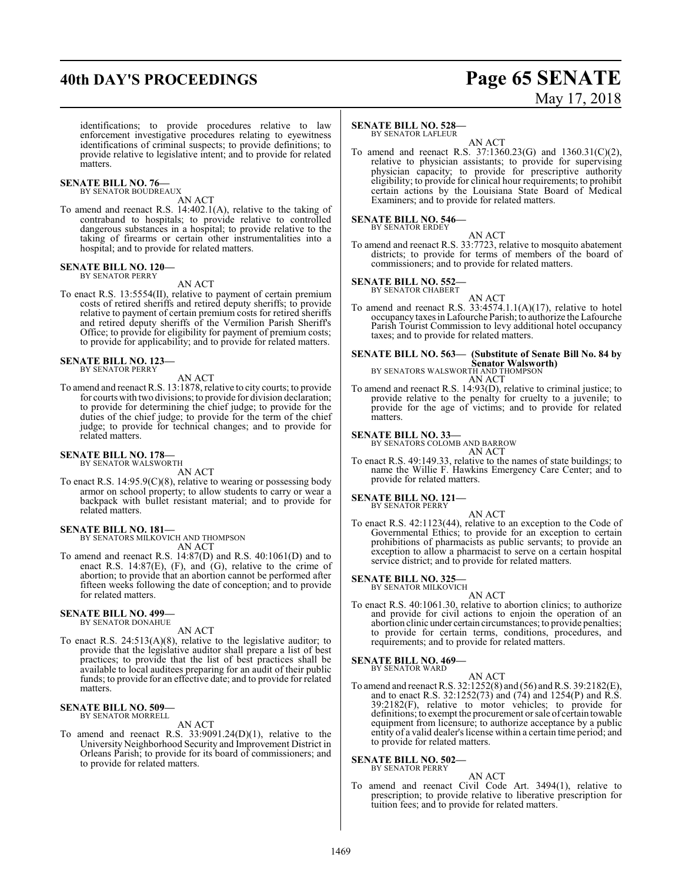identifications; to provide procedures relative to law enforcement investigative procedures relating to eyewitness identifications of criminal suspects; to provide definitions; to provide relative to legislative intent; and to provide for related matters.

**SENATE BILL NO. 76—**
BY SENATOR BOUDREAUX

AN ACT

To amend and reenact R.S. 14:402.1(A), relative to the taking of contraband to hospitals; to provide relative to controlled dangerous substances in a hospital; to provide relative to the taking of firearms or certain other instrumentalities into a hospital; and to provide for related matters.

**SENATE BILL NO. 120—**
BY SENATOR PERRY

AN ACT

To enact R.S. 13:5554(II), relative to payment of certain premium costs of retired sheriffs and retired deputy sheriffs; to provide relative to payment of certain premium costs for retired sheriffs and retired deputy sheriffs of the Vermilion Parish Sheriff's Office; to provide for eligibility for payment of premium costs; to provide for applicability; and to provide for related matters.

**SENATE BILL NO. 123—**
BY SENATOR PERRY

AN ACT

To amend and reenact R.S. 13:1878, relative to city courts; to provide for courts with two divisions; to provide for division declaration; to provide for determining the chief judge; to provide for the duties of the chief judge; to provide for the term of the chief judge; to provide for technical changes; and to provide for related matters.

**SENATE BILL NO. 178—**
BY SENATOR WALSWORTH

AN ACT

To enact R.S. 14:95.9(C)(8), relative to wearing or possessing body armor on school property; to allow students to carry or wear a backpack with bullet resistant material; and to provide for related matters.

**SENATE BILL NO. 181—**
BY SENATORS MILKOVICH AND THOMPSON

AN ACT

To amend and reenact R.S. 14:87(D) and R.S. 40:1061(D) and to enact R.S. 14:87(E), (F), and (G), relative to the crime of abortion; to provide that an abortion cannot be performed after fifteen weeks following the date of conception; and to provide for related matters.

**SENATE BILL NO. 499—**
BY SENATOR DONAHUE

AN ACT

To enact R.S. 24:513(A)(8), relative to the legislative auditor; to provide that the legislative auditor shall prepare a list of best practices; to provide that the list of best practices shall be available to local auditees preparing for an audit of their public funds; to provide for an effective date; and to provide for related matters.

**SENATE BILL NO. 509—**
BY SENATOR MORRELL

AN ACT

To amend and reenact R.S. 33:9091.24(D)(1), relative to the University Neighborhood Security and Improvement District in Orleans Parish; to provide for its board of commissioners; and to provide for related matters.

**SENATE BILL NO. 528—**
BY SENATOR LAFLEUR

AN ACT

To amend and reenact R.S. 37:1360.23(G) and 1360.31(C)(2), relative to physician assistants; to provide for supervising physician capacity; to provide for prescriptive authority eligibility; to provide for clinical hour requirements; to prohibit certain actions by the Louisiana State Board of Medical Examiners; and to provide for related matters.

**SENATE BILL NO. 546—**
BY SENATOR ERDEY

AN ACT

To amend and reenact R.S. 33:7723, relative to mosquito abatement districts; to provide for terms of members of the board of commissioners; and to provide for related matters.

**SENATE BILL NO. 552—**
BY SENATOR CHABERT

AN ACT

To amend and reenact R.S. 33:4574.1.1(A)(17), relative to hotel occupancy taxes in Lafourche Parish; to authorize the Lafourche Parish Tourist Commission to levy additional hotel occupancy taxes; and to provide for related matters.

**SENATE BILL NO. 563— (Substitute of Senate Bill No. 84 by Senator Walsworth)**
BY SENATORS WALSWORTH AND THOMPSON

AN ACT

To amend and reenact R.S. 14:93(D), relative to criminal justice; to provide relative to the penalty for cruelty to a juvenile; to provide for the age of victims; and to provide for related matters.

**SENATE BILL NO. 33—**
BY SENATORS COLOMB AND BARROW

AN ACT

To enact R.S. 49:149.33, relative to the names of state buildings; to name the Willie F. Hawkins Emergency Care Center; and to provide for related matters.

**SENATE BILL NO. 121—**
BY SENATOR PERRY

AN ACT

To enact R.S. 42:1123(44), relative to an exception to the Code of Governmental Ethics; to provide for an exception to certain prohibitions of pharmacists as public servants; to provide an exception to allow a pharmacist to serve on a certain hospital service district; and to provide for related matters.

**SENATE BILL NO. 325—**
BY SENATOR MILKOVICH

AN ACT

To enact R.S. 40:1061.30, relative to abortion clinics; to authorize and provide for civil actions to enjoin the operation of an abortion clinic under certain circumstances; to provide penalties; to provide for certain terms, conditions, procedures, and requirements; and to provide for related matters.

**SENATE BILL NO. 469—**
BY SENATOR WARD

AN ACT

To amend and reenact R.S. 32:1252(8) and (56) and R.S. 39:2182(E), and to enact R.S. 32:1252(73) and (74) and 1254(P) and R.S. 39:2182(F), relative to motor vehicles; to provide for definitions; to exempt the procurement or sale of certain towable equipment from licensure; to authorize acceptance by a public entity of a valid dealer's license within a certain time period; and to provide for related matters.

**SENATE BILL NO. 502—**
BY SENATOR PERRY

AN ACT

To amend and reenact Civil Code Art. 3494(1), relative to prescription; to provide relative to liberative prescription for tuition fees; and to provide for related matters.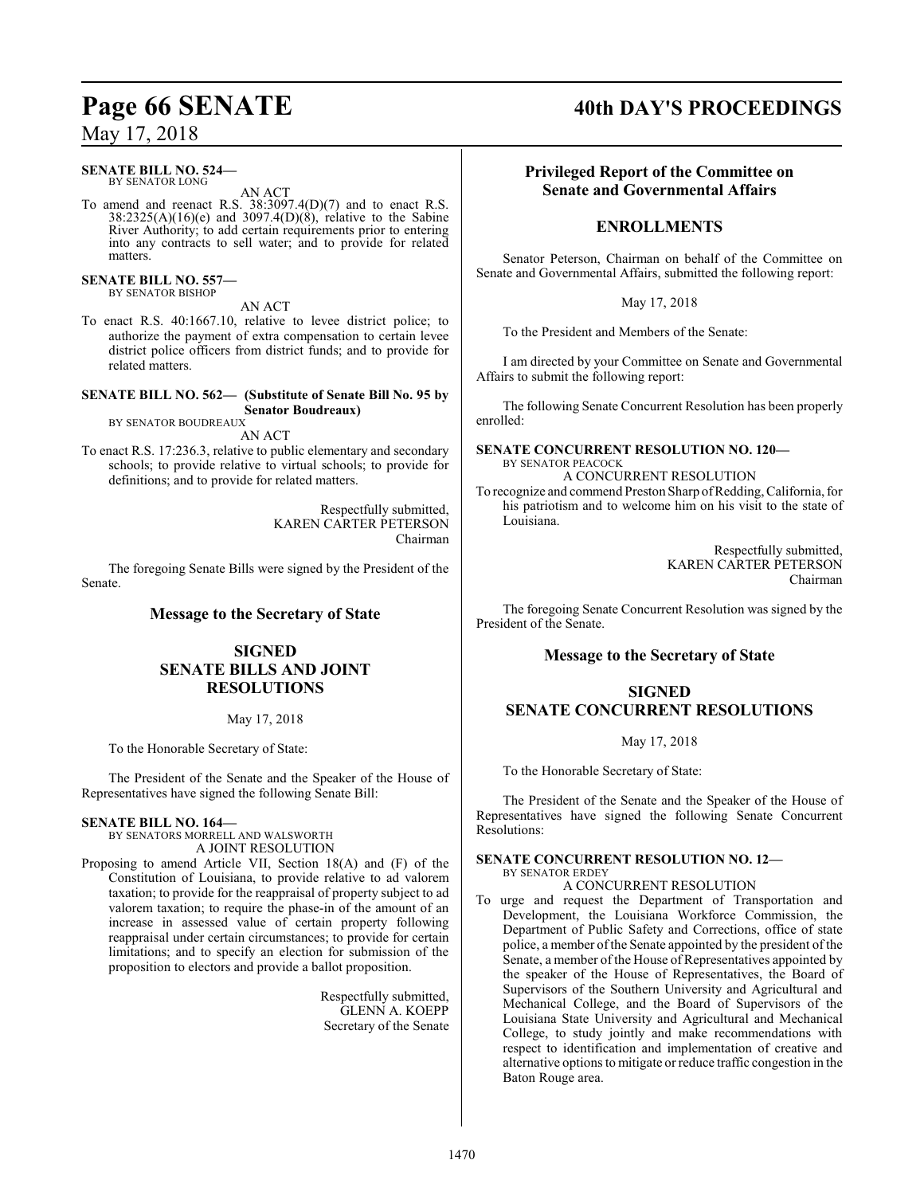**SENATE BILL NO. 524—**
BY SENATOR LONG

AN ACT

To amend and reenact R.S. 38:3097.4(D)(7) and to enact R.S. 38:2325(A)(16)(e) and 3097.4(D)(8), relative to the Sabine River Authority; to add certain requirements prior to entering into any contracts to sell water; and to provide for related matters.

**SENATE BILL NO. 557—**
BY SENATOR BISHOP

AN ACT

To enact R.S. 40:1667.10, relative to levee district police; to authorize the payment of extra compensation to certain levee district police officers from district funds; and to provide for related matters.

**SENATE BILL NO. 562— (Substitute of Senate Bill No. 95 by Senator Boudreaux)**
BY SENATOR BOUDREAUX

AN ACT

To enact R.S. 17:236.3, relative to public elementary and secondary schools; to provide relative to virtual schools; to provide for definitions; and to provide for related matters.

Respectfully submitted,
KAREN CARTER PETERSON
Chairman

The foregoing Senate Bills were signed by the President of the Senate.

## Message to the Secretary of State

## SIGNED SENATE BILLS AND JOINT RESOLUTIONS

May 17, 2018

To the Honorable Secretary of State:

The President of the Senate and the Speaker of the House of Representatives have signed the following Senate Bill:

**SENATE BILL NO. 164—**
BY SENATORS MORRELL AND WALSWORTH

A JOINT RESOLUTION

Proposing to amend Article VII, Section 18(A) and (F) of the Constitution of Louisiana, to provide relative to ad valorem taxation; to provide for the reappraisal of property subject to ad valorem taxation; to require the phase-in of the amount of an increase in assessed value of certain property following reappraisal under certain circumstances; to provide for certain limitations; and to specify an election for submission of the proposition to electors and provide a ballot proposition.

Respectfully submitted,
GLENN A. KOEPP
Secretary of the Senate

## Privileged Report of the Committee on Senate and Governmental Affairs

## ENROLLMENTS

Senator Peterson, Chairman on behalf of the Committee on Senate and Governmental Affairs, submitted the following report:

May 17, 2018

To the President and Members of the Senate:

I am directed by your Committee on Senate and Governmental Affairs to submit the following report:

The following Senate Concurrent Resolution has been properly enrolled:

**SENATE CONCURRENT RESOLUTION NO. 120—**
BY SENATOR PEACOCK

A CONCURRENT RESOLUTION

To recognize and commend Preston Sharp of Redding, California, for his patriotism and to welcome him on his visit to the state of Louisiana.

Respectfully submitted,
KAREN CARTER PETERSON
Chairman

The foregoing Senate Concurrent Resolution was signed by the President of the Senate.

## Message to the Secretary of State

## SIGNED SENATE CONCURRENT RESOLUTIONS

May 17, 2018

To the Honorable Secretary of State:

The President of the Senate and the Speaker of the House of Representatives have signed the following Senate Concurrent Resolutions:

**SENATE CONCURRENT RESOLUTION NO. 12—**
BY SENATOR ERDEY

A CONCURRENT RESOLUTION

To urge and request the Department of Transportation and Development, the Louisiana Workforce Commission, the Department of Public Safety and Corrections, office of state police, a member of the Senate appointed by the president of the Senate, a member of the House of Representatives appointed by the speaker of the House of Representatives, the Board of Supervisors of the Southern University and Agricultural and Mechanical College, and the Board of Supervisors of the Louisiana State University and Agricultural and Mechanical College, to study jointly and make recommendations with respect to identification and implementation of creative and alternative options to mitigate or reduce traffic congestion in the Baton Rouge area.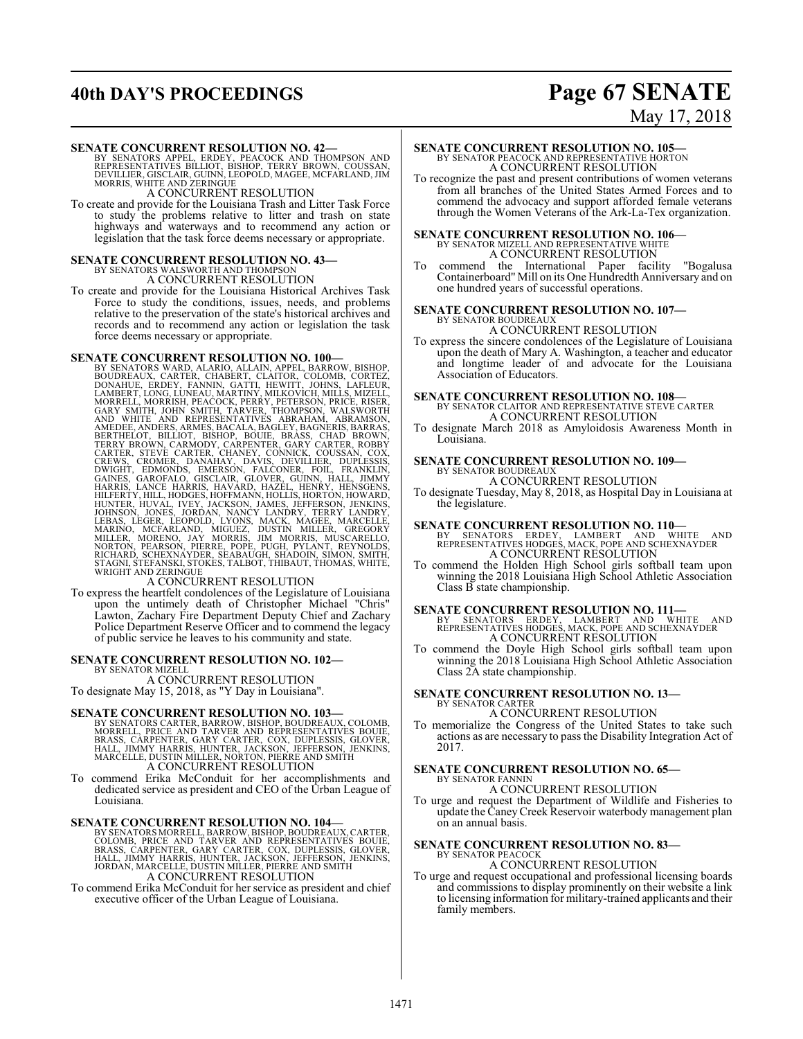**SENATE CONCURRENT RESOLUTION NO. 42—**
BY SENATORS APPEL, ERDEY, PEACOCK AND THOMPSON AND REPRESENTATIVES BILLIOT, BISHOP, TERRY BROWN, COUSSAN, DEVILLIER, GISCLAIR, GUINN, LEOPOLD, MAGEE, MCFARLAND, JIM MORRIS, WHITE AND ZERINGUE
A CONCURRENT RESOLUTION
To create and provide for the Louisiana Trash and Litter Task Force to study the problems relative to litter and trash on state highways and waterways and to recommend any action or legislation that the task force deems necessary or appropriate.

**SENATE CONCURRENT RESOLUTION NO. 43—**
BY SENATORS WALSWORTH AND THOMPSON
A CONCURRENT RESOLUTION
To create and provide for the Louisiana Historical Archives Task Force to study the conditions, issues, needs, and problems relative to the preservation of the state's historical archives and records and to recommend any action or legislation the task force deems necessary or appropriate.

**SENATE CONCURRENT RESOLUTION NO. 100—**
BY SENATORS WARD, ALARIO, ALLAIN, APPEL, BARROW, BISHOP, BOUDREAUX, CARTER, CHABERT, CLAITOR, COLOMB, CORTEZ, DONAHUE, ERDEY, FANNIN, GATTI, HEWITT, JOHNS, LAFLEUR, LAMBERT, LONG, LUNEAU, MARTINY, MILKOVICH, MILLS, MIZELL, MORRELL, MORRISH, PEACOCK, PERRY, PETERSON, PRICE, RISER, GARY SMITH, JOHN SMITH, TARVER, THOMPSON, WALSWORTH AND WHITE AND REPRESENTATIVES ABRAHAM, ABRAMSON, AMEDEE, ANDERS, ARMES, BACALA, BAGLEY, BAGNERIS, BARRAS, BERTHELOT, BILLIOT, BISHOP, BOUIE, BRASS, CHAD BROWN, TERRY BROWN, CARMODY, CARPENTER, GARY CARTER, ROBBY CARTER, STEVE CARTER, CHANEY, CONNICK, COUSSAN, COX, CREWS, CROMER, DANAHAY, DAVIS, DEVILLIER, DUPLESSIS, DWIGHT, EDMONDS, EMERSON, FALCONER, FOIL, FRANKLIN, GAINES, GAROFALO, GISCLAIR, GLOVER, GUINN, HALL, JIMMY HARRIS, LANCE HARRIS, HAVARD, HAZEL, HENRY, HENSGENS, HILFERTY, HILL, HODGES, HOFFMANN, HOLLIS, HORTON, HOWARD, HUNTER, HUVAL, IVEY, JACKSON, JAMES, JEFFERSON, JENKINS, JOHNSON, JONES, JORDAN, NANCY LANDRY, TERRY LANDRY, LEBAS, LEGER, LEOPOLD, LYONS, MACK, MAGEE, MARCELLE, MARINO, MCFARLAND, MIGUEZ, DUSTIN MILLER, GREGORY MILLER, MORENO, JAY MORRIS, JIM MORRIS, MUSCARELLO, NORTON, PEARSON, PIERRE, POPE, PUGH, PYLANT, REYNOLDS, RICHARD, SCHEXNAYDER, SEABAUGH, SHADOIN, SIMON, SMITH, STAGNI, STEFANSKI, STOKES, TALBOT, THIBAUT, THOMAS, WHITE, WRIGHT AND ZERINGUE
A CONCURRENT RESOLUTION
To express the heartfelt condolences of the Legislature of Louisiana upon the untimely death of Christopher Michael "Chris" Lawton, Zachary Fire Department Deputy Chief and Zachary Police Department Reserve Officer and to commend the legacy of public service he leaves to his community and state.

**SENATE CONCURRENT RESOLUTION NO. 102—**
BY SENATOR MIZELL
A CONCURRENT RESOLUTION
To designate May 15, 2018, as "Y Day in Louisiana".

**SENATE CONCURRENT RESOLUTION NO. 103—**
BY SENATORS CARTER, BARROW, BISHOP, BOUDREAUX, COLOMB, MORRELL, PRICE AND TARVER AND REPRESENTATIVES BOUIE, BRASS, CARPENTER, GARY CARTER, COX, DUPLESSIS, GLOVER, HALL, JIMMY HARRIS, HUNTER, JACKSON, JEFFERSON, JENKINS, MARCELLE, DUSTIN MILLER, NORTON, PIERRE AND SMITH
A CONCURRENT RESOLUTION
To commend Erika McConduit for her accomplishments and dedicated service as president and CEO of the Urban League of Louisiana.

**SENATE CONCURRENT RESOLUTION NO. 104—**
BY SENATORS MORRELL, BARROW, BISHOP, BOUDREAUX, CARTER, COLOMB, PRICE AND TARVER AND REPRESENTATIVES BOUIE, BRASS, CARPENTER, GARY CARTER, COX, DUPLESSIS, GLOVER, HALL, JIMMY HARRIS, HUNTER, JACKSON, JEFFERSON, JENKINS, JORDAN, MARCELLE, DUSTIN MILLER, PIERRE AND SMITH
A CONCURRENT RESOLUTION
To commend Erika McConduit for her service as president and chief executive officer of the Urban League of Louisiana.

**SENATE CONCURRENT RESOLUTION NO. 105—**
BY SENATOR PEACOCK AND REPRESENTATIVE HORTON
A CONCURRENT RESOLUTION
To recognize the past and present contributions of women veterans from all branches of the United States Armed Forces and to commend the advocacy and support afforded female veterans through the Women Veterans of the Ark-La-Tex organization.

**SENATE CONCURRENT RESOLUTION NO. 106—**
BY SENATOR MIZELL AND REPRESENTATIVE WHITE
A CONCURRENT RESOLUTION
To commend the International Paper facility "Bogalusa Containerboard" Mill on its One Hundredth Anniversary and on one hundred years of successful operations.

**SENATE CONCURRENT RESOLUTION NO. 107—**
BY SENATOR BOUDREAUX
A CONCURRENT RESOLUTION
To express the sincere condolences of the Legislature of Louisiana upon the death of Mary A. Washington, a teacher and educator and longtime leader of and advocate for the Louisiana Association of Educators.

**SENATE CONCURRENT RESOLUTION NO. 108—**
BY SENATOR CLAITOR AND REPRESENTATIVE STEVE CARTER
A CONCURRENT RESOLUTION
To designate March 2018 as Amyloidosis Awareness Month in Louisiana.

**SENATE CONCURRENT RESOLUTION NO. 109—**
BY SENATOR BOUDREAUX
A CONCURRENT RESOLUTION
To designate Tuesday, May 8, 2018, as Hospital Day in Louisiana at the legislature.

**SENATE CONCURRENT RESOLUTION NO. 110—**
BY SENATORS ERDEY, LAMBERT AND WHITE AND REPRESENTATIVES HODGES, MACK, POPE AND SCHEXNAYDER
A CONCURRENT RESOLUTION
To commend the Holden High School girls softball team upon winning the 2018 Louisiana High School Athletic Association Class B state championship.

**SENATE CONCURRENT RESOLUTION NO. 111—**
BY SENATORS ERDEY, LAMBERT AND WHITE AND REPRESENTATIVES HODGES, MACK, POPE AND SCHEXNAYDER
A CONCURRENT RESOLUTION
To commend the Doyle High School girls softball team upon winning the 2018 Louisiana High School Athletic Association Class 2A state championship.

**SENATE CONCURRENT RESOLUTION NO. 13—**
BY SENATOR CARTER
A CONCURRENT RESOLUTION
To memorialize the Congress of the United States to take such actions as are necessary to pass the Disability Integration Act of 2017.

**SENATE CONCURRENT RESOLUTION NO. 65—**
BY SENATOR FANNIN
A CONCURRENT RESOLUTION
To urge and request the Department of Wildlife and Fisheries to update the Caney Creek Reservoir waterbody management plan on an annual basis.

**SENATE CONCURRENT RESOLUTION NO. 83—**
BY SENATOR PEACOCK
A CONCURRENT RESOLUTION
To urge and request occupational and professional licensing boards and commissions to display prominently on their website a link to licensing information for military-trained applicants and their family members.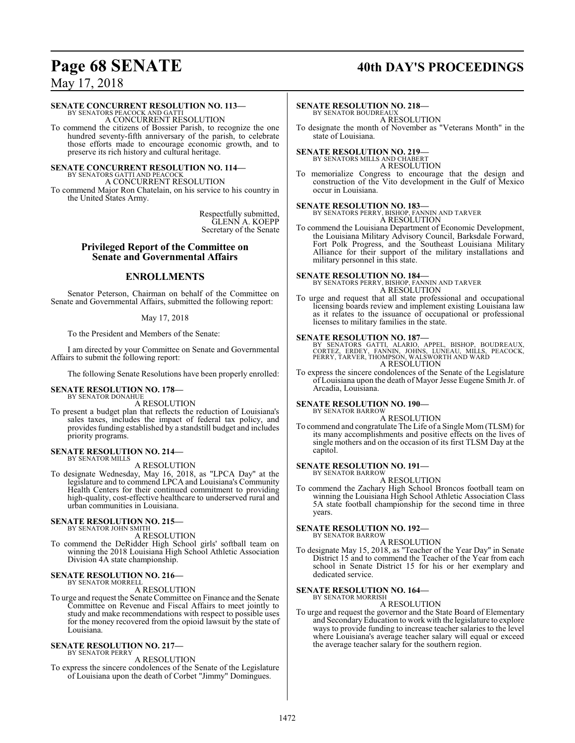**SENATE CONCURRENT RESOLUTION NO. 113—**
BY SENATORS PEACOCK AND GATTI
A CONCURRENT RESOLUTION

To commend the citizens of Bossier Parish, to recognize the one hundred seventy-fifth anniversary of the parish, to celebrate those efforts made to encourage economic growth, and to preserve its rich history and cultural heritage.

**SENATE CONCURRENT RESOLUTION NO. 114—**
BY SENATORS GATTI AND PEACOCK
A CONCURRENT RESOLUTION

To commend Major Ron Chatelain, on his service to his country in the United States Army.

Respectfully submitted,
GLENN A. KOEPP
Secretary of the Senate

## Privileged Report of the Committee on Senate and Governmental Affairs

## ENROLLMENTS

Senator Peterson, Chairman on behalf of the Committee on Senate and Governmental Affairs, submitted the following report:

May 17, 2018

To the President and Members of the Senate:

I am directed by your Committee on Senate and Governmental Affairs to submit the following report:

The following Senate Resolutions have been properly enrolled:

**SENATE RESOLUTION NO. 178—**
BY SENATOR DONAHUE
A RESOLUTION

To present a budget plan that reflects the reduction of Louisiana's sales taxes, includes the impact of federal tax policy, and provides funding established by a standstill budget and includes priority programs.

**SENATE RESOLUTION NO. 214—**
BY SENATOR MILLS
A RESOLUTION

To designate Wednesday, May 16, 2018, as "LPCA Day" at the legislature and to commend LPCA and Louisiana's Community Health Centers for their continued commitment to providing high-quality, cost-effective healthcare to underserved rural and urban communities in Louisiana.

**SENATE RESOLUTION NO. 215—**
BY SENATOR JOHN SMITH
A RESOLUTION

To commend the DeRidder High School girls' softball team on winning the 2018 Louisiana High School Athletic Association Division 4A state championship.

**SENATE RESOLUTION NO. 216—**
BY SENATOR MORRELL
A RESOLUTION

To urge and request the Senate Committee on Finance and the Senate Committee on Revenue and Fiscal Affairs to meet jointly to study and make recommendations with respect to possible uses for the money recovered from the opioid lawsuit by the state of Louisiana.

**SENATE RESOLUTION NO. 217—**
BY SENATOR PERRY
A RESOLUTION

To express the sincere condolences of the Senate of the Legislature of Louisiana upon the death of Corbet "Jimmy" Domingues.

**SENATE RESOLUTION NO. 218—**
BY SENATOR BOUDREAUX
A RESOLUTION

To designate the month of November as "Veterans Month" in the state of Louisiana.

**SENATE RESOLUTION NO. 219—**
BY SENATORS MILLS AND CHABERT
A RESOLUTION

To memorialize Congress to encourage that the design and construction of the Vito development in the Gulf of Mexico occur in Louisiana.

**SENATE RESOLUTION NO. 183—**
BY SENATORS PERRY, BISHOP, FANNIN AND TARVER
A RESOLUTION

To commend the Louisiana Department of Economic Development, the Louisiana Military Advisory Council, Barksdale Forward, Fort Polk Progress, and the Southeast Louisiana Military Alliance for their support of the military installations and military personnel in this state.

**SENATE RESOLUTION NO. 184—**
BY SENATORS PERRY, BISHOP, FANNIN AND TARVER
A RESOLUTION

To urge and request that all state professional and occupational licensing boards review and implement existing Louisiana law as it relates to the issuance of occupational or professional licenses to military families in the state.

**SENATE RESOLUTION NO. 187—**
BY SENATORS GATTI, ALARIO, APPEL, BISHOP, BOUDREAUX, CORTEZ, ERDEY, FANNIN, JOHNS, LUNEAU, MILLS, PEACOCK, PERRY, TARVER, THOMPSON, WALSWORTH AND WARD
A RESOLUTION

To express the sincere condolences of the Senate of the Legislature of Louisiana upon the death of Mayor Jesse Eugene Smith Jr. of Arcadia, Louisiana.

**SENATE RESOLUTION NO. 190—**
BY SENATOR BARROW
A RESOLUTION

To commend and congratulate The Life of a Single Mom (TLSM) for its many accomplishments and positive effects on the lives of single mothers and on the occasion of its first TLSM Day at the capitol.

**SENATE RESOLUTION NO. 191—**
BY SENATOR BARROW
A RESOLUTION

To commend the Zachary High School Broncos football team on winning the Louisiana High School Athletic Association Class 5A state football championship for the second time in three years.

**SENATE RESOLUTION NO. 192—**
BY SENATOR BARROW
A RESOLUTION

To designate May 15, 2018, as "Teacher of the Year Day" in Senate District 15 and to commend the Teacher of the Year from each school in Senate District 15 for his or her exemplary and dedicated service.

**SENATE RESOLUTION NO. 164—**
BY SENATOR MORRISH
A RESOLUTION

To urge and request the governor and the State Board of Elementary and Secondary Education to work with the legislature to explore ways to provide funding to increase teacher salaries to the level where Louisiana's average teacher salary will equal or exceed the average teacher salary for the southern region.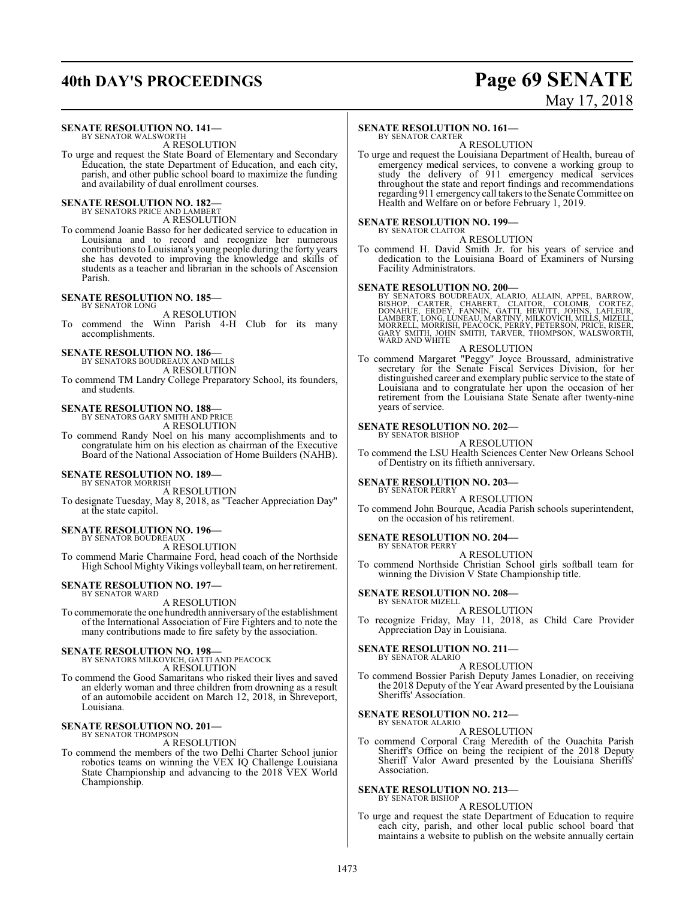**SENATE RESOLUTION NO. 141—**
BY SENATOR WALSWORTH

A RESOLUTION

To urge and request the State Board of Elementary and Secondary Education, the state Department of Education, and each city, parish, and other public school board to maximize the funding and availability of dual enrollment courses.

**SENATE RESOLUTION NO. 182—**
BY SENATORS PRICE AND LAMBERT

A RESOLUTION

To commend Joanie Basso for her dedicated service to education in Louisiana and to record and recognize her numerous contributions to Louisiana's young people during the forty years she has devoted to improving the knowledge and skills of students as a teacher and librarian in the schools of Ascension Parish.

**SENATE RESOLUTION NO. 185—**
BY SENATOR LONG

A RESOLUTION

To commend the Winn Parish 4-H Club for its many accomplishments.

**SENATE RESOLUTION NO. 186—**
BY SENATORS BOUDREAUX AND MILLS

A RESOLUTION

To commend TM Landry College Preparatory School, its founders, and students.

**SENATE RESOLUTION NO. 188—**
BY SENATORS GARY SMITH AND PRICE

A RESOLUTION

To commend Randy Noel on his many accomplishments and to congratulate him on his election as chairman of the Executive Board of the National Association of Home Builders (NAHB).

**SENATE RESOLUTION NO. 189—**
BY SENATOR MORRISH

A RESOLUTION

To designate Tuesday, May 8, 2018, as "Teacher Appreciation Day" at the state capitol.

**SENATE RESOLUTION NO. 196—**
BY SENATOR BOUDREAUX

A RESOLUTION

To commend Marie Charmaine Ford, head coach of the Northside High School Mighty Vikings volleyball team, on her retirement.

**SENATE RESOLUTION NO. 197—**
BY SENATOR WARD

A RESOLUTION

To commemorate the one hundredth anniversary of the establishment of the International Association of Fire Fighters and to note the many contributions made to fire safety by the association.

**SENATE RESOLUTION NO. 198—**
BY SENATORS MILKOVICH, GATTI AND PEACOCK

A RESOLUTION

To commend the Good Samaritans who risked their lives and saved an elderly woman and three children from drowning as a result of an automobile accident on March 12, 2018, in Shreveport, Louisiana.

**SENATE RESOLUTION NO. 201—**
BY SENATOR THOMPSON

A RESOLUTION

To commend the members of the two Delhi Charter School junior robotics teams on winning the VEX IQ Challenge Louisiana State Championship and advancing to the 2018 VEX World Championship.

**SENATE RESOLUTION NO. 161—**
BY SENATOR CARTER

A RESOLUTION

To urge and request the Louisiana Department of Health, bureau of emergency medical services, to convene a working group to study the delivery of 911 emergency medical services throughout the state and report findings and recommendations regarding 911 emergency call takers to the Senate Committee on Health and Welfare on or before February 1, 2019.

**SENATE RESOLUTION NO. 199—**
BY SENATOR CLAITOR

A RESOLUTION

To commend H. David Smith Jr. for his years of service and dedication to the Louisiana Board of Examiners of Nursing Facility Administrators.

**SENATE RESOLUTION NO. 200—**
BY SENATORS BOUDREAUX, ALARIO, ALLAIN, APPEL, BARROW, BISHOP, CARTER, CHABERT, CLAITOR, COLOMB, CORTEZ, DONAHUE, ERDEY, FANNIN, GATTI, HEWITT, JOHNS, LAFLEUR, LAMBERT, LONG, LUNEAU, MARTINY, MILKOVICH, MILLS, MIZELL, MORRELL, MORRISH, PEACOCK, PERRY, PETERSON, PRICE, RISER, GARY SMITH, JOHN SMITH, TARVER, THOMPSON, WALSWORTH, WARD AND WHITE

A RESOLUTION

To commend Margaret "Peggy" Joyce Broussard, administrative secretary for the Senate Fiscal Services Division, for her distinguished career and exemplary public service to the state of Louisiana and to congratulate her upon the occasion of her retirement from the Louisiana State Senate after twenty-nine years of service.

**SENATE RESOLUTION NO. 202—**
BY SENATOR BISHOP

A RESOLUTION

To commend the LSU Health Sciences Center New Orleans School of Dentistry on its fiftieth anniversary.

**SENATE RESOLUTION NO. 203—**
BY SENATOR PERRY

A RESOLUTION

To commend John Bourque, Acadia Parish schools superintendent, on the occasion of his retirement.

**SENATE RESOLUTION NO. 204—**
BY SENATOR PERRY

A RESOLUTION

To commend Northside Christian School girls softball team for winning the Division V State Championship title.

**SENATE RESOLUTION NO. 208—**
BY SENATOR MIZELL

A RESOLUTION

To recognize Friday, May 11, 2018, as Child Care Provider Appreciation Day in Louisiana.

**SENATE RESOLUTION NO. 211—**
BY SENATOR ALARIO

A RESOLUTION

To commend Bossier Parish Deputy James Lonadier, on receiving the 2018 Deputy of the Year Award presented by the Louisiana Sheriffs' Association.

**SENATE RESOLUTION NO. 212—**
BY SENATOR ALARIO

A RESOLUTION

To commend Corporal Craig Meredith of the Ouachita Parish Sheriff's Office on being the recipient of the 2018 Deputy Sheriff Valor Award presented by the Louisiana Sheriffs' Association.

**SENATE RESOLUTION NO. 213—**
BY SENATOR BISHOP

A RESOLUTION

To urge and request the state Department of Education to require each city, parish, and other local public school board that maintains a website to publish on the website annually certain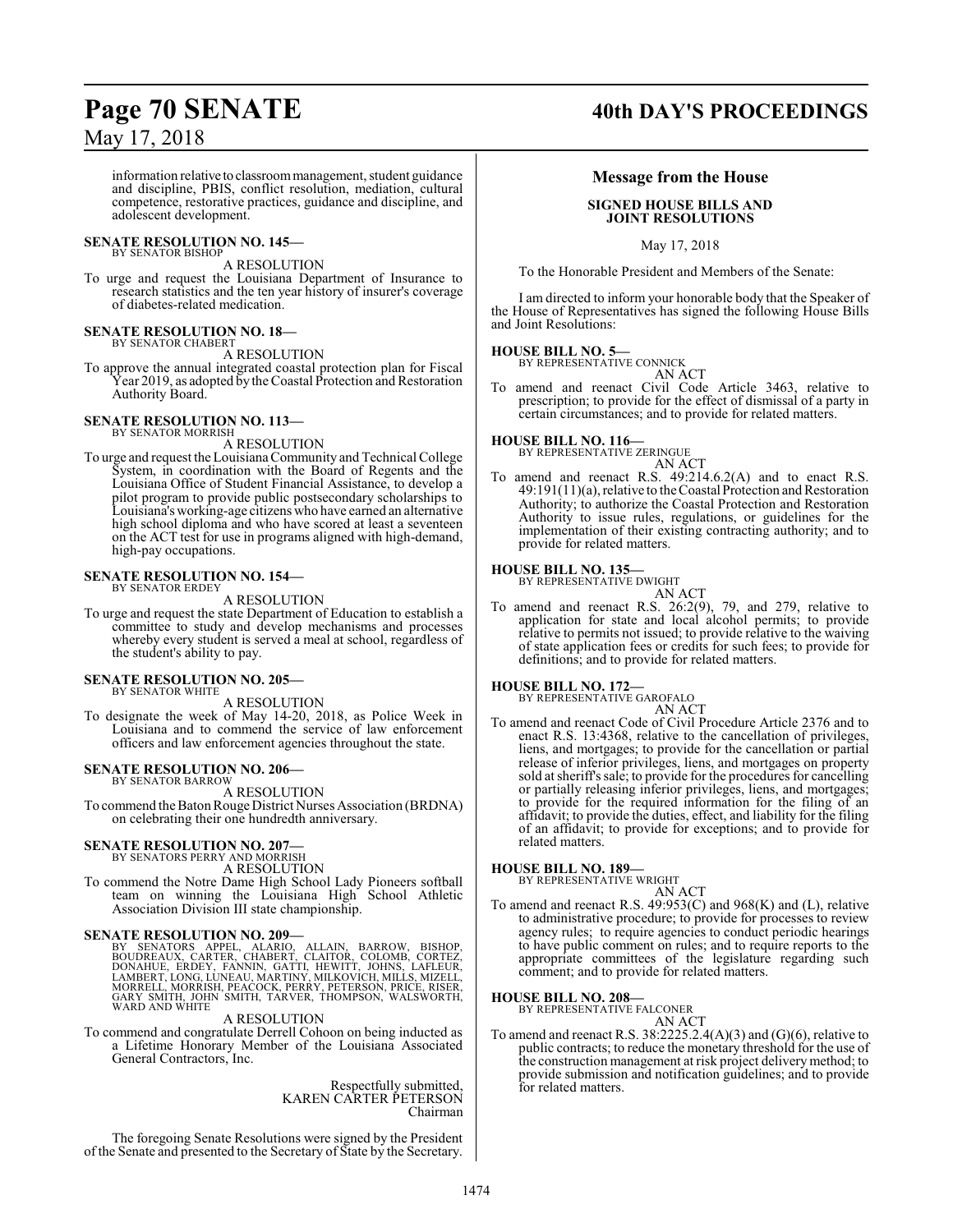information relative to classroom management, student guidance and discipline, PBIS, conflict resolution, mediation, cultural competence, restorative practices, guidance and discipline, and adolescent development.

**SENATE RESOLUTION NO. 145—**
BY SENATOR BISHOP

A RESOLUTION

To urge and request the Louisiana Department of Insurance to research statistics and the ten year history of insurer's coverage of diabetes-related medication.

**SENATE RESOLUTION NO. 18—**
BY SENATOR CHABERT

A RESOLUTION

To approve the annual integrated coastal protection plan for Fiscal Year 2019, as adopted by the Coastal Protection and Restoration Authority Board.

**SENATE RESOLUTION NO. 113—**
BY SENATOR MORRISH

A RESOLUTION

To urge and request the Louisiana Community and Technical College System, in coordination with the Board of Regents and the Louisiana Office of Student Financial Assistance, to develop a pilot program to provide public postsecondary scholarships to Louisiana's working-age citizens who have earned an alternative high school diploma and who have scored at least a seventeen on the ACT test for use in programs aligned with high-demand, high-pay occupations.

**SENATE RESOLUTION NO. 154—**
BY SENATOR ERDEY

A RESOLUTION

To urge and request the state Department of Education to establish a committee to study and develop mechanisms and processes whereby every student is served a meal at school, regardless of the student's ability to pay.

**SENATE RESOLUTION NO. 205—**
BY SENATOR WHITE

A RESOLUTION

To designate the week of May 14-20, 2018, as Police Week in Louisiana and to commend the service of law enforcement officers and law enforcement agencies throughout the state.

**SENATE RESOLUTION NO. 206—**
BY SENATOR BARROW

A RESOLUTION

To commend the Baton Rouge District Nurses Association (BRDNA) on celebrating their one hundredth anniversary.

**SENATE RESOLUTION NO. 207—**
BY SENATORS PERRY AND MORRISH

A RESOLUTION

To commend the Notre Dame High School Lady Pioneers softball team on winning the Louisiana High School Athletic Association Division III state championship.

**SENATE RESOLUTION NO. 209—**
BY SENATORS APPEL, ALARIO, ALLAIN, BARROW, BISHOP, BOUDREAUX, CARTER, CHABERT, CLAITOR, COLOMB, CORTEZ, DONAHUE, ERDEY, FANNIN, GATTI, HEWITT, JOHNS, LAFLEUR, LAMBERT, LONG, LUNEAU, MARTINY, MILKOVICH, MILLS, MIZELL, MORRELL, MORRISH, PEACOCK, PERRY, PETERSON, PRICE, RISER, GARY SMITH, JOHN SMITH, TARVER, THOMPSON, WALSWORTH, WARD AND WHITE

A RESOLUTION

To commend and congratulate Derrell Cohoon on being inducted as a Lifetime Honorary Member of the Louisiana Associated General Contractors, Inc.

Respectfully submitted,
KAREN CARTER PETERSON
Chairman

The foregoing Senate Resolutions were signed by the President of the Senate and presented to the Secretary of State by the Secretary.

## Message from the House

### SIGNED HOUSE BILLS AND JOINT RESOLUTIONS

May 17, 2018

To the Honorable President and Members of the Senate:

I am directed to inform your honorable body that the Speaker of the House of Representatives has signed the following House Bills and Joint Resolutions:

**HOUSE BILL NO. 5—**
BY REPRESENTATIVE CONNICK

AN ACT

To amend and reenact Civil Code Article 3463, relative to prescription; to provide for the effect of dismissal of a party in certain circumstances; and to provide for related matters.

**HOUSE BILL NO. 116—**
BY REPRESENTATIVE ZERINGUE

AN ACT

To amend and reenact R.S. 49:214.6.2(A) and to enact R.S. 49:191(11)(a), relative to the Coastal Protection and Restoration Authority; to authorize the Coastal Protection and Restoration Authority to issue rules, regulations, or guidelines for the implementation of their existing contracting authority; and to provide for related matters.

**HOUSE BILL NO. 135—**
BY REPRESENTATIVE DWIGHT

AN ACT

To amend and reenact R.S. 26:2(9), 79, and 279, relative to application for state and local alcohol permits; to provide relative to permits not issued; to provide relative to the waiving of state application fees or credits for such fees; to provide for definitions; and to provide for related matters.

**HOUSE BILL NO. 172—**
BY REPRESENTATIVE GAROFALO

AN ACT

To amend and reenact Code of Civil Procedure Article 2376 and to enact R.S. 13:4368, relative to the cancellation of privileges, liens, and mortgages; to provide for the cancellation or partial release of inferior privileges, liens, and mortgages on property sold at sheriff's sale; to provide for the procedures for cancelling or partially releasing inferior privileges, liens, and mortgages; to provide for the required information for the filing of an affidavit; to provide the duties, effect, and liability for the filing of an affidavit; to provide for exceptions; and to provide for related matters.

**HOUSE BILL NO. 189—**
BY REPRESENTATIVE WRIGHT

AN ACT

To amend and reenact R.S. 49:953(C) and 968(K) and (L), relative to administrative procedure; to provide for processes to review agency rules; to require agencies to conduct periodic hearings to have public comment on rules; and to require reports to the appropriate committees of the legislature regarding such comment; and to provide for related matters.

**HOUSE BILL NO. 208—**
BY REPRESENTATIVE FALCONER

AN ACT

To amend and reenact R.S. 38:2225.2.4(A)(3) and (G)(6), relative to public contracts; to reduce the monetary threshold for the use of the construction management at risk project delivery method; to provide submission and notification guidelines; and to provide for related matters.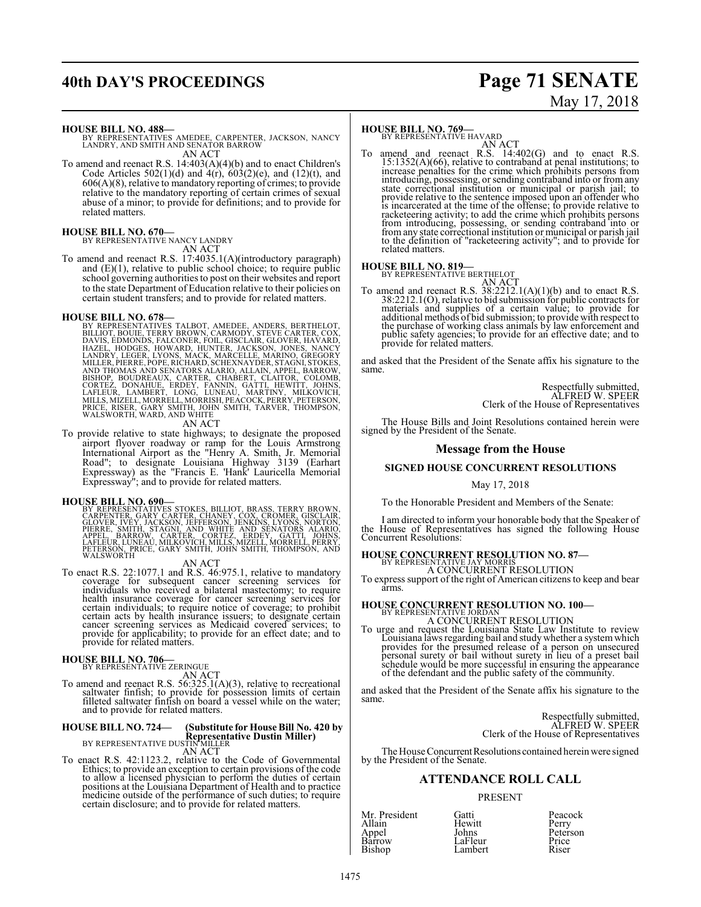**HOUSE BILL NO. 488—**
BY REPRESENTATIVES AMEDEE, CARPENTER, JACKSON, NANCY LANDRY, AND SMITH AND SENATOR BARROW
AN ACT

To amend and reenact R.S. 14:403(A)(4)(b) and to enact Children's Code Articles 502(1)(d) and 4(r), 603(2)(e), and (12)(t), and 606(A)(8), relative to mandatory reporting of crimes; to provide relative to the mandatory reporting of certain crimes of sexual abuse of a minor; to provide for definitions; and to provide for related matters.

**HOUSE BILL NO. 670—**
BY REPRESENTATIVE NANCY LANDRY
AN ACT

To amend and reenact R.S. 17:4035.1(A)(introductory paragraph) and (E)(1), relative to public school choice; to require public school governing authorities to post on their websites and report to the state Department of Education relative to their policies on certain student transfers; and to provide for related matters.

**HOUSE BILL NO. 678—**
BY REPRESENTATIVES TALBOT, AMEDEE, ANDERS, BERTHELOT, BILLIOT, BOUIE, TERRY BROWN, CARMODY, STEVE CARTER, COX, DAVIS, EDMONDS, FALCONER, FOIL, GISCLAIR, GLOVER, HAVARD, HAZEL, HODGES, HOWARD, HUNTER, JACKSON, JONES, NANCY LANDRY, LEGER, LYONS, MACK, MARCELLE, MARINO, GREGORY MILLER, PIERRE, POPE, RICHARD, SCHEXNAYDER, STAGNI, STOKES, AND THOMAS AND SENATORS ALARIO, ALLAIN, APPEL, BARROW, BISHOP, BOUDREAUX, CARTER, CHABERT, CLAITOR, COLOMB, CORTEZ, DONAHUE, ERDEY, FANNIN, GATTI, HEWITT, JOHNS, LAFLEUR, LAMBERT, LONG, LUNEAU, MARTINY, MILKOVICH, MILLS, MIZELL, MORRELL, MORRISH, PEACOCK, PERRY, PETERSON, PRICE, RISER, GARY SMITH, JOHN SMITH, TARVER, THOMPSON, WALSWORTH, WARD, AND WHITE
AN ACT

To provide relative to state highways; to designate the proposed airport flyover roadway or ramp for the Louis Armstrong International Airport as the "Henry A. Smith, Jr. Memorial Road"; to designate Louisiana Highway 3139 (Earhart Expressway) as the "Francis E. 'Hank' Lauricella Memorial Expressway"; and to provide for related matters.

**HOUSE BILL NO. 690—**
BY REPRESENTATIVES STOKES, BILLIOT, BRASS, TERRY BROWN, CARPENTER, GARY CARTER, CHANEY, COX, CROMER, GISCLAIR, GLOVER, IVEY, JACKSON, JEFFERSON, JENKINS, LYONS, NORTON, PIERRE, SMITH, STAGNI, AND WHITE AND SENATORS ALARIO, APPEL, BARROW, CARTER, CORTEZ, ERDEY, GATTI, JOHNS, LAFLEUR, LUNEAU, MILKOVICH, MILLS, MIZELL, MORRELL, PERRY, PETERSON, PRICE, GARY SMITH, JOHN SMITH, THOMPSON, AND WALSWORTH
AN ACT

To enact R.S. 22:1077.1 and R.S. 46:975.1, relative to mandatory coverage for subsequent cancer screening services for individuals who received a bilateral mastectomy; to require health insurance coverage for cancer screening services for certain individuals; to require notice of coverage; to prohibit certain acts by health insurance issuers; to designate certain cancer screening services as Medicaid covered services; to provide for applicability; to provide for an effect date; and to provide for related matters.

**HOUSE BILL NO. 706—**
BY REPRESENTATIVE ZERINGUE
AN ACT

To amend and reenact R.S. 56:325.1(A)(3), relative to recreational saltwater finfish; to provide for possession limits of certain filleted saltwater finfish on board a vessel while on the water; and to provide for related matters.

**HOUSE BILL NO. 724— (Substitute for House Bill No. 420 by Representative Dustin Miller)**
BY REPRESENTATIVE DUSTIN MILLER
AN ACT

To enact R.S. 42:1123.2, relative to the Code of Governmental Ethics; to provide an exception to certain provisions of the code to allow a licensed physician to perform the duties of certain positions at the Louisiana Department of Health and to practice medicine outside of the performance of such duties; to require certain disclosure; and to provide for related matters.

**HOUSE BILL NO. 769—**
BY REPRESENTATIVE HAVARD
AN ACT

To amend and reenact R.S. 14:402(G) and to enact R.S. 15:1352(A)(66), relative to contraband at penal institutions; to increase penalties for the crime which prohibits persons from introducing, possessing, or sending contraband into or from any state correctional institution or municipal or parish jail; to provide relative to the sentence imposed upon an offender who is incarcerated at the time of the offense; to provide relative to racketeering activity; to add the crime which prohibits persons from introducing, possessing, or sending contraband into or from any state correctional institution or municipal or parish jail to the definition of "racketeering activity"; and to provide for related matters.

**HOUSE BILL NO. 819—**
BY REPRESENTATIVE BERTHELOT
AN ACT

To amend and reenact R.S. 38:2212.1(A)(1)(b) and to enact R.S. 38:2212.1(O), relative to bid submission for public contracts for materials and supplies of a certain value; to provide for additional methods of bid submission; to provide with respect to the purchase of working class animals by law enforcement and public safety agencies; to provide for an effective date; and to provide for related matters.

and asked that the President of the Senate affix his signature to the same.

Respectfully submitted,
ALFRED W. SPEER
Clerk of the House of Representatives

The House Bills and Joint Resolutions contained herein were signed by the President of the Senate.

## Message from the House

### SIGNED HOUSE CONCURRENT RESOLUTIONS

May 17, 2018

To the Honorable President and Members of the Senate:

I am directed to inform your honorable body that the Speaker of the House of Representatives has signed the following House Concurrent Resolutions:

**HOUSE CONCURRENT RESOLUTION NO. 87—**
BY REPRESENTATIVE JAY MORRIS
A CONCURRENT RESOLUTION

To express support of the right of American citizens to keep and bear arms.

**HOUSE CONCURRENT RESOLUTION NO. 100—**
BY REPRESENTATIVE JORDAN
A CONCURRENT RESOLUTION

To urge and request the Louisiana State Law Institute to review Louisiana laws regarding bail and study whether a system which provides for the presumed release of a person on unsecured personal surety or bail without surety in lieu of a preset bail schedule would be more successful in ensuring the appearance of the defendant and the public safety of the community.

and asked that the President of the Senate affix his signature to the same.

Respectfully submitted,
ALFRED W. SPEER
Clerk of the House of Representatives

The House Concurrent Resolutions contained herein were signed by the President of the Senate.

## ATTENDANCE ROLL CALL

PRESENT

| | | |
|---|---|---|
| Mr. President | Gatti | Peacock |
| Allain | Hewitt | Perry |
| Appel | Johns | Peterson |
| Barrow | LaFleur | Price |
| Bishop | Lambert | Riser |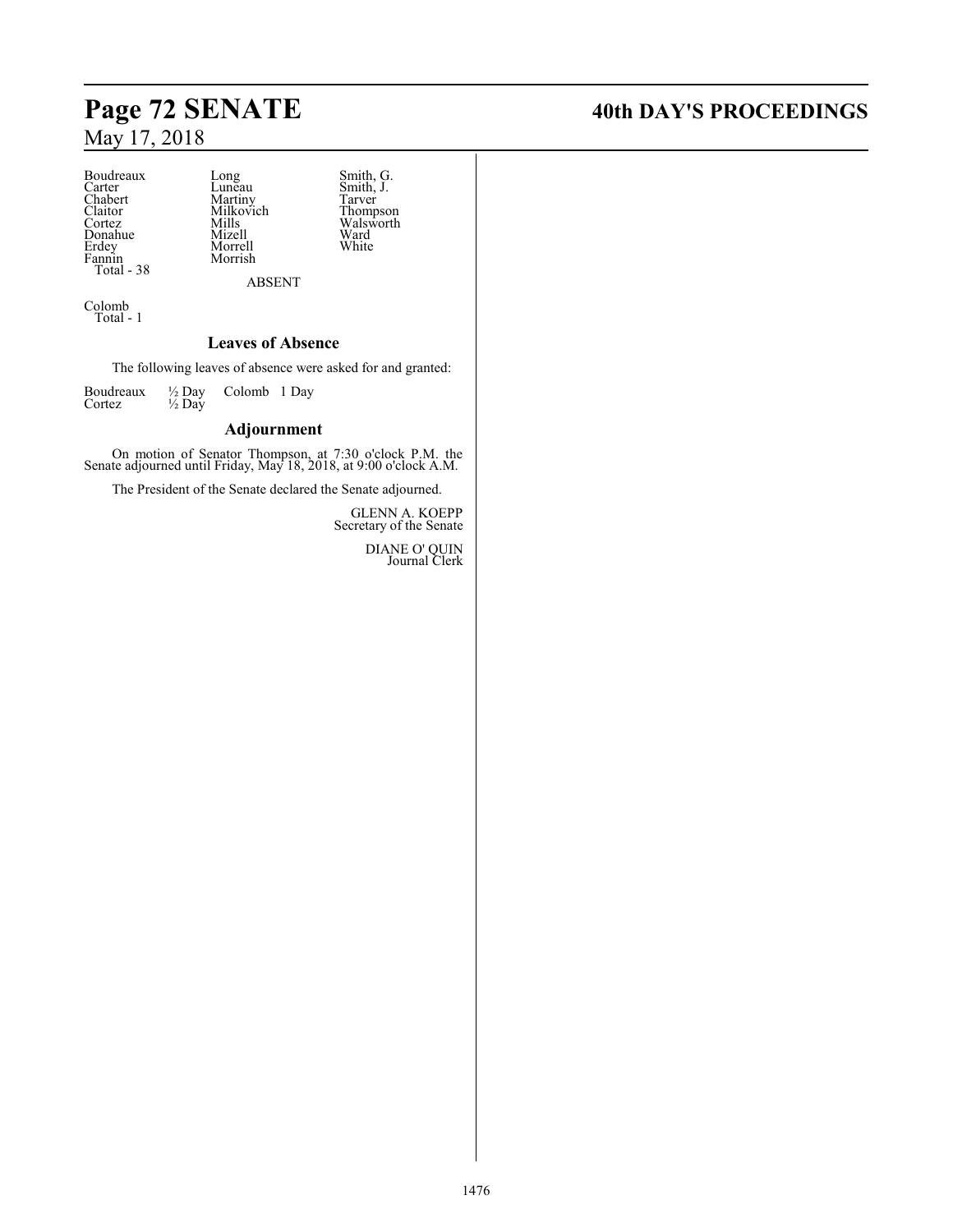| | | |
|---|---|---|
| Boudreaux | Long | Smith, G. |
| Carter | Luneau | Smith, J. |
| Chabert | Martiny | Tarver |
| Claitor | Milkovich | Thompson |
| Cortez | Mills | Walsworth |
| Donahue | Mizell | Ward |
| Erdey | Morrell | White |
| Fannin | Morrish | |

Total - 38

ABSENT

Colomb

Total - 1

## Leaves of Absence

The following leaves of absence were asked for and granted:

| | | | |
|---|---|---|---|
| Boudreaux | ½ Day | Colomb | 1 Day |
| Cortez | ½ Day | | |

## Adjournment

On motion of Senator Thompson, at 7:30 o'clock P.M. the Senate adjourned until Friday, May 18, 2018, at 9:00 o'clock A.M.

The President of the Senate declared the Senate adjourned.

GLENN A. KOEPP
Secretary of the Senate

DIANE O' QUIN
Journal Clerk